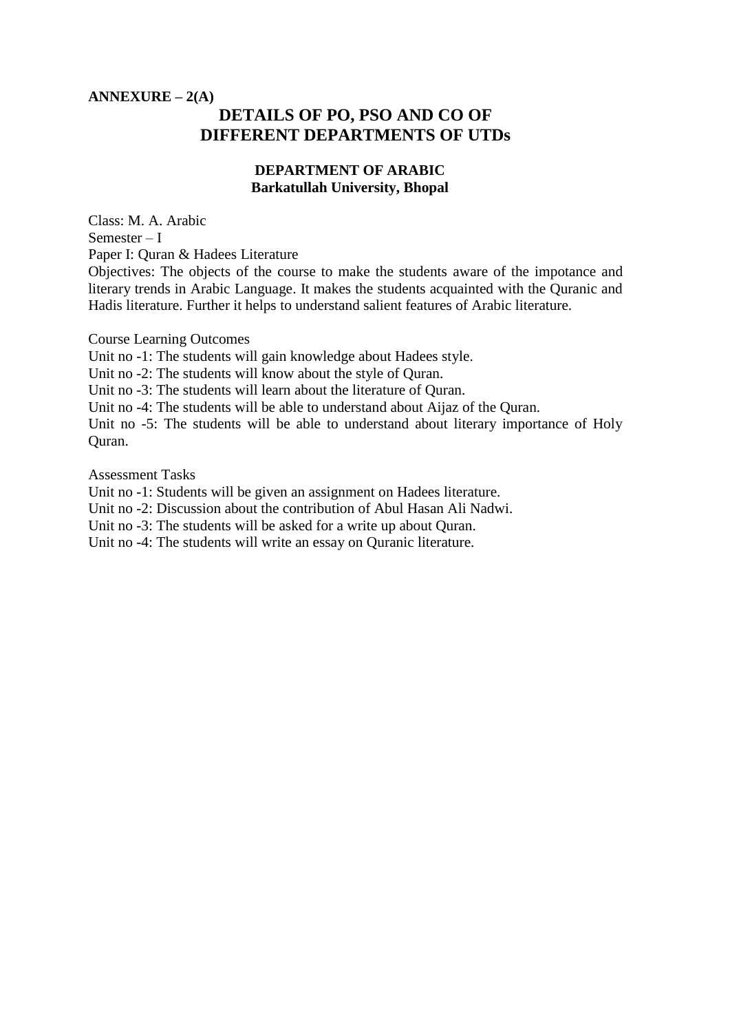**ANNEXURE – 2(A)**

# DETAILS OF PO, PSO AND CO OF DIFFERENT DEPARTMENTS OF UTDs

## DEPARTMENT OF ARABIC
**Barkatullah University, Bhopal**

Class: M. A. Arabic
Semester – I
Paper I: Quran & Hadees Literature
Objectives: The objects of the course to make the students aware of the impotance and literary trends in Arabic Language. It makes the students acquainted with the Quranic and Hadis literature. Further it helps to understand salient features of Arabic literature.

Course Learning Outcomes
Unit no -1: The students will gain knowledge about Hadees style.
Unit no -2: The students will know about the style of Quran.
Unit no -3: The students will learn about the literature of Quran.
Unit no -4: The students will be able to understand about Aijaz of the Quran.
Unit no -5: The students will be able to understand about literary importance of Holy Quran.

Assessment Tasks
Unit no -1: Students will be given an assignment on Hadees literature.
Unit no -2: Discussion about the contribution of Abul Hasan Ali Nadwi.
Unit no -3: The students will be asked for a write up about Quran.
Unit no -4: The students will write an essay on Quranic literature.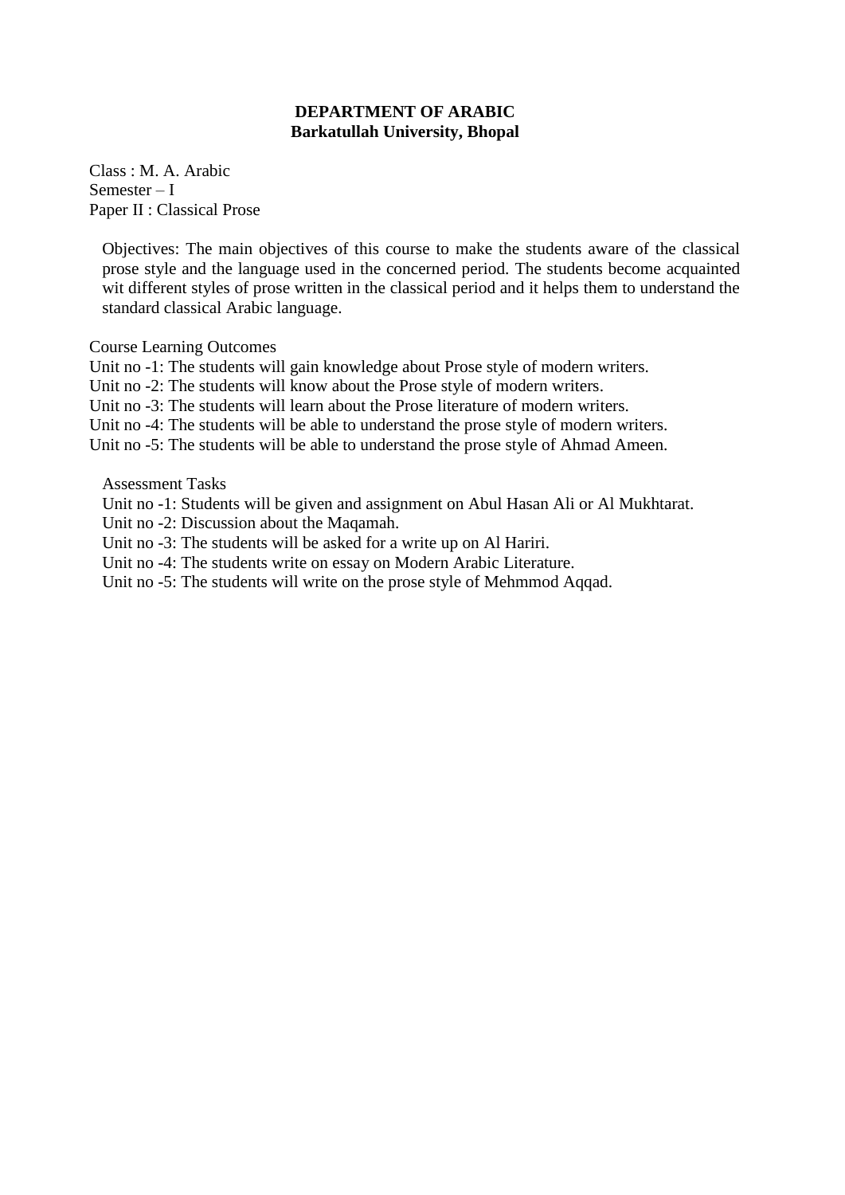**DEPARTMENT OF ARABIC**
**Barkatullah University, Bhopal**

Class : M. A. Arabic
Semester – I
Paper II : Classical Prose

Objectives: The main objectives of this course to make the students aware of the classical prose style and the language used in the concerned period. The students become acquainted wit different styles of prose written in the classical period and it helps them to understand the standard classical Arabic language.

Course Learning Outcomes
Unit no -1: The students will gain knowledge about Prose style of modern writers.
Unit no -2: The students will know about the Prose style of modern writers.
Unit no -3: The students will learn about the Prose literature of modern writers.
Unit no -4: The students will be able to understand the prose style of modern writers.
Unit no -5: The students will be able to understand the prose style of Ahmad Ameen.

Assessment Tasks
Unit no -1: Students will be given and assignment on Abul Hasan Ali or Al Mukhtarat.
Unit no -2: Discussion about the Maqamah.
Unit no -3: The students will be asked for a write up on Al Hariri.
Unit no -4: The students write on essay on Modern Arabic Literature.
Unit no -5: The students will write on the prose style of Mehmmod Aqqad.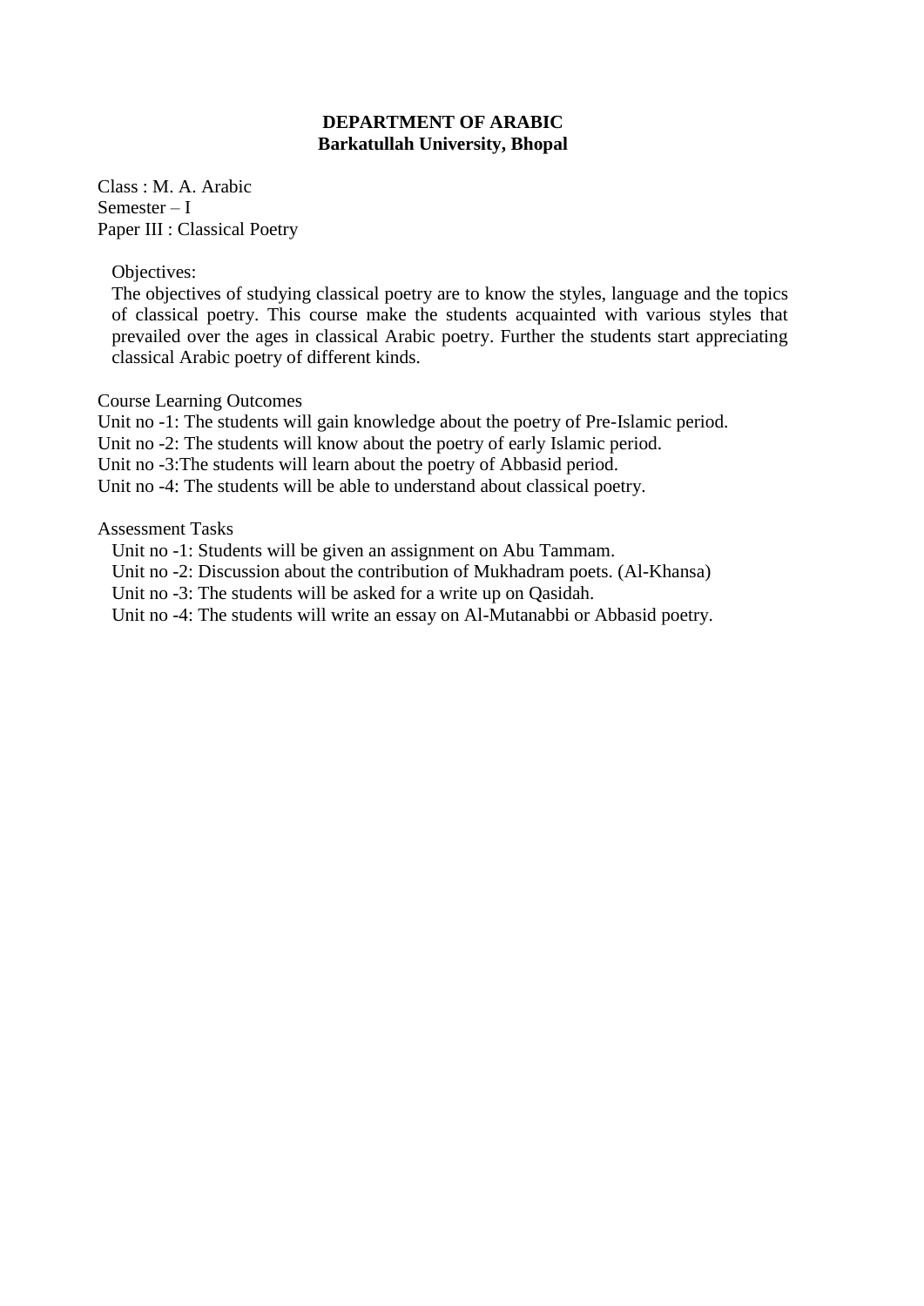**DEPARTMENT OF ARABIC**
**Barkatullah University, Bhopal**

Class : M. A. Arabic
Semester – I
Paper III : Classical Poetry

Objectives:
The objectives of studying classical poetry are to know the styles, language and the topics of classical poetry. This course make the students acquainted with various styles that prevailed over the ages in classical Arabic poetry. Further the students start appreciating classical Arabic poetry of different kinds.

Course Learning Outcomes
Unit no -1: The students will gain knowledge about the poetry of Pre-Islamic period.
Unit no -2: The students will know about the poetry of early Islamic period.
Unit no -3:The students will learn about the poetry of Abbasid period.
Unit no -4: The students will be able to understand about classical poetry.

Assessment Tasks
Unit no -1: Students will be given an assignment on Abu Tammam.
Unit no -2: Discussion about the contribution of Mukhadram poets. (Al-Khansa)
Unit no -3: The students will be asked for a write up on Qasidah.
Unit no -4: The students will write an essay on Al-Mutanabbi or Abbasid poetry.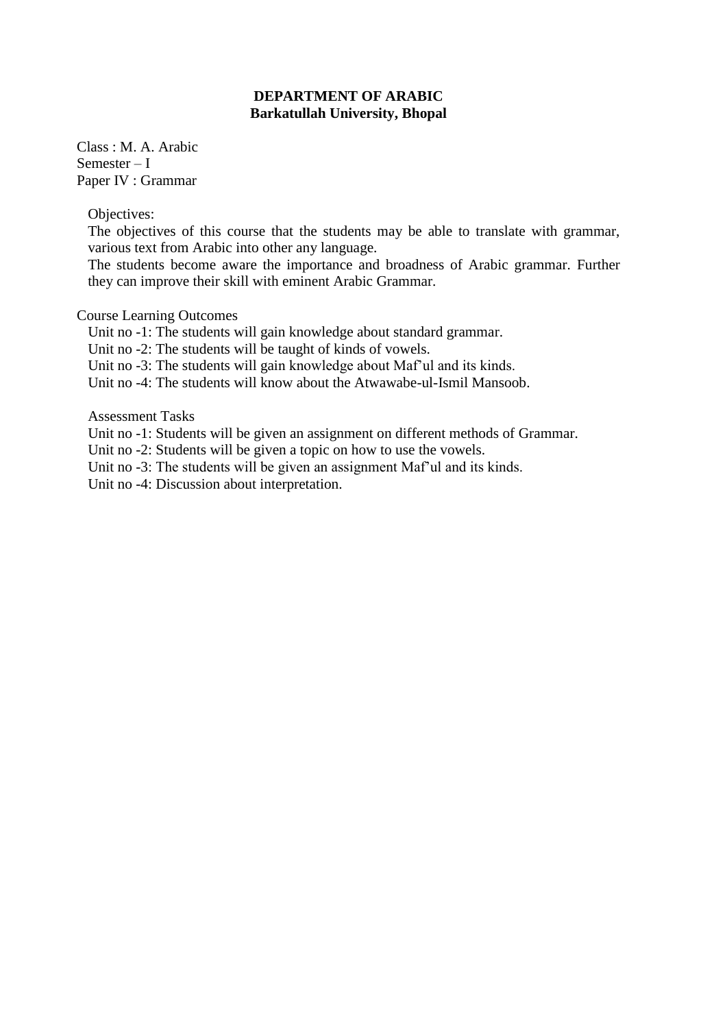**DEPARTMENT OF ARABIC**
**Barkatullah University, Bhopal**

Class : M. A. Arabic
Semester – I
Paper IV : Grammar

Objectives:
The objectives of this course that the students may be able to translate with grammar, various text from Arabic into other any language.
The students become aware the importance and broadness of Arabic grammar. Further they can improve their skill with eminent Arabic Grammar.

Course Learning Outcomes
Unit no -1: The students will gain knowledge about standard grammar.
Unit no -2: The students will be taught of kinds of vowels.
Unit no -3: The students will gain knowledge about Maf'ul and its kinds.
Unit no -4: The students will know about the Atwawabe-ul-Ismil Mansoob.

Assessment Tasks
Unit no -1: Students will be given an assignment on different methods of Grammar.
Unit no -2: Students will be given a topic on how to use the vowels.
Unit no -3: The students will be given an assignment Maf'ul and its kinds.
Unit no -4: Discussion about interpretation.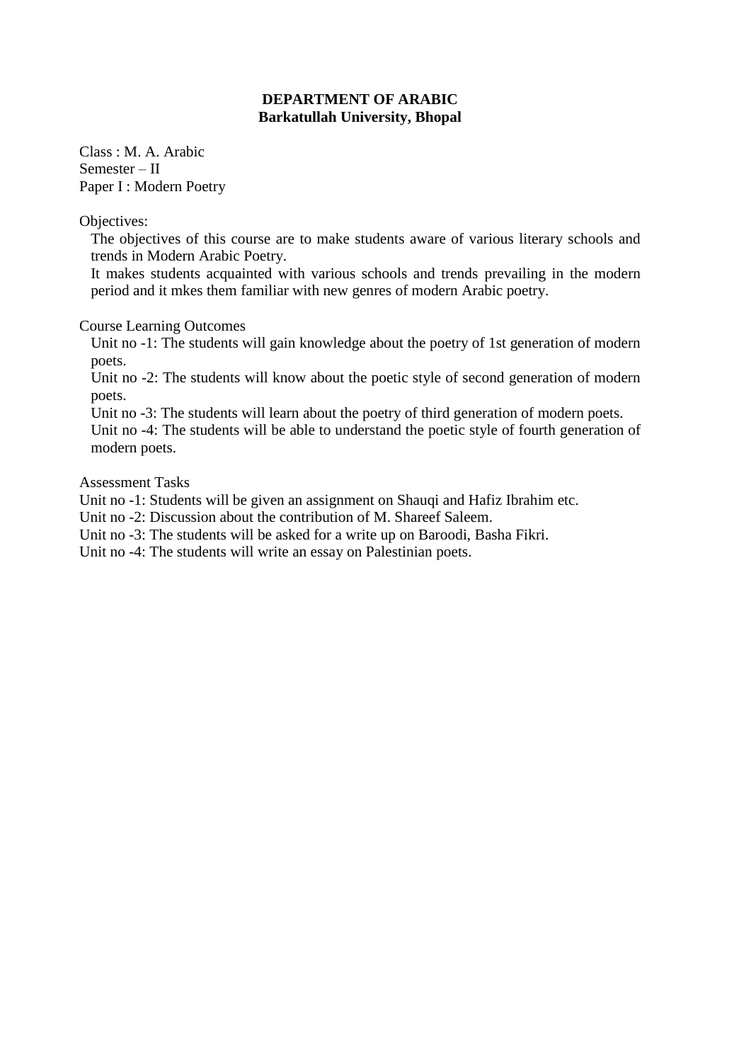**DEPARTMENT OF ARABIC**
**Barkatullah University, Bhopal**

Class : M. A. Arabic
Semester – II
Paper I : Modern Poetry

Objectives:

The objectives of this course are to make students aware of various literary schools and trends in Modern Arabic Poetry.

It makes students acquainted with various schools and trends prevailing in the modern period and it mkes them familiar with new genres of modern Arabic poetry.

Course Learning Outcomes

Unit no -1: The students will gain knowledge about the poetry of 1st generation of modern poets.

Unit no -2: The students will know about the poetic style of second generation of modern poets.

Unit no -3: The students will learn about the poetry of third generation of modern poets.

Unit no -4: The students will be able to understand the poetic style of fourth generation of modern poets.

Assessment Tasks

Unit no -1: Students will be given an assignment on Shauqi and Hafiz Ibrahim etc.

Unit no -2: Discussion about the contribution of M. Shareef Saleem.

Unit no -3: The students will be asked for a write up on Baroodi, Basha Fikri.

Unit no -4: The students will write an essay on Palestinian poets.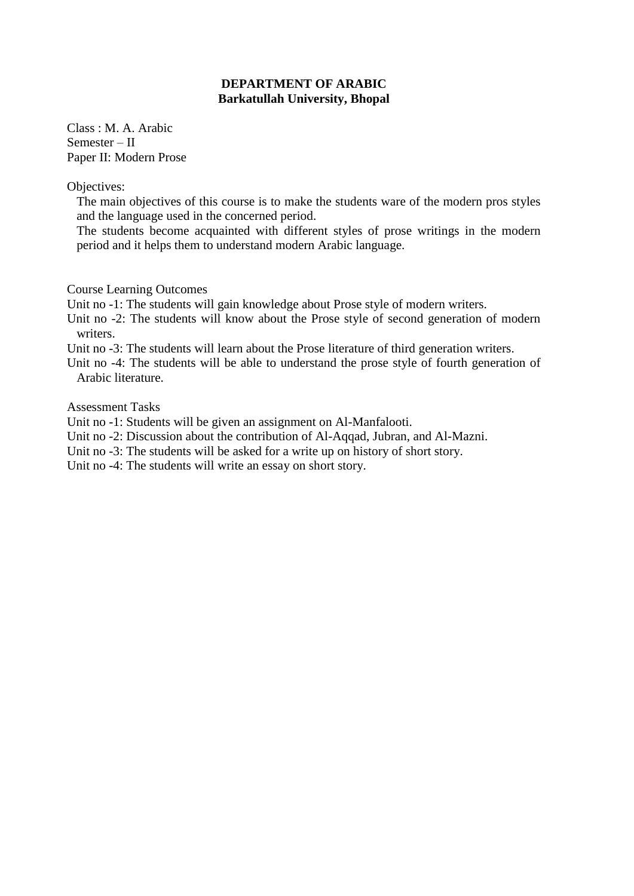**DEPARTMENT OF ARABIC**
**Barkatullah University, Bhopal**

Class : M. A. Arabic
Semester – II
Paper II: Modern Prose

Objectives:

The main objectives of this course is to make the students ware of the modern pros styles and the language used in the concerned period.

The students become acquainted with different styles of prose writings in the modern period and it helps them to understand modern Arabic language.

Course Learning Outcomes

Unit no -1: The students will gain knowledge about Prose style of modern writers.

Unit no -2: The students will know about the Prose style of second generation of modern writers.

Unit no -3: The students will learn about the Prose literature of third generation writers.

Unit no -4: The students will be able to understand the prose style of fourth generation of Arabic literature.

Assessment Tasks

Unit no -1: Students will be given an assignment on Al-Manfalooti.

Unit no -2: Discussion about the contribution of Al-Aqqad, Jubran, and Al-Mazni.

Unit no -3: The students will be asked for a write up on history of short story.

Unit no -4: The students will write an essay on short story.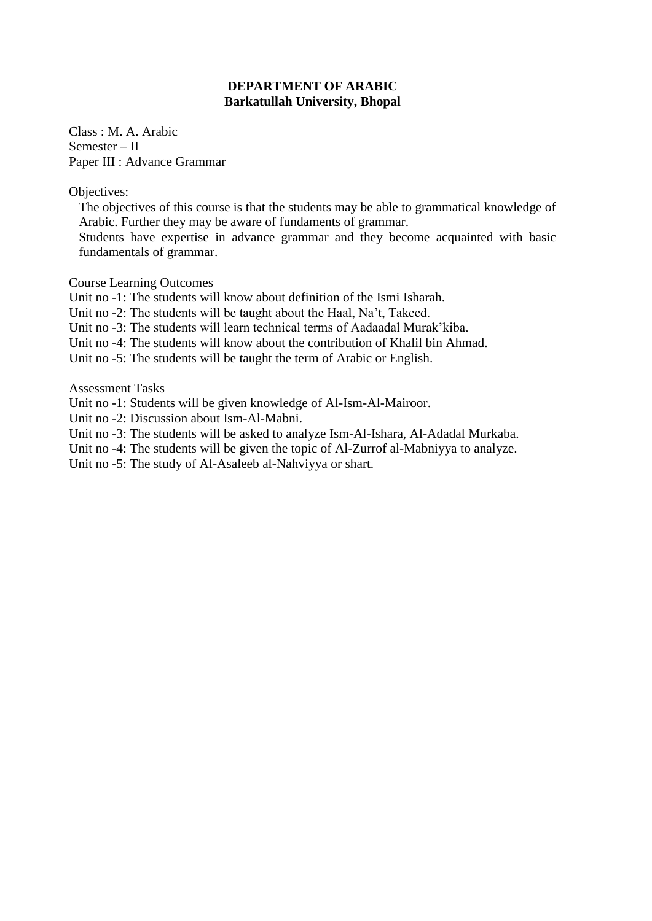**DEPARTMENT OF ARABIC**
**Barkatullah University, Bhopal**

Class : M. A. Arabic
Semester – II
Paper III : Advance Grammar

Objectives:

The objectives of this course is that the students may be able to grammatical knowledge of Arabic. Further they may be aware of fundaments of grammar.
Students have expertise in advance grammar and they become acquainted with basic fundamentals of grammar.

Course Learning Outcomes

Unit no -1: The students will know about definition of the Ismi Isharah.
Unit no -2: The students will be taught about the Haal, Na't, Takeed.
Unit no -3: The students will learn technical terms of Aadaadal Murak'kiba.
Unit no -4: The students will know about the contribution of Khalil bin Ahmad.
Unit no -5: The students will be taught the term of Arabic or English.

Assessment Tasks

Unit no -1: Students will be given knowledge of Al-Ism-Al-Mairoor.
Unit no -2: Discussion about Ism-Al-Mabni.
Unit no -3: The students will be asked to analyze Ism-Al-Ishara, Al-Adadal Murkaba.
Unit no -4: The students will be given the topic of Al-Zurrof al-Mabniyya to analyze.
Unit no -5: The study of Al-Asaleeb al-Nahviyya or shart.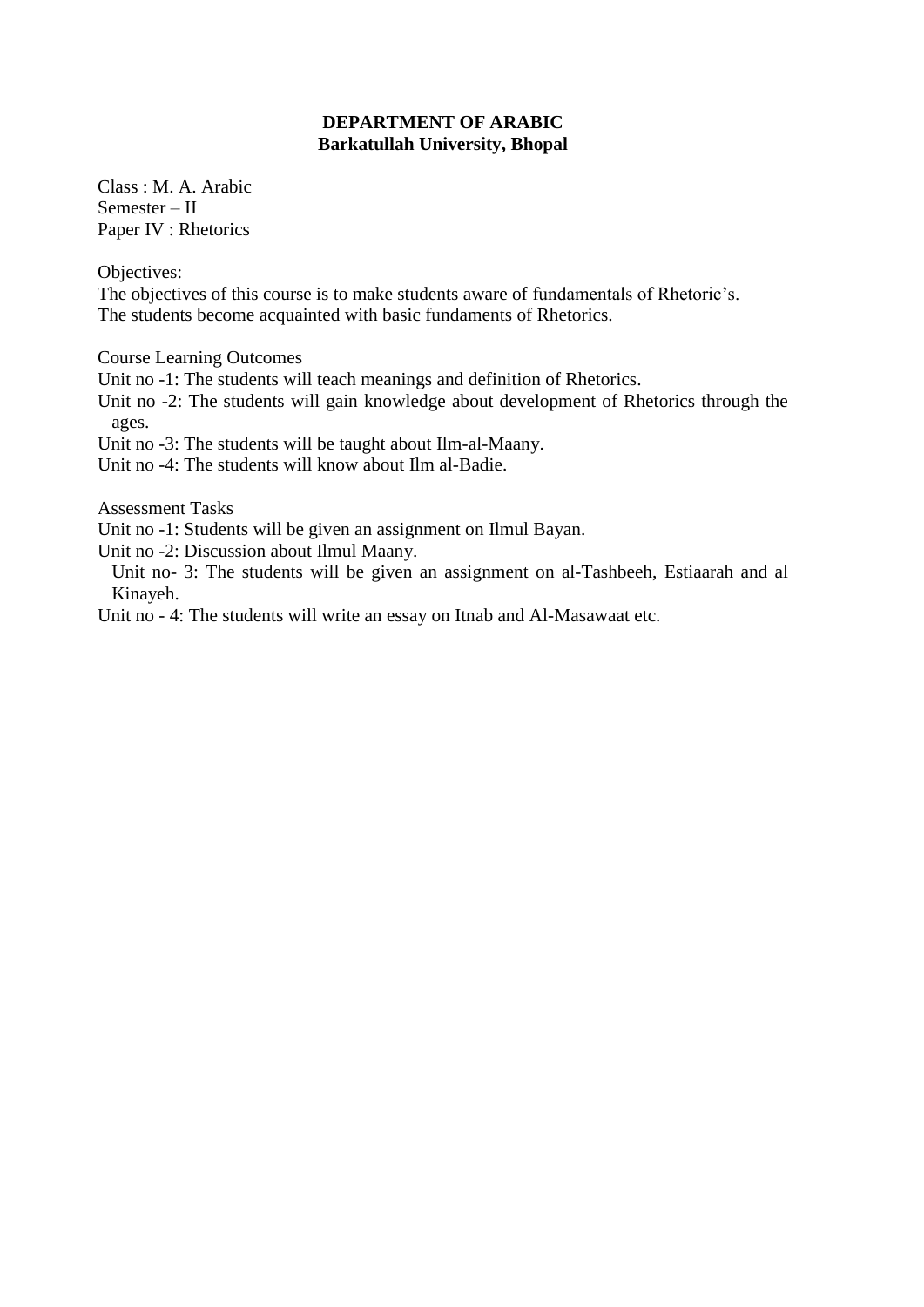**DEPARTMENT OF ARABIC**
**Barkatullah University, Bhopal**

Class : M. A. Arabic
Semester – II
Paper IV : Rhetorics

Objectives:
The objectives of this course is to make students aware of fundamentals of Rhetoric's.
The students become acquainted with basic fundaments of Rhetorics.

Course Learning Outcomes
Unit no -1: The students will teach meanings and definition of Rhetorics.
Unit no -2: The students will gain knowledge about development of Rhetorics through the ages.
Unit no -3: The students will be taught about Ilm-al-Maany.
Unit no -4: The students will know about Ilm al-Badie.

Assessment Tasks
Unit no -1: Students will be given an assignment on Ilmul Bayan.
Unit no -2: Discussion about Ilmul Maany.
Unit no- 3: The students will be given an assignment on al-Tashbeeh, Estiaarah and al Kinayeh.
Unit no - 4: The students will write an essay on Itnab and Al-Masawaat etc.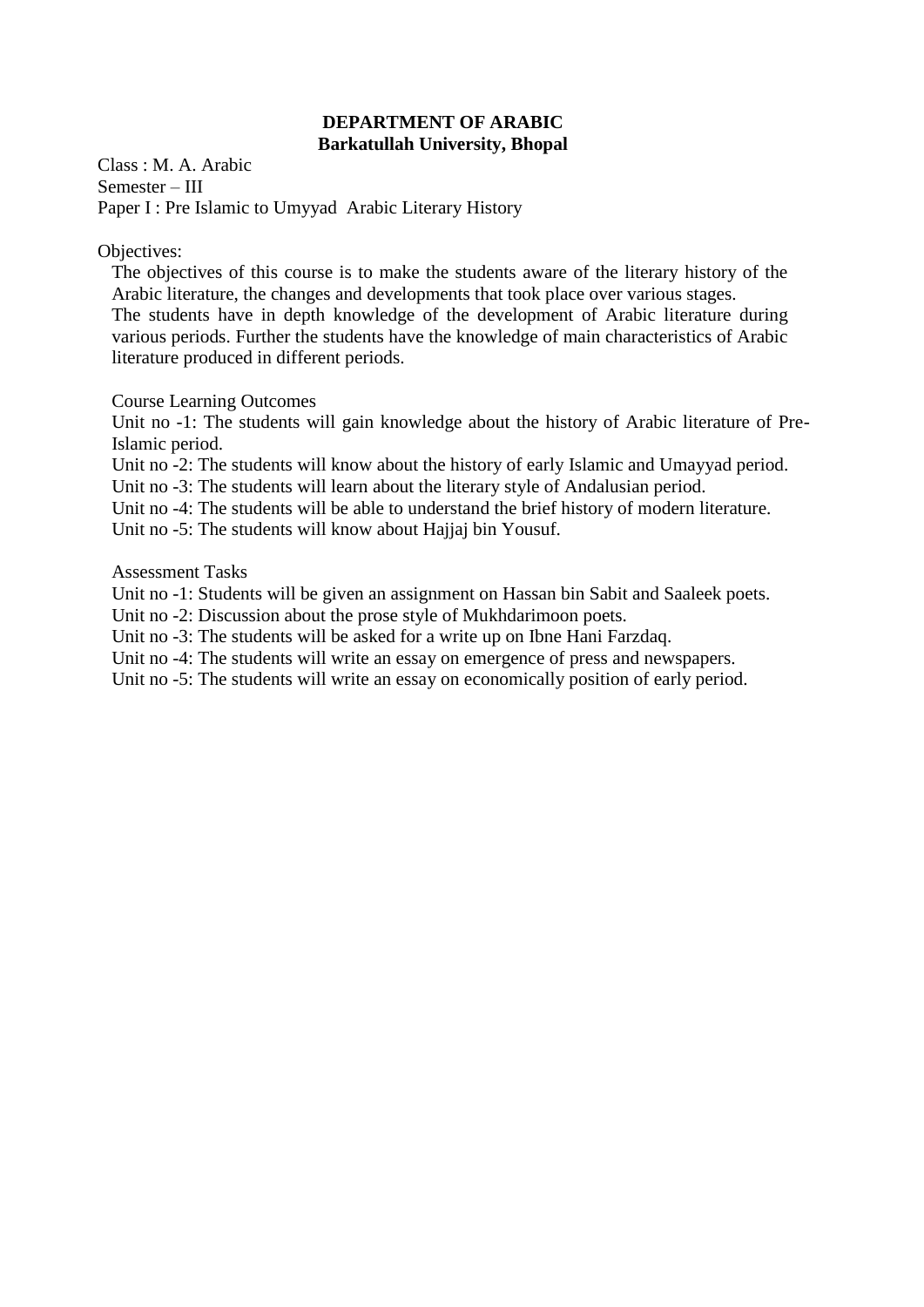**DEPARTMENT OF ARABIC**
**Barkatullah University, Bhopal**

Class : M. A. Arabic
Semester – III
Paper I : Pre Islamic to Umyyad Arabic Literary History

Objectives:

The objectives of this course is to make the students aware of the literary history of the Arabic literature, the changes and developments that took place over various stages.
The students have in depth knowledge of the development of Arabic literature during various periods. Further the students have the knowledge of main characteristics of Arabic literature produced in different periods.

Course Learning Outcomes

Unit no -1: The students will gain knowledge about the history of Arabic literature of Pre-Islamic period.
Unit no -2: The students will know about the history of early Islamic and Umayyad period.
Unit no -3: The students will learn about the literary style of Andalusian period.
Unit no -4: The students will be able to understand the brief history of modern literature.
Unit no -5: The students will know about Hajjaj bin Yousuf.

Assessment Tasks

Unit no -1: Students will be given an assignment on Hassan bin Sabit and Saaleek poets.
Unit no -2: Discussion about the prose style of Mukhdarimoon poets.
Unit no -3: The students will be asked for a write up on Ibne Hani Farzdaq.
Unit no -4: The students will write an essay on emergence of press and newspapers.
Unit no -5: The students will write an essay on economically position of early period.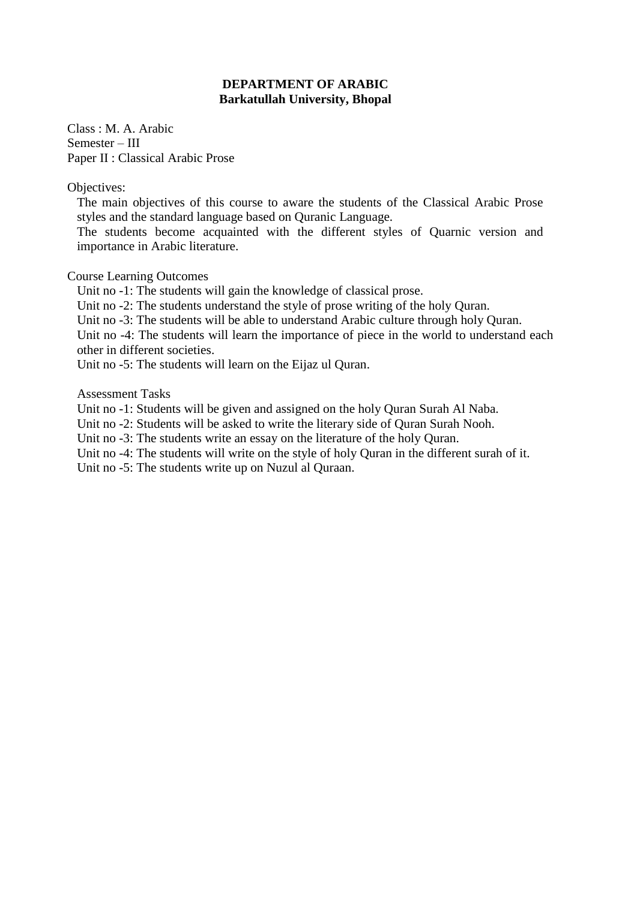**DEPARTMENT OF ARABIC**
**Barkatullah University, Bhopal**

Class : M. A. Arabic
Semester – III
Paper II : Classical Arabic Prose

Objectives:

The main objectives of this course to aware the students of the Classical Arabic Prose styles and the standard language based on Quranic Language.

The students become acquainted with the different styles of Quarnic version and importance in Arabic literature.

Course Learning Outcomes

Unit no -1: The students will gain the knowledge of classical prose.
Unit no -2: The students understand the style of prose writing of the holy Quran.
Unit no -3: The students will be able to understand Arabic culture through holy Quran.
Unit no -4: The students will learn the importance of piece in the world to understand each other in different societies.
Unit no -5: The students will learn on the Eijaz ul Quran.

Assessment Tasks

Unit no -1: Students will be given and assigned on the holy Quran Surah Al Naba.
Unit no -2: Students will be asked to write the literary side of Quran Surah Nooh.
Unit no -3: The students write an essay on the literature of the holy Quran.
Unit no -4: The students will write on the style of holy Quran in the different surah of it.
Unit no -5: The students write up on Nuzul al Quraan.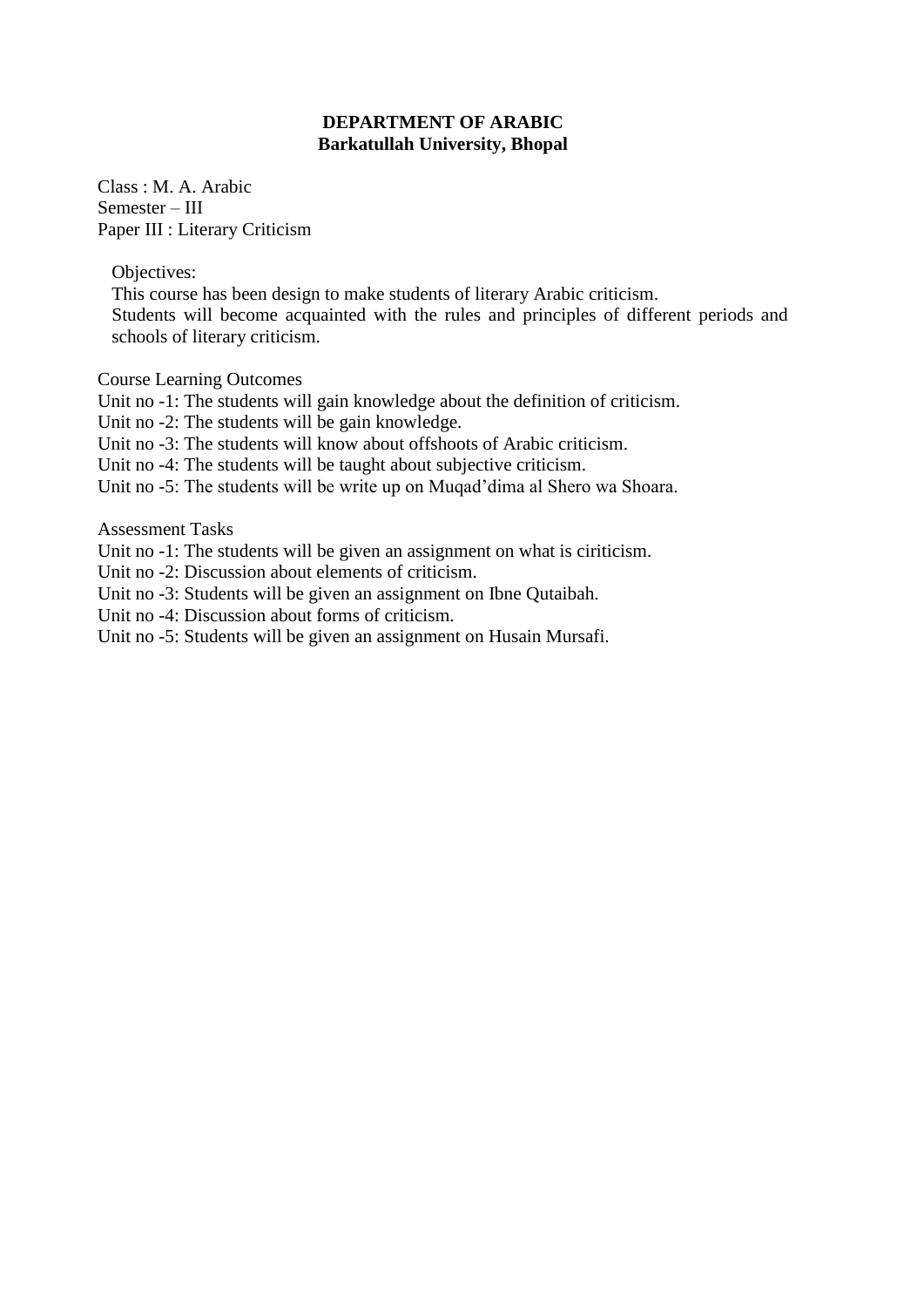**DEPARTMENT OF ARABIC**
**Barkatullah University, Bhopal**

Class : M. A. Arabic
Semester – III
Paper III : Literary Criticism

Objectives:
This course has been design to make students of literary Arabic criticism.
Students will become acquainted with the rules and principles of different periods and schools of literary criticism.

Course Learning Outcomes
Unit no -1: The students will gain knowledge about the definition of criticism.
Unit no -2: The students will be gain knowledge.
Unit no -3: The students will know about offshoots of Arabic criticism.
Unit no -4: The students will be taught about subjective criticism.
Unit no -5: The students will be write up on Muqad'dima al Shero wa Shoara.

Assessment Tasks
Unit no -1: The students will be given an assignment on what is ciriticism.
Unit no -2: Discussion about elements of criticism.
Unit no -3: Students will be given an assignment on Ibne Qutaibah.
Unit no -4: Discussion about forms of criticism.
Unit no -5: Students will be given an assignment on Husain Mursafi.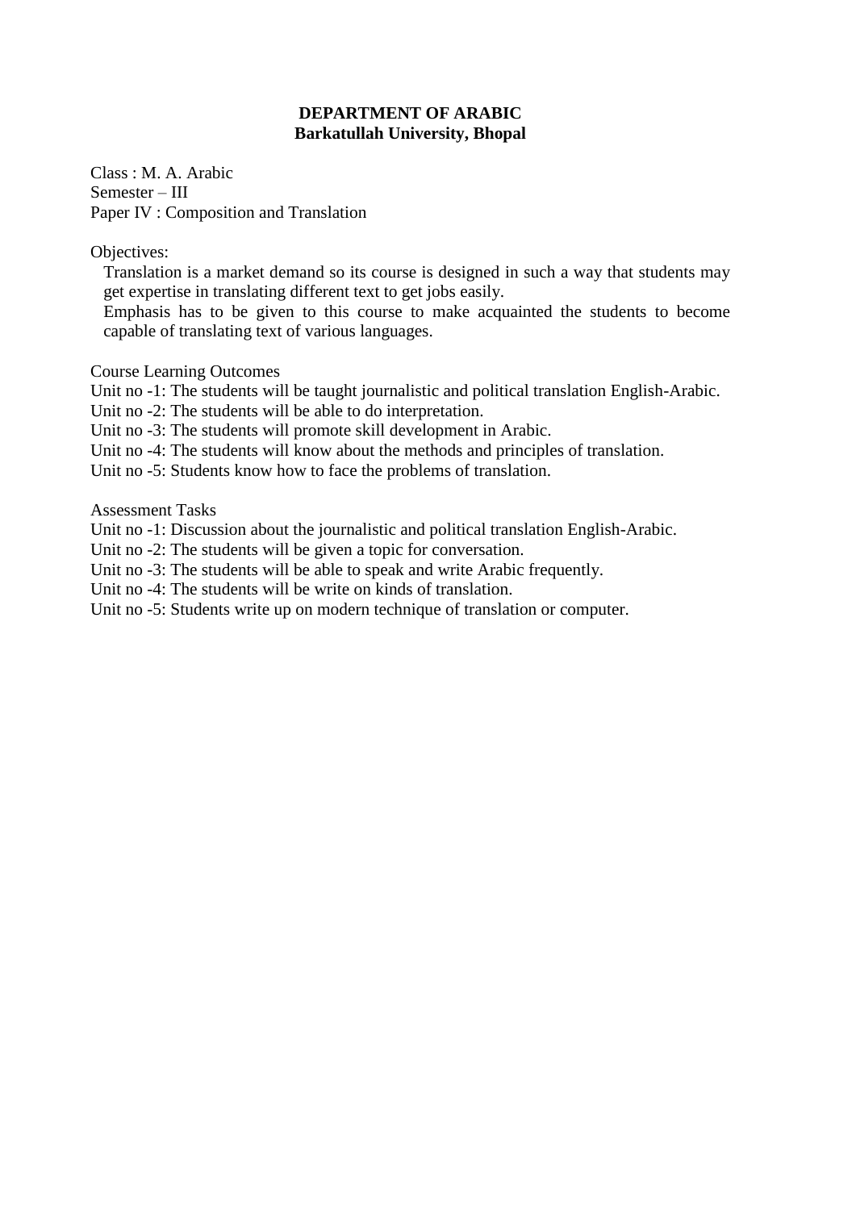**DEPARTMENT OF ARABIC**
**Barkatullah University, Bhopal**

Class : M. A. Arabic
Semester – III
Paper IV : Composition and Translation

Objectives:

Translation is a market demand so its course is designed in such a way that students may get expertise in translating different text to get jobs easily.
Emphasis has to be given to this course to make acquainted the students to become capable of translating text of various languages.

Course Learning Outcomes

Unit no -1: The students will be taught journalistic and political translation English-Arabic.
Unit no -2: The students will be able to do interpretation.
Unit no -3: The students will promote skill development in Arabic.
Unit no -4: The students will know about the methods and principles of translation.
Unit no -5: Students know how to face the problems of translation.

Assessment Tasks

Unit no -1: Discussion about the journalistic and political translation English-Arabic.
Unit no -2: The students will be given a topic for conversation.
Unit no -3: The students will be able to speak and write Arabic frequently.
Unit no -4: The students will be write on kinds of translation.
Unit no -5: Students write up on modern technique of translation or computer.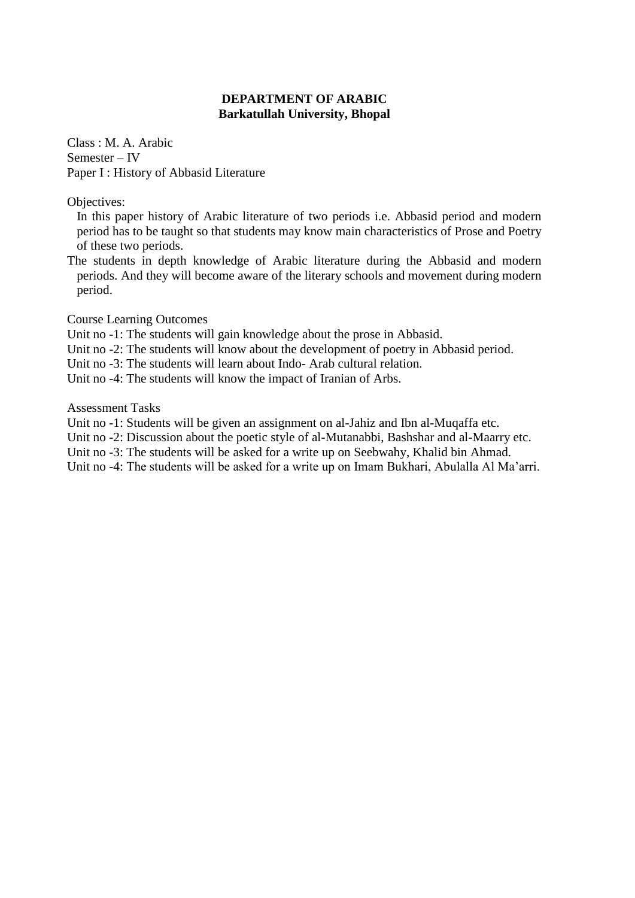**DEPARTMENT OF ARABIC**
**Barkatullah University, Bhopal**

Class : M. A. Arabic
Semester – IV
Paper I : History of Abbasid Literature

Objectives:

In this paper history of Arabic literature of two periods i.e. Abbasid period and modern period has to be taught so that students may know main characteristics of Prose and Poetry of these two periods.

The students in depth knowledge of Arabic literature during the Abbasid and modern periods. And they will become aware of the literary schools and movement during modern period.

Course Learning Outcomes

Unit no -1: The students will gain knowledge about the prose in Abbasid.
Unit no -2: The students will know about the development of poetry in Abbasid period.
Unit no -3: The students will learn about Indo- Arab cultural relation.
Unit no -4: The students will know the impact of Iranian of Arbs.

Assessment Tasks

Unit no -1: Students will be given an assignment on al-Jahiz and Ibn al-Muqaffa etc.
Unit no -2: Discussion about the poetic style of al-Mutanabbi, Bashshar and al-Maarry etc.
Unit no -3: The students will be asked for a write up on Seebwahy, Khalid bin Ahmad.
Unit no -4: The students will be asked for a write up on Imam Bukhari, Abulalla Al Ma'arri.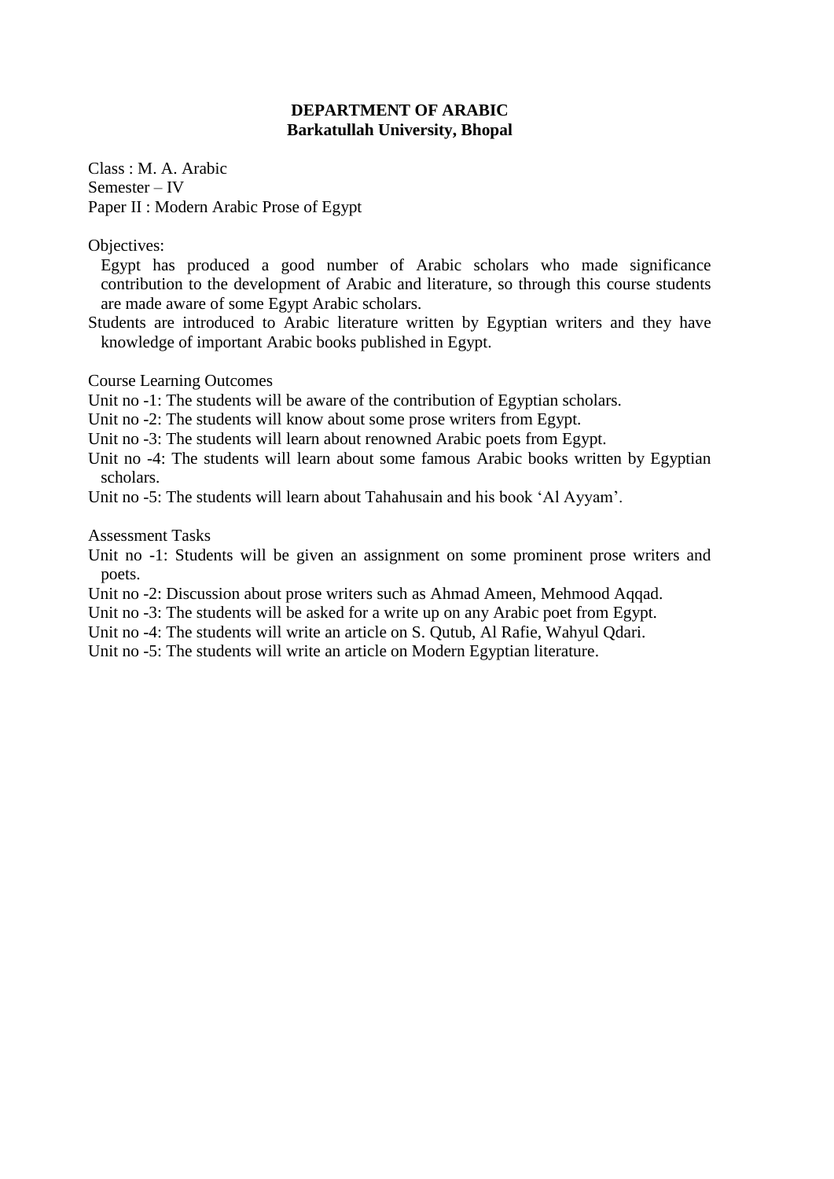**DEPARTMENT OF ARABIC**
**Barkatullah University, Bhopal**

Class : M. A. Arabic
Semester – IV
Paper II : Modern Arabic Prose of Egypt

Objectives:

Egypt has produced a good number of Arabic scholars who made significance contribution to the development of Arabic and literature, so through this course students are made aware of some Egypt Arabic scholars.

Students are introduced to Arabic literature written by Egyptian writers and they have knowledge of important Arabic books published in Egypt.

Course Learning Outcomes

Unit no -1: The students will be aware of the contribution of Egyptian scholars.
Unit no -2: The students will know about some prose writers from Egypt.
Unit no -3: The students will learn about renowned Arabic poets from Egypt.
Unit no -4: The students will learn about some famous Arabic books written by Egyptian scholars.
Unit no -5: The students will learn about Tahahusain and his book 'Al Ayyam'.

Assessment Tasks

Unit no -1: Students will be given an assignment on some prominent prose writers and poets.
Unit no -2: Discussion about prose writers such as Ahmad Ameen, Mehmood Aqqad.
Unit no -3: The students will be asked for a write up on any Arabic poet from Egypt.
Unit no -4: The students will write an article on S. Qutub, Al Rafie, Wahyul Qdari.
Unit no -5: The students will write an article on Modern Egyptian literature.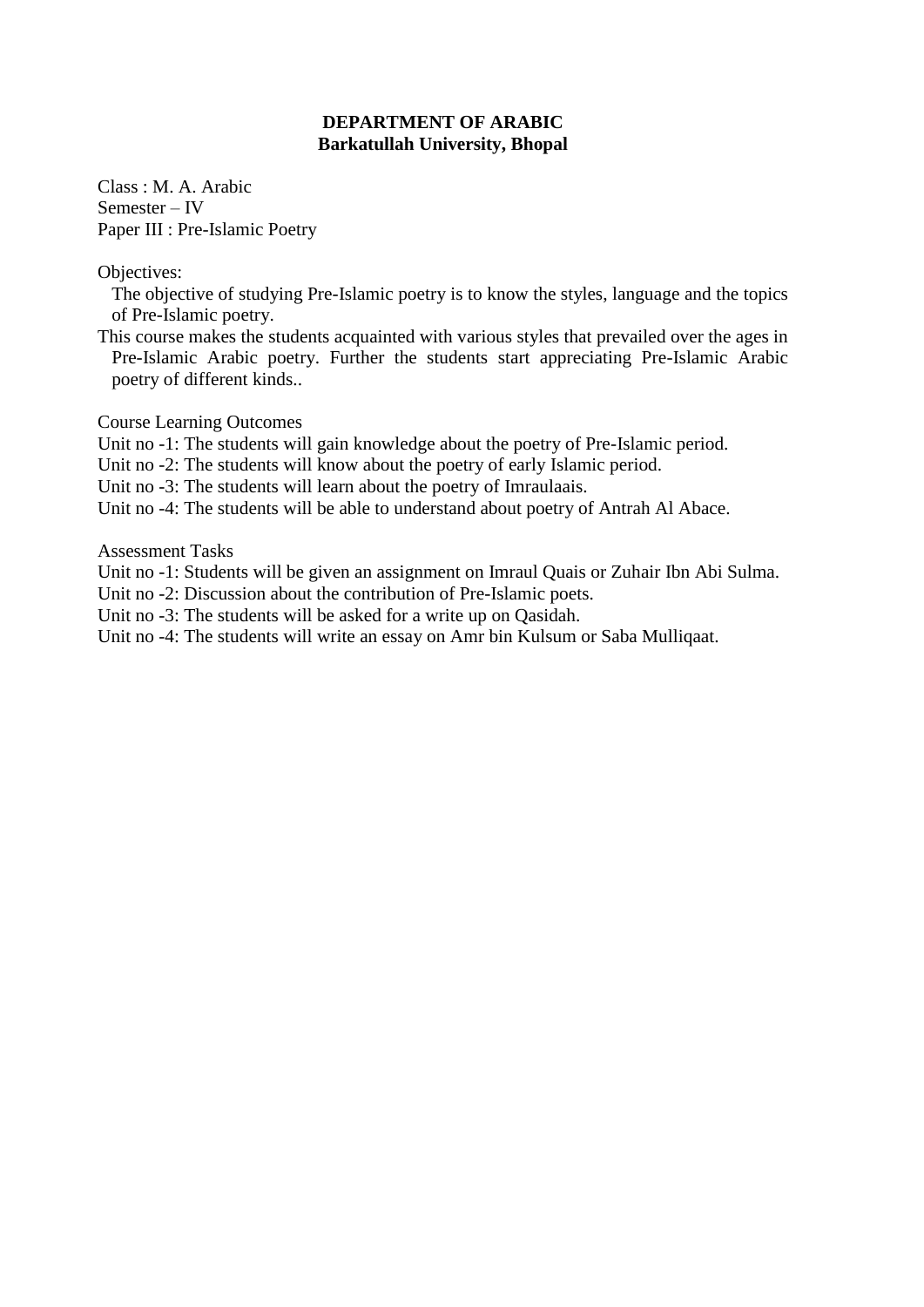**DEPARTMENT OF ARABIC**
**Barkatullah University, Bhopal**

Class : M. A. Arabic
Semester – IV
Paper III : Pre-Islamic Poetry

Objectives:

The objective of studying Pre-Islamic poetry is to know the styles, language and the topics of Pre-Islamic poetry.

This course makes the students acquainted with various styles that prevailed over the ages in Pre-Islamic Arabic poetry. Further the students start appreciating Pre-Islamic Arabic poetry of different kinds..

Course Learning Outcomes

Unit no -1: The students will gain knowledge about the poetry of Pre-Islamic period.
Unit no -2: The students will know about the poetry of early Islamic period.
Unit no -3: The students will learn about the poetry of Imraulaais.
Unit no -4: The students will be able to understand about poetry of Antrah Al Abace.

Assessment Tasks

Unit no -1: Students will be given an assignment on Imraul Quais or Zuhair Ibn Abi Sulma.
Unit no -2: Discussion about the contribution of Pre-Islamic poets.
Unit no -3: The students will be asked for a write up on Qasidah.
Unit no -4: The students will write an essay on Amr bin Kulsum or Saba Mulliqaat.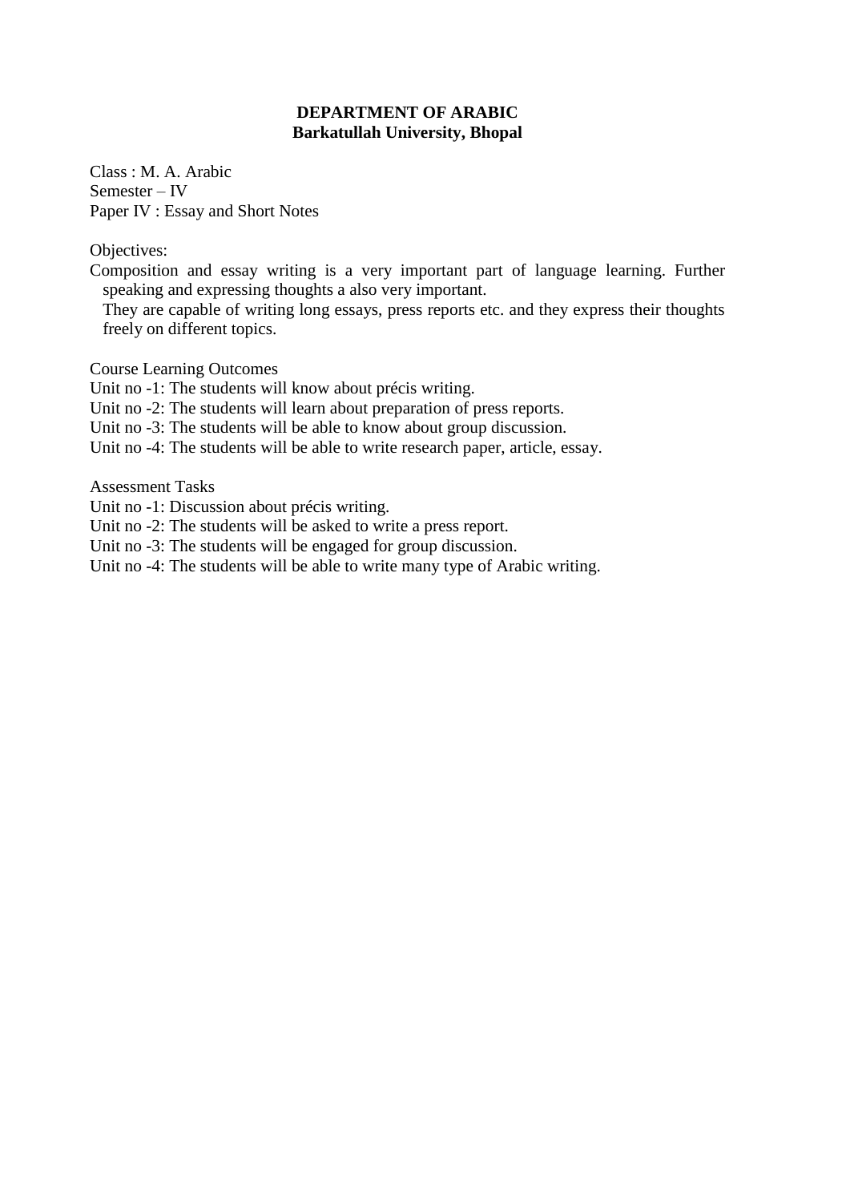**DEPARTMENT OF ARABIC**
**Barkatullah University, Bhopal**

Class : M. A. Arabic
Semester – IV
Paper IV : Essay and Short Notes

Objectives:
Composition and essay writing is a very important part of language learning. Further speaking and expressing thoughts a also very important.
They are capable of writing long essays, press reports etc. and they express their thoughts freely on different topics.

Course Learning Outcomes
Unit no -1: The students will know about précis writing.
Unit no -2: The students will learn about preparation of press reports.
Unit no -3: The students will be able to know about group discussion.
Unit no -4: The students will be able to write research paper, article, essay.

Assessment Tasks
Unit no -1: Discussion about précis writing.
Unit no -2: The students will be asked to write a press report.
Unit no -3: The students will be engaged for group discussion.
Unit no -4: The students will be able to write many type of Arabic writing.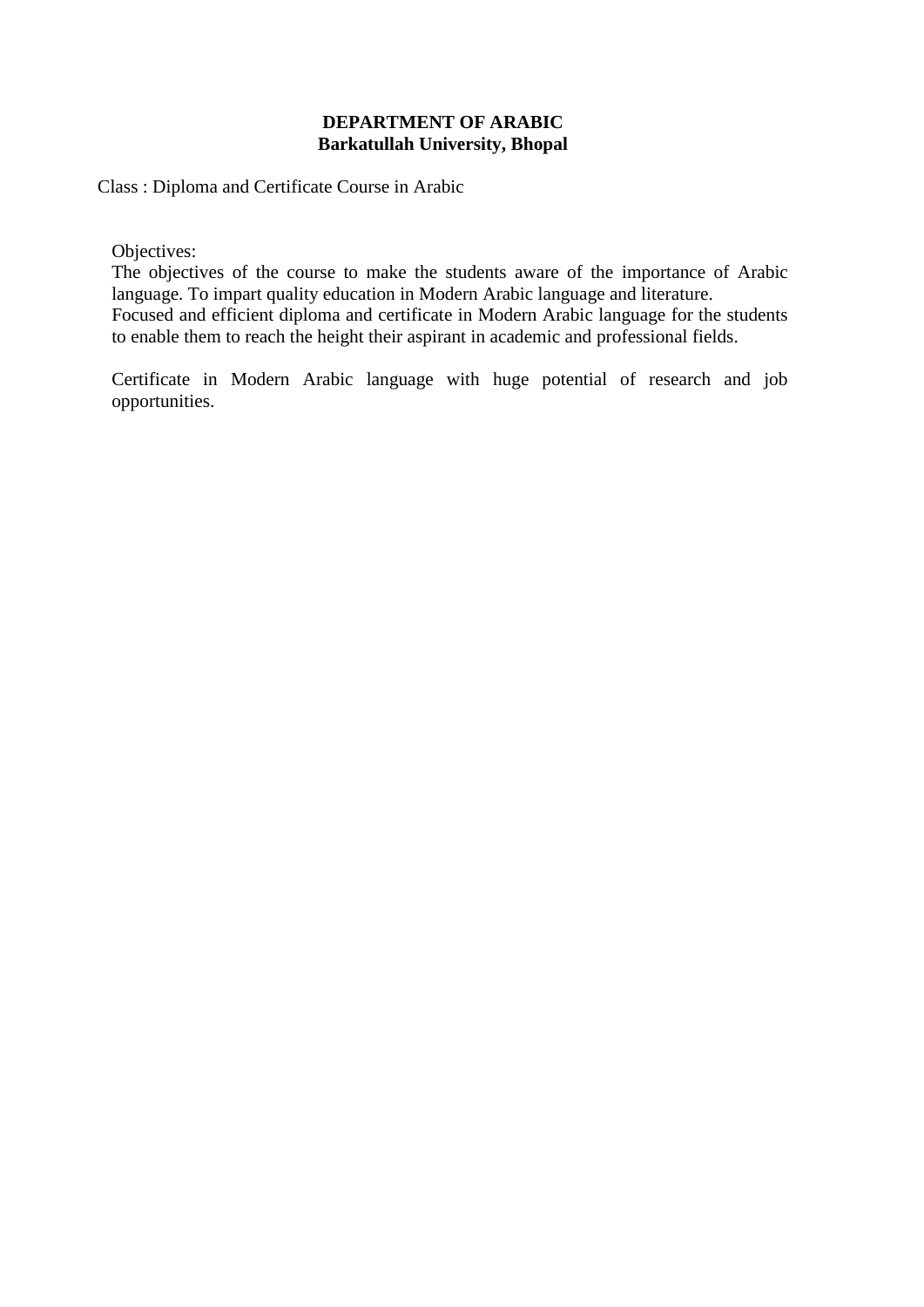**DEPARTMENT OF ARABIC**
**Barkatullah University, Bhopal**

Class : Diploma and Certificate Course in Arabic

Objectives:

The objectives of the course to make the students aware of the importance of Arabic language. To impart quality education in Modern Arabic language and literature.
Focused and efficient diploma and certificate in Modern Arabic language for the students to enable them to reach the height their aspirant in academic and professional fields.

Certificate in Modern Arabic language with huge potential of research and job opportunities.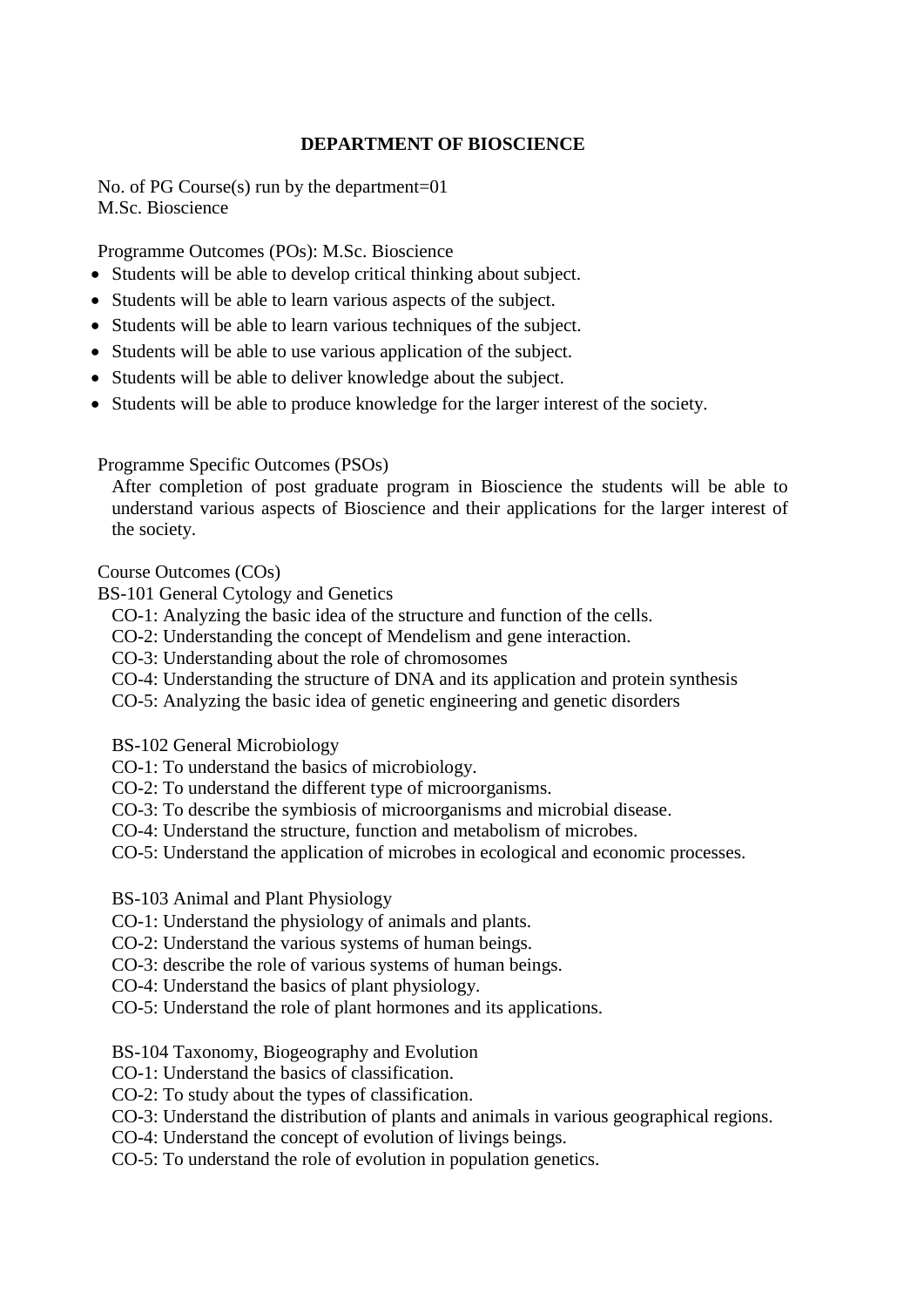## DEPARTMENT OF BIOSCIENCE

No. of PG Course(s) run by the department=01
M.Sc. Bioscience

Programme Outcomes (POs): M.Sc. Bioscience

- Students will be able to develop critical thinking about subject.
- Students will be able to learn various aspects of the subject.
- Students will be able to learn various techniques of the subject.
- Students will be able to use various application of the subject.
- Students will be able to deliver knowledge about the subject.
- Students will be able to produce knowledge for the larger interest of the society.

Programme Specific Outcomes (PSOs)

After completion of post graduate program in Bioscience the students will be able to understand various aspects of Bioscience and their applications for the larger interest of the society.

Course Outcomes (COs)

BS-101 General Cytology and Genetics

CO-1: Analyzing the basic idea of the structure and function of the cells.
CO-2: Understanding the concept of Mendelism and gene interaction.
CO-3: Understanding about the role of chromosomes
CO-4: Understanding the structure of DNA and its application and protein synthesis
CO-5: Analyzing the basic idea of genetic engineering and genetic disorders

BS-102 General Microbiology

CO-1: To understand the basics of microbiology.
CO-2: To understand the different type of microorganisms.
CO-3: To describe the symbiosis of microorganisms and microbial disease.
CO-4: Understand the structure, function and metabolism of microbes.
CO-5: Understand the application of microbes in ecological and economic processes.

BS-103 Animal and Plant Physiology

CO-1: Understand the physiology of animals and plants.
CO-2: Understand the various systems of human beings.
CO-3: describe the role of various systems of human beings.
CO-4: Understand the basics of plant physiology.
CO-5: Understand the role of plant hormones and its applications.

BS-104 Taxonomy, Biogeography and Evolution

CO-1: Understand the basics of classification.
CO-2: To study about the types of classification.
CO-3: Understand the distribution of plants and animals in various geographical regions.
CO-4: Understand the concept of evolution of livings beings.
CO-5: To understand the role of evolution in population genetics.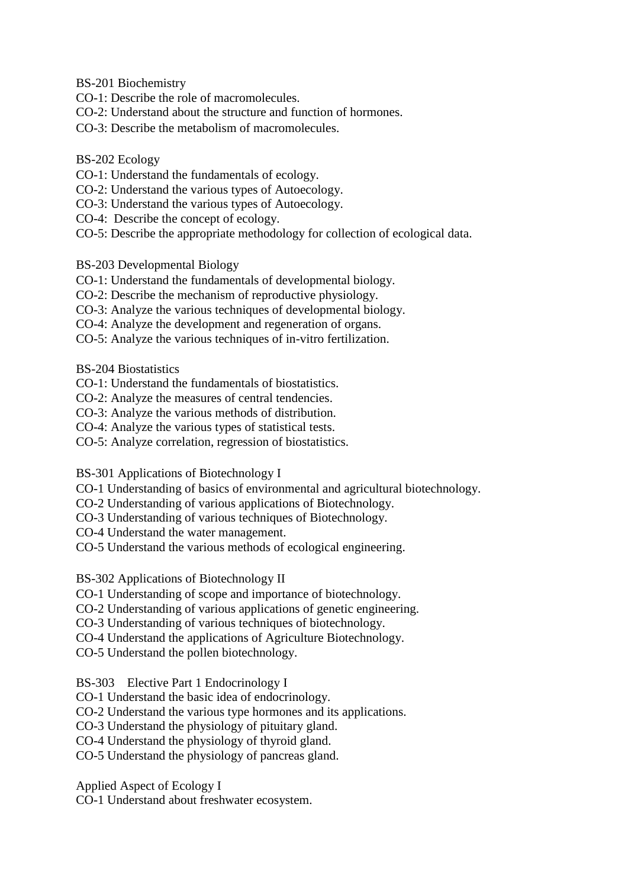BS-201 Biochemistry

CO-1: Describe the role of macromolecules.
CO-2: Understand about the structure and function of hormones.
CO-3: Describe the metabolism of macromolecules.

BS-202 Ecology

CO-1: Understand the fundamentals of ecology.
CO-2: Understand the various types of Autoecology.
CO-3: Understand the various types of Autoecology.
CO-4: Describe the concept of ecology.
CO-5: Describe the appropriate methodology for collection of ecological data.

BS-203 Developmental Biology

CO-1: Understand the fundamentals of developmental biology.
CO-2: Describe the mechanism of reproductive physiology.
CO-3: Analyze the various techniques of developmental biology.
CO-4: Analyze the development and regeneration of organs.
CO-5: Analyze the various techniques of in-vitro fertilization.

BS-204 Biostatistics

CO-1: Understand the fundamentals of biostatistics.
CO-2: Analyze the measures of central tendencies.
CO-3: Analyze the various methods of distribution.
CO-4: Analyze the various types of statistical tests.
CO-5: Analyze correlation, regression of biostatistics.

BS-301 Applications of Biotechnology I

CO-1 Understanding of basics of environmental and agricultural biotechnology.
CO-2 Understanding of various applications of Biotechnology.
CO-3 Understanding of various techniques of Biotechnology.
CO-4 Understand the water management.
CO-5 Understand the various methods of ecological engineering.

BS-302 Applications of Biotechnology II

CO-1 Understanding of scope and importance of biotechnology.
CO-2 Understanding of various applications of genetic engineering.
CO-3 Understanding of various techniques of biotechnology.
CO-4 Understand the applications of Agriculture Biotechnology.
CO-5 Understand the pollen biotechnology.

BS-303 Elective Part 1 Endocrinology I

CO-1 Understand the basic idea of endocrinology.
CO-2 Understand the various type hormones and its applications.
CO-3 Understand the physiology of pituitary gland.
CO-4 Understand the physiology of thyroid gland.
CO-5 Understand the physiology of pancreas gland.

Applied Aspect of Ecology I

CO-1 Understand about freshwater ecosystem.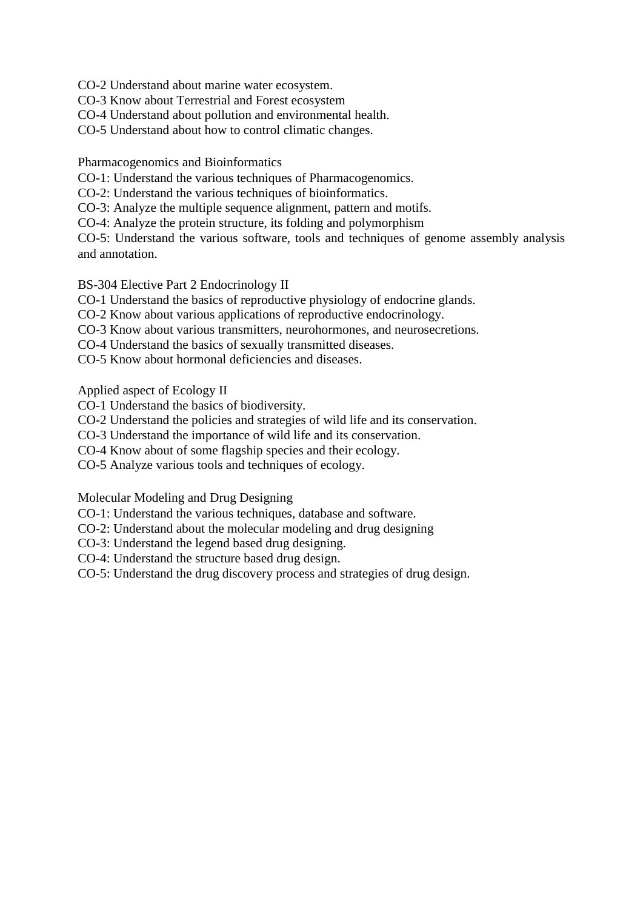CO-2 Understand about marine water ecosystem.
CO-3 Know about Terrestrial and Forest ecosystem
CO-4 Understand about pollution and environmental health.
CO-5 Understand about how to control climatic changes.

Pharmacogenomics and Bioinformatics
CO-1: Understand the various techniques of Pharmacogenomics.
CO-2: Understand the various techniques of bioinformatics.
CO-3: Analyze the multiple sequence alignment, pattern and motifs.
CO-4: Analyze the protein structure, its folding and polymorphism
CO-5: Understand the various software, tools and techniques of genome assembly analysis and annotation.

BS-304 Elective Part 2 Endocrinology II
CO-1 Understand the basics of reproductive physiology of endocrine glands.
CO-2 Know about various applications of reproductive endocrinology.
CO-3 Know about various transmitters, neurohormones, and neurosecretions.
CO-4 Understand the basics of sexually transmitted diseases.
CO-5 Know about hormonal deficiencies and diseases.

Applied aspect of Ecology II
CO-1 Understand the basics of biodiversity.
CO-2 Understand the policies and strategies of wild life and its conservation.
CO-3 Understand the importance of wild life and its conservation.
CO-4 Know about of some flagship species and their ecology.
CO-5 Analyze various tools and techniques of ecology.

Molecular Modeling and Drug Designing
CO-1: Understand the various techniques, database and software.
CO-2: Understand about the molecular modeling and drug designing
CO-3: Understand the legend based drug designing.
CO-4: Understand the structure based drug design.
CO-5: Understand the drug discovery process and strategies of drug design.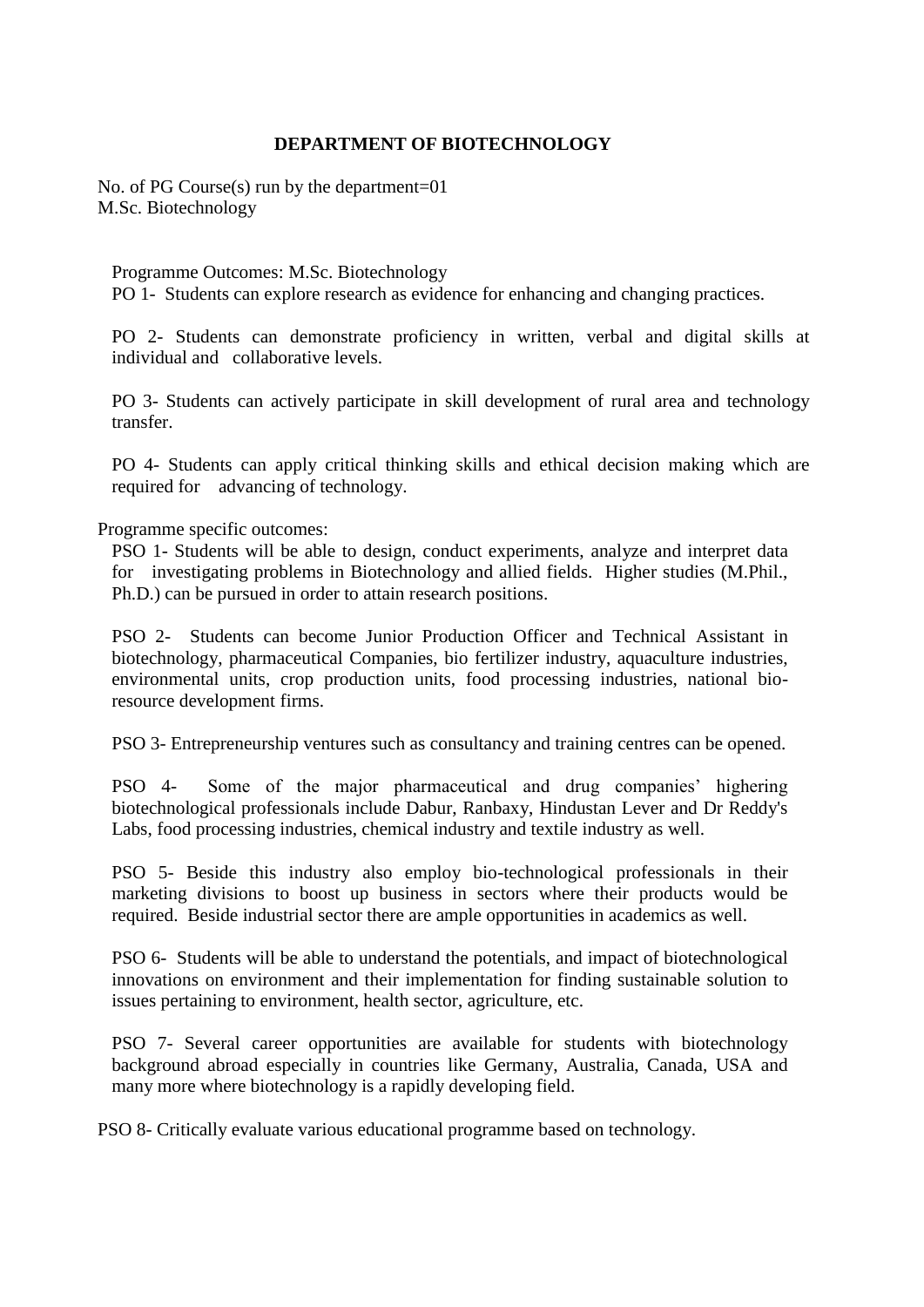## DEPARTMENT OF BIOTECHNOLOGY

No. of PG Course(s) run by the department=01
M.Sc. Biotechnology

Programme Outcomes: M.Sc. Biotechnology

PO 1- Students can explore research as evidence for enhancing and changing practices.

PO 2- Students can demonstrate proficiency in written, verbal and digital skills at individual and collaborative levels.

PO 3- Students can actively participate in skill development of rural area and technology transfer.

PO 4- Students can apply critical thinking skills and ethical decision making which are required for advancing of technology.

Programme specific outcomes:

PSO 1- Students will be able to design, conduct experiments, analyze and interpret data for investigating problems in Biotechnology and allied fields. Higher studies (M.Phil., Ph.D.) can be pursued in order to attain research positions.

PSO 2- Students can become Junior Production Officer and Technical Assistant in biotechnology, pharmaceutical Companies, bio fertilizer industry, aquaculture industries, environmental units, crop production units, food processing industries, national bio-resource development firms.

PSO 3- Entrepreneurship ventures such as consultancy and training centres can be opened.

PSO 4- Some of the major pharmaceutical and drug companies' highering biotechnological professionals include Dabur, Ranbaxy, Hindustan Lever and Dr Reddy's Labs, food processing industries, chemical industry and textile industry as well.

PSO 5- Beside this industry also employ bio-technological professionals in their marketing divisions to boost up business in sectors where their products would be required. Beside industrial sector there are ample opportunities in academics as well.

PSO 6- Students will be able to understand the potentials, and impact of biotechnological innovations on environment and their implementation for finding sustainable solution to issues pertaining to environment, health sector, agriculture, etc.

PSO 7- Several career opportunities are available for students with biotechnology background abroad especially in countries like Germany, Australia, Canada, USA and many more where biotechnology is a rapidly developing field.

PSO 8- Critically evaluate various educational programme based on technology.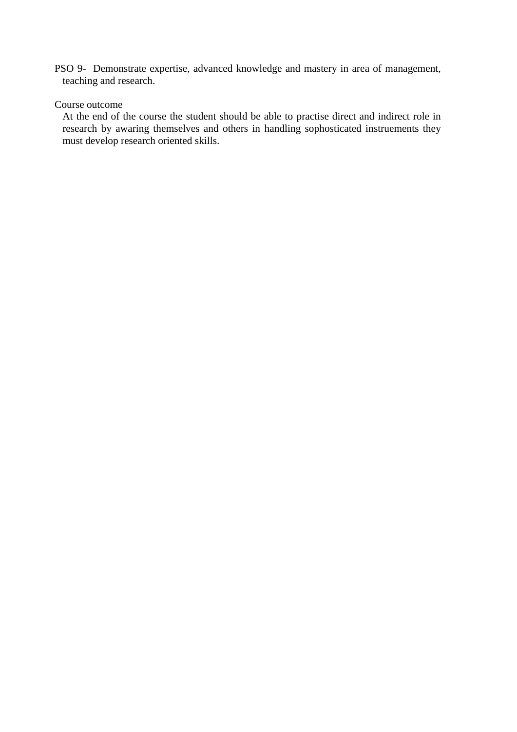PSO 9- Demonstrate expertise, advanced knowledge and mastery in area of management, teaching and research.

Course outcome

At the end of the course the student should be able to practise direct and indirect role in research by awaring themselves and others in handling sophosticated instruements they must develop research oriented skills.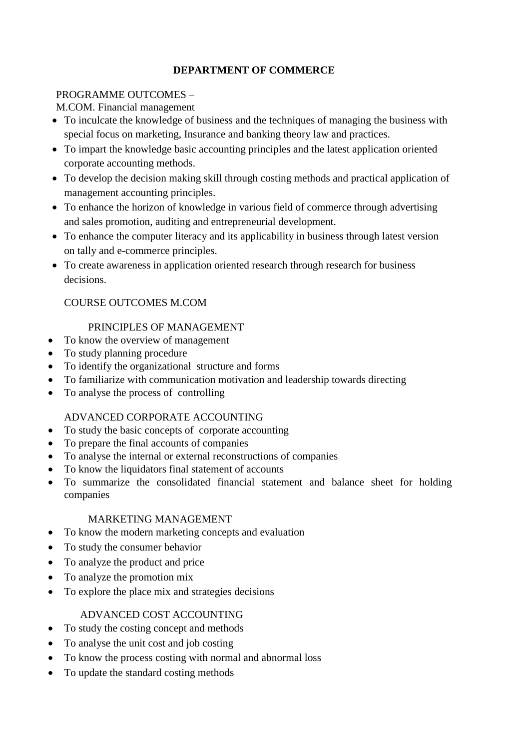# DEPARTMENT OF COMMERCE

PROGRAMME OUTCOMES –
M.COM. Financial management

- To inculcate the knowledge of business and the techniques of managing the business with special focus on marketing, Insurance and banking theory law and practices.
- To impart the knowledge basic accounting principles and the latest application oriented corporate accounting methods.
- To develop the decision making skill through costing methods and practical application of management accounting principles.
- To enhance the horizon of knowledge in various field of commerce through advertising and sales promotion, auditing and entrepreneurial development.
- To enhance the computer literacy and its applicability in business through latest version on tally and e-commerce principles.
- To create awareness in application oriented research through research for business decisions.

COURSE OUTCOMES M.COM

PRINCIPLES OF MANAGEMENT

- To know the overview of management
- To study planning procedure
- To identify the organizational structure and forms
- To familiarize with communication motivation and leadership towards directing
- To analyse the process of controlling

ADVANCED CORPORATE ACCOUNTING

- To study the basic concepts of corporate accounting
- To prepare the final accounts of companies
- To analyse the internal or external reconstructions of companies
- To know the liquidators final statement of accounts
- To summarize the consolidated financial statement and balance sheet for holding companies

MARKETING MANAGEMENT

- To know the modern marketing concepts and evaluation
- To study the consumer behavior
- To analyze the product and price
- To analyze the promotion mix
- To explore the place mix and strategies decisions

ADVANCED COST ACCOUNTING

- To study the costing concept and methods
- To analyse the unit cost and job costing
- To know the process costing with normal and abnormal loss
- To update the standard costing methods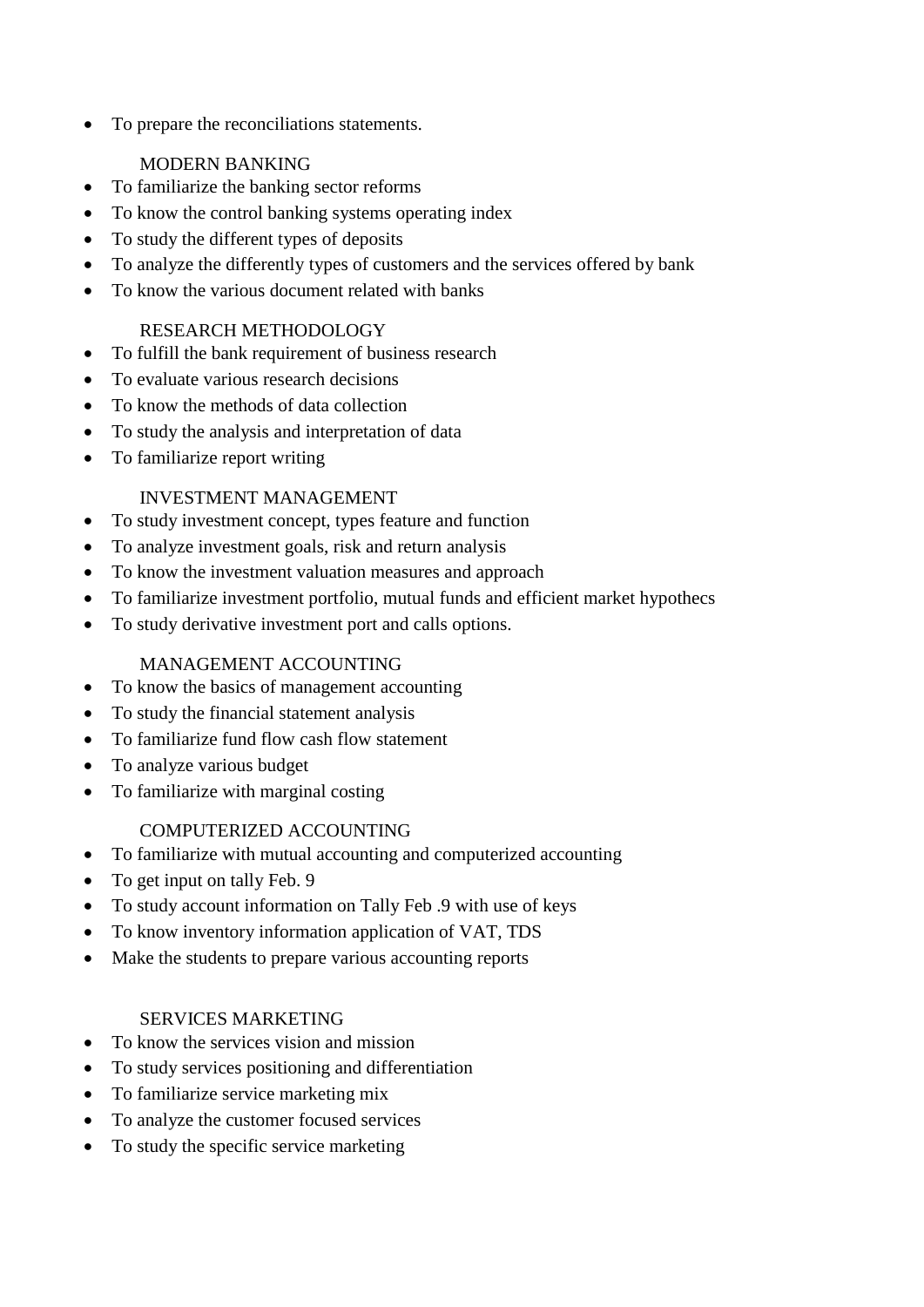- To prepare the reconciliations statements.

MODERN BANKING

- To familiarize the banking sector reforms
- To know the control banking systems operating index
- To study the different types of deposits
- To analyze the differently types of customers and the services offered by bank
- To know the various document related with banks

RESEARCH METHODOLOGY

- To fulfill the bank requirement of business research
- To evaluate various research decisions
- To know the methods of data collection
- To study the analysis and interpretation of data
- To familiarize report writing

INVESTMENT MANAGEMENT

- To study investment concept, types feature and function
- To analyze investment goals, risk and return analysis
- To know the investment valuation measures and approach
- To familiarize investment portfolio, mutual funds and efficient market hypothecs
- To study derivative investment port and calls options.

MANAGEMENT ACCOUNTING

- To know the basics of management accounting
- To study the financial statement analysis
- To familiarize fund flow cash flow statement
- To analyze various budget
- To familiarize with marginal costing

COMPUTERIZED ACCOUNTING

- To familiarize with mutual accounting and computerized accounting
- To get input on tally Feb. 9
- To study account information on Tally Feb .9 with use of keys
- To know inventory information application of VAT, TDS
- Make the students to prepare various accounting reports

SERVICES MARKETING

- To know the services vision and mission
- To study services positioning and differentiation
- To familiarize service marketing mix
- To analyze the customer focused services
- To study the specific service marketing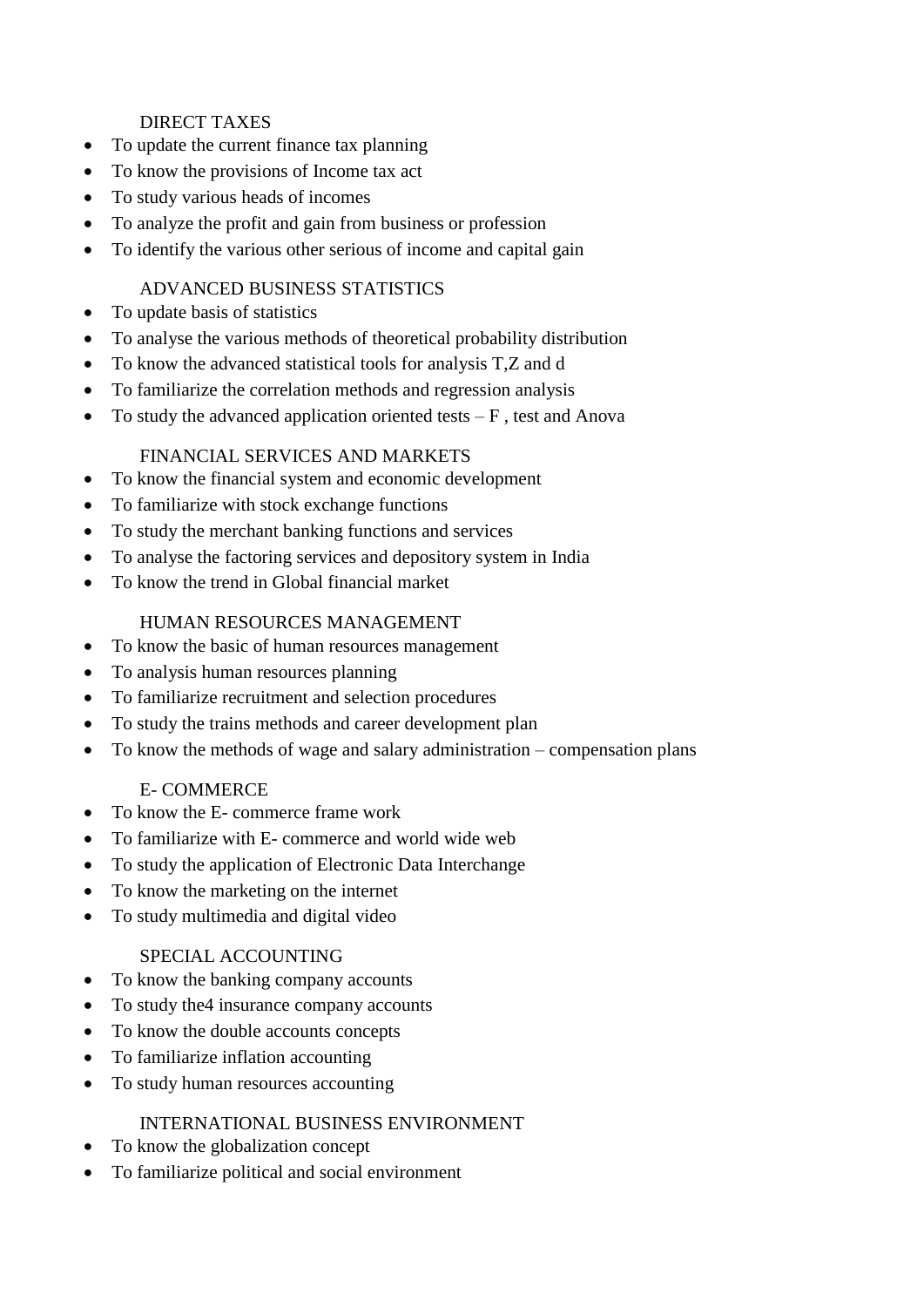DIRECT TAXES

- To update the current finance tax planning
- To know the provisions of Income tax act
- To study various heads of incomes
- To analyze the profit and gain from business or profession
- To identify the various other serious of income and capital gain

ADVANCED BUSINESS STATISTICS

- To update basis of statistics
- To analyse the various methods of theoretical probability distribution
- To know the advanced statistical tools for analysis T,Z and d
- To familiarize the correlation methods and regression analysis
- To study the advanced application oriented tests – F , test and Anova

FINANCIAL SERVICES AND MARKETS

- To know the financial system and economic development
- To familiarize with stock exchange functions
- To study the merchant banking functions and services
- To analyse the factoring services and depository system in India
- To know the trend in Global financial market

HUMAN RESOURCES MANAGEMENT

- To know the basic of human resources management
- To analysis human resources planning
- To familiarize recruitment and selection procedures
- To study the trains methods and career development plan
- To know the methods of wage and salary administration – compensation plans

E- COMMERCE

- To know the E- commerce frame work
- To familiarize with E- commerce and world wide web
- To study the application of Electronic Data Interchange
- To know the marketing on the internet
- To study multimedia and digital video

SPECIAL ACCOUNTING

- To know the banking company accounts
- To study the4 insurance company accounts
- To know the double accounts concepts
- To familiarize inflation accounting
- To study human resources accounting

INTERNATIONAL BUSINESS ENVIRONMENT

- To know the globalization concept
- To familiarize political and social environment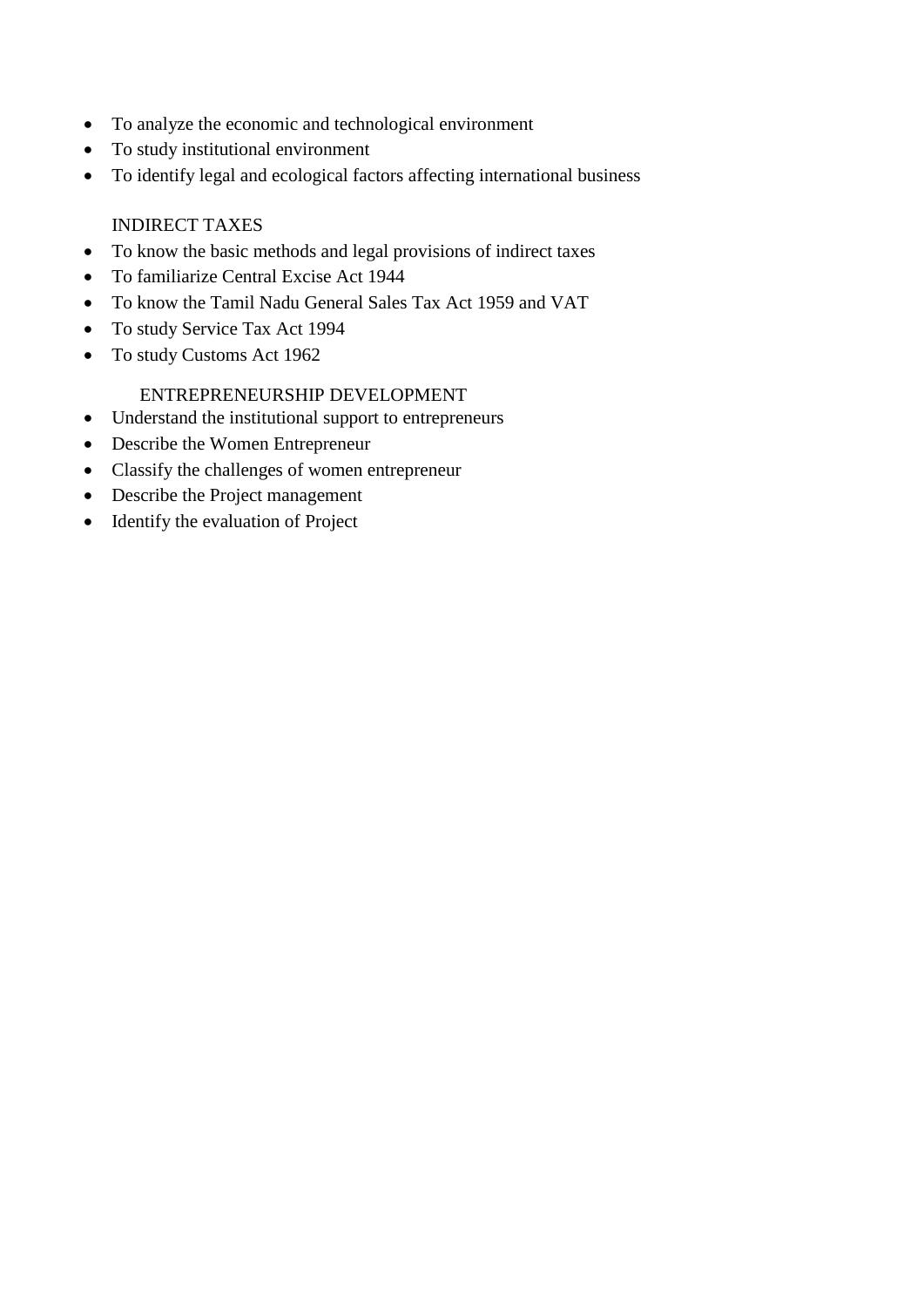- To analyze the economic and technological environment
- To study institutional environment
- To identify legal and ecological factors affecting international business

INDIRECT TAXES

- To know the basic methods and legal provisions of indirect taxes
- To familiarize Central Excise Act 1944
- To know the Tamil Nadu General Sales Tax Act 1959 and VAT
- To study Service Tax Act 1994
- To study Customs Act 1962

ENTREPRENEURSHIP DEVELOPMENT

- Understand the institutional support to entrepreneurs
- Describe the Women Entrepreneur
- Classify the challenges of women entrepreneur
- Describe the Project management
- Identify the evaluation of Project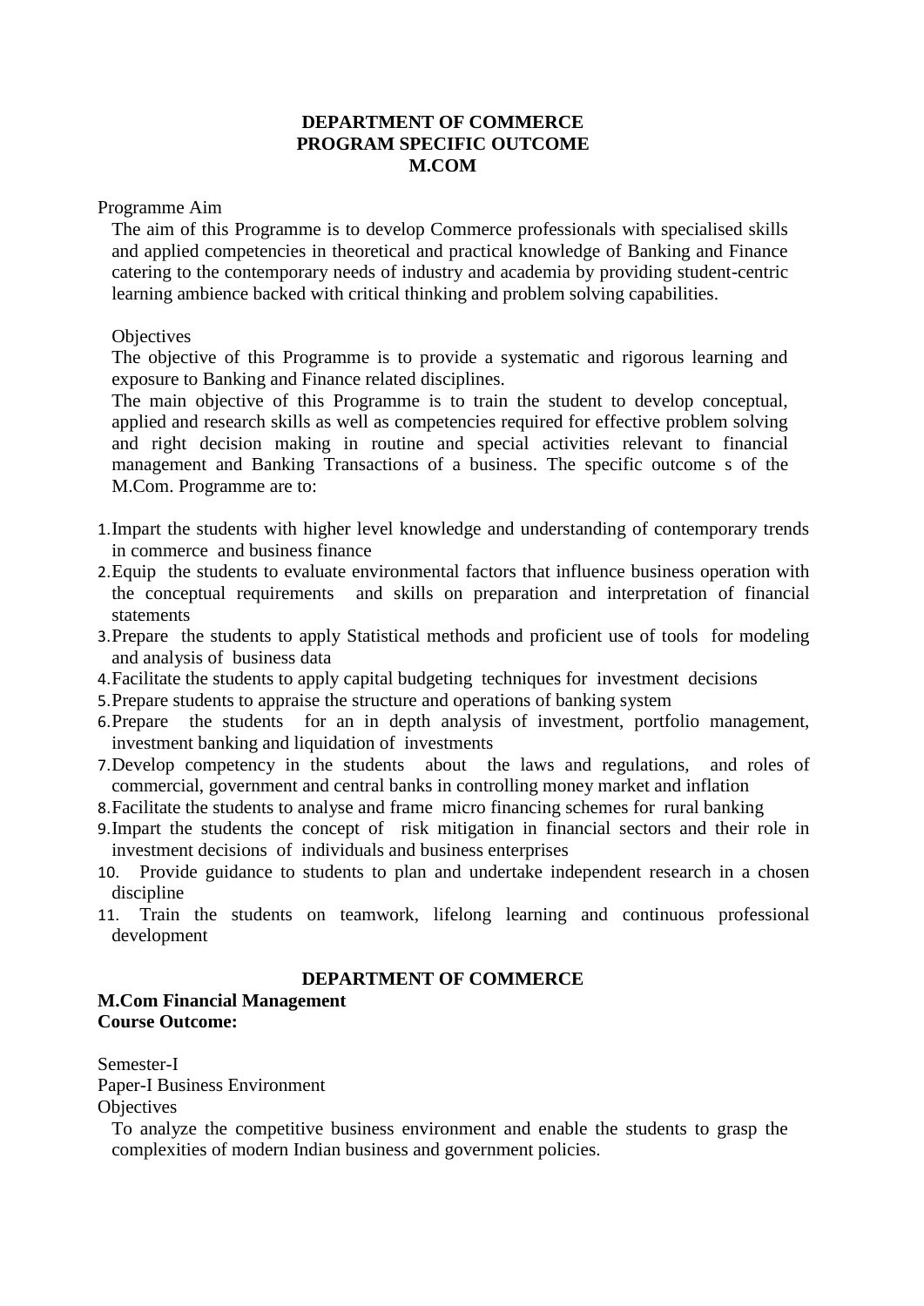**DEPARTMENT OF COMMERCE**
**PROGRAM SPECIFIC OUTCOME**
**M.COM**

Programme Aim

The aim of this Programme is to develop Commerce professionals with specialised skills and applied competencies in theoretical and practical knowledge of Banking and Finance catering to the contemporary needs of industry and academia by providing student-centric learning ambience backed with critical thinking and problem solving capabilities.

Objectives

The objective of this Programme is to provide a systematic and rigorous learning and exposure to Banking and Finance related disciplines.

The main objective of this Programme is to train the student to develop conceptual, applied and research skills as well as competencies required for effective problem solving and right decision making in routine and special activities relevant to financial management and Banking Transactions of a business. The specific outcome s of the M.Com. Programme are to:

1. Impart the students with higher level knowledge and understanding of contemporary trends in commerce and business finance
2. Equip the students to evaluate environmental factors that influence business operation with the conceptual requirements and skills on preparation and interpretation of financial statements
3. Prepare the students to apply Statistical methods and proficient use of tools for modeling and analysis of business data
4. Facilitate the students to apply capital budgeting techniques for investment decisions
5. Prepare students to appraise the structure and operations of banking system
6. Prepare the students for an in depth analysis of investment, portfolio management, investment banking and liquidation of investments
7. Develop competency in the students about the laws and regulations, and roles of commercial, government and central banks in controlling money market and inflation
8. Facilitate the students to analyse and frame micro financing schemes for rural banking
9. Impart the students the concept of risk mitigation in financial sectors and their role in investment decisions of individuals and business enterprises
10. Provide guidance to students to plan and undertake independent research in a chosen discipline
11. Train the students on teamwork, lifelong learning and continuous professional development

**DEPARTMENT OF COMMERCE**

**M.Com Financial Management**
**Course Outcome:**

Semester-I

Paper-I Business Environment

Objectives

To analyze the competitive business environment and enable the students to grasp the complexities of modern Indian business and government policies.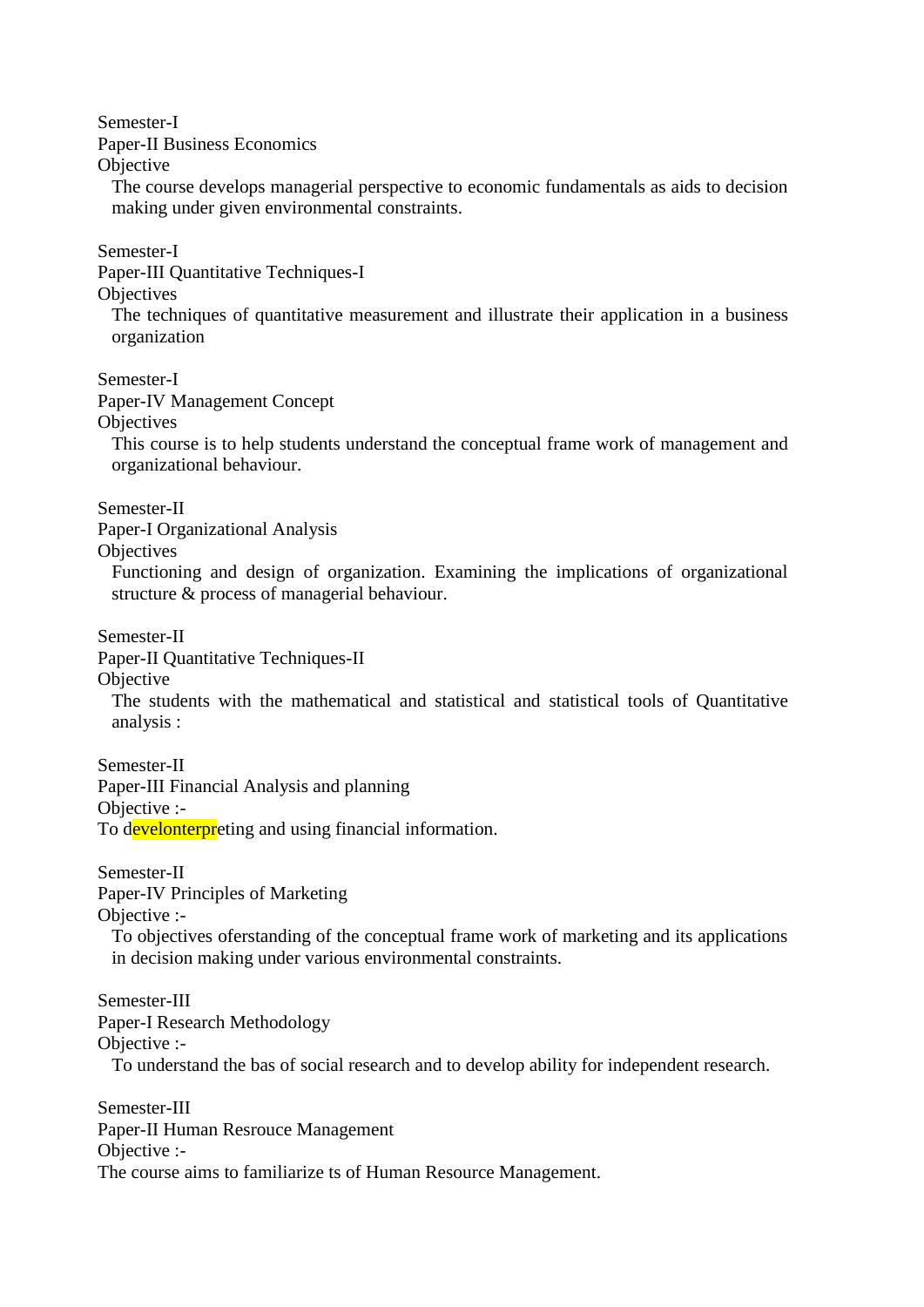Semester-I
Paper-II Business Economics
Objective
The course develops managerial perspective to economic fundamentals as aids to decision making under given environmental constraints.

Semester-I
Paper-III Quantitative Techniques-I
Objectives
The techniques of quantitative measurement and illustrate their application in a business organization

Semester-I
Paper-IV Management Concept
Objectives
This course is to help students understand the conceptual frame work of management and organizational behaviour.

Semester-II
Paper-I Organizational Analysis
Objectives
Functioning and design of organization. Examining the implications of organizational structure & process of managerial behaviour.

Semester-II
Paper-II Quantitative Techniques-II
Objective
The students with the mathematical and statistical and statistical tools of Quantitative analysis :

Semester-II
Paper-III Financial Analysis and planning
Objective :-
To develonterpreting and using financial information.

Semester-II
Paper-IV Principles of Marketing
Objective :-
To objectives oferstanding of the conceptual frame work of marketing and its applications in decision making under various environmental constraints.

Semester-III
Paper-I Research Methodology
Objective :-
To understand the bas of social research and to develop ability for independent research.

Semester-III
Paper-II Human Resrouce Management
Objective :-
The course aims to familiarize ts of Human Resource Management.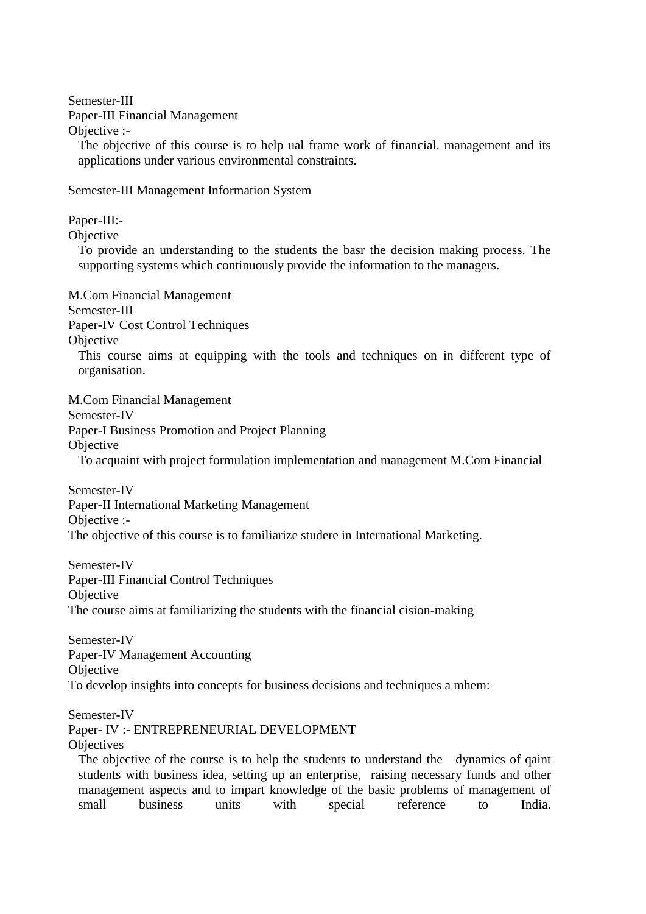Semester-III
Paper-III Financial Management
Objective :-

The objective of this course is to help ual frame work of financial. management and its applications under various environmental constraints.

Semester-III Management Information System

Paper-III:-
Objective

To provide an understanding to the students the basr the decision making process. The supporting systems which continuously provide the information to the managers.

M.Com Financial Management
Semester-III
Paper-IV Cost Control Techniques
Objective

This course aims at equipping with the tools and techniques on in different type of organisation.

M.Com Financial Management
Semester-IV
Paper-I Business Promotion and Project Planning
Objective

To acquaint with project formulation implementation and management M.Com Financial

Semester-IV
Paper-II International Marketing Management
Objective :-
The objective of this course is to familiarize studere in International Marketing.

Semester-IV
Paper-III Financial Control Techniques
Objective
The course aims at familiarizing the students with the financial cision-making

Semester-IV
Paper-IV Management Accounting
Objective
To develop insights into concepts for business decisions and techniques a mhem:

Semester-IV
Paper- IV :- ENTREPRENEURIAL DEVELOPMENT
Objectives

The objective of the course is to help the students to understand the dynamics of qaint students with business idea, setting up an enterprise, raising necessary funds and other management aspects and to impart knowledge of the basic problems of management of small business units with special reference to India.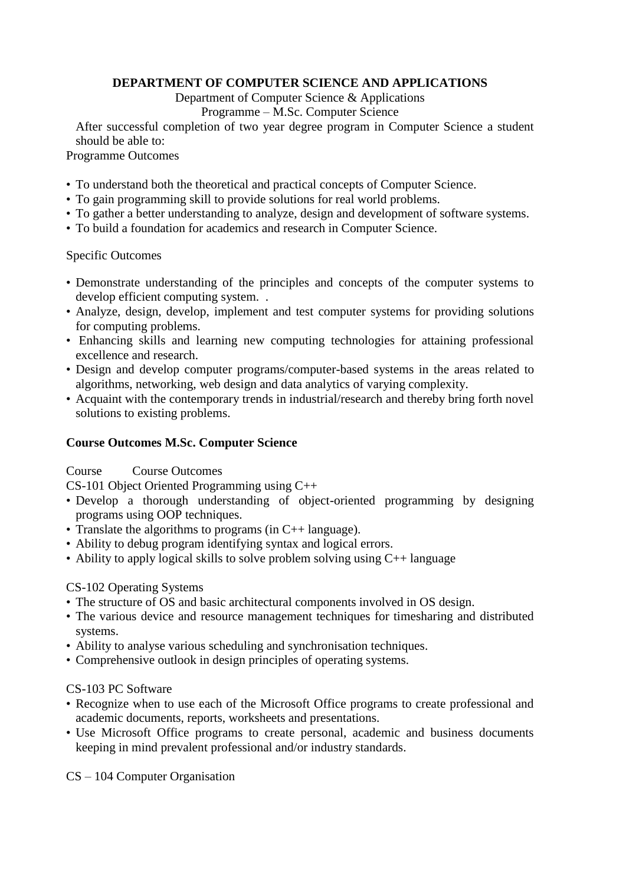## DEPARTMENT OF COMPUTER SCIENCE AND APPLICATIONS

Department of Computer Science & Applications

Programme – M.Sc. Computer Science

After successful completion of two year degree program in Computer Science a student should be able to:

Programme Outcomes

- To understand both the theoretical and practical concepts of Computer Science.
- To gain programming skill to provide solutions for real world problems.
- To gather a better understanding to analyze, design and development of software systems.
- To build a foundation for academics and research in Computer Science.

Specific Outcomes

- Demonstrate understanding of the principles and concepts of the computer systems to develop efficient computing system. .
- Analyze, design, develop, implement and test computer systems for providing solutions for computing problems.
- Enhancing skills and learning new computing technologies for attaining professional excellence and research.
- Design and develop computer programs/computer-based systems in the areas related to algorithms, networking, web design and data analytics of varying complexity.
- Acquaint with the contemporary trends in industrial/research and thereby bring forth novel solutions to existing problems.

**Course Outcomes M.Sc. Computer Science**

Course Course Outcomes

CS-101 Object Oriented Programming using C++

- Develop a thorough understanding of object-oriented programming by designing programs using OOP techniques.
- Translate the algorithms to programs (in C++ language).
- Ability to debug program identifying syntax and logical errors.
- Ability to apply logical skills to solve problem solving using C++ language

CS-102 Operating Systems

- The structure of OS and basic architectural components involved in OS design.
- The various device and resource management techniques for timesharing and distributed systems.
- Ability to analyse various scheduling and synchronisation techniques.
- Comprehensive outlook in design principles of operating systems.

CS-103 PC Software

- Recognize when to use each of the Microsoft Office programs to create professional and academic documents, reports, worksheets and presentations.
- Use Microsoft Office programs to create personal, academic and business documents keeping in mind prevalent professional and/or industry standards.

CS – 104 Computer Organisation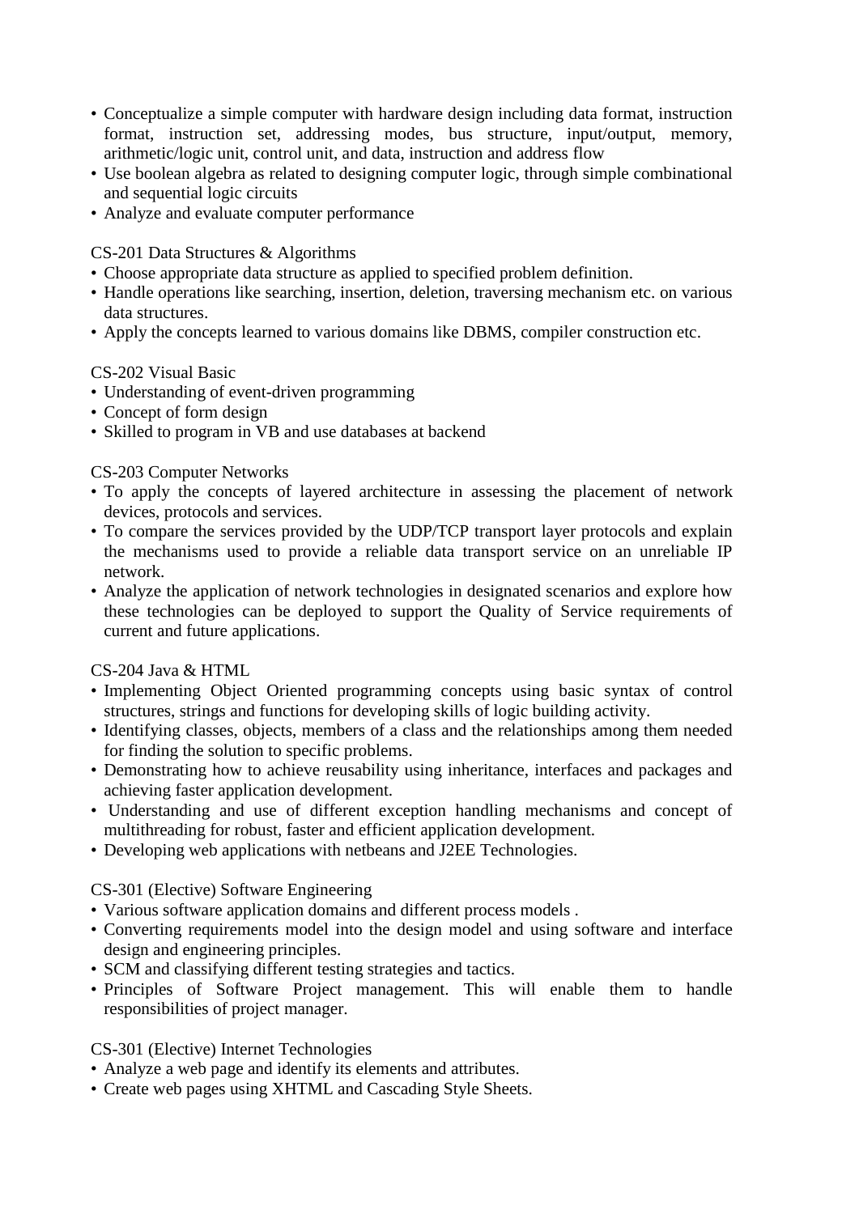- Conceptualize a simple computer with hardware design including data format, instruction format, instruction set, addressing modes, bus structure, input/output, memory, arithmetic/logic unit, control unit, and data, instruction and address flow
- Use boolean algebra as related to designing computer logic, through simple combinational and sequential logic circuits
- Analyze and evaluate computer performance

CS-201 Data Structures & Algorithms

- Choose appropriate data structure as applied to specified problem definition.
- Handle operations like searching, insertion, deletion, traversing mechanism etc. on various data structures.
- Apply the concepts learned to various domains like DBMS, compiler construction etc.

CS-202 Visual Basic

- Understanding of event-driven programming
- Concept of form design
- Skilled to program in VB and use databases at backend

CS-203 Computer Networks

- To apply the concepts of layered architecture in assessing the placement of network devices, protocols and services.
- To compare the services provided by the UDP/TCP transport layer protocols and explain the mechanisms used to provide a reliable data transport service on an unreliable IP network.
- Analyze the application of network technologies in designated scenarios and explore how these technologies can be deployed to support the Quality of Service requirements of current and future applications.

CS-204 Java & HTML

- Implementing Object Oriented programming concepts using basic syntax of control structures, strings and functions for developing skills of logic building activity.
- Identifying classes, objects, members of a class and the relationships among them needed for finding the solution to specific problems.
- Demonstrating how to achieve reusability using inheritance, interfaces and packages and achieving faster application development.
- Understanding and use of different exception handling mechanisms and concept of multithreading for robust, faster and efficient application development.
- Developing web applications with netbeans and J2EE Technologies.

CS-301 (Elective) Software Engineering

- Various software application domains and different process models .
- Converting requirements model into the design model and using software and interface design and engineering principles.
- SCM and classifying different testing strategies and tactics.
- Principles of Software Project management. This will enable them to handle responsibilities of project manager.

CS-301 (Elective) Internet Technologies

- Analyze a web page and identify its elements and attributes.
- Create web pages using XHTML and Cascading Style Sheets.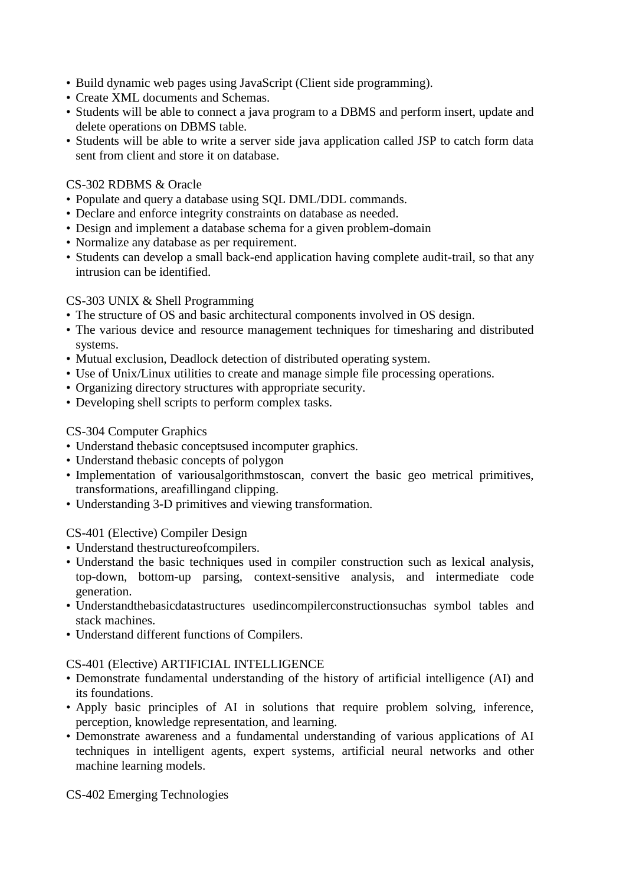- Build dynamic web pages using JavaScript (Client side programming).
- Create XML documents and Schemas.
- Students will be able to connect a java program to a DBMS and perform insert, update and delete operations on DBMS table.
- Students will be able to write a server side java application called JSP to catch form data sent from client and store it on database.

CS-302 RDBMS & Oracle

- Populate and query a database using SQL DML/DDL commands.
- Declare and enforce integrity constraints on database as needed.
- Design and implement a database schema for a given problem-domain
- Normalize any database as per requirement.
- Students can develop a small back-end application having complete audit-trail, so that any intrusion can be identified.

CS-303 UNIX & Shell Programming

- The structure of OS and basic architectural components involved in OS design.
- The various device and resource management techniques for timesharing and distributed systems.
- Mutual exclusion, Deadlock detection of distributed operating system.
- Use of Unix/Linux utilities to create and manage simple file processing operations.
- Organizing directory structures with appropriate security.
- Developing shell scripts to perform complex tasks.

CS-304 Computer Graphics

- Understand thebasic conceptsused incomputer graphics.
- Understand thebasic concepts of polygon
- Implementation of variousalgorithmstoscan, convert the basic geo metrical primitives, transformations, areafillingand clipping.
- Understanding 3-D primitives and viewing transformation.

CS-401 (Elective) Compiler Design

- Understand thestructureofcompilers.
- Understand the basic techniques used in compiler construction such as lexical analysis, top-down, bottom-up parsing, context-sensitive analysis, and intermediate code generation.
- Understandthebasicdatastructures usedincompilerconstructionsuchas symbol tables and stack machines.
- Understand different functions of Compilers.

CS-401 (Elective) ARTIFICIAL INTELLIGENCE

- Demonstrate fundamental understanding of the history of artificial intelligence (AI) and its foundations.
- Apply basic principles of AI in solutions that require problem solving, inference, perception, knowledge representation, and learning.
- Demonstrate awareness and a fundamental understanding of various applications of AI techniques in intelligent agents, expert systems, artificial neural networks and other machine learning models.

CS-402 Emerging Technologies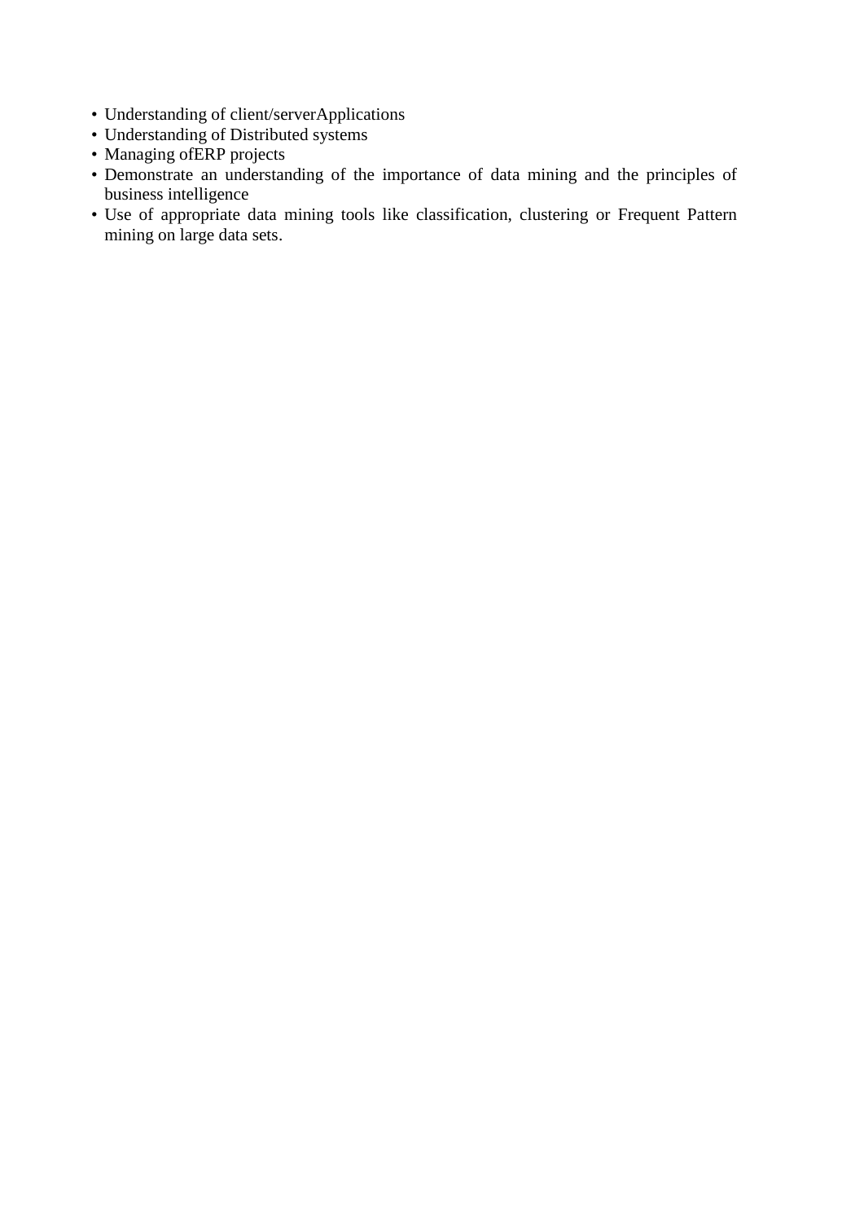- Understanding of client/serverApplications
- Understanding of Distributed systems
- Managing ofERP projects
- Demonstrate an understanding of the importance of data mining and the principles of business intelligence
- Use of appropriate data mining tools like classification, clustering or Frequent Pattern mining on large data sets.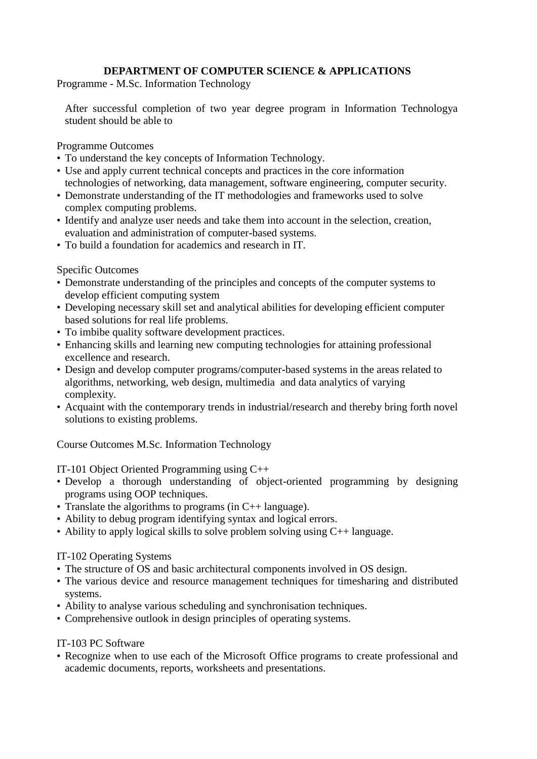## DEPARTMENT OF COMPUTER SCIENCE & APPLICATIONS

Programme - M.Sc. Information Technology

After successful completion of two year degree program in Information Technologya student should be able to

Programme Outcomes

- To understand the key concepts of Information Technology.
- Use and apply current technical concepts and practices in the core information technologies of networking, data management, software engineering, computer security.
- Demonstrate understanding of the IT methodologies and frameworks used to solve complex computing problems.
- Identify and analyze user needs and take them into account in the selection, creation, evaluation and administration of computer-based systems.
- To build a foundation for academics and research in IT.

Specific Outcomes

- Demonstrate understanding of the principles and concepts of the computer systems to develop efficient computing system
- Developing necessary skill set and analytical abilities for developing efficient computer based solutions for real life problems.
- To imbibe quality software development practices.
- Enhancing skills and learning new computing technologies for attaining professional excellence and research.
- Design and develop computer programs/computer-based systems in the areas related to algorithms, networking, web design, multimedia and data analytics of varying complexity.
- Acquaint with the contemporary trends in industrial/research and thereby bring forth novel solutions to existing problems.

Course Outcomes M.Sc. Information Technology

IT-101 Object Oriented Programming using C++

- Develop a thorough understanding of object-oriented programming by designing programs using OOP techniques.
- Translate the algorithms to programs (in C++ language).
- Ability to debug program identifying syntax and logical errors.
- Ability to apply logical skills to solve problem solving using C++ language.

IT-102 Operating Systems

- The structure of OS and basic architectural components involved in OS design.
- The various device and resource management techniques for timesharing and distributed systems.
- Ability to analyse various scheduling and synchronisation techniques.
- Comprehensive outlook in design principles of operating systems.

IT-103 PC Software

- Recognize when to use each of the Microsoft Office programs to create professional and academic documents, reports, worksheets and presentations.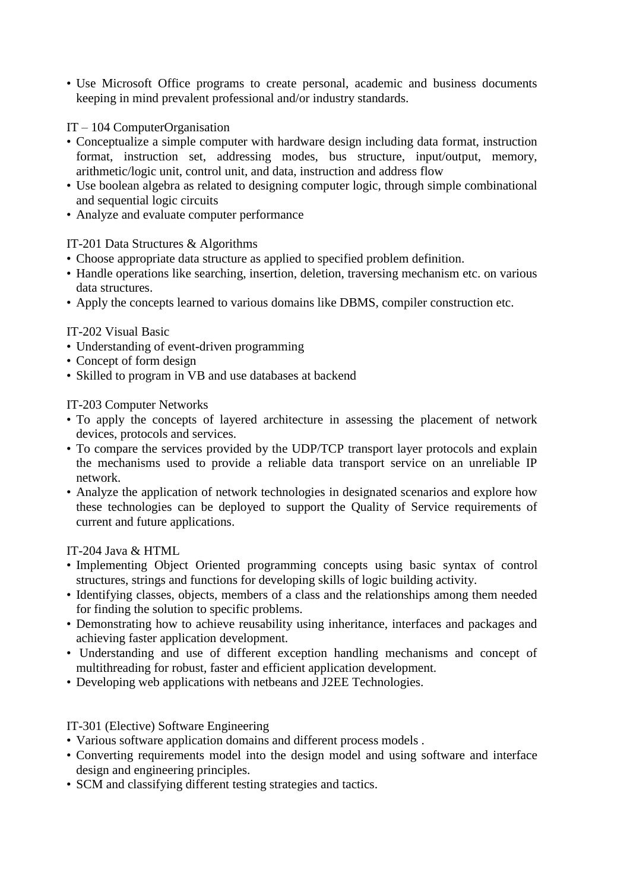- Use Microsoft Office programs to create personal, academic and business documents keeping in mind prevalent professional and/or industry standards.

IT – 104 ComputerOrganisation

- Conceptualize a simple computer with hardware design including data format, instruction format, instruction set, addressing modes, bus structure, input/output, memory, arithmetic/logic unit, control unit, and data, instruction and address flow
- Use boolean algebra as related to designing computer logic, through simple combinational and sequential logic circuits
- Analyze and evaluate computer performance

IT-201 Data Structures & Algorithms

- Choose appropriate data structure as applied to specified problem definition.
- Handle operations like searching, insertion, deletion, traversing mechanism etc. on various data structures.
- Apply the concepts learned to various domains like DBMS, compiler construction etc.

IT-202 Visual Basic

- Understanding of event-driven programming
- Concept of form design
- Skilled to program in VB and use databases at backend

IT-203 Computer Networks

- To apply the concepts of layered architecture in assessing the placement of network devices, protocols and services.
- To compare the services provided by the UDP/TCP transport layer protocols and explain the mechanisms used to provide a reliable data transport service on an unreliable IP network.
- Analyze the application of network technologies in designated scenarios and explore how these technologies can be deployed to support the Quality of Service requirements of current and future applications.

IT-204 Java & HTML

- Implementing Object Oriented programming concepts using basic syntax of control structures, strings and functions for developing skills of logic building activity.
- Identifying classes, objects, members of a class and the relationships among them needed for finding the solution to specific problems.
- Demonstrating how to achieve reusability using inheritance, interfaces and packages and achieving faster application development.
- Understanding and use of different exception handling mechanisms and concept of multithreading for robust, faster and efficient application development.
- Developing web applications with netbeans and J2EE Technologies.

IT-301 (Elective) Software Engineering

- Various software application domains and different process models .
- Converting requirements model into the design model and using software and interface design and engineering principles.
- SCM and classifying different testing strategies and tactics.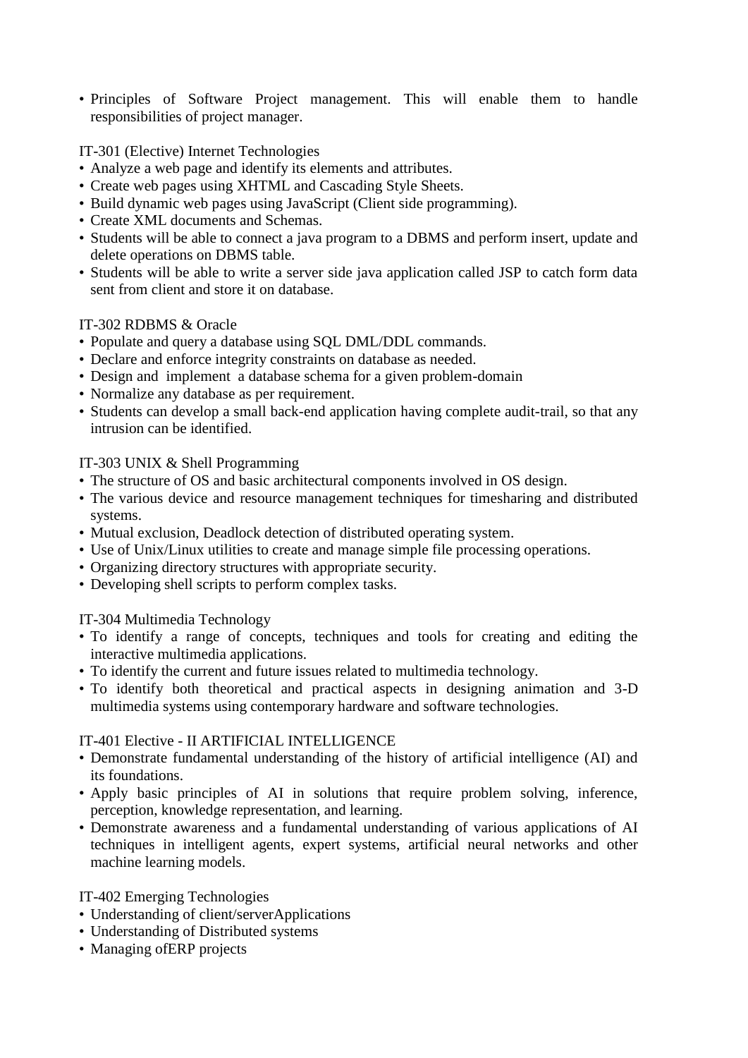- Principles of Software Project management. This will enable them to handle responsibilities of project manager.

IT-301 (Elective) Internet Technologies

- Analyze a web page and identify its elements and attributes.
- Create web pages using XHTML and Cascading Style Sheets.
- Build dynamic web pages using JavaScript (Client side programming).
- Create XML documents and Schemas.
- Students will be able to connect a java program to a DBMS and perform insert, update and delete operations on DBMS table.
- Students will be able to write a server side java application called JSP to catch form data sent from client and store it on database.

IT-302 RDBMS & Oracle

- Populate and query a database using SQL DML/DDL commands.
- Declare and enforce integrity constraints on database as needed.
- Design and implement a database schema for a given problem-domain
- Normalize any database as per requirement.
- Students can develop a small back-end application having complete audit-trail, so that any intrusion can be identified.

IT-303 UNIX & Shell Programming

- The structure of OS and basic architectural components involved in OS design.
- The various device and resource management techniques for timesharing and distributed systems.
- Mutual exclusion, Deadlock detection of distributed operating system.
- Use of Unix/Linux utilities to create and manage simple file processing operations.
- Organizing directory structures with appropriate security.
- Developing shell scripts to perform complex tasks.

IT-304 Multimedia Technology

- To identify a range of concepts, techniques and tools for creating and editing the interactive multimedia applications.
- To identify the current and future issues related to multimedia technology.
- To identify both theoretical and practical aspects in designing animation and 3-D multimedia systems using contemporary hardware and software technologies.

IT-401 Elective - II ARTIFICIAL INTELLIGENCE

- Demonstrate fundamental understanding of the history of artificial intelligence (AI) and its foundations.
- Apply basic principles of AI in solutions that require problem solving, inference, perception, knowledge representation, and learning.
- Demonstrate awareness and a fundamental understanding of various applications of AI techniques in intelligent agents, expert systems, artificial neural networks and other machine learning models.

IT-402 Emerging Technologies

- Understanding of client/serverApplications
- Understanding of Distributed systems
- Managing ofERP projects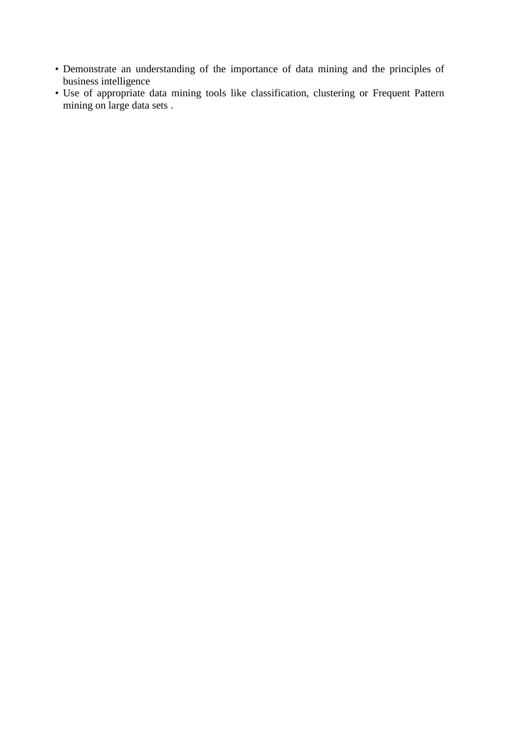- Demonstrate an understanding of the importance of data mining and the principles of business intelligence
- Use of appropriate data mining tools like classification, clustering or Frequent Pattern mining on large data sets .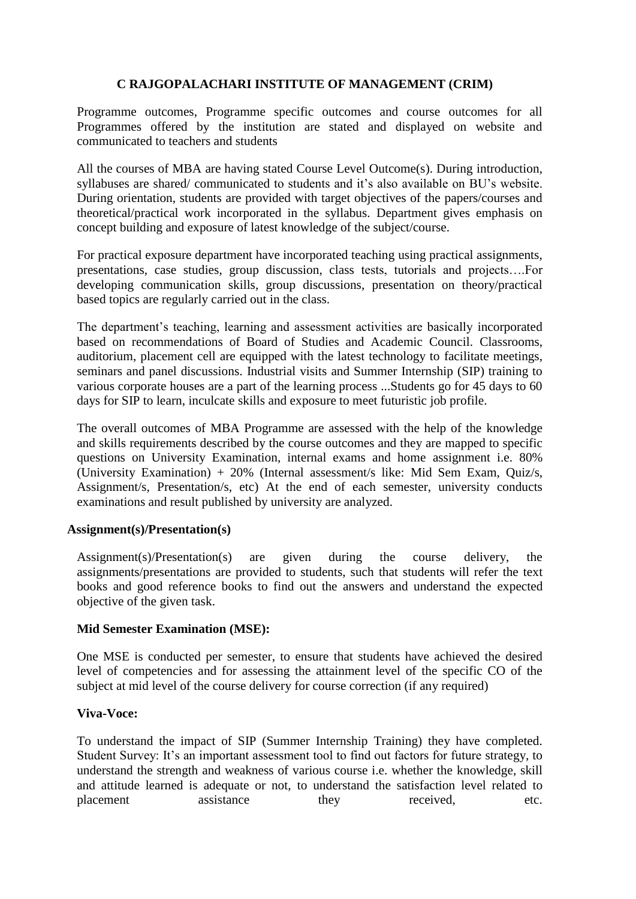# C RAJGOPALACHARI INSTITUTE OF MANAGEMENT (CRIM)

Programme outcomes, Programme specific outcomes and course outcomes for all Programmes offered by the institution are stated and displayed on website and communicated to teachers and students

All the courses of MBA are having stated Course Level Outcome(s). During introduction, syllabuses are shared/ communicated to students and it's also available on BU's website. During orientation, students are provided with target objectives of the papers/courses and theoretical/practical work incorporated in the syllabus. Department gives emphasis on concept building and exposure of latest knowledge of the subject/course.

For practical exposure department have incorporated teaching using practical assignments, presentations, case studies, group discussion, class tests, tutorials and projects….For developing communication skills, group discussions, presentation on theory/practical based topics are regularly carried out in the class.

The department's teaching, learning and assessment activities are basically incorporated based on recommendations of Board of Studies and Academic Council. Classrooms, auditorium, placement cell are equipped with the latest technology to facilitate meetings, seminars and panel discussions. Industrial visits and Summer Internship (SIP) training to various corporate houses are a part of the learning process ...Students go for 45 days to 60 days for SIP to learn, inculcate skills and exposure to meet futuristic job profile.

The overall outcomes of MBA Programme are assessed with the help of the knowledge and skills requirements described by the course outcomes and they are mapped to specific questions on University Examination, internal exams and home assignment i.e. 80% (University Examination) + 20% (Internal assessment/s like: Mid Sem Exam, Quiz/s, Assignment/s, Presentation/s, etc) At the end of each semester, university conducts examinations and result published by university are analyzed.

**Assignment(s)/Presentation(s)**

Assignment(s)/Presentation(s) are given during the course delivery, the assignments/presentations are provided to students, such that students will refer the text books and good reference books to find out the answers and understand the expected objective of the given task.

**Mid Semester Examination (MSE):**

One MSE is conducted per semester, to ensure that students have achieved the desired level of competencies and for assessing the attainment level of the specific CO of the subject at mid level of the course delivery for course correction (if any required)

**Viva-Voce:**

To understand the impact of SIP (Summer Internship Training) they have completed. Student Survey: It's an important assessment tool to find out factors for future strategy, to understand the strength and weakness of various course i.e. whether the knowledge, skill and attitude learned is adequate or not, to understand the satisfaction level related to placement assistance they received, etc.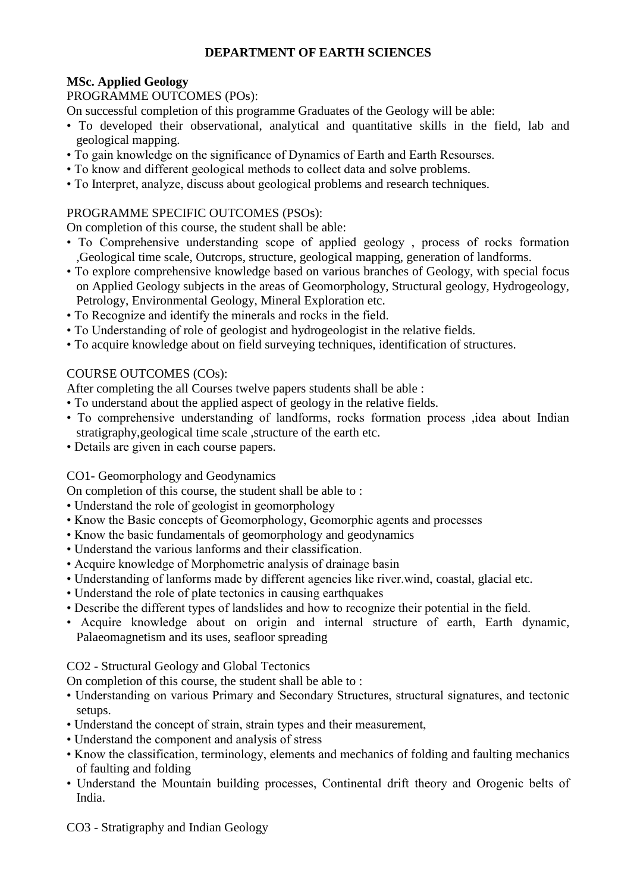# DEPARTMENT OF EARTH SCIENCES

**MSc. Applied Geology**

PROGRAMME OUTCOMES (POs):

On successful completion of this programme Graduates of the Geology will be able:

- To developed their observational, analytical and quantitative skills in the field, lab and geological mapping.
- To gain knowledge on the significance of Dynamics of Earth and Earth Resourses.
- To know and different geological methods to collect data and solve problems.
- To Interpret, analyze, discuss about geological problems and research techniques.

PROGRAMME SPECIFIC OUTCOMES (PSOs):

On completion of this course, the student shall be able:

- To Comprehensive understanding scope of applied geology , process of rocks formation ,Geological time scale, Outcrops, structure, geological mapping, generation of landforms.
- To explore comprehensive knowledge based on various branches of Geology, with special focus on Applied Geology subjects in the areas of Geomorphology, Structural geology, Hydrogeology, Petrology, Environmental Geology, Mineral Exploration etc.
- To Recognize and identify the minerals and rocks in the field.
- To Understanding of role of geologist and hydrogeologist in the relative fields.
- To acquire knowledge about on field surveying techniques, identification of structures.

COURSE OUTCOMES (COs):

After completing the all Courses twelve papers students shall be able :

- To understand about the applied aspect of geology in the relative fields.
- To comprehensive understanding of landforms, rocks formation process ,idea about Indian stratigraphy,geological time scale ,structure of the earth etc.
- Details are given in each course papers.

CO1- Geomorphology and Geodynamics

On completion of this course, the student shall be able to :

- Understand the role of geologist in geomorphology
- Know the Basic concepts of Geomorphology, Geomorphic agents and processes
- Know the basic fundamentals of geomorphology and geodynamics
- Understand the various lanforms and their classification.
- Acquire knowledge of Morphometric analysis of drainage basin
- Understanding of lanforms made by different agencies like river.wind, coastal, glacial etc.
- Understand the role of plate tectonics in causing earthquakes
- Describe the different types of landslides and how to recognize their potential in the field.
- Acquire knowledge about on origin and internal structure of earth, Earth dynamic, Palaeomagnetism and its uses, seafloor spreading

CO2 - Structural Geology and Global Tectonics

On completion of this course, the student shall be able to :

- Understanding on various Primary and Secondary Structures, structural signatures, and tectonic setups.
- Understand the concept of strain, strain types and their measurement,
- Understand the component and analysis of stress
- Know the classification, terminology, elements and mechanics of folding and faulting mechanics of faulting and folding
- Understand the Mountain building processes, Continental drift theory and Orogenic belts of India.

CO3 - Stratigraphy and Indian Geology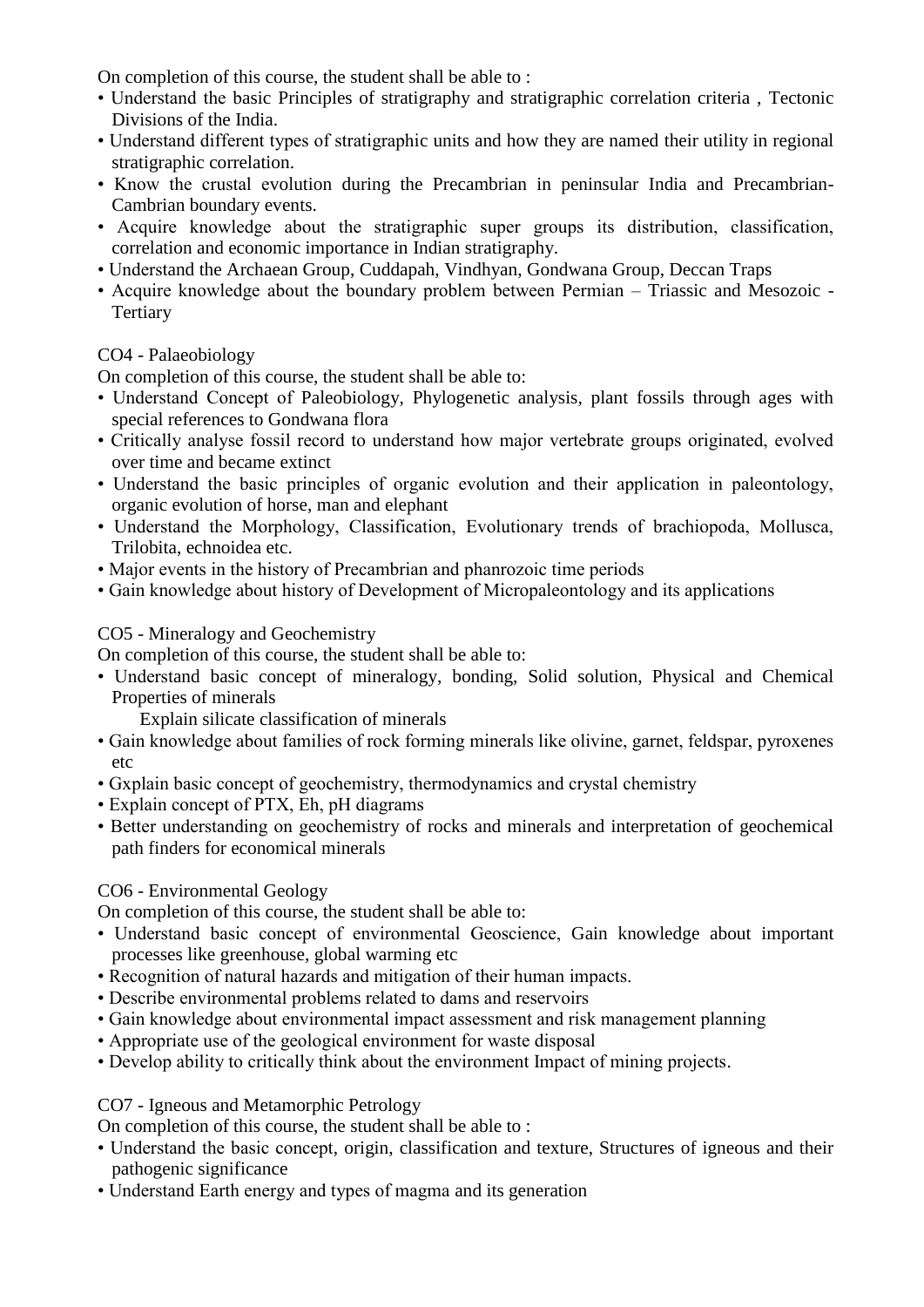On completion of this course, the student shall be able to :

- Understand the basic Principles of stratigraphy and stratigraphic correlation criteria , Tectonic Divisions of the India.
- Understand different types of stratigraphic units and how they are named their utility in regional stratigraphic correlation.
- Know the crustal evolution during the Precambrian in peninsular India and Precambrian-Cambrian boundary events.
- Acquire knowledge about the stratigraphic super groups its distribution, classification, correlation and economic importance in Indian stratigraphy.
- Understand the Archaean Group, Cuddapah, Vindhyan, Gondwana Group, Deccan Traps
- Acquire knowledge about the boundary problem between Permian – Triassic and Mesozoic - Tertiary

CO4 - Palaeobiology

On completion of this course, the student shall be able to:

- Understand Concept of Paleobiology, Phylogenetic analysis, plant fossils through ages with special references to Gondwana flora
- Critically analyse fossil record to understand how major vertebrate groups originated, evolved over time and became extinct
- Understand the basic principles of organic evolution and their application in paleontology, organic evolution of horse, man and elephant
- Understand the Morphology, Classification, Evolutionary trends of brachiopoda, Mollusca, Trilobita, echnoidea etc.
- Major events in the history of Precambrian and phanrozoic time periods
- Gain knowledge about history of Development of Micropaleontology and its applications

CO5 - Mineralogy and Geochemistry

On completion of this course, the student shall be able to:

- Understand basic concept of mineralogy, bonding, Solid solution, Physical and Chemical Properties of minerals
  
  Explain silicate classification of minerals
- Gain knowledge about families of rock forming minerals like olivine, garnet, feldspar, pyroxenes etc
- Gxplain basic concept of geochemistry, thermodynamics and crystal chemistry
- Explain concept of PTX, Eh, pH diagrams
- Better understanding on geochemistry of rocks and minerals and interpretation of geochemical path finders for economical minerals

CO6 - Environmental Geology

On completion of this course, the student shall be able to:

- Understand basic concept of environmental Geoscience, Gain knowledge about important processes like greenhouse, global warming etc
- Recognition of natural hazards and mitigation of their human impacts.
- Describe environmental problems related to dams and reservoirs
- Gain knowledge about environmental impact assessment and risk management planning
- Appropriate use of the geological environment for waste disposal
- Develop ability to critically think about the environment Impact of mining projects.

CO7 - Igneous and Metamorphic Petrology

On completion of this course, the student shall be able to :

- Understand the basic concept, origin, classification and texture, Structures of igneous and their pathogenic significance
- Understand Earth energy and types of magma and its generation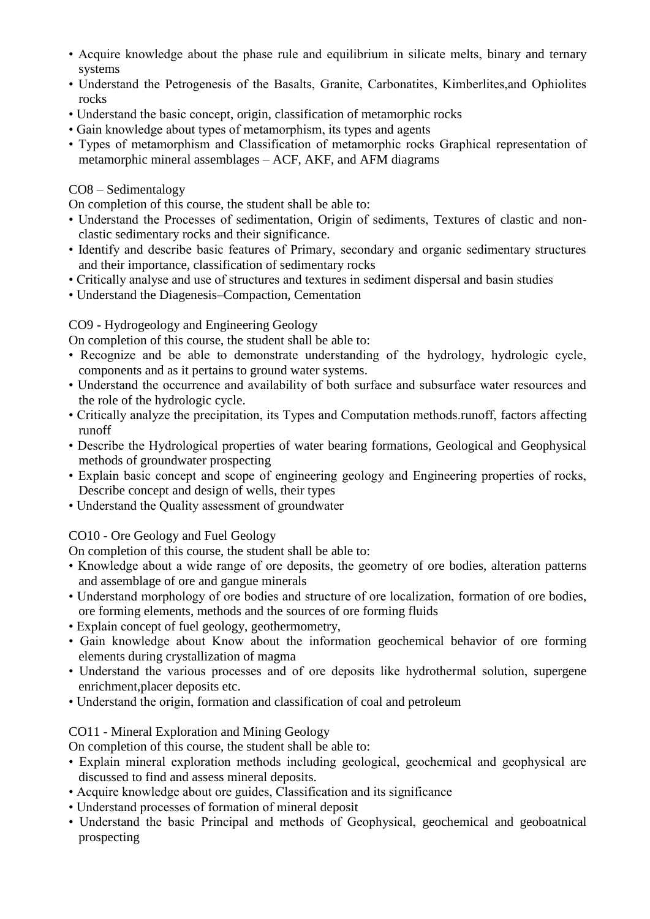- Acquire knowledge about the phase rule and equilibrium in silicate melts, binary and ternary systems
- Understand the Petrogenesis of the Basalts, Granite, Carbonatites, Kimberlites,and Ophiolites rocks
- Understand the basic concept, origin, classification of metamorphic rocks
- Gain knowledge about types of metamorphism, its types and agents
- Types of metamorphism and Classification of metamorphic rocks Graphical representation of metamorphic mineral assemblages – ACF, AKF, and AFM diagrams

CO8 – Sedimentalogy

On completion of this course, the student shall be able to:

- Understand the Processes of sedimentation, Origin of sediments, Textures of clastic and non-clastic sedimentary rocks and their significance.
- Identify and describe basic features of Primary, secondary and organic sedimentary structures and their importance, classification of sedimentary rocks
- Critically analyse and use of structures and textures in sediment dispersal and basin studies
- Understand the Diagenesis–Compaction, Cementation

CO9 - Hydrogeology and Engineering Geology

On completion of this course, the student shall be able to:

- Recognize and be able to demonstrate understanding of the hydrology, hydrologic cycle, components and as it pertains to ground water systems.
- Understand the occurrence and availability of both surface and subsurface water resources and the role of the hydrologic cycle.
- Critically analyze the precipitation, its Types and Computation methods.runoff, factors affecting runoff
- Describe the Hydrological properties of water bearing formations, Geological and Geophysical methods of groundwater prospecting
- Explain basic concept and scope of engineering geology and Engineering properties of rocks, Describe concept and design of wells, their types
- Understand the Quality assessment of groundwater

CO10 - Ore Geology and Fuel Geology

On completion of this course, the student shall be able to:

- Knowledge about a wide range of ore deposits, the geometry of ore bodies, alteration patterns and assemblage of ore and gangue minerals
- Understand morphology of ore bodies and structure of ore localization, formation of ore bodies, ore forming elements, methods and the sources of ore forming fluids
- Explain concept of fuel geology, geothermometry,
- Gain knowledge about Know about the information geochemical behavior of ore forming elements during crystallization of magma
- Understand the various processes and of ore deposits like hydrothermal solution, supergene enrichment,placer deposits etc.
- Understand the origin, formation and classification of coal and petroleum

CO11 - Mineral Exploration and Mining Geology

On completion of this course, the student shall be able to:

- Explain mineral exploration methods including geological, geochemical and geophysical are discussed to find and assess mineral deposits.
- Acquire knowledge about ore guides, Classification and its significance
- Understand processes of formation of mineral deposit
- Understand the basic Principal and methods of Geophysical, geochemical and geoboatnical prospecting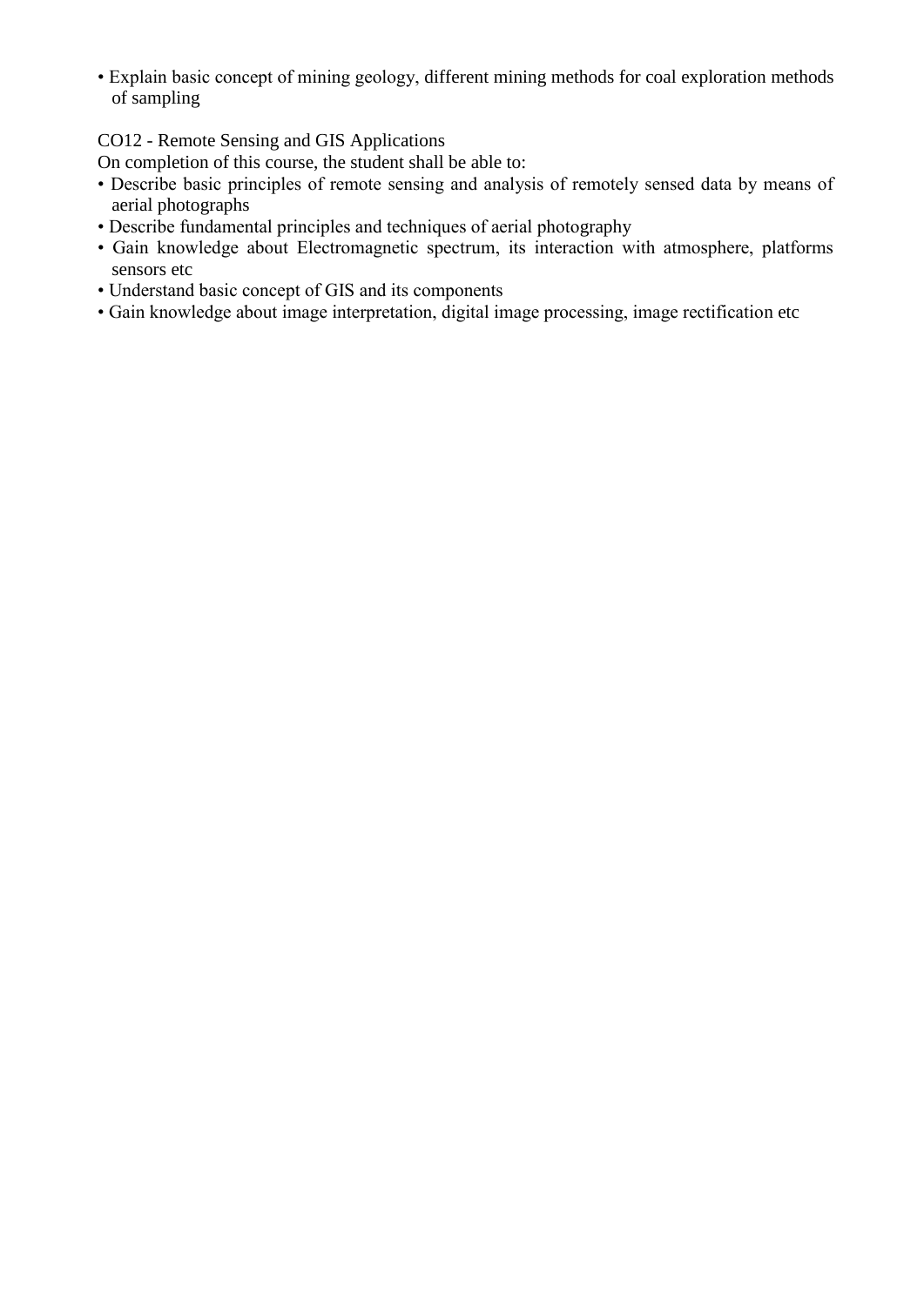- Explain basic concept of mining geology, different mining methods for coal exploration methods of sampling

CO12 - Remote Sensing and GIS Applications

On completion of this course, the student shall be able to:

- Describe basic principles of remote sensing and analysis of remotely sensed data by means of aerial photographs
- Describe fundamental principles and techniques of aerial photography
- Gain knowledge about Electromagnetic spectrum, its interaction with atmosphere, platforms sensors etc
- Understand basic concept of GIS and its components
- Gain knowledge about image interpretation, digital image processing, image rectification etc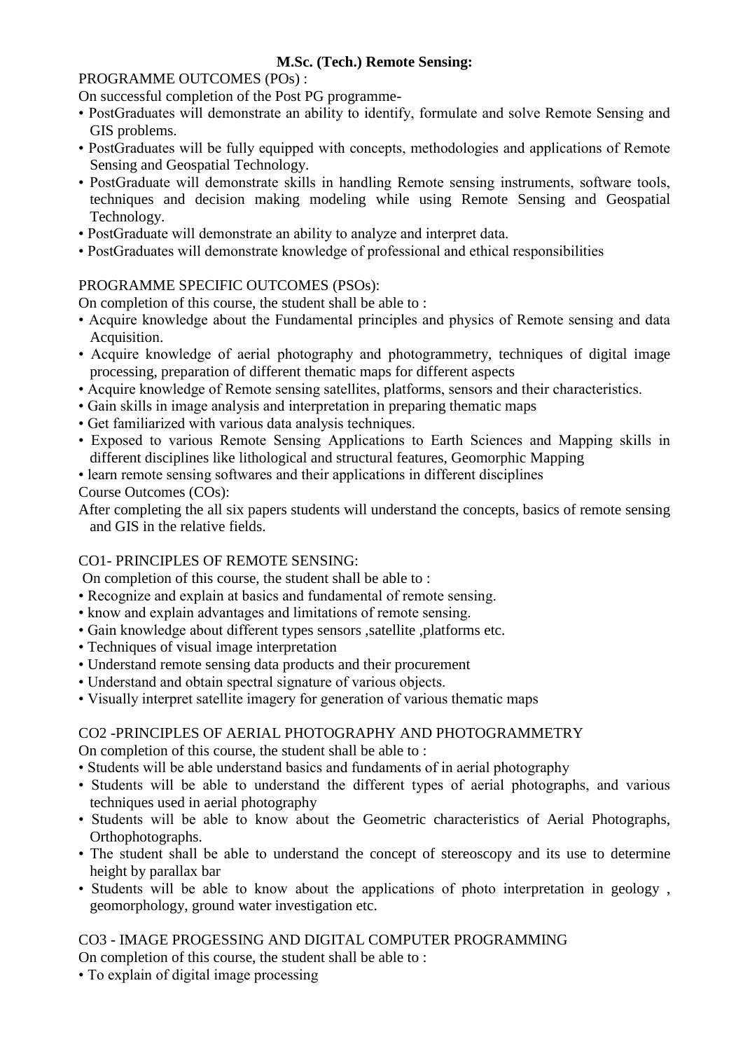**M.Sc. (Tech.) Remote Sensing:**

PROGRAMME OUTCOMES (POs) :

On successful completion of the Post PG programme-

- PostGraduates will demonstrate an ability to identify, formulate and solve Remote Sensing and GIS problems.
- PostGraduates will be fully equipped with concepts, methodologies and applications of Remote Sensing and Geospatial Technology.
- PostGraduate will demonstrate skills in handling Remote sensing instruments, software tools, techniques and decision making modeling while using Remote Sensing and Geospatial Technology.
- PostGraduate will demonstrate an ability to analyze and interpret data.
- PostGraduates will demonstrate knowledge of professional and ethical responsibilities

PROGRAMME SPECIFIC OUTCOMES (PSOs):

On completion of this course, the student shall be able to :

- Acquire knowledge about the Fundamental principles and physics of Remote sensing and data Acquisition.
- Acquire knowledge of aerial photography and photogrammetry, techniques of digital image processing, preparation of different thematic maps for different aspects
- Acquire knowledge of Remote sensing satellites, platforms, sensors and their characteristics.
- Gain skills in image analysis and interpretation in preparing thematic maps
- Get familiarized with various data analysis techniques.
- Exposed to various Remote Sensing Applications to Earth Sciences and Mapping skills in different disciplines like lithological and structural features, Geomorphic Mapping
- learn remote sensing softwares and their applications in different disciplines

Course Outcomes (COs):

After completing the all six papers students will understand the concepts, basics of remote sensing and GIS in the relative fields.

CO1- PRINCIPLES OF REMOTE SENSING:

On completion of this course, the student shall be able to :

- Recognize and explain at basics and fundamental of remote sensing.
- know and explain advantages and limitations of remote sensing.
- Gain knowledge about different types sensors ,satellite ,platforms etc.
- Techniques of visual image interpretation
- Understand remote sensing data products and their procurement
- Understand and obtain spectral signature of various objects.
- Visually interpret satellite imagery for generation of various thematic maps

CO2 -PRINCIPLES OF AERIAL PHOTOGRAPHY AND PHOTOGRAMMETRY

On completion of this course, the student shall be able to :

- Students will be able understand basics and fundaments of in aerial photography
- Students will be able to understand the different types of aerial photographs, and various techniques used in aerial photography
- Students will be able to know about the Geometric characteristics of Aerial Photographs, Orthophotographs.
- The student shall be able to understand the concept of stereoscopy and its use to determine height by parallax bar
- Students will be able to know about the applications of photo interpretation in geology , geomorphology, ground water investigation etc.

CO3 - IMAGE PROGESSING AND DIGITAL COMPUTER PROGRAMMING

On completion of this course, the student shall be able to :

- To explain of digital image processing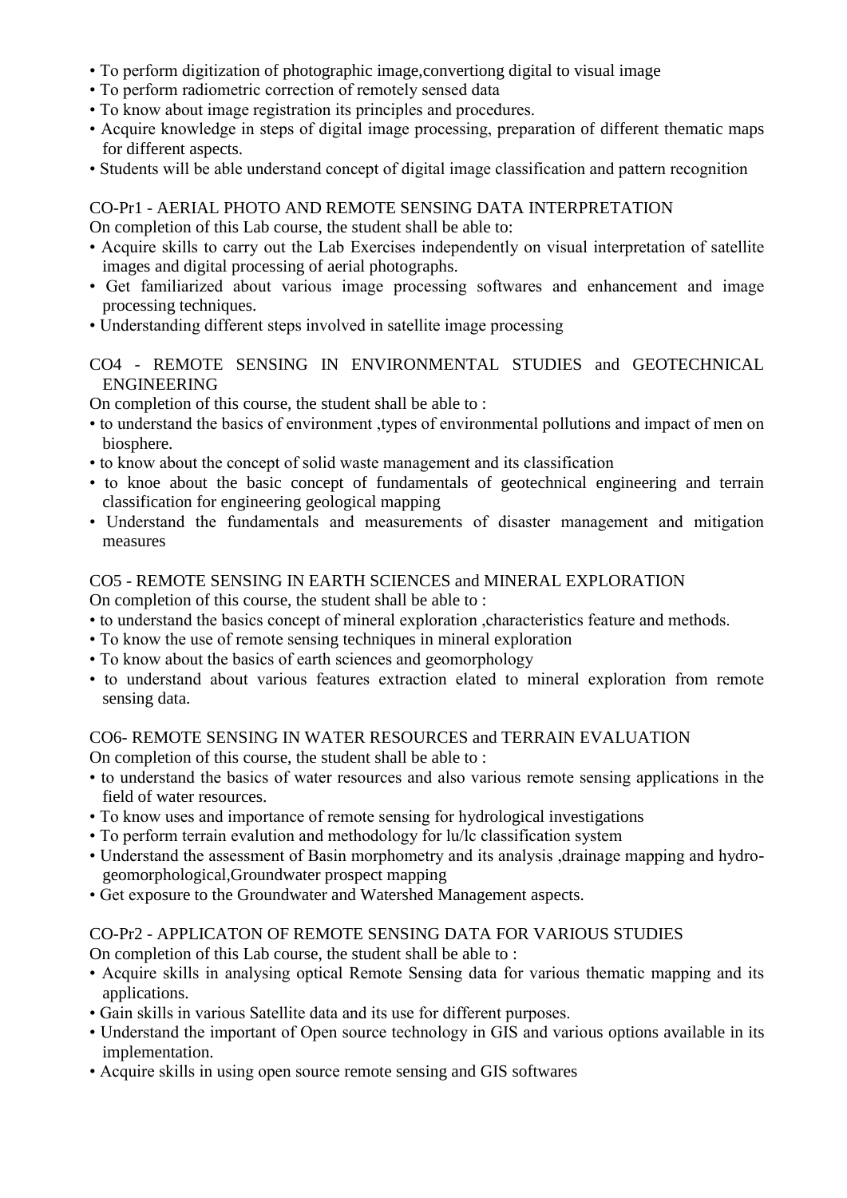- To perform digitization of photographic image,convertiong digital to visual image
- To perform radiometric correction of remotely sensed data
- To know about image registration its principles and procedures.
- Acquire knowledge in steps of digital image processing, preparation of different thematic maps for different aspects.
- Students will be able understand concept of digital image classification and pattern recognition

CO-Pr1 - AERIAL PHOTO AND REMOTE SENSING DATA INTERPRETATION

On completion of this Lab course, the student shall be able to:

- Acquire skills to carry out the Lab Exercises independently on visual interpretation of satellite images and digital processing of aerial photographs.
- Get familiarized about various image processing softwares and enhancement and image processing techniques.
- Understanding different steps involved in satellite image processing

CO4 - REMOTE SENSING IN ENVIRONMENTAL STUDIES and GEOTECHNICAL ENGINEERING

On completion of this course, the student shall be able to :

- to understand the basics of environment ,types of environmental pollutions and impact of men on biosphere.
- to know about the concept of solid waste management and its classification
- to knoe about the basic concept of fundamentals of geotechnical engineering and terrain classification for engineering geological mapping
- Understand the fundamentals and measurements of disaster management and mitigation measures

CO5 - REMOTE SENSING IN EARTH SCIENCES and MINERAL EXPLORATION

On completion of this course, the student shall be able to :

- to understand the basics concept of mineral exploration ,characteristics feature and methods.
- To know the use of remote sensing techniques in mineral exploration
- To know about the basics of earth sciences and geomorphology
- to understand about various features extraction elated to mineral exploration from remote sensing data.

CO6- REMOTE SENSING IN WATER RESOURCES and TERRAIN EVALUATION

On completion of this course, the student shall be able to :

- to understand the basics of water resources and also various remote sensing applications in the field of water resources.
- To know uses and importance of remote sensing for hydrological investigations
- To perform terrain evalution and methodology for lu/lc classification system
- Understand the assessment of Basin morphometry and its analysis ,drainage mapping and hydro-geomorphological,Groundwater prospect mapping
- Get exposure to the Groundwater and Watershed Management aspects.

CO-Pr2 - APPLICATON OF REMOTE SENSING DATA FOR VARIOUS STUDIES

On completion of this Lab course, the student shall be able to :

- Acquire skills in analysing optical Remote Sensing data for various thematic mapping and its applications.
- Gain skills in various Satellite data and its use for different purposes.
- Understand the important of Open source technology in GIS and various options available in its implementation.
- Acquire skills in using open source remote sensing and GIS softwares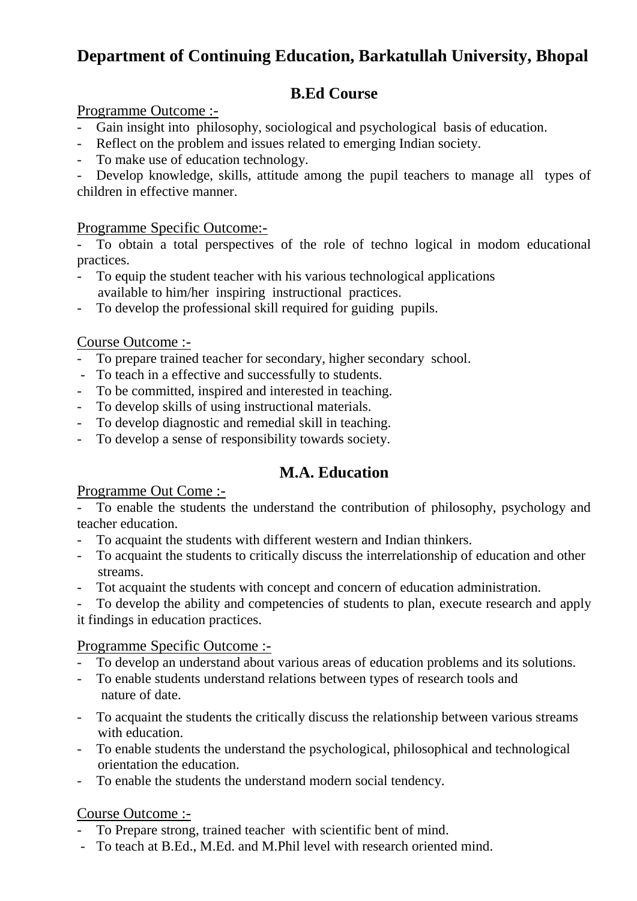# Department of Continuing Education, Barkatullah University, Bhopal

## B.Ed Course

Programme Outcome :-

- Gain insight into philosophy, sociological and psychological basis of education.
- Reflect on the problem and issues related to emerging Indian society.
- To make use of education technology.
- Develop knowledge, skills, attitude among the pupil teachers to manage all types of children in effective manner.

Programme Specific Outcome:-

- To obtain a total perspectives of the role of techno logical in modom educational practices.
- To equip the student teacher with his various technological applications available to him/her inspiring instructional practices.
- To develop the professional skill required for guiding pupils.

Course Outcome :-

- To prepare trained teacher for secondary, higher secondary school.
- To teach in a effective and successfully to students.
- To be committed, inspired and interested in teaching.
- To develop skills of using instructional materials.
- To develop diagnostic and remedial skill in teaching.
- To develop a sense of responsibility towards society.

## M.A. Education

Programme Out Come :-

- To enable the students the understand the contribution of philosophy, psychology and teacher education.
- To acquaint the students with different western and Indian thinkers.
- To acquaint the students to critically discuss the interrelationship of education and other streams.
- Tot acquaint the students with concept and concern of education administration.
- To develop the ability and competencies of students to plan, execute research and apply it findings in education practices.

Programme Specific Outcome :-

- To develop an understand about various areas of education problems and its solutions.
- To enable students understand relations between types of research tools and nature of date.
- To acquaint the students the critically discuss the relationship between various streams with education.
- To enable students the understand the psychological, philosophical and technological orientation the education.
- To enable the students the understand modern social tendency.

Course Outcome :-

- To Prepare strong, trained teacher with scientific bent of mind.
- To teach at B.Ed., M.Ed. and M.Phil level with research oriented mind.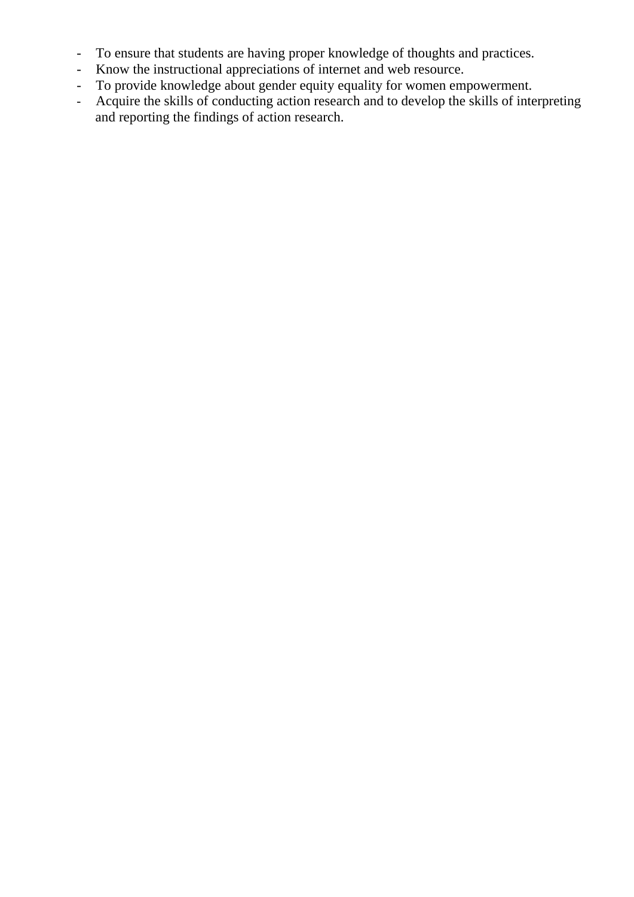- To ensure that students are having proper knowledge of thoughts and practices.
- Know the instructional appreciations of internet and web resource.
- To provide knowledge about gender equity equality for women empowerment.
- Acquire the skills of conducting action research and to develop the skills of interpreting and reporting the findings of action research.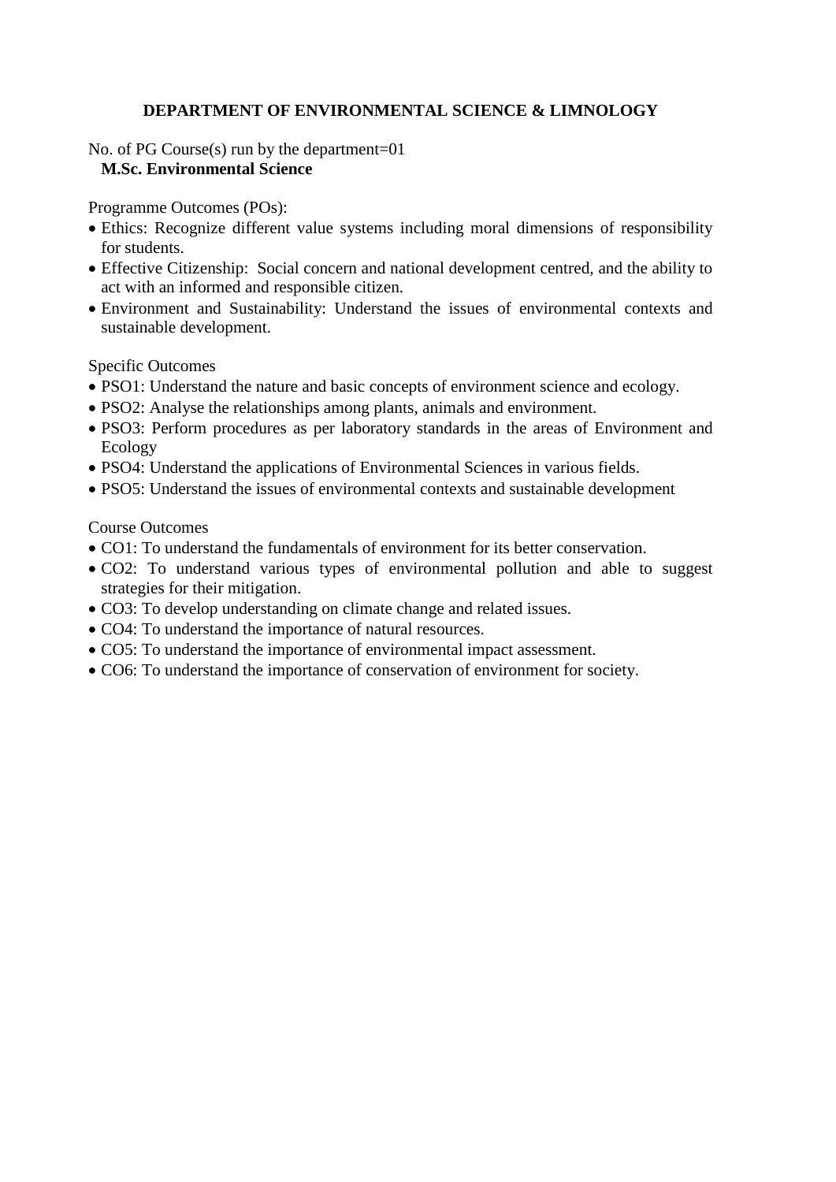## DEPARTMENT OF ENVIRONMENTAL SCIENCE & LIMNOLOGY

No. of PG Course(s) run by the department=01

**M.Sc. Environmental Science**

Programme Outcomes (POs):

- Ethics: Recognize different value systems including moral dimensions of responsibility for students.
- Effective Citizenship: Social concern and national development centred, and the ability to act with an informed and responsible citizen.
- Environment and Sustainability: Understand the issues of environmental contexts and sustainable development.

Specific Outcomes

- PSO1: Understand the nature and basic concepts of environment science and ecology.
- PSO2: Analyse the relationships among plants, animals and environment.
- PSO3: Perform procedures as per laboratory standards in the areas of Environment and Ecology
- PSO4: Understand the applications of Environmental Sciences in various fields.
- PSO5: Understand the issues of environmental contexts and sustainable development

Course Outcomes

- CO1: To understand the fundamentals of environment for its better conservation.
- CO2: To understand various types of environmental pollution and able to suggest strategies for their mitigation.
- CO3: To develop understanding on climate change and related issues.
- CO4: To understand the importance of natural resources.
- CO5: To understand the importance of environmental impact assessment.
- CO6: To understand the importance of conservation of environment for society.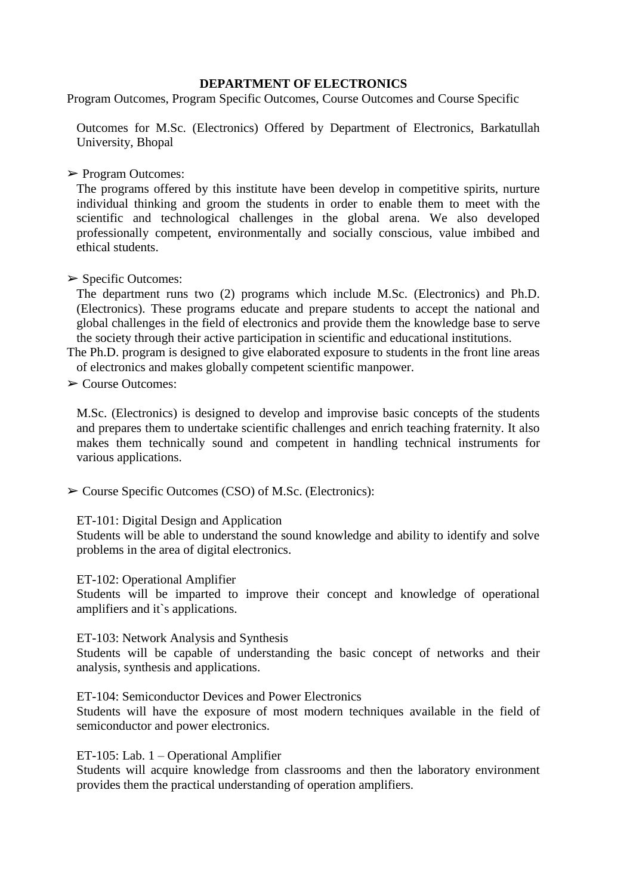## DEPARTMENT OF ELECTRONICS

Program Outcomes, Program Specific Outcomes, Course Outcomes and Course Specific

Outcomes for M.Sc. (Electronics) Offered by Department of Electronics, Barkatullah University, Bhopal

➢ Program Outcomes:

The programs offered by this institute have been develop in competitive spirits, nurture individual thinking and groom the students in order to enable them to meet with the scientific and technological challenges in the global arena. We also developed professionally competent, environmentally and socially conscious, value imbibed and ethical students.

➢ Specific Outcomes:

The department runs two (2) programs which include M.Sc. (Electronics) and Ph.D. (Electronics). These programs educate and prepare students to accept the national and global challenges in the field of electronics and provide them the knowledge base to serve the society through their active participation in scientific and educational institutions.

The Ph.D. program is designed to give elaborated exposure to students in the front line areas of electronics and makes globally competent scientific manpower.

➢ Course Outcomes:

M.Sc. (Electronics) is designed to develop and improvise basic concepts of the students and prepares them to undertake scientific challenges and enrich teaching fraternity. It also makes them technically sound and competent in handling technical instruments for various applications.

➢ Course Specific Outcomes (CSO) of M.Sc. (Electronics):

ET-101: Digital Design and Application

Students will be able to understand the sound knowledge and ability to identify and solve problems in the area of digital electronics.

ET-102: Operational Amplifier

Students will be imparted to improve their concept and knowledge of operational amplifiers and it`s applications.

ET-103: Network Analysis and Synthesis

Students will be capable of understanding the basic concept of networks and their analysis, synthesis and applications.

ET-104: Semiconductor Devices and Power Electronics

Students will have the exposure of most modern techniques available in the field of semiconductor and power electronics.

ET-105: Lab. 1 – Operational Amplifier

Students will acquire knowledge from classrooms and then the laboratory environment provides them the practical understanding of operation amplifiers.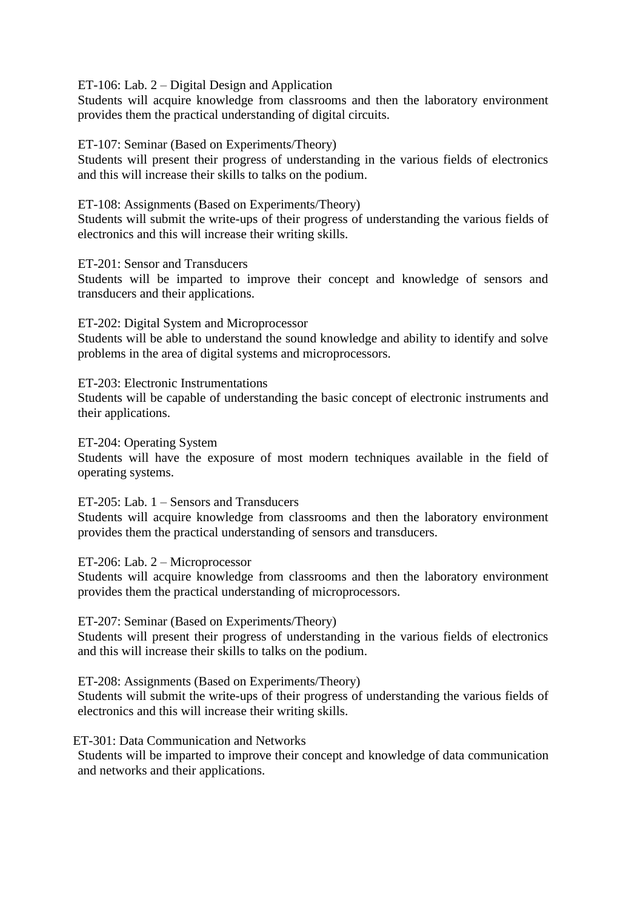ET-106: Lab. 2 – Digital Design and Application

Students will acquire knowledge from classrooms and then the laboratory environment provides them the practical understanding of digital circuits.

ET-107: Seminar (Based on Experiments/Theory)

Students will present their progress of understanding in the various fields of electronics and this will increase their skills to talks on the podium.

ET-108: Assignments (Based on Experiments/Theory)

Students will submit the write-ups of their progress of understanding the various fields of electronics and this will increase their writing skills.

ET-201: Sensor and Transducers

Students will be imparted to improve their concept and knowledge of sensors and transducers and their applications.

ET-202: Digital System and Microprocessor

Students will be able to understand the sound knowledge and ability to identify and solve problems in the area of digital systems and microprocessors.

ET-203: Electronic Instrumentations

Students will be capable of understanding the basic concept of electronic instruments and their applications.

ET-204: Operating System

Students will have the exposure of most modern techniques available in the field of operating systems.

ET-205: Lab. 1 – Sensors and Transducers

Students will acquire knowledge from classrooms and then the laboratory environment provides them the practical understanding of sensors and transducers.

ET-206: Lab. 2 – Microprocessor

Students will acquire knowledge from classrooms and then the laboratory environment provides them the practical understanding of microprocessors.

ET-207: Seminar (Based on Experiments/Theory)

Students will present their progress of understanding in the various fields of electronics and this will increase their skills to talks on the podium.

ET-208: Assignments (Based on Experiments/Theory)

Students will submit the write-ups of their progress of understanding the various fields of electronics and this will increase their writing skills.

ET-301: Data Communication and Networks

Students will be imparted to improve their concept and knowledge of data communication and networks and their applications.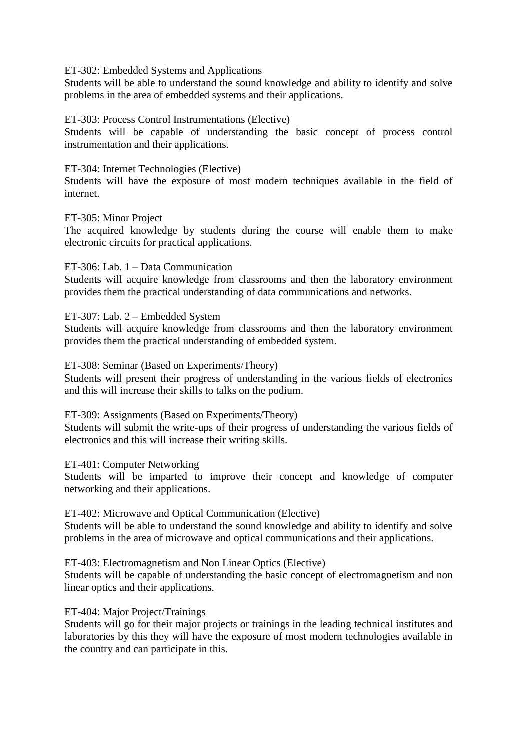ET-302: Embedded Systems and Applications
Students will be able to understand the sound knowledge and ability to identify and solve problems in the area of embedded systems and their applications.

ET-303: Process Control Instrumentations (Elective)
Students will be capable of understanding the basic concept of process control instrumentation and their applications.

ET-304: Internet Technologies (Elective)
Students will have the exposure of most modern techniques available in the field of internet.

ET-305: Minor Project
The acquired knowledge by students during the course will enable them to make electronic circuits for practical applications.

ET-306: Lab. 1 – Data Communication
Students will acquire knowledge from classrooms and then the laboratory environment provides them the practical understanding of data communications and networks.

ET-307: Lab. 2 – Embedded System
Students will acquire knowledge from classrooms and then the laboratory environment provides them the practical understanding of embedded system.

ET-308: Seminar (Based on Experiments/Theory)
Students will present their progress of understanding in the various fields of electronics and this will increase their skills to talks on the podium.

ET-309: Assignments (Based on Experiments/Theory)
Students will submit the write-ups of their progress of understanding the various fields of electronics and this will increase their writing skills.

ET-401: Computer Networking
Students will be imparted to improve their concept and knowledge of computer networking and their applications.

ET-402: Microwave and Optical Communication (Elective)
Students will be able to understand the sound knowledge and ability to identify and solve problems in the area of microwave and optical communications and their applications.

ET-403: Electromagnetism and Non Linear Optics (Elective)
Students will be capable of understanding the basic concept of electromagnetism and non linear optics and their applications.

ET-404: Major Project/Trainings
Students will go for their major projects or trainings in the leading technical institutes and laboratories by this they will have the exposure of most modern technologies available in the country and can participate in this.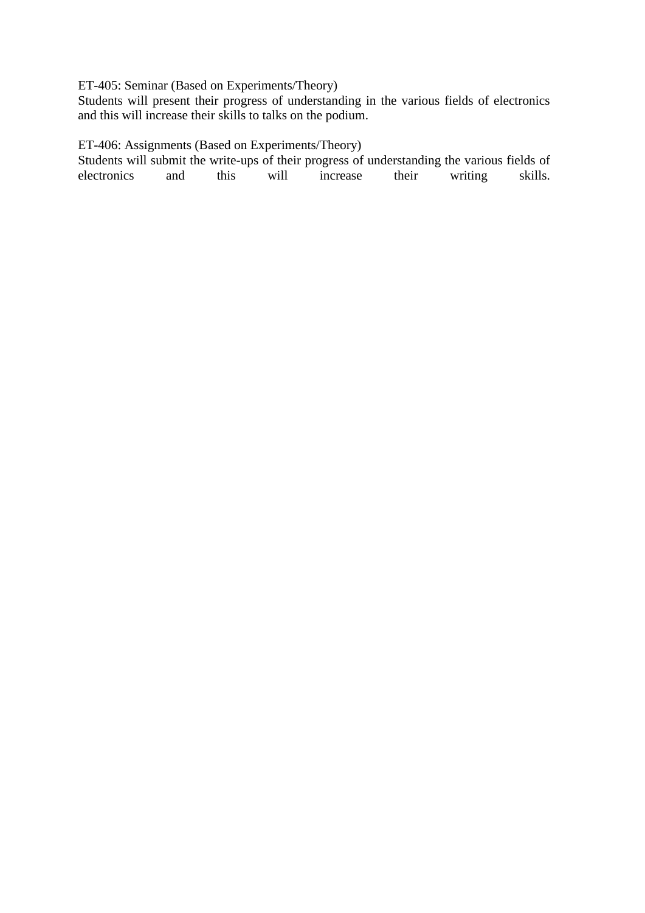ET-405: Seminar (Based on Experiments/Theory)

Students will present their progress of understanding in the various fields of electronics and this will increase their skills to talks on the podium.

ET-406: Assignments (Based on Experiments/Theory)

Students will submit the write-ups of their progress of understanding the various fields of electronics and this will increase their writing skills.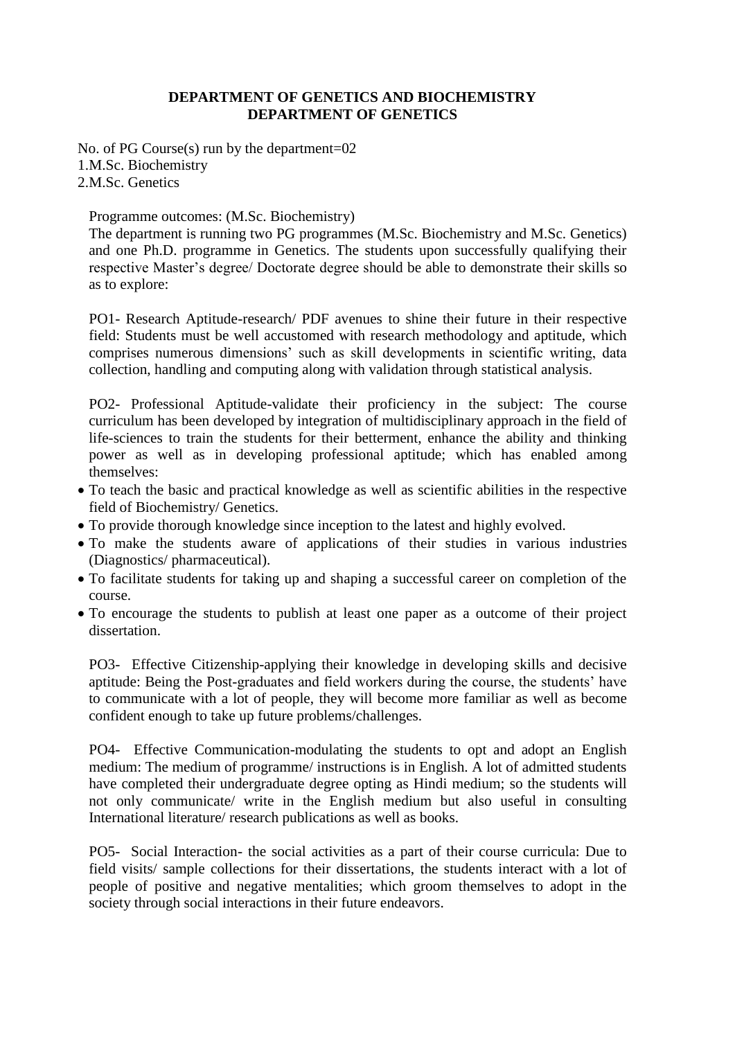**DEPARTMENT OF GENETICS AND BIOCHEMISTRY**
**DEPARTMENT OF GENETICS**

No. of PG Course(s) run by the department=02
1.M.Sc. Biochemistry
2.M.Sc. Genetics

Programme outcomes: (M.Sc. Biochemistry)
The department is running two PG programmes (M.Sc. Biochemistry and M.Sc. Genetics) and one Ph.D. programme in Genetics. The students upon successfully qualifying their respective Master's degree/ Doctorate degree should be able to demonstrate their skills so as to explore:

PO1- Research Aptitude-research/ PDF avenues to shine their future in their respective field: Students must be well accustomed with research methodology and aptitude, which comprises numerous dimensions' such as skill developments in scientific writing, data collection, handling and computing along with validation through statistical analysis.

PO2- Professional Aptitude-validate their proficiency in the subject: The course curriculum has been developed by integration of multidisciplinary approach in the field of life-sciences to train the students for their betterment, enhance the ability and thinking power as well as in developing professional aptitude; which has enabled among themselves:

- To teach the basic and practical knowledge as well as scientific abilities in the respective field of Biochemistry/ Genetics.
- To provide thorough knowledge since inception to the latest and highly evolved.
- To make the students aware of applications of their studies in various industries (Diagnostics/ pharmaceutical).
- To facilitate students for taking up and shaping a successful career on completion of the course.
- To encourage the students to publish at least one paper as a outcome of their project dissertation.

PO3- Effective Citizenship-applying their knowledge in developing skills and decisive aptitude: Being the Post-graduates and field workers during the course, the students' have to communicate with a lot of people, they will become more familiar as well as become confident enough to take up future problems/challenges.

PO4- Effective Communication-modulating the students to opt and adopt an English medium: The medium of programme/ instructions is in English. A lot of admitted students have completed their undergraduate degree opting as Hindi medium; so the students will not only communicate/ write in the English medium but also useful in consulting International literature/ research publications as well as books.

PO5- Social Interaction- the social activities as a part of their course curricula: Due to field visits/ sample collections for their dissertations, the students interact with a lot of people of positive and negative mentalities; which groom themselves to adopt in the society through social interactions in their future endeavors.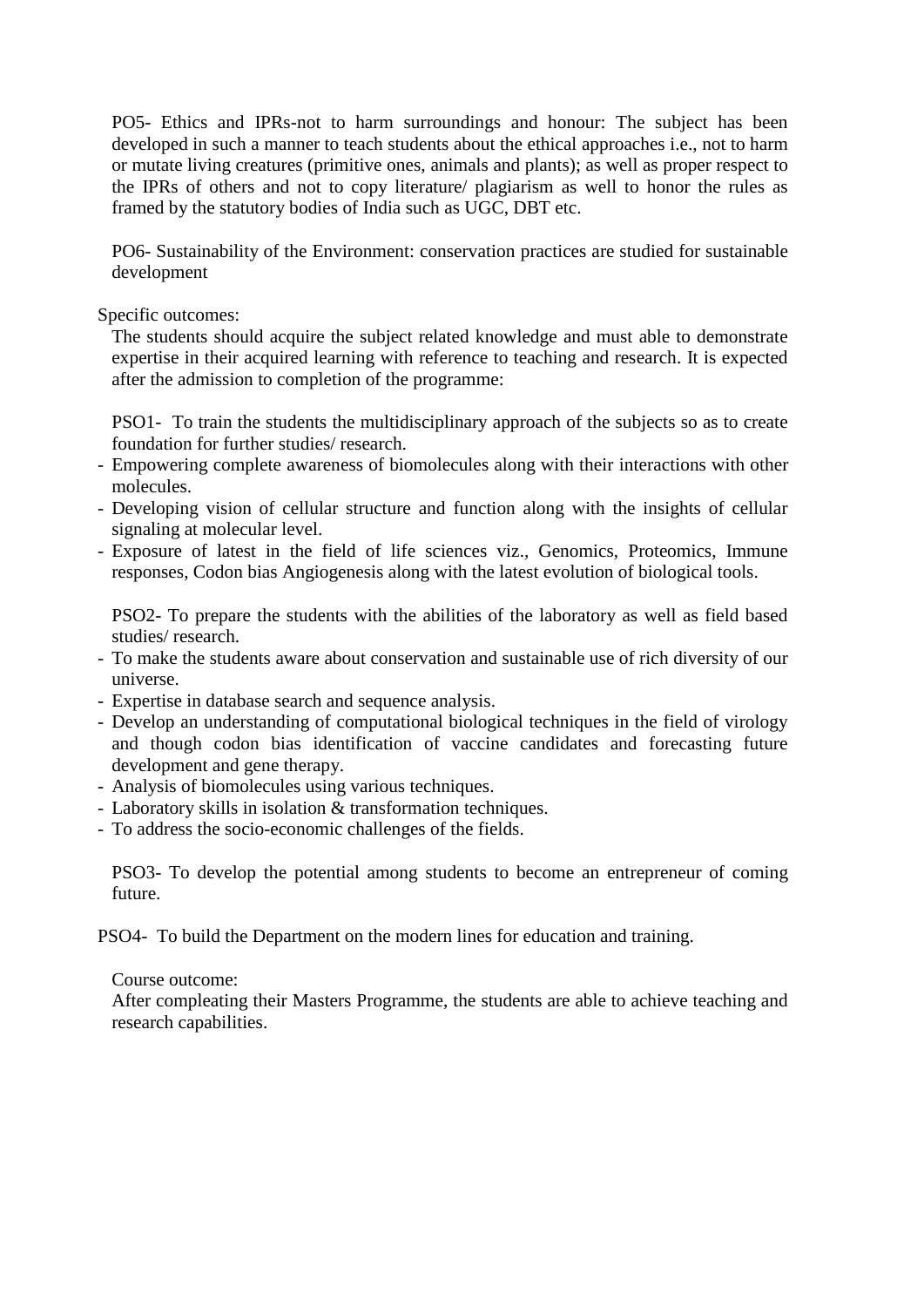PO5- Ethics and IPRs-not to harm surroundings and honour: The subject has been developed in such a manner to teach students about the ethical approaches i.e., not to harm or mutate living creatures (primitive ones, animals and plants); as well as proper respect to the IPRs of others and not to copy literature/ plagiarism as well to honor the rules as framed by the statutory bodies of India such as UGC, DBT etc.

PO6- Sustainability of the Environment: conservation practices are studied for sustainable development

Specific outcomes:

The students should acquire the subject related knowledge and must able to demonstrate expertise in their acquired learning with reference to teaching and research. It is expected after the admission to completion of the programme:

PSO1- To train the students the multidisciplinary approach of the subjects so as to create foundation for further studies/ research.

- Empowering complete awareness of biomolecules along with their interactions with other molecules.
- Developing vision of cellular structure and function along with the insights of cellular signaling at molecular level.
- Exposure of latest in the field of life sciences viz., Genomics, Proteomics, Immune responses, Codon bias Angiogenesis along with the latest evolution of biological tools.

PSO2- To prepare the students with the abilities of the laboratory as well as field based studies/ research.

- To make the students aware about conservation and sustainable use of rich diversity of our universe.
- Expertise in database search and sequence analysis.
- Develop an understanding of computational biological techniques in the field of virology and though codon bias identification of vaccine candidates and forecasting future development and gene therapy.
- Analysis of biomolecules using various techniques.
- Laboratory skills in isolation & transformation techniques.
- To address the socio-economic challenges of the fields.

PSO3- To develop the potential among students to become an entrepreneur of coming future.

PSO4- To build the Department on the modern lines for education and training.

Course outcome:

After compleating their Masters Programme, the students are able to achieve teaching and research capabilities.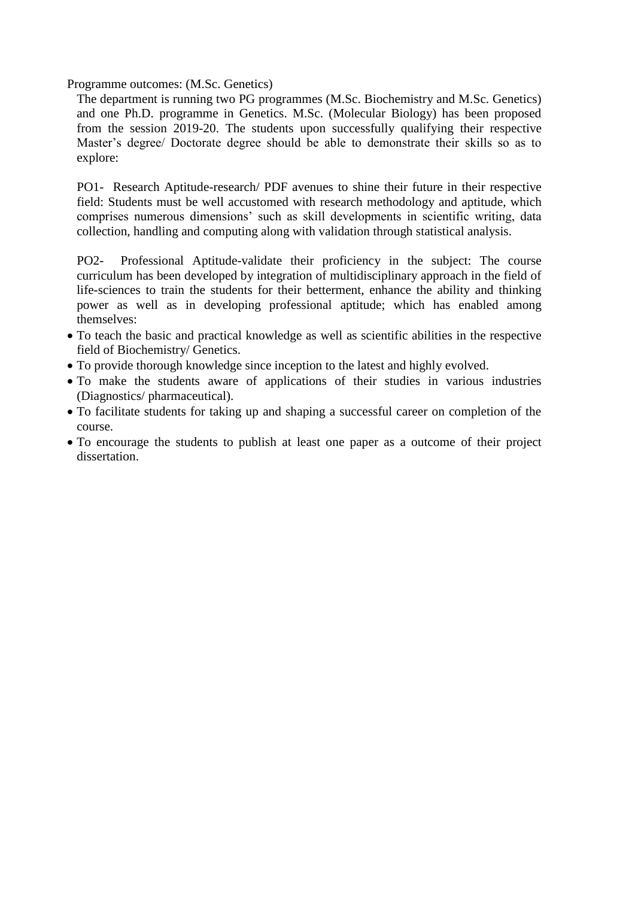Programme outcomes: (M.Sc. Genetics)

The department is running two PG programmes (M.Sc. Biochemistry and M.Sc. Genetics) and one Ph.D. programme in Genetics. M.Sc. (Molecular Biology) has been proposed from the session 2019-20. The students upon successfully qualifying their respective Master's degree/ Doctorate degree should be able to demonstrate their skills so as to explore:

PO1- Research Aptitude-research/ PDF avenues to shine their future in their respective field: Students must be well accustomed with research methodology and aptitude, which comprises numerous dimensions' such as skill developments in scientific writing, data collection, handling and computing along with validation through statistical analysis.

PO2- Professional Aptitude-validate their proficiency in the subject: The course curriculum has been developed by integration of multidisciplinary approach in the field of life-sciences to train the students for their betterment, enhance the ability and thinking power as well as in developing professional aptitude; which has enabled among themselves:

- To teach the basic and practical knowledge as well as scientific abilities in the respective field of Biochemistry/ Genetics.
- To provide thorough knowledge since inception to the latest and highly evolved.
- To make the students aware of applications of their studies in various industries (Diagnostics/ pharmaceutical).
- To facilitate students for taking up and shaping a successful career on completion of the course.
- To encourage the students to publish at least one paper as a outcome of their project dissertation.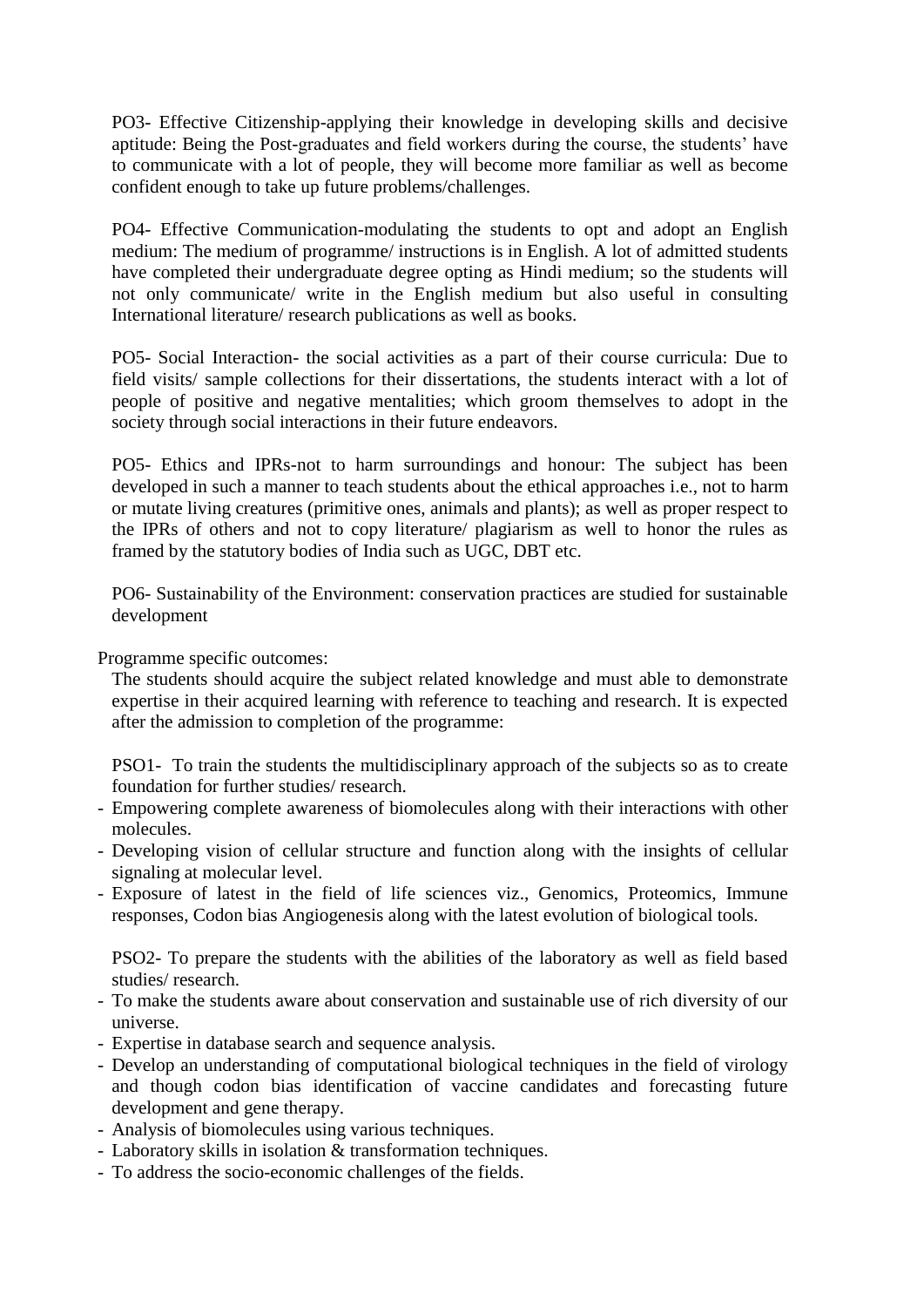PO3- Effective Citizenship-applying their knowledge in developing skills and decisive aptitude: Being the Post-graduates and field workers during the course, the students' have to communicate with a lot of people, they will become more familiar as well as become confident enough to take up future problems/challenges.

PO4- Effective Communication-modulating the students to opt and adopt an English medium: The medium of programme/ instructions is in English. A lot of admitted students have completed their undergraduate degree opting as Hindi medium; so the students will not only communicate/ write in the English medium but also useful in consulting International literature/ research publications as well as books.

PO5- Social Interaction- the social activities as a part of their course curricula: Due to field visits/ sample collections for their dissertations, the students interact with a lot of people of positive and negative mentalities; which groom themselves to adopt in the society through social interactions in their future endeavors.

PO5- Ethics and IPRs-not to harm surroundings and honour: The subject has been developed in such a manner to teach students about the ethical approaches i.e., not to harm or mutate living creatures (primitive ones, animals and plants); as well as proper respect to the IPRs of others and not to copy literature/ plagiarism as well to honor the rules as framed by the statutory bodies of India such as UGC, DBT etc.

PO6- Sustainability of the Environment: conservation practices are studied for sustainable development

Programme specific outcomes:

The students should acquire the subject related knowledge and must able to demonstrate expertise in their acquired learning with reference to teaching and research. It is expected after the admission to completion of the programme:

PSO1- To train the students the multidisciplinary approach of the subjects so as to create foundation for further studies/ research.

- Empowering complete awareness of biomolecules along with their interactions with other molecules.
- Developing vision of cellular structure and function along with the insights of cellular signaling at molecular level.
- Exposure of latest in the field of life sciences viz., Genomics, Proteomics, Immune responses, Codon bias Angiogenesis along with the latest evolution of biological tools.

PSO2- To prepare the students with the abilities of the laboratory as well as field based studies/ research.

- To make the students aware about conservation and sustainable use of rich diversity of our universe.
- Expertise in database search and sequence analysis.
- Develop an understanding of computational biological techniques in the field of virology and though codon bias identification of vaccine candidates and forecasting future development and gene therapy.
- Analysis of biomolecules using various techniques.
- Laboratory skills in isolation & transformation techniques.
- To address the socio-economic challenges of the fields.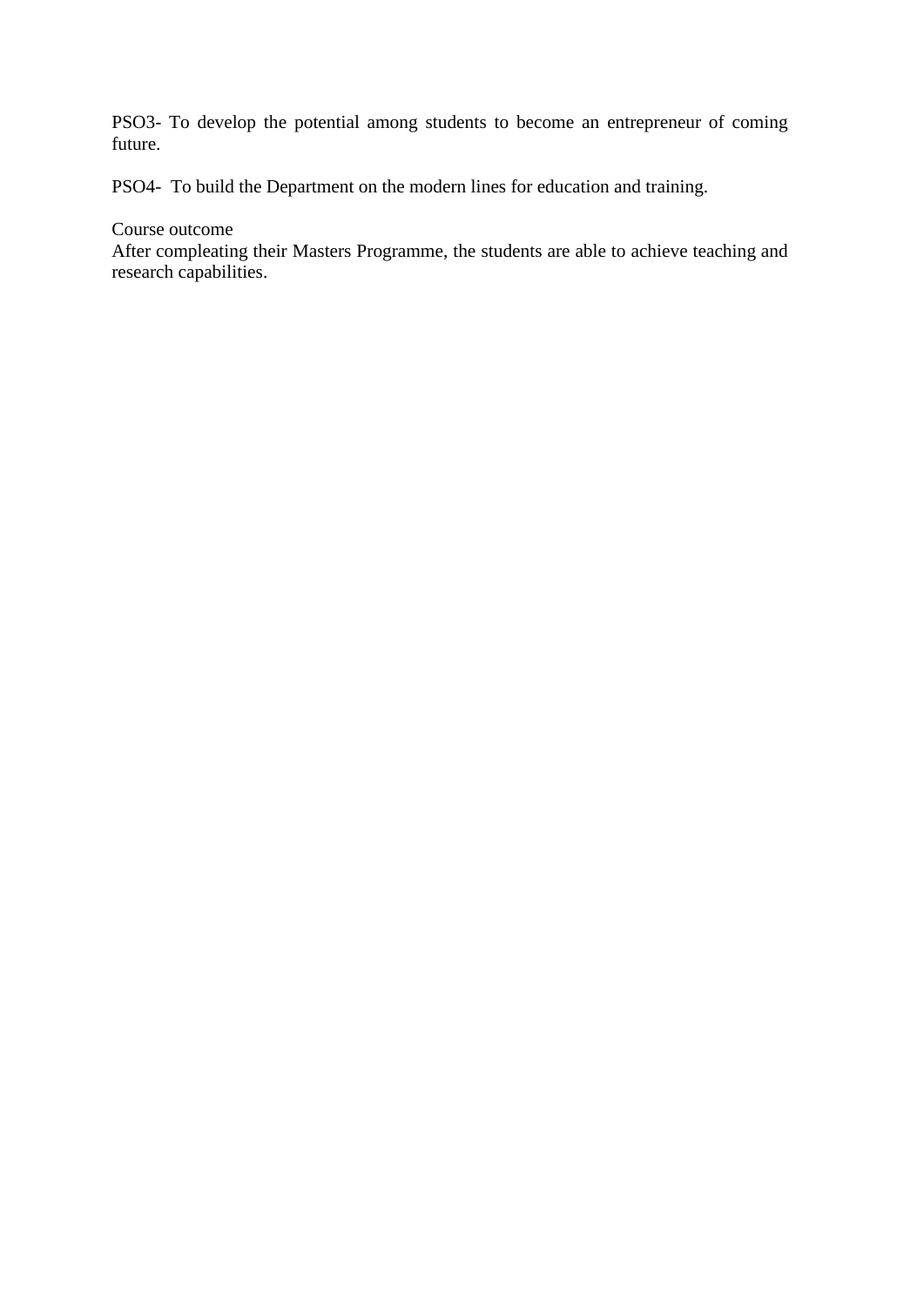PSO3- To develop the potential among students to become an entrepreneur of coming future.

PSO4- To build the Department on the modern lines for education and training.

Course outcome
After compleating their Masters Programme, the students are able to achieve teaching and research capabilities.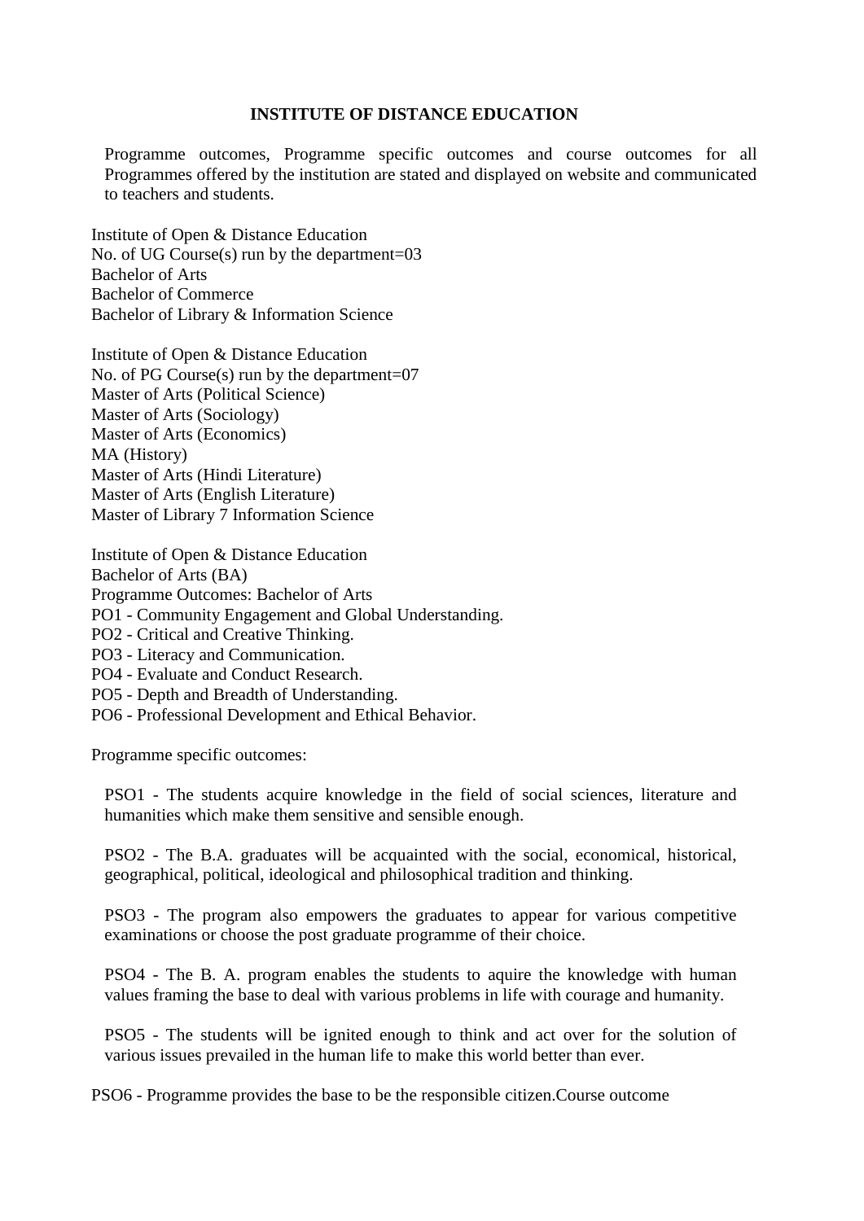**INSTITUTE OF DISTANCE EDUCATION**

Programme outcomes, Programme specific outcomes and course outcomes for all Programmes offered by the institution are stated and displayed on website and communicated to teachers and students.

Institute of Open & Distance Education
No. of UG Course(s) run by the department=03
Bachelor of Arts
Bachelor of Commerce
Bachelor of Library & Information Science

Institute of Open & Distance Education
No. of PG Course(s) run by the department=07
Master of Arts (Political Science)
Master of Arts (Sociology)
Master of Arts (Economics)
MA (History)
Master of Arts (Hindi Literature)
Master of Arts (English Literature)
Master of Library 7 Information Science

Institute of Open & Distance Education
Bachelor of Arts (BA)
Programme Outcomes: Bachelor of Arts
PO1 - Community Engagement and Global Understanding.
PO2 - Critical and Creative Thinking.
PO3 - Literacy and Communication.
PO4 - Evaluate and Conduct Research.
PO5 - Depth and Breadth of Understanding.
PO6 - Professional Development and Ethical Behavior.

Programme specific outcomes:

PSO1 - The students acquire knowledge in the field of social sciences, literature and humanities which make them sensitive and sensible enough.

PSO2 - The B.A. graduates will be acquainted with the social, economical, historical, geographical, political, ideological and philosophical tradition and thinking.

PSO3 - The program also empowers the graduates to appear for various competitive examinations or choose the post graduate programme of their choice.

PSO4 - The B. A. program enables the students to aquire the knowledge with human values framing the base to deal with various problems in life with courage and humanity.

PSO5 - The students will be ignited enough to think and act over for the solution of various issues prevailed in the human life to make this world better than ever.

PSO6 - Programme provides the base to be the responsible citizen.Course outcome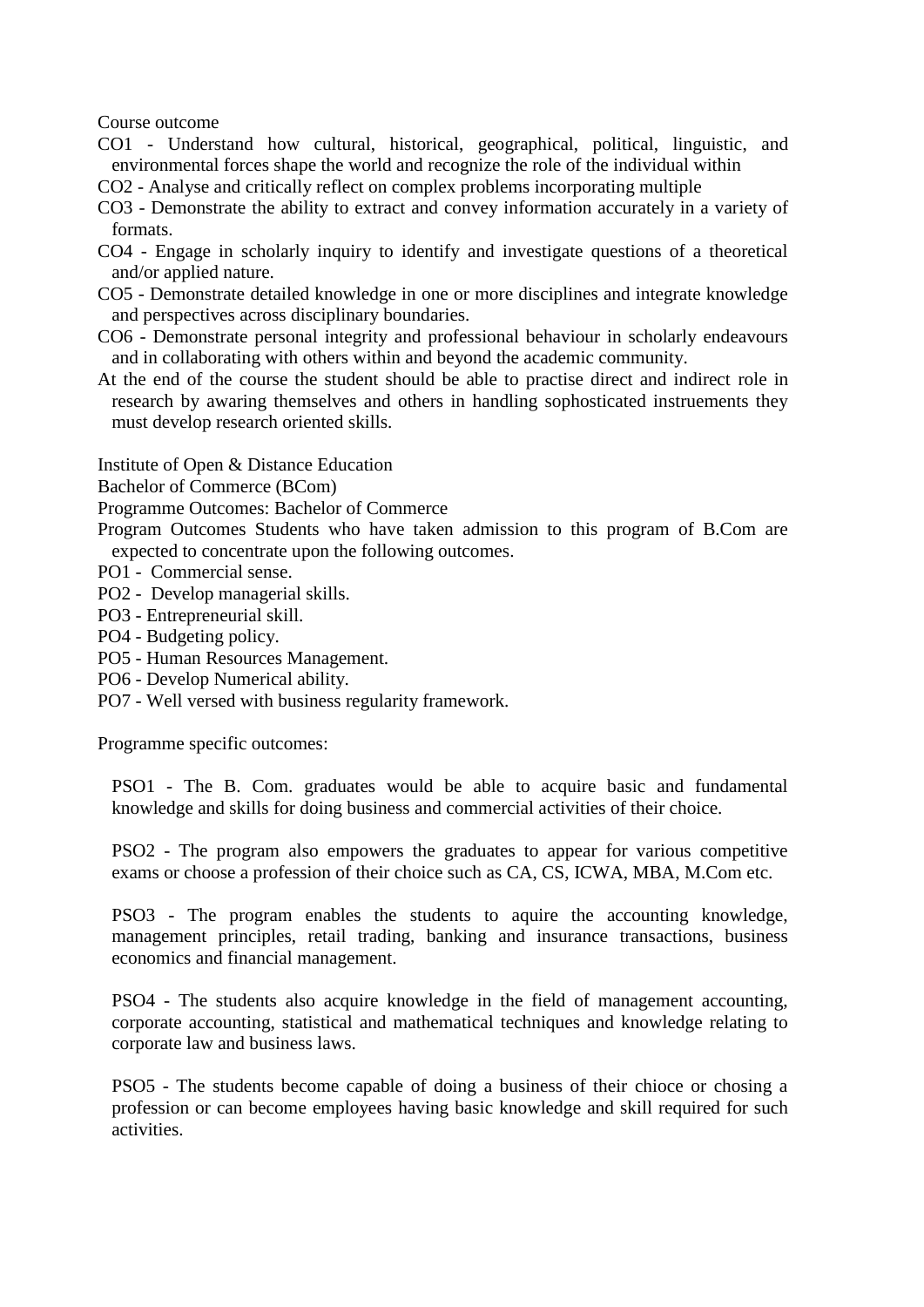Course outcome

CO1 - Understand how cultural, historical, geographical, political, linguistic, and environmental forces shape the world and recognize the role of the individual within

CO2 - Analyse and critically reflect on complex problems incorporating multiple

CO3 - Demonstrate the ability to extract and convey information accurately in a variety of formats.

CO4 - Engage in scholarly inquiry to identify and investigate questions of a theoretical and/or applied nature.

CO5 - Demonstrate detailed knowledge in one or more disciplines and integrate knowledge and perspectives across disciplinary boundaries.

CO6 - Demonstrate personal integrity and professional behaviour in scholarly endeavours and in collaborating with others within and beyond the academic community.

At the end of the course the student should be able to practise direct and indirect role in research by awaring themselves and others in handling sophosticated instruements they must develop research oriented skills.

Institute of Open & Distance Education

Bachelor of Commerce (BCom)

Programme Outcomes: Bachelor of Commerce

Program Outcomes Students who have taken admission to this program of B.Com are expected to concentrate upon the following outcomes.

PO1 - Commercial sense.

PO2 - Develop managerial skills.

PO3 - Entrepreneurial skill.

PO4 - Budgeting policy.

PO5 - Human Resources Management.

PO6 - Develop Numerical ability.

PO7 - Well versed with business regularity framework.

Programme specific outcomes:

PSO1 - The B. Com. graduates would be able to acquire basic and fundamental knowledge and skills for doing business and commercial activities of their choice.

PSO2 - The program also empowers the graduates to appear for various competitive exams or choose a profession of their choice such as CA, CS, ICWA, MBA, M.Com etc.

PSO3 - The program enables the students to aquire the accounting knowledge, management principles, retail trading, banking and insurance transactions, business economics and financial management.

PSO4 - The students also acquire knowledge in the field of management accounting, corporate accounting, statistical and mathematical techniques and knowledge relating to corporate law and business laws.

PSO5 - The students become capable of doing a business of their chioce or chosing a profession or can become employees having basic knowledge and skill required for such activities.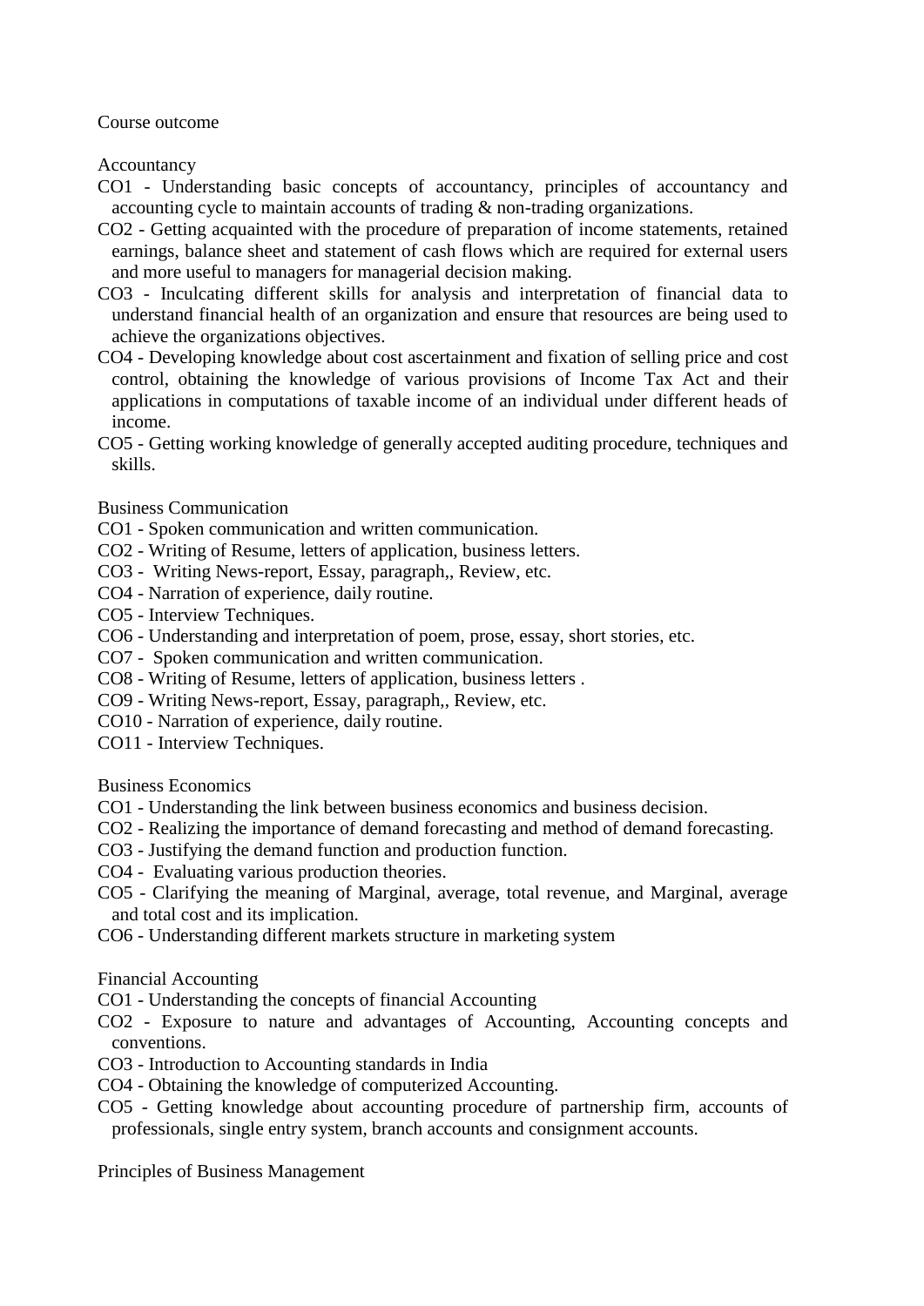Course outcome

Accountancy

- CO1 - Understanding basic concepts of accountancy, principles of accountancy and accounting cycle to maintain accounts of trading & non-trading organizations.
- CO2 - Getting acquainted with the procedure of preparation of income statements, retained earnings, balance sheet and statement of cash flows which are required for external users and more useful to managers for managerial decision making.
- CO3 - Inculcating different skills for analysis and interpretation of financial data to understand financial health of an organization and ensure that resources are being used to achieve the organizations objectives.
- CO4 - Developing knowledge about cost ascertainment and fixation of selling price and cost control, obtaining the knowledge of various provisions of Income Tax Act and their applications in computations of taxable income of an individual under different heads of income.
- CO5 - Getting working knowledge of generally accepted auditing procedure, techniques and skills.

Business Communication

- CO1 - Spoken communication and written communication.
- CO2 - Writing of Resume, letters of application, business letters.
- CO3 - Writing News-report, Essay, paragraph,, Review, etc.
- CO4 - Narration of experience, daily routine.
- CO5 - Interview Techniques.
- CO6 - Understanding and interpretation of poem, prose, essay, short stories, etc.
- CO7 - Spoken communication and written communication.
- CO8 - Writing of Resume, letters of application, business letters .
- CO9 - Writing News-report, Essay, paragraph,, Review, etc.
- CO10 - Narration of experience, daily routine.
- CO11 - Interview Techniques.

Business Economics

- CO1 - Understanding the link between business economics and business decision.
- CO2 - Realizing the importance of demand forecasting and method of demand forecasting.
- CO3 - Justifying the demand function and production function.
- CO4 - Evaluating various production theories.
- CO5 - Clarifying the meaning of Marginal, average, total revenue, and Marginal, average and total cost and its implication.
- CO6 - Understanding different markets structure in marketing system

Financial Accounting

- CO1 - Understanding the concepts of financial Accounting
- CO2 - Exposure to nature and advantages of Accounting, Accounting concepts and conventions.
- CO3 - Introduction to Accounting standards in India
- CO4 - Obtaining the knowledge of computerized Accounting.
- CO5 - Getting knowledge about accounting procedure of partnership firm, accounts of professionals, single entry system, branch accounts and consignment accounts.

Principles of Business Management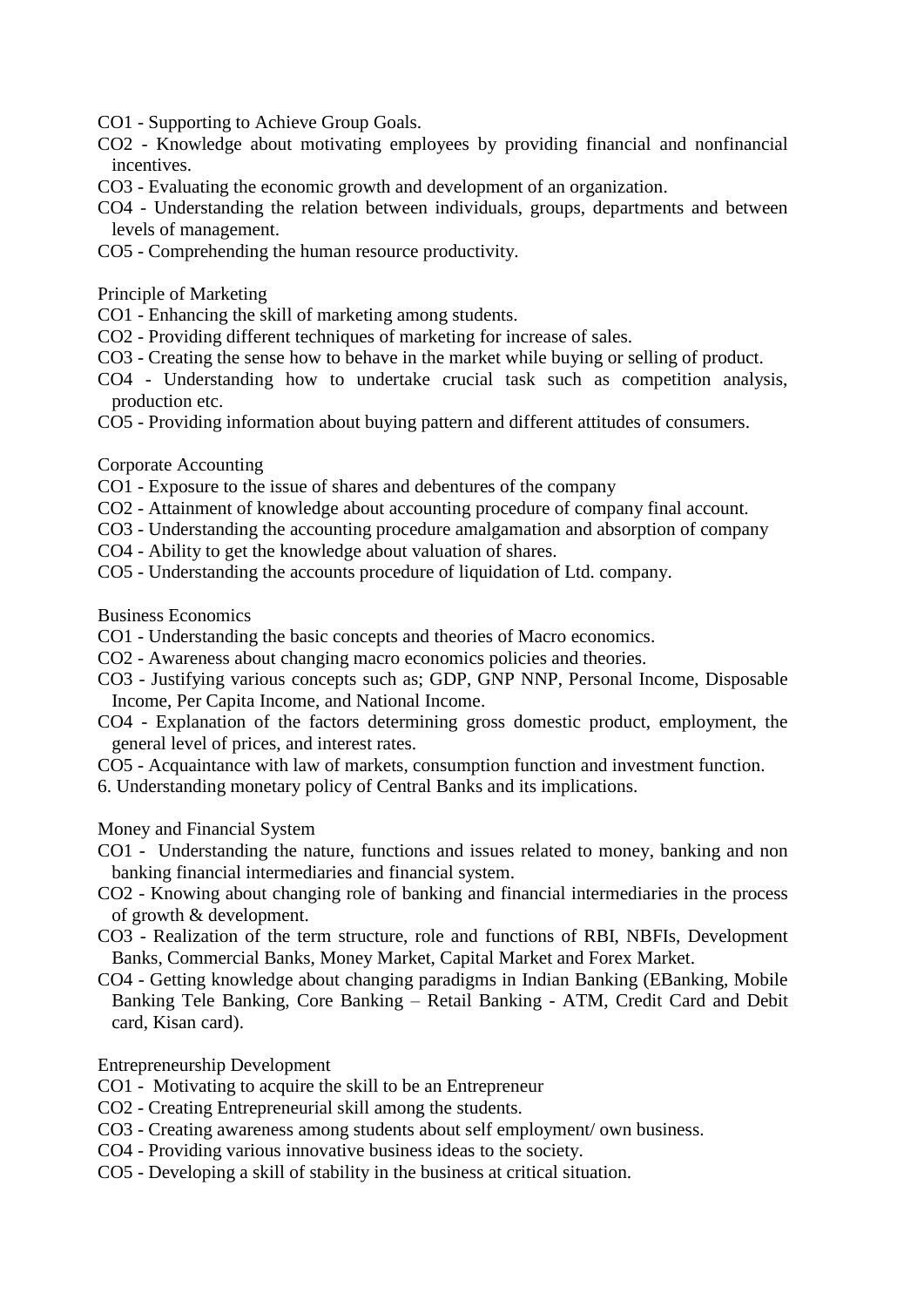CO1 - Supporting to Achieve Group Goals.

CO2 - Knowledge about motivating employees by providing financial and nonfinancial incentives.

CO3 - Evaluating the economic growth and development of an organization.

CO4 - Understanding the relation between individuals, groups, departments and between levels of management.

CO5 - Comprehending the human resource productivity.

Principle of Marketing

CO1 - Enhancing the skill of marketing among students.

CO2 - Providing different techniques of marketing for increase of sales.

CO3 - Creating the sense how to behave in the market while buying or selling of product.

CO4 - Understanding how to undertake crucial task such as competition analysis, production etc.

CO5 - Providing information about buying pattern and different attitudes of consumers.

Corporate Accounting

CO1 - Exposure to the issue of shares and debentures of the company

CO2 - Attainment of knowledge about accounting procedure of company final account.

CO3 - Understanding the accounting procedure amalgamation and absorption of company

CO4 - Ability to get the knowledge about valuation of shares.

CO5 - Understanding the accounts procedure of liquidation of Ltd. company.

Business Economics

CO1 - Understanding the basic concepts and theories of Macro economics.

CO2 - Awareness about changing macro economics policies and theories.

CO3 - Justifying various concepts such as; GDP, GNP NNP, Personal Income, Disposable Income, Per Capita Income, and National Income.

CO4 - Explanation of the factors determining gross domestic product, employment, the general level of prices, and interest rates.

CO5 - Acquaintance with law of markets, consumption function and investment function.

6. Understanding monetary policy of Central Banks and its implications.

Money and Financial System

CO1 - Understanding the nature, functions and issues related to money, banking and non banking financial intermediaries and financial system.

CO2 - Knowing about changing role of banking and financial intermediaries in the process of growth & development.

CO3 - Realization of the term structure, role and functions of RBI, NBFIs, Development Banks, Commercial Banks, Money Market, Capital Market and Forex Market.

CO4 - Getting knowledge about changing paradigms in Indian Banking (EBanking, Mobile Banking Tele Banking, Core Banking – Retail Banking - ATM, Credit Card and Debit card, Kisan card).

Entrepreneurship Development

CO1 - Motivating to acquire the skill to be an Entrepreneur

CO2 - Creating Entrepreneurial skill among the students.

CO3 - Creating awareness among students about self employment/ own business.

CO4 - Providing various innovative business ideas to the society.

CO5 - Developing a skill of stability in the business at critical situation.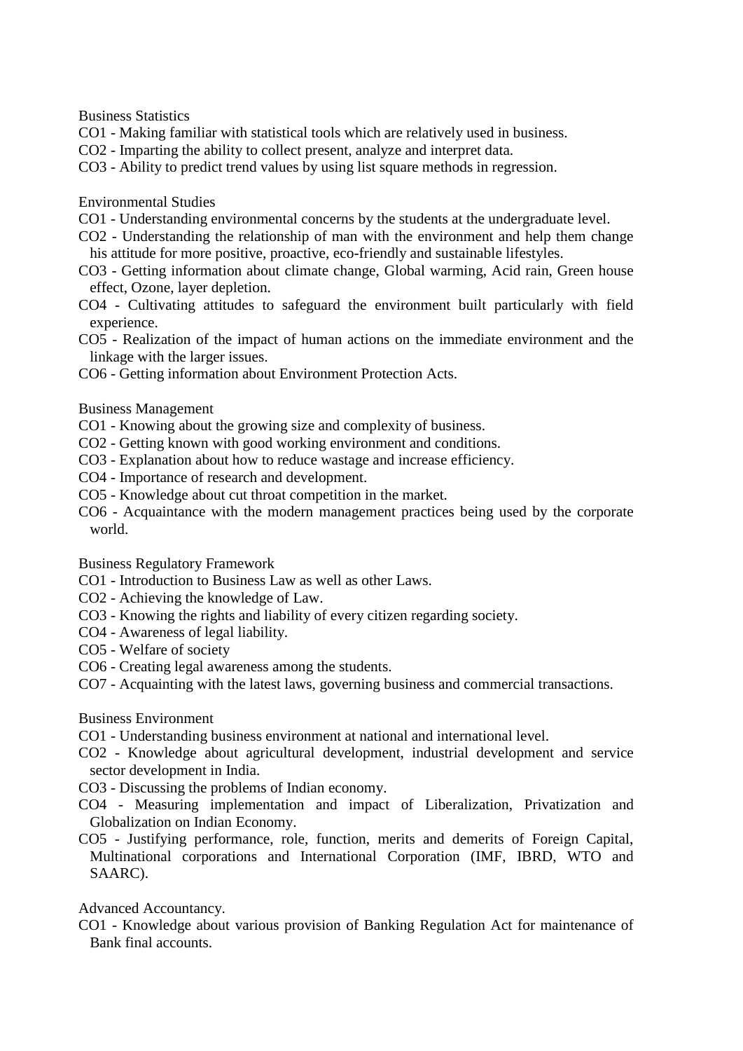Business Statistics

CO1 - Making familiar with statistical tools which are relatively used in business.

CO2 - Imparting the ability to collect present, analyze and interpret data.

CO3 - Ability to predict trend values by using list square methods in regression.

Environmental Studies

CO1 - Understanding environmental concerns by the students at the undergraduate level.

CO2 - Understanding the relationship of man with the environment and help them change his attitude for more positive, proactive, eco-friendly and sustainable lifestyles.

CO3 - Getting information about climate change, Global warming, Acid rain, Green house effect, Ozone, layer depletion.

CO4 - Cultivating attitudes to safeguard the environment built particularly with field experience.

CO5 - Realization of the impact of human actions on the immediate environment and the linkage with the larger issues.

CO6 - Getting information about Environment Protection Acts.

Business Management

CO1 - Knowing about the growing size and complexity of business.

CO2 - Getting known with good working environment and conditions.

CO3 - Explanation about how to reduce wastage and increase efficiency.

CO4 - Importance of research and development.

CO5 - Knowledge about cut throat competition in the market.

CO6 - Acquaintance with the modern management practices being used by the corporate world.

Business Regulatory Framework

CO1 - Introduction to Business Law as well as other Laws.

CO2 - Achieving the knowledge of Law.

CO3 - Knowing the rights and liability of every citizen regarding society.

CO4 - Awareness of legal liability.

CO5 - Welfare of society

CO6 - Creating legal awareness among the students.

CO7 - Acquainting with the latest laws, governing business and commercial transactions.

Business Environment

CO1 - Understanding business environment at national and international level.

CO2 - Knowledge about agricultural development, industrial development and service sector development in India.

CO3 - Discussing the problems of Indian economy.

CO4 - Measuring implementation and impact of Liberalization, Privatization and Globalization on Indian Economy.

CO5 - Justifying performance, role, function, merits and demerits of Foreign Capital, Multinational corporations and International Corporation (IMF, IBRD, WTO and SAARC).

Advanced Accountancy.

CO1 - Knowledge about various provision of Banking Regulation Act for maintenance of Bank final accounts.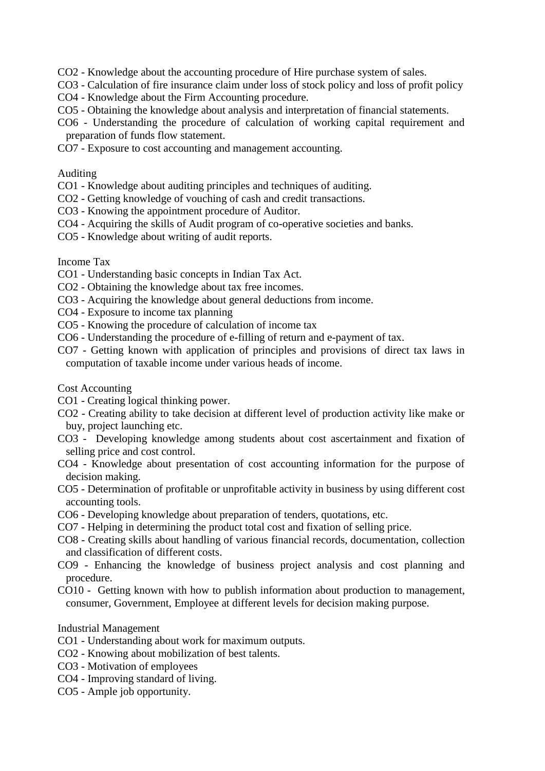CO2 - Knowledge about the accounting procedure of Hire purchase system of sales.
CO3 - Calculation of fire insurance claim under loss of stock policy and loss of profit policy
CO4 - Knowledge about the Firm Accounting procedure.
CO5 - Obtaining the knowledge about analysis and interpretation of financial statements.
CO6 - Understanding the procedure of calculation of working capital requirement and preparation of funds flow statement.
CO7 - Exposure to cost accounting and management accounting.

Auditing
CO1 - Knowledge about auditing principles and techniques of auditing.
CO2 - Getting knowledge of vouching of cash and credit transactions.
CO3 - Knowing the appointment procedure of Auditor.
CO4 - Acquiring the skills of Audit program of co-operative societies and banks.
CO5 - Knowledge about writing of audit reports.

Income Tax
CO1 - Understanding basic concepts in Indian Tax Act.
CO2 - Obtaining the knowledge about tax free incomes.
CO3 - Acquiring the knowledge about general deductions from income.
CO4 - Exposure to income tax planning
CO5 - Knowing the procedure of calculation of income tax
CO6 - Understanding the procedure of e-filling of return and e-payment of tax.
CO7 - Getting known with application of principles and provisions of direct tax laws in computation of taxable income under various heads of income.

Cost Accounting
CO1 - Creating logical thinking power.
CO2 - Creating ability to take decision at different level of production activity like make or buy, project launching etc.
CO3 - Developing knowledge among students about cost ascertainment and fixation of selling price and cost control.
CO4 - Knowledge about presentation of cost accounting information for the purpose of decision making.
CO5 - Determination of profitable or unprofitable activity in business by using different cost accounting tools.
CO6 - Developing knowledge about preparation of tenders, quotations, etc.
CO7 - Helping in determining the product total cost and fixation of selling price.
CO8 - Creating skills about handling of various financial records, documentation, collection and classification of different costs.
CO9 - Enhancing the knowledge of business project analysis and cost planning and procedure.
CO10 - Getting known with how to publish information about production to management, consumer, Government, Employee at different levels for decision making purpose.

Industrial Management
CO1 - Understanding about work for maximum outputs.
CO2 - Knowing about mobilization of best talents.
CO3 - Motivation of employees
CO4 - Improving standard of living.
CO5 - Ample job opportunity.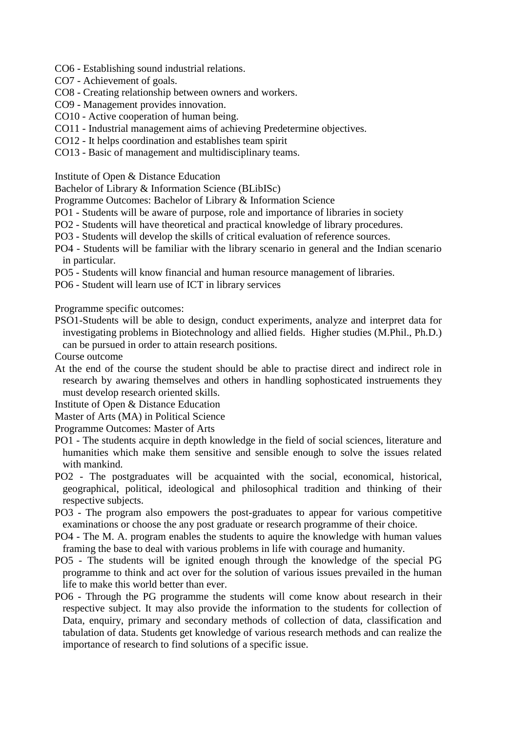CO6 - Establishing sound industrial relations.
CO7 - Achievement of goals.
CO8 - Creating relationship between owners and workers.
CO9 - Management provides innovation.
CO10 - Active cooperation of human being.
CO11 - Industrial management aims of achieving Predetermine objectives.
CO12 - It helps coordination and establishes team spirit
CO13 - Basic of management and multidisciplinary teams.

Institute of Open & Distance Education
Bachelor of Library & Information Science (BLibISc)
Programme Outcomes: Bachelor of Library & Information Science
PO1 - Students will be aware of purpose, role and importance of libraries in society
PO2 - Students will have theoretical and practical knowledge of library procedures.
PO3 - Students will develop the skills of critical evaluation of reference sources.
PO4 - Students will be familiar with the library scenario in general and the Indian scenario in particular.
PO5 - Students will know financial and human resource management of libraries.
PO6 - Student will learn use of ICT in library services

Programme specific outcomes:
PSO1-Students will be able to design, conduct experiments, analyze and interpret data for investigating problems in Biotechnology and allied fields. Higher studies (M.Phil., Ph.D.) can be pursued in order to attain research positions.
Course outcome
At the end of the course the student should be able to practise direct and indirect role in research by awaring themselves and others in handling sophosticated instruements they must develop research oriented skills.
Institute of Open & Distance Education
Master of Arts (MA) in Political Science
Programme Outcomes: Master of Arts
PO1 - The students acquire in depth knowledge in the field of social sciences, literature and humanities which make them sensitive and sensible enough to solve the issues related with mankind.
PO2 - The postgraduates will be acquainted with the social, economical, historical, geographical, political, ideological and philosophical tradition and thinking of their respective subjects.
PO3 - The program also empowers the post-graduates to appear for various competitive examinations or choose the any post graduate or research programme of their choice.
PO4 - The M. A. program enables the students to aquire the knowledge with human values framing the base to deal with various problems in life with courage and humanity.
PO5 - The students will be ignited enough through the knowledge of the special PG programme to think and act over for the solution of various issues prevailed in the human life to make this world better than ever.
PO6 - Through the PG programme the students will come know about research in their respective subject. It may also provide the information to the students for collection of Data, enquiry, primary and secondary methods of collection of data, classification and tabulation of data. Students get knowledge of various research methods and can realize the importance of research to find solutions of a specific issue.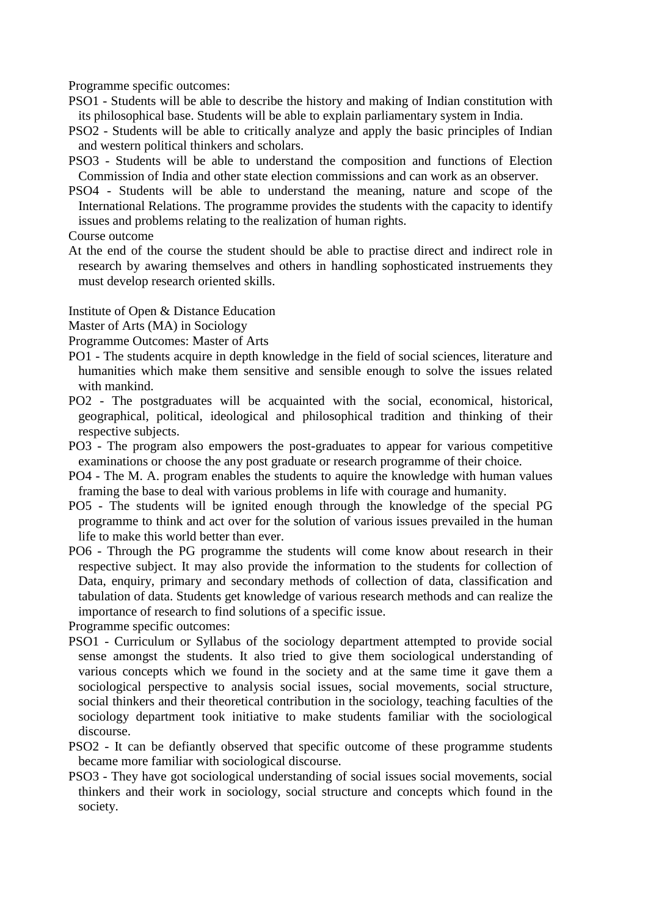Programme specific outcomes:

PSO1 - Students will be able to describe the history and making of Indian constitution with its philosophical base. Students will be able to explain parliamentary system in India.

PSO2 - Students will be able to critically analyze and apply the basic principles of Indian and western political thinkers and scholars.

PSO3 - Students will be able to understand the composition and functions of Election Commission of India and other state election commissions and can work as an observer.

PSO4 - Students will be able to understand the meaning, nature and scope of the International Relations. The programme provides the students with the capacity to identify issues and problems relating to the realization of human rights.

Course outcome

At the end of the course the student should be able to practise direct and indirect role in research by awaring themselves and others in handling sophosticated instruements they must develop research oriented skills.

Institute of Open & Distance Education

Master of Arts (MA) in Sociology

Programme Outcomes: Master of Arts

PO1 - The students acquire in depth knowledge in the field of social sciences, literature and humanities which make them sensitive and sensible enough to solve the issues related with mankind.

PO2 - The postgraduates will be acquainted with the social, economical, historical, geographical, political, ideological and philosophical tradition and thinking of their respective subjects.

PO3 - The program also empowers the post-graduates to appear for various competitive examinations or choose the any post graduate or research programme of their choice.

PO4 - The M. A. program enables the students to aquire the knowledge with human values framing the base to deal with various problems in life with courage and humanity.

PO5 - The students will be ignited enough through the knowledge of the special PG programme to think and act over for the solution of various issues prevailed in the human life to make this world better than ever.

PO6 - Through the PG programme the students will come know about research in their respective subject. It may also provide the information to the students for collection of Data, enquiry, primary and secondary methods of collection of data, classification and tabulation of data. Students get knowledge of various research methods and can realize the importance of research to find solutions of a specific issue.

Programme specific outcomes:

PSO1 - Curriculum or Syllabus of the sociology department attempted to provide social sense amongst the students. It also tried to give them sociological understanding of various concepts which we found in the society and at the same time it gave them a sociological perspective to analysis social issues, social movements, social structure, social thinkers and their theoretical contribution in the sociology, teaching faculties of the sociology department took initiative to make students familiar with the sociological discourse.

PSO2 - It can be defiantly observed that specific outcome of these programme students became more familiar with sociological discourse.

PSO3 - They have got sociological understanding of social issues social movements, social thinkers and their work in sociology, social structure and concepts which found in the society.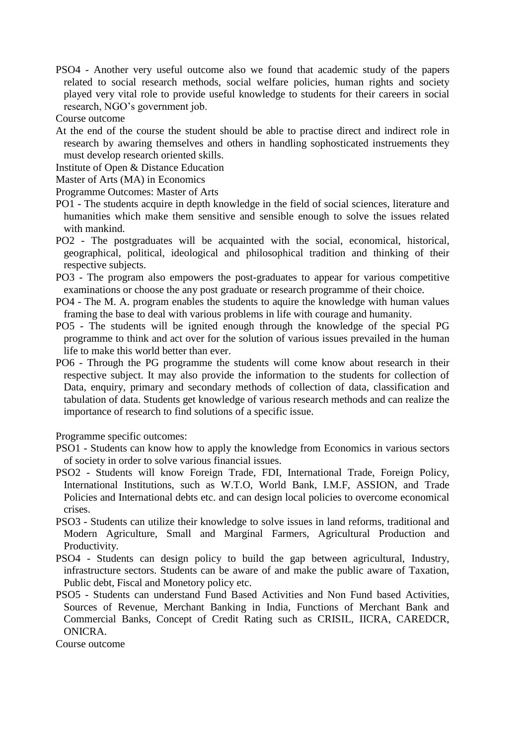PSO4 - Another very useful outcome also we found that academic study of the papers related to social research methods, social welfare policies, human rights and society played very vital role to provide useful knowledge to students for their careers in social research, NGO's government job.

Course outcome

At the end of the course the student should be able to practise direct and indirect role in research by awaring themselves and others in handling sophosticated instruements they must develop research oriented skills.

Institute of Open & Distance Education

Master of Arts (MA) in Economics

Programme Outcomes: Master of Arts

PO1 - The students acquire in depth knowledge in the field of social sciences, literature and humanities which make them sensitive and sensible enough to solve the issues related with mankind.

PO2 - The postgraduates will be acquainted with the social, economical, historical, geographical, political, ideological and philosophical tradition and thinking of their respective subjects.

PO3 - The program also empowers the post-graduates to appear for various competitive examinations or choose the any post graduate or research programme of their choice.

PO4 - The M. A. program enables the students to aquire the knowledge with human values framing the base to deal with various problems in life with courage and humanity.

PO5 - The students will be ignited enough through the knowledge of the special PG programme to think and act over for the solution of various issues prevailed in the human life to make this world better than ever.

PO6 - Through the PG programme the students will come know about research in their respective subject. It may also provide the information to the students for collection of Data, enquiry, primary and secondary methods of collection of data, classification and tabulation of data. Students get knowledge of various research methods and can realize the importance of research to find solutions of a specific issue.

Programme specific outcomes:

PSO1 - Students can know how to apply the knowledge from Economics in various sectors of society in order to solve various financial issues.

PSO2 - Students will know Foreign Trade, FDI, International Trade, Foreign Policy, International Institutions, such as W.T.O, World Bank, I.M.F, ASSION, and Trade Policies and International debts etc. and can design local policies to overcome economical crises.

PSO3 - Students can utilize their knowledge to solve issues in land reforms, traditional and Modern Agriculture, Small and Marginal Farmers, Agricultural Production and Productivity.

PSO4 - Students can design policy to build the gap between agricultural, Industry, infrastructure sectors. Students can be aware of and make the public aware of Taxation, Public debt, Fiscal and Monetory policy etc.

PSO5 - Students can understand Fund Based Activities and Non Fund based Activities, Sources of Revenue, Merchant Banking in India, Functions of Merchant Bank and Commercial Banks, Concept of Credit Rating such as CRISIL, IICRA, CAREDCR, ONICRA.

Course outcome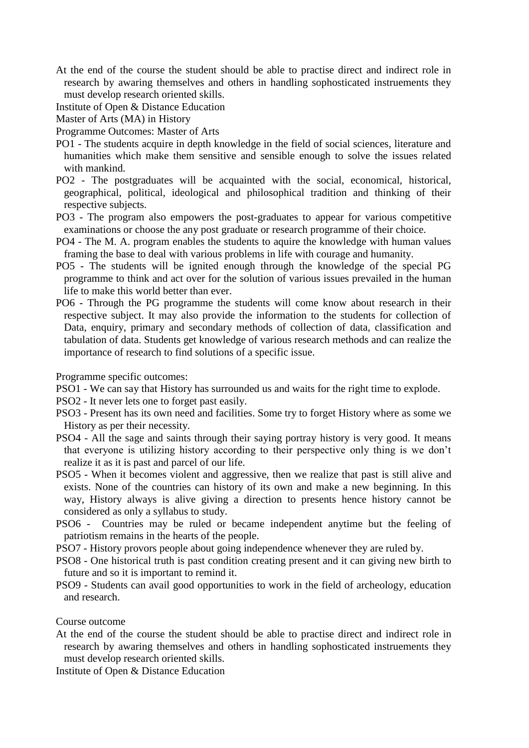At the end of the course the student should be able to practise direct and indirect role in research by awaring themselves and others in handling sophosticated instruements they must develop research oriented skills.

Institute of Open & Distance Education

Master of Arts (MA) in History

Programme Outcomes: Master of Arts

PO1 - The students acquire in depth knowledge in the field of social sciences, literature and humanities which make them sensitive and sensible enough to solve the issues related with mankind.

PO2 - The postgraduates will be acquainted with the social, economical, historical, geographical, political, ideological and philosophical tradition and thinking of their respective subjects.

PO3 - The program also empowers the post-graduates to appear for various competitive examinations or choose the any post graduate or research programme of their choice.

PO4 - The M. A. program enables the students to aquire the knowledge with human values framing the base to deal with various problems in life with courage and humanity.

PO5 - The students will be ignited enough through the knowledge of the special PG programme to think and act over for the solution of various issues prevailed in the human life to make this world better than ever.

PO6 - Through the PG programme the students will come know about research in their respective subject. It may also provide the information to the students for collection of Data, enquiry, primary and secondary methods of collection of data, classification and tabulation of data. Students get knowledge of various research methods and can realize the importance of research to find solutions of a specific issue.

Programme specific outcomes:

PSO1 - We can say that History has surrounded us and waits for the right time to explode.

PSO2 - It never lets one to forget past easily.

PSO3 - Present has its own need and facilities. Some try to forget History where as some we History as per their necessity.

PSO4 - All the sage and saints through their saying portray history is very good. It means that everyone is utilizing history according to their perspective only thing is we don't realize it as it is past and parcel of our life.

PSO5 - When it becomes violent and aggressive, then we realize that past is still alive and exists. None of the countries can history of its own and make a new beginning. In this way, History always is alive giving a direction to presents hence history cannot be considered as only a syllabus to study.

PSO6 - Countries may be ruled or became independent anytime but the feeling of patriotism remains in the hearts of the people.

PSO7 - History provors people about going independence whenever they are ruled by.

PSO8 - One historical truth is past condition creating present and it can giving new birth to future and so it is important to remind it.

PSO9 - Students can avail good opportunities to work in the field of archeology, education and research.

Course outcome

At the end of the course the student should be able to practise direct and indirect role in research by awaring themselves and others in handling sophosticated instruements they must develop research oriented skills.

Institute of Open & Distance Education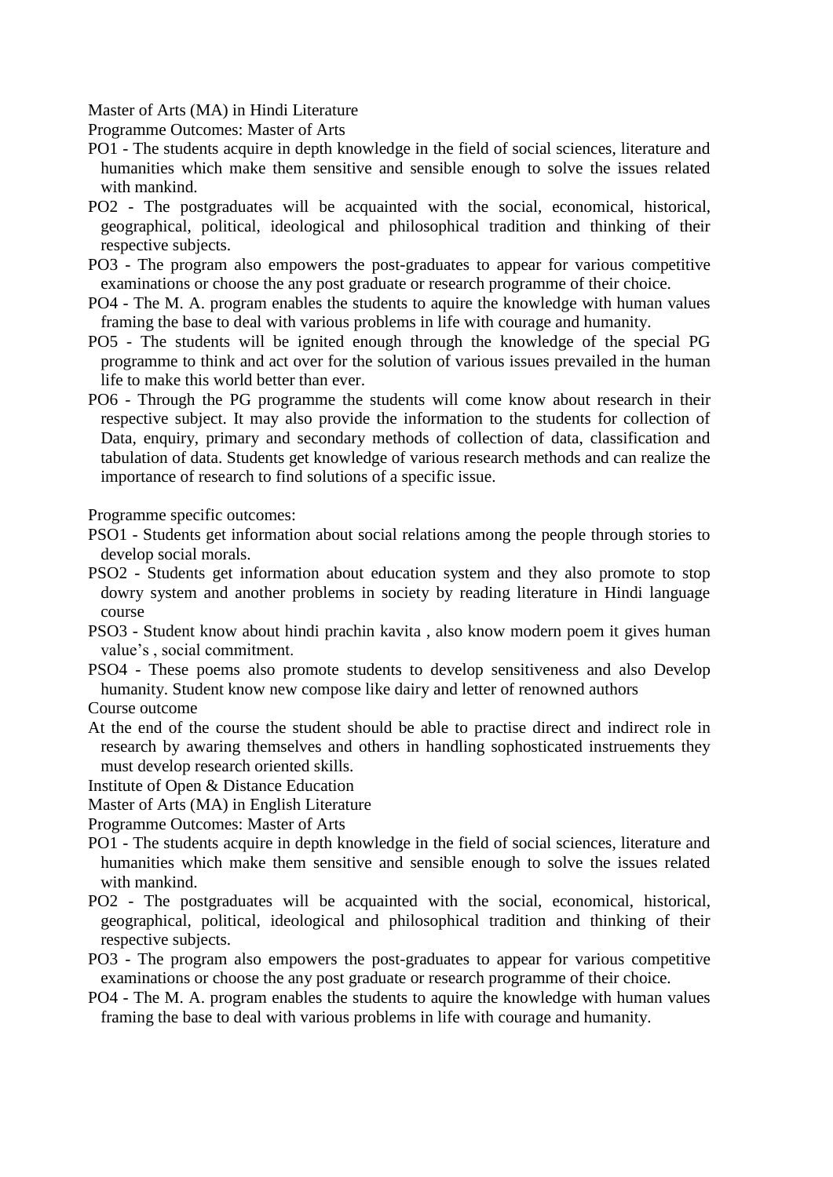Master of Arts (MA) in Hindi Literature

Programme Outcomes: Master of Arts

PO1 - The students acquire in depth knowledge in the field of social sciences, literature and humanities which make them sensitive and sensible enough to solve the issues related with mankind.

PO2 - The postgraduates will be acquainted with the social, economical, historical, geographical, political, ideological and philosophical tradition and thinking of their respective subjects.

PO3 - The program also empowers the post-graduates to appear for various competitive examinations or choose the any post graduate or research programme of their choice.

PO4 - The M. A. program enables the students to aquire the knowledge with human values framing the base to deal with various problems in life with courage and humanity.

PO5 - The students will be ignited enough through the knowledge of the special PG programme to think and act over for the solution of various issues prevailed in the human life to make this world better than ever.

PO6 - Through the PG programme the students will come know about research in their respective subject. It may also provide the information to the students for collection of Data, enquiry, primary and secondary methods of collection of data, classification and tabulation of data. Students get knowledge of various research methods and can realize the importance of research to find solutions of a specific issue.

Programme specific outcomes:

PSO1 - Students get information about social relations among the people through stories to develop social morals.

PSO2 - Students get information about education system and they also promote to stop dowry system and another problems in society by reading literature in Hindi language course

PSO3 - Student know about hindi prachin kavita , also know modern poem it gives human value's , social commitment.

PSO4 - These poems also promote students to develop sensitiveness and also Develop humanity. Student know new compose like dairy and letter of renowned authors

Course outcome

At the end of the course the student should be able to practise direct and indirect role in research by awaring themselves and others in handling sophosticated instruements they must develop research oriented skills.

Institute of Open & Distance Education

Master of Arts (MA) in English Literature

Programme Outcomes: Master of Arts

PO1 - The students acquire in depth knowledge in the field of social sciences, literature and humanities which make them sensitive and sensible enough to solve the issues related with mankind.

PO2 - The postgraduates will be acquainted with the social, economical, historical, geographical, political, ideological and philosophical tradition and thinking of their respective subjects.

PO3 - The program also empowers the post-graduates to appear for various competitive examinations or choose the any post graduate or research programme of their choice.

PO4 - The M. A. program enables the students to aquire the knowledge with human values framing the base to deal with various problems in life with courage and humanity.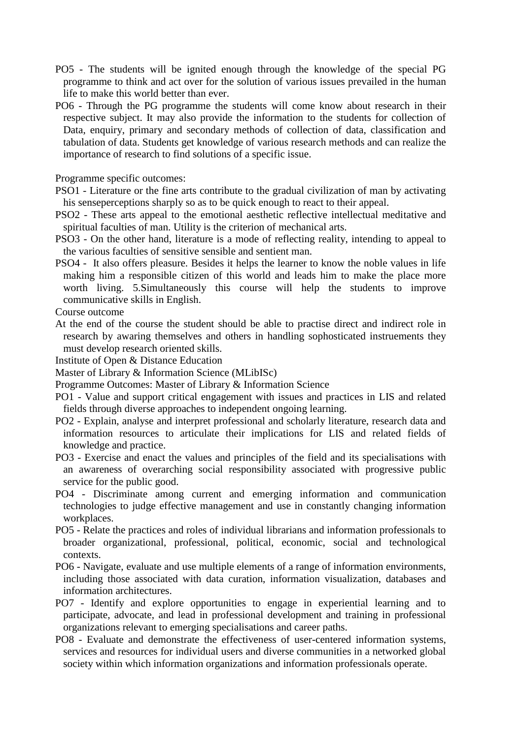PO5 - The students will be ignited enough through the knowledge of the special PG programme to think and act over for the solution of various issues prevailed in the human life to make this world better than ever.

PO6 - Through the PG programme the students will come know about research in their respective subject. It may also provide the information to the students for collection of Data, enquiry, primary and secondary methods of collection of data, classification and tabulation of data. Students get knowledge of various research methods and can realize the importance of research to find solutions of a specific issue.

Programme specific outcomes:

PSO1 - Literature or the fine arts contribute to the gradual civilization of man by activating his senseperceptions sharply so as to be quick enough to react to their appeal.

PSO2 - These arts appeal to the emotional aesthetic reflective intellectual meditative and spiritual faculties of man. Utility is the criterion of mechanical arts.

PSO3 - On the other hand, literature is a mode of reflecting reality, intending to appeal to the various faculties of sensitive sensible and sentient man.

PSO4 - It also offers pleasure. Besides it helps the learner to know the noble values in life making him a responsible citizen of this world and leads him to make the place more worth living. 5.Simultaneously this course will help the students to improve communicative skills in English.

Course outcome

At the end of the course the student should be able to practise direct and indirect role in research by awaring themselves and others in handling sophosticated instruements they must develop research oriented skills.

Institute of Open & Distance Education

Master of Library & Information Science (MLibISc)

Programme Outcomes: Master of Library & Information Science

PO1 - Value and support critical engagement with issues and practices in LIS and related fields through diverse approaches to independent ongoing learning.

PO2 - Explain, analyse and interpret professional and scholarly literature, research data and information resources to articulate their implications for LIS and related fields of knowledge and practice.

PO3 - Exercise and enact the values and principles of the field and its specialisations with an awareness of overarching social responsibility associated with progressive public service for the public good.

PO4 - Discriminate among current and emerging information and communication technologies to judge effective management and use in constantly changing information workplaces.

PO5 - Relate the practices and roles of individual librarians and information professionals to broader organizational, professional, political, economic, social and technological contexts.

PO6 - Navigate, evaluate and use multiple elements of a range of information environments, including those associated with data curation, information visualization, databases and information architectures.

PO7 - Identify and explore opportunities to engage in experiential learning and to participate, advocate, and lead in professional development and training in professional organizations relevant to emerging specialisations and career paths.

PO8 - Evaluate and demonstrate the effectiveness of user-centered information systems, services and resources for individual users and diverse communities in a networked global society within which information organizations and information professionals operate.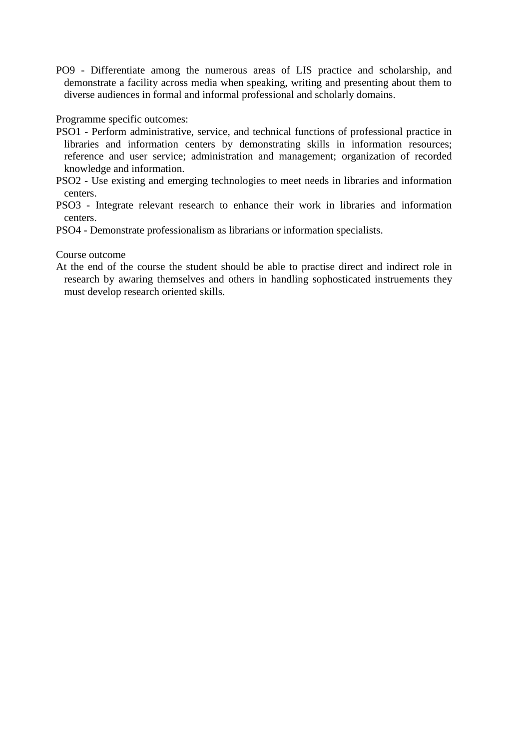PO9 - Differentiate among the numerous areas of LIS practice and scholarship, and demonstrate a facility across media when speaking, writing and presenting about them to diverse audiences in formal and informal professional and scholarly domains.

Programme specific outcomes:

PSO1 - Perform administrative, service, and technical functions of professional practice in libraries and information centers by demonstrating skills in information resources; reference and user service; administration and management; organization of recorded knowledge and information.

PSO2 - Use existing and emerging technologies to meet needs in libraries and information centers.

PSO3 - Integrate relevant research to enhance their work in libraries and information centers.

PSO4 - Demonstrate professionalism as librarians or information specialists.

Course outcome

At the end of the course the student should be able to practise direct and indirect role in research by awaring themselves and others in handling sophosticated instruements they must develop research oriented skills.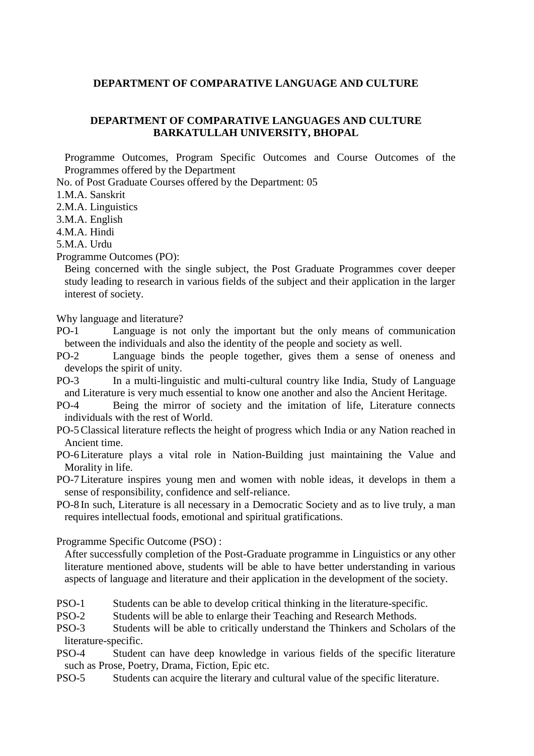## DEPARTMENT OF COMPARATIVE LANGUAGE AND CULTURE

### DEPARTMENT OF COMPARATIVE LANGUAGES AND CULTURE BARKATULLAH UNIVERSITY, BHOPAL

Programme Outcomes, Program Specific Outcomes and Course Outcomes of the Programmes offered by the Department

No. of Post Graduate Courses offered by the Department: 05

1. M.A. Sanskrit
2. M.A. Linguistics
3. M.A. English
4. M.A. Hindi
5. M.A. Urdu

Programme Outcomes (PO):

Being concerned with the single subject, the Post Graduate Programmes cover deeper study leading to research in various fields of the subject and their application in the larger interest of society.

Why language and literature?

PO-1 Language is not only the important but the only means of communication between the individuals and also the identity of the people and society as well.

PO-2 Language binds the people together, gives them a sense of oneness and develops the spirit of unity.

PO-3 In a multi-linguistic and multi-cultural country like India, Study of Language and Literature is very much essential to know one another and also the Ancient Heritage.

PO-4 Being the mirror of society and the imitation of life, Literature connects individuals with the rest of World.

PO-5 Classical literature reflects the height of progress which India or any Nation reached in Ancient time.

PO-6 Literature plays a vital role in Nation-Building just maintaining the Value and Morality in life.

PO-7 Literature inspires young men and women with noble ideas, it develops in them a sense of responsibility, confidence and self-reliance.

PO-8 In such, Literature is all necessary in a Democratic Society and as to live truly, a man requires intellectual foods, emotional and spiritual gratifications.

Programme Specific Outcome (PSO) :

After successfully completion of the Post-Graduate programme in Linguistics or any other literature mentioned above, students will be able to have better understanding in various aspects of language and literature and their application in the development of the society.

PSO-1 Students can be able to develop critical thinking in the literature-specific.

PSO-2 Students will be able to enlarge their Teaching and Research Methods.

PSO-3 Students will be able to critically understand the Thinkers and Scholars of the literature-specific.

PSO-4 Student can have deep knowledge in various fields of the specific literature such as Prose, Poetry, Drama, Fiction, Epic etc.

PSO-5 Students can acquire the literary and cultural value of the specific literature.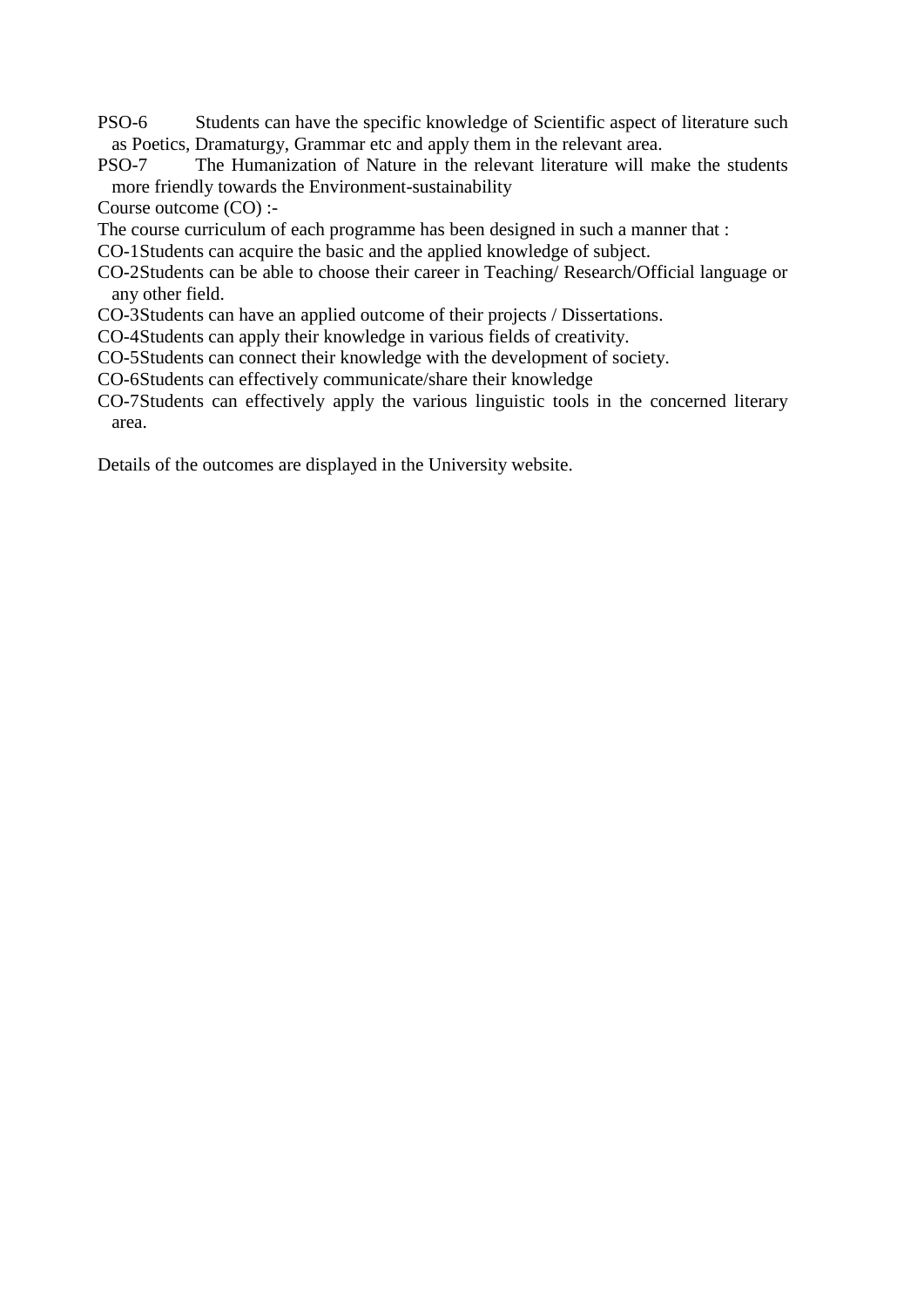PSO-6 Students can have the specific knowledge of Scientific aspect of literature such as Poetics, Dramaturgy, Grammar etc and apply them in the relevant area.

PSO-7 The Humanization of Nature in the relevant literature will make the students more friendly towards the Environment-sustainability

Course outcome (CO) :-

The course curriculum of each programme has been designed in such a manner that :

CO-1Students can acquire the basic and the applied knowledge of subject.

CO-2Students can be able to choose their career in Teaching/ Research/Official language or any other field.

CO-3Students can have an applied outcome of their projects / Dissertations.

CO-4Students can apply their knowledge in various fields of creativity.

CO-5Students can connect their knowledge with the development of society.

CO-6Students can effectively communicate/share their knowledge

CO-7Students can effectively apply the various linguistic tools in the concerned literary area.

Details of the outcomes are displayed in the University website.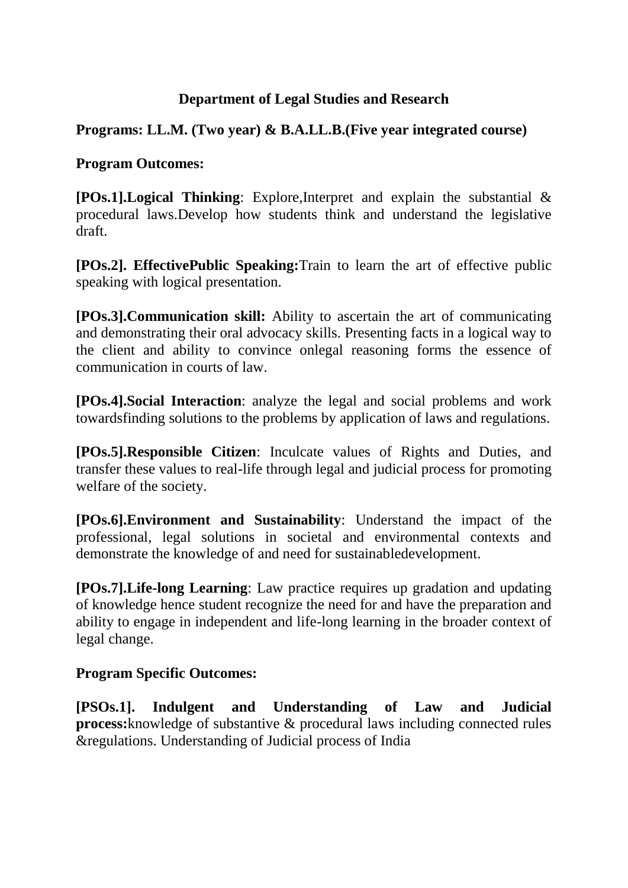**Department of Legal Studies and Research**

**Programs: LL.M. (Two year) & B.A.LL.B.(Five year integrated course)**

**Program Outcomes:**

**[POs.1].Logical Thinking**: Explore,Interpret and explain the substantial & procedural laws.Develop how students think and understand the legislative draft.

**[POs.2]. EffectivePublic Speaking:**Train to learn the art of effective public speaking with logical presentation.

**[POs.3].Communication skill:** Ability to ascertain the art of communicating and demonstrating their oral advocacy skills. Presenting facts in a logical way to the client and ability to convince onlegal reasoning forms the essence of communication in courts of law.

**[POs.4].Social Interaction**: analyze the legal and social problems and work towardsfinding solutions to the problems by application of laws and regulations.

**[POs.5].Responsible Citizen**: Inculcate values of Rights and Duties, and transfer these values to real-life through legal and judicial process for promoting welfare of the society.

**[POs.6].Environment and Sustainability**: Understand the impact of the professional, legal solutions in societal and environmental contexts and demonstrate the knowledge of and need for sustainabledevelopment.

**[POs.7].Life-long Learning**: Law practice requires up gradation and updating of knowledge hence student recognize the need for and have the preparation and ability to engage in independent and life-long learning in the broader context of legal change.

**Program Specific Outcomes:**

**[PSOs.1]. Indulgent and Understanding of Law and Judicial process:**knowledge of substantive & procedural laws including connected rules &regulations. Understanding of Judicial process of India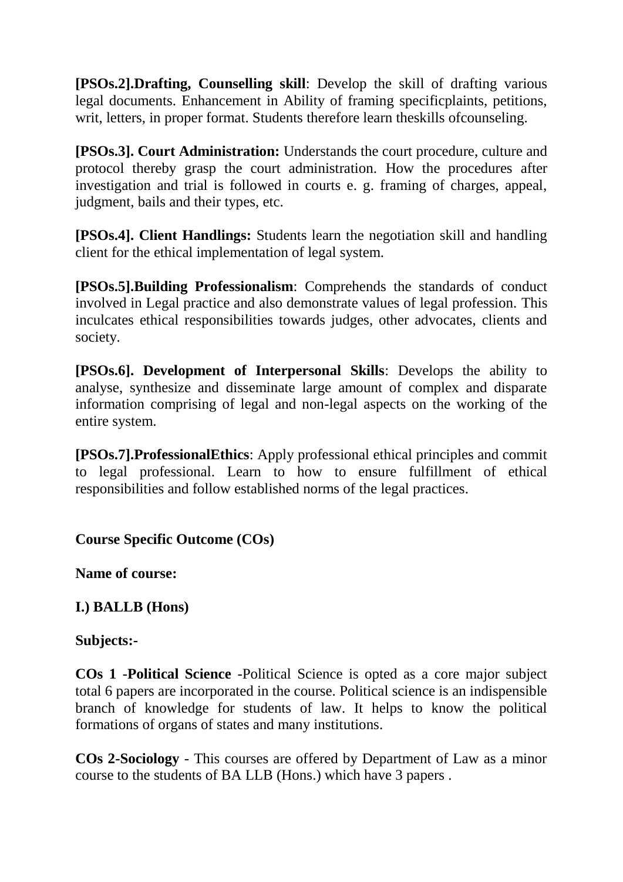**[PSOs.2].Drafting, Counselling skill**: Develop the skill of drafting various legal documents. Enhancement in Ability of framing specificplaints, petitions, writ, letters, in proper format. Students therefore learn theskills ofcounseling.

**[PSOs.3]. Court Administration:** Understands the court procedure, culture and protocol thereby grasp the court administration. How the procedures after investigation and trial is followed in courts e. g. framing of charges, appeal, judgment, bails and their types, etc.

**[PSOs.4]. Client Handlings:** Students learn the negotiation skill and handling client for the ethical implementation of legal system.

**[PSOs.5].Building Professionalism**: Comprehends the standards of conduct involved in Legal practice and also demonstrate values of legal profession. This inculcates ethical responsibilities towards judges, other advocates, clients and society.

**[PSOs.6]. Development of Interpersonal Skills**: Develops the ability to analyse, synthesize and disseminate large amount of complex and disparate information comprising of legal and non-legal aspects on the working of the entire system.

**[PSOs.7].ProfessionalEthics**: Apply professional ethical principles and commit to legal professional. Learn to how to ensure fulfillment of ethical responsibilities and follow established norms of the legal practices.

**Course Specific Outcome (COs)**

**Name of course:**

**I.) BALLB (Hons)**

**Subjects:-**

**COs 1** -**Political Science** -Political Science is opted as a core major subject total 6 papers are incorporated in the course. Political science is an indispensible branch of knowledge for students of law. It helps to know the political formations of organs of states and many institutions.

**COs 2-Sociology** - This courses are offered by Department of Law as a minor course to the students of BA LLB (Hons.) which have 3 papers .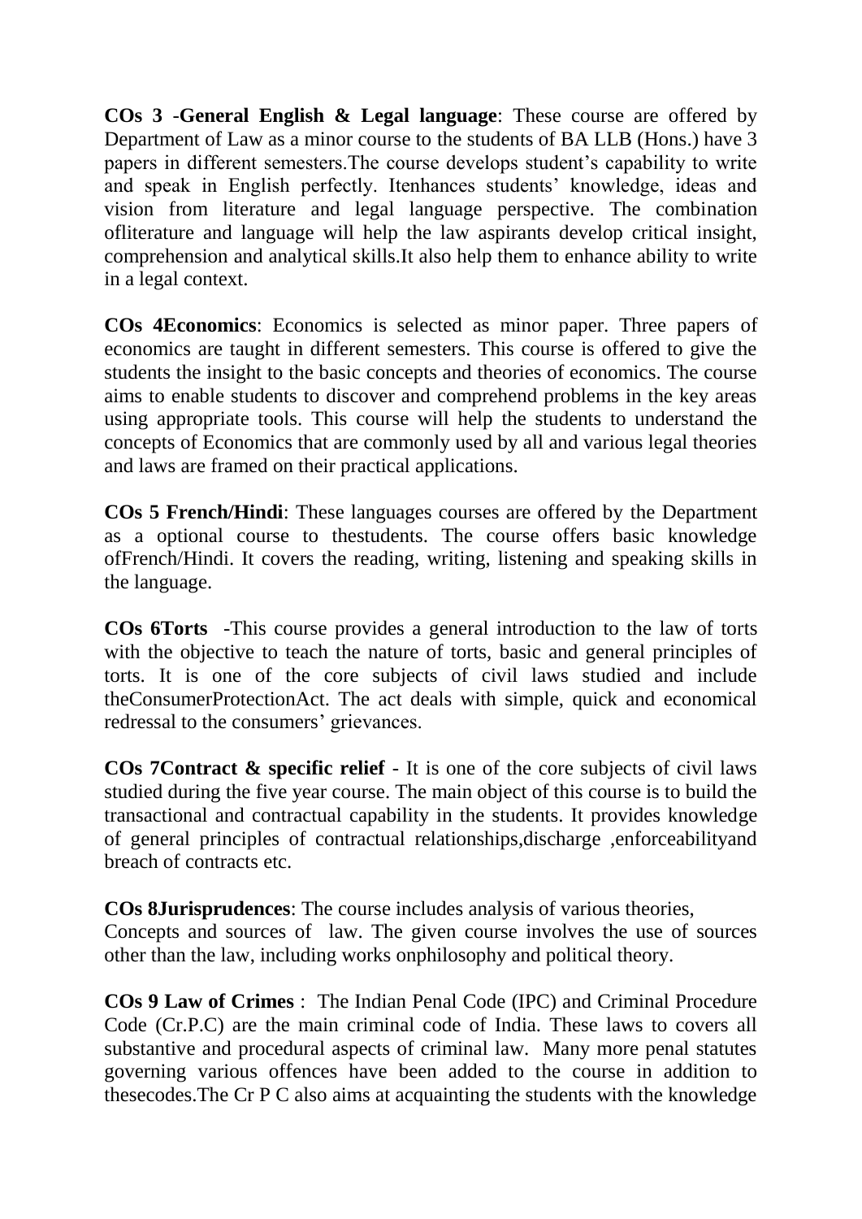**COs 3 -General English & Legal language**: These course are offered by Department of Law as a minor course to the students of BA LLB (Hons.) have 3 papers in different semesters.The course develops student's capability to write and speak in English perfectly. Itenhances students' knowledge, ideas and vision from literature and legal language perspective. The combination ofliterature and language will help the law aspirants develop critical insight, comprehension and analytical skills.It also help them to enhance ability to write in a legal context.

**COs 4Economics**: Economics is selected as minor paper. Three papers of economics are taught in different semesters. This course is offered to give the students the insight to the basic concepts and theories of economics. The course aims to enable students to discover and comprehend problems in the key areas using appropriate tools. This course will help the students to understand the concepts of Economics that are commonly used by all and various legal theories and laws are framed on their practical applications.

**COs 5 French/Hindi**: These languages courses are offered by the Department as a optional course to thestudents. The course offers basic knowledge ofFrench/Hindi. It covers the reading, writing, listening and speaking skills in the language.

**COs 6Torts** -This course provides a general introduction to the law of torts with the objective to teach the nature of torts, basic and general principles of torts. It is one of the core subjects of civil laws studied and include theConsumerProtectionAct. The act deals with simple, quick and economical redressal to the consumers' grievances.

**COs 7Contract & specific relief** - It is one of the core subjects of civil laws studied during the five year course. The main object of this course is to build the transactional and contractual capability in the students. It provides knowledge of general principles of contractual relationships,discharge ,enforceabilityand breach of contracts etc.

**COs 8Jurisprudences**: The course includes analysis of various theories, Concepts and sources of law. The given course involves the use of sources other than the law, including works onphilosophy and political theory.

**COs 9 Law of Crimes** : The Indian Penal Code (IPC) and Criminal Procedure Code (Cr.P.C) are the main criminal code of India. These laws to covers all substantive and procedural aspects of criminal law. Many more penal statutes governing various offences have been added to the course in addition to thesecodes.The Cr P C also aims at acquainting the students with the knowledge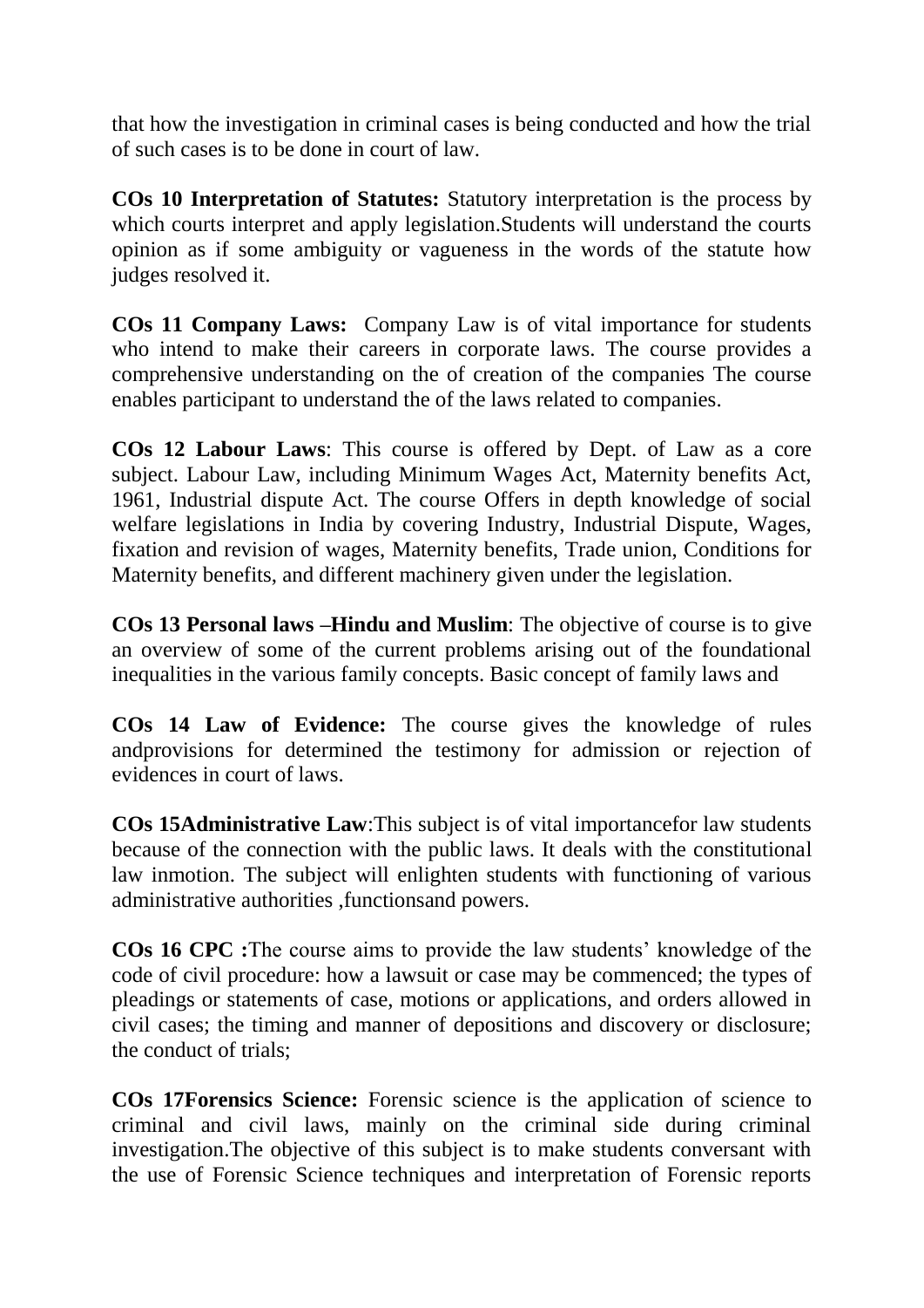that how the investigation in criminal cases is being conducted and how the trial of such cases is to be done in court of law.

**COs 10 Interpretation of Statutes:** Statutory interpretation is the process by which courts interpret and apply legislation.Students will understand the courts opinion as if some ambiguity or vagueness in the words of the statute how judges resolved it.

**COs 11 Company Laws:** Company Law is of vital importance for students who intend to make their careers in corporate laws. The course provides a comprehensive understanding on the of creation of the companies The course enables participant to understand the of the laws related to companies.

**COs 12 Labour Laws**: This course is offered by Dept. of Law as a core subject. Labour Law, including Minimum Wages Act, Maternity benefits Act, 1961, Industrial dispute Act. The course Offers in depth knowledge of social welfare legislations in India by covering Industry, Industrial Dispute, Wages, fixation and revision of wages, Maternity benefits, Trade union, Conditions for Maternity benefits, and different machinery given under the legislation.

**COs 13 Personal laws –Hindu and Muslim**: The objective of course is to give an overview of some of the current problems arising out of the foundational inequalities in the various family concepts. Basic concept of family laws and

**COs 14 Law of Evidence:** The course gives the knowledge of rules andprovisions for determined the testimony for admission or rejection of evidences in court of laws.

**COs 15Administrative Law**:This subject is of vital importancefor law students because of the connection with the public laws. It deals with the constitutional law inmotion. The subject will enlighten students with functioning of various administrative authorities ,functionsand powers.

**COs 16 CPC :**The course aims to provide the law students' knowledge of the code of civil procedure: how a lawsuit or case may be commenced; the types of pleadings or statements of case, motions or applications, and orders allowed in civil cases; the timing and manner of depositions and discovery or disclosure; the conduct of trials;

**COs 17Forensics Science:** Forensic science is the application of science to criminal and civil laws, mainly on the criminal side during criminal investigation.The objective of this subject is to make students conversant with the use of Forensic Science techniques and interpretation of Forensic reports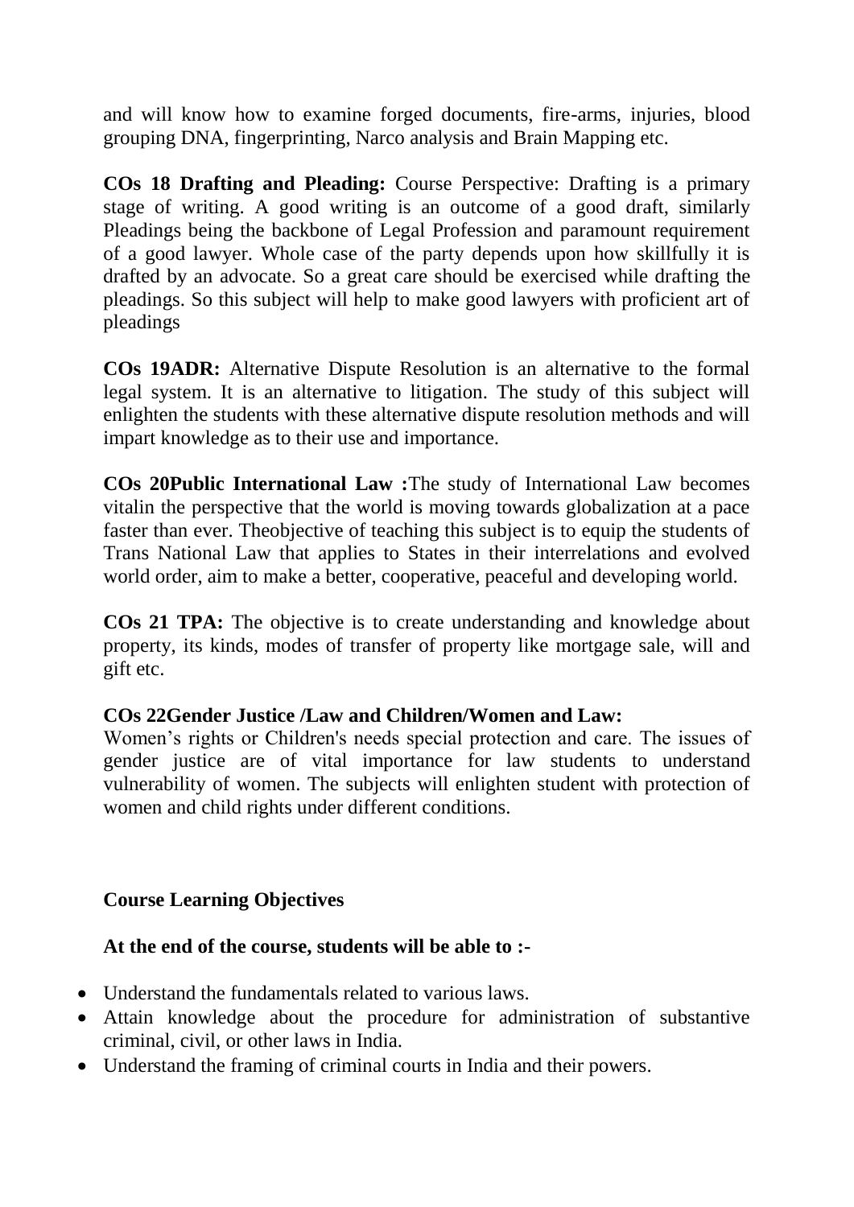and will know how to examine forged documents, fire-arms, injuries, blood grouping DNA, fingerprinting, Narco analysis and Brain Mapping etc.

**COs 18 Drafting and Pleading:** Course Perspective: Drafting is a primary stage of writing. A good writing is an outcome of a good draft, similarly Pleadings being the backbone of Legal Profession and paramount requirement of a good lawyer. Whole case of the party depends upon how skillfully it is drafted by an advocate. So a great care should be exercised while drafting the pleadings. So this subject will help to make good lawyers with proficient art of pleadings

**COs 19ADR:** Alternative Dispute Resolution is an alternative to the formal legal system. It is an alternative to litigation. The study of this subject will enlighten the students with these alternative dispute resolution methods and will impart knowledge as to their use and importance.

**COs 20Public International Law :**The study of International Law becomes vitalin the perspective that the world is moving towards globalization at a pace faster than ever. Theobjective of teaching this subject is to equip the students of Trans National Law that applies to States in their interrelations and evolved world order, aim to make a better, cooperative, peaceful and developing world.

**COs 21 TPA:** The objective is to create understanding and knowledge about property, its kinds, modes of transfer of property like mortgage sale, will and gift etc.

**COs 22Gender Justice /Law and Children/Women and Law:**
Women's rights or Children's needs special protection and care. The issues of gender justice are of vital importance for law students to understand vulnerability of women. The subjects will enlighten student with protection of women and child rights under different conditions.

**Course Learning Objectives**

**At the end of the course, students will be able to :-**

- Understand the fundamentals related to various laws.
- Attain knowledge about the procedure for administration of substantive criminal, civil, or other laws in India.
- Understand the framing of criminal courts in India and their powers.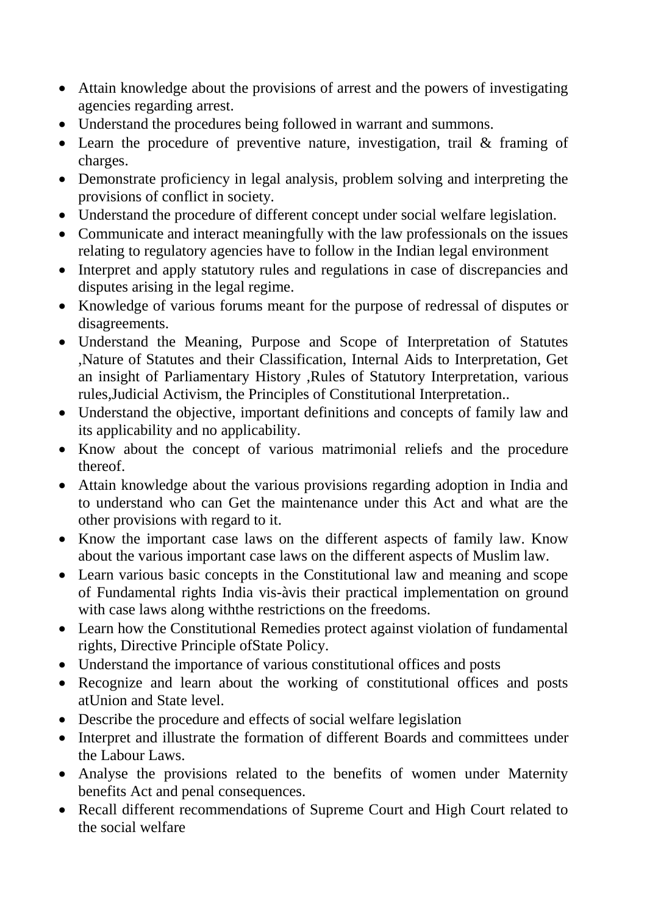- Attain knowledge about the provisions of arrest and the powers of investigating agencies regarding arrest.
- Understand the procedures being followed in warrant and summons.
- Learn the procedure of preventive nature, investigation, trail & framing of charges.
- Demonstrate proficiency in legal analysis, problem solving and interpreting the provisions of conflict in society.
- Understand the procedure of different concept under social welfare legislation.
- Communicate and interact meaningfully with the law professionals on the issues relating to regulatory agencies have to follow in the Indian legal environment
- Interpret and apply statutory rules and regulations in case of discrepancies and disputes arising in the legal regime.
- Knowledge of various forums meant for the purpose of redressal of disputes or disagreements.
- Understand the Meaning, Purpose and Scope of Interpretation of Statutes ,Nature of Statutes and their Classification, Internal Aids to Interpretation, Get an insight of Parliamentary History ,Rules of Statutory Interpretation, various rules,Judicial Activism, the Principles of Constitutional Interpretation..
- Understand the objective, important definitions and concepts of family law and its applicability and no applicability.
- Know about the concept of various matrimonial reliefs and the procedure thereof.
- Attain knowledge about the various provisions regarding adoption in India and to understand who can Get the maintenance under this Act and what are the other provisions with regard to it.
- Know the important case laws on the different aspects of family law. Know about the various important case laws on the different aspects of Muslim law.
- Learn various basic concepts in the Constitutional law and meaning and scope of Fundamental rights India vis-àvis their practical implementation on ground with case laws along withthe restrictions on the freedoms.
- Learn how the Constitutional Remedies protect against violation of fundamental rights, Directive Principle ofState Policy.
- Understand the importance of various constitutional offices and posts
- Recognize and learn about the working of constitutional offices and posts atUnion and State level.
- Describe the procedure and effects of social welfare legislation
- Interpret and illustrate the formation of different Boards and committees under the Labour Laws.
- Analyse the provisions related to the benefits of women under Maternity benefits Act and penal consequences.
- Recall different recommendations of Supreme Court and High Court related to the social welfare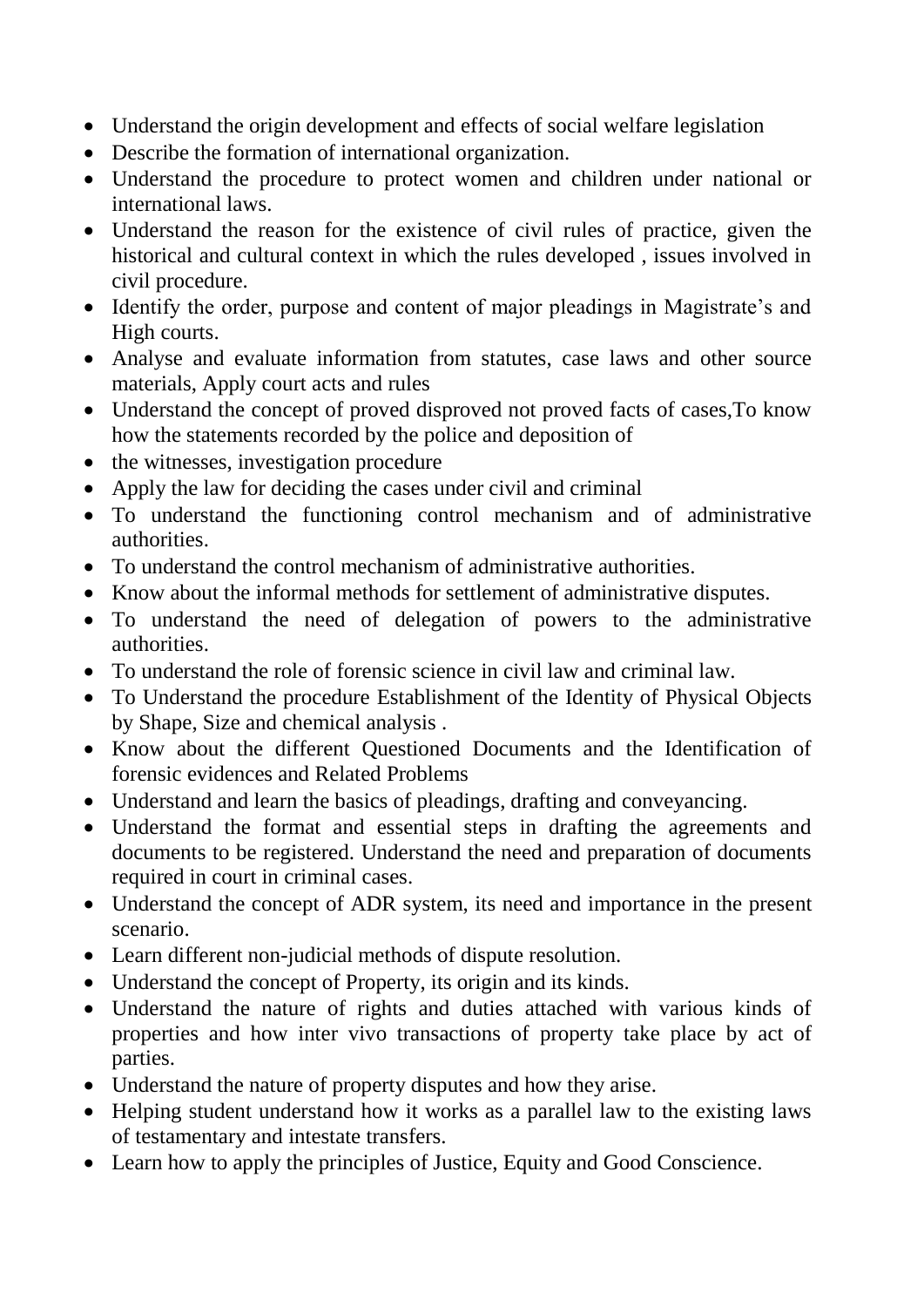- Understand the origin development and effects of social welfare legislation
- Describe the formation of international organization.
- Understand the procedure to protect women and children under national or international laws.
- Understand the reason for the existence of civil rules of practice, given the historical and cultural context in which the rules developed , issues involved in civil procedure.
- Identify the order, purpose and content of major pleadings in Magistrate's and High courts.
- Analyse and evaluate information from statutes, case laws and other source materials, Apply court acts and rules
- Understand the concept of proved disproved not proved facts of cases,To know how the statements recorded by the police and deposition of
- the witnesses, investigation procedure
- Apply the law for deciding the cases under civil and criminal
- To understand the functioning control mechanism and of administrative authorities.
- To understand the control mechanism of administrative authorities.
- Know about the informal methods for settlement of administrative disputes.
- To understand the need of delegation of powers to the administrative authorities.
- To understand the role of forensic science in civil law and criminal law.
- To Understand the procedure Establishment of the Identity of Physical Objects by Shape, Size and chemical analysis .
- Know about the different Questioned Documents and the Identification of forensic evidences and Related Problems
- Understand and learn the basics of pleadings, drafting and conveyancing.
- Understand the format and essential steps in drafting the agreements and documents to be registered. Understand the need and preparation of documents required in court in criminal cases.
- Understand the concept of ADR system, its need and importance in the present scenario.
- Learn different non-judicial methods of dispute resolution.
- Understand the concept of Property, its origin and its kinds.
- Understand the nature of rights and duties attached with various kinds of properties and how inter vivo transactions of property take place by act of parties.
- Understand the nature of property disputes and how they arise.
- Helping student understand how it works as a parallel law to the existing laws of testamentary and intestate transfers.
- Learn how to apply the principles of Justice, Equity and Good Conscience.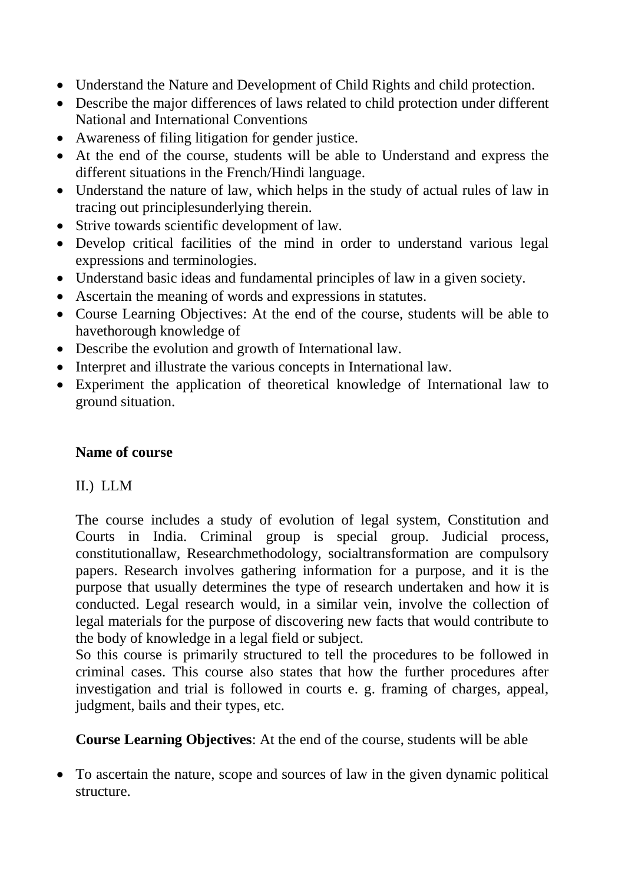- Understand the Nature and Development of Child Rights and child protection.
- Describe the major differences of laws related to child protection under different National and International Conventions
- Awareness of filing litigation for gender justice.
- At the end of the course, students will be able to Understand and express the different situations in the French/Hindi language.
- Understand the nature of law, which helps in the study of actual rules of law in tracing out principlesunderlying therein.
- Strive towards scientific development of law.
- Develop critical facilities of the mind in order to understand various legal expressions and terminologies.
- Understand basic ideas and fundamental principles of law in a given society.
- Ascertain the meaning of words and expressions in statutes.
- Course Learning Objectives: At the end of the course, students will be able to havethorough knowledge of
- Describe the evolution and growth of International law.
- Interpret and illustrate the various concepts in International law.
- Experiment the application of theoretical knowledge of International law to ground situation.

**Name of course**

II.) LLM

The course includes a study of evolution of legal system, Constitution and Courts in India. Criminal group is special group. Judicial process, constitutionallaw, Researchmethodology, socialtransformation are compulsory papers. Research involves gathering information for a purpose, and it is the purpose that usually determines the type of research undertaken and how it is conducted. Legal research would, in a similar vein, involve the collection of legal materials for the purpose of discovering new facts that would contribute to the body of knowledge in a legal field or subject.
So this course is primarily structured to tell the procedures to be followed in criminal cases. This course also states that how the further procedures after investigation and trial is followed in courts e. g. framing of charges, appeal, judgment, bails and their types, etc.

**Course Learning Objectives**: At the end of the course, students will be able

- To ascertain the nature, scope and sources of law in the given dynamic political structure.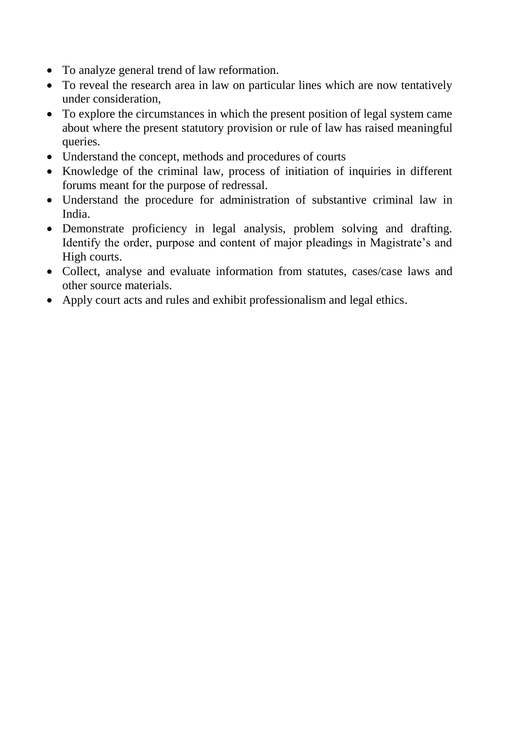- To analyze general trend of law reformation.
- To reveal the research area in law on particular lines which are now tentatively under consideration,
- To explore the circumstances in which the present position of legal system came about where the present statutory provision or rule of law has raised meaningful queries.
- Understand the concept, methods and procedures of courts
- Knowledge of the criminal law, process of initiation of inquiries in different forums meant for the purpose of redressal.
- Understand the procedure for administration of substantive criminal law in India.
- Demonstrate proficiency in legal analysis, problem solving and drafting. Identify the order, purpose and content of major pleadings in Magistrate's and High courts.
- Collect, analyse and evaluate information from statutes, cases/case laws and other source materials.
- Apply court acts and rules and exhibit professionalism and legal ethics.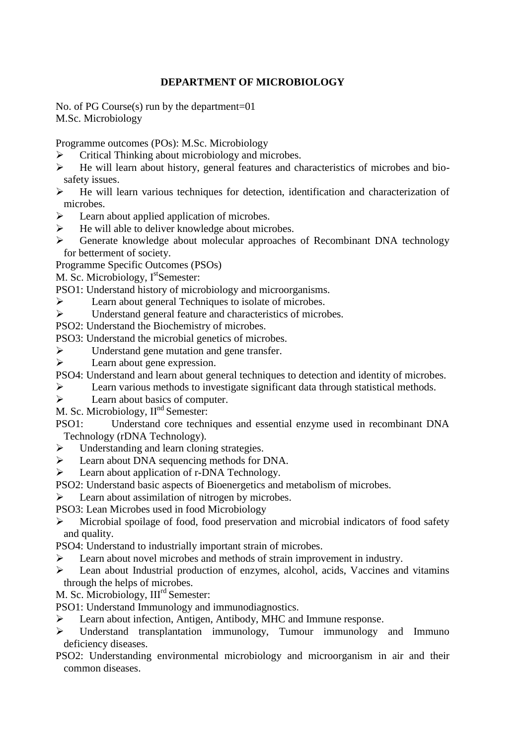# DEPARTMENT OF MICROBIOLOGY

No. of PG Course(s) run by the department=01
M.Sc. Microbiology

Programme outcomes (POs): M.Sc. Microbiology

- Critical Thinking about microbiology and microbes.
- He will learn about history, general features and characteristics of microbes and bio-safety issues.
- He will learn various techniques for detection, identification and characterization of microbes.
- Learn about applied application of microbes.
- He will able to deliver knowledge about microbes.
- Generate knowledge about molecular approaches of Recombinant DNA technology for betterment of society.

Programme Specific Outcomes (PSOs)

M. Sc. Microbiology, I[st] Semester:

PSO1: Understand history of microbiology and microorganisms.

- Learn about general Techniques to isolate of microbes.
- Understand general feature and characteristics of microbes.

PSO2: Understand the Biochemistry of microbes.

PSO3: Understand the microbial genetics of microbes.

- Understand gene mutation and gene transfer.
- Learn about gene expression.

PSO4: Understand and learn about general techniques to detection and identity of microbes.

- Learn various methods to investigate significant data through statistical methods.
- Learn about basics of computer.

M. Sc. Microbiology, II[nd] Semester:

PSO1: Understand core techniques and essential enzyme used in recombinant DNA Technology (rDNA Technology).

- Understanding and learn cloning strategies.
- Learn about DNA sequencing methods for DNA.
- Learn about application of r-DNA Technology.

PSO2: Understand basic aspects of Bioenergetics and metabolism of microbes.

- Learn about assimilation of nitrogen by microbes.

PSO3: Lean Microbes used in food Microbiology

- Microbial spoilage of food, food preservation and microbial indicators of food safety and quality.

PSO4: Understand to industrially important strain of microbes.

- Learn about novel microbes and methods of strain improvement in industry.
- Lean about Industrial production of enzymes, alcohol, acids, Vaccines and vitamins through the helps of microbes.

M. Sc. Microbiology, III[rd] Semester:

PSO1: Understand Immunology and immunodiagnostics.

- Learn about infection, Antigen, Antibody, MHC and Immune response.
- Understand transplantation immunology, Tumour immunology and Immuno deficiency diseases.

PSO2: Understanding environmental microbiology and microorganism in air and their common diseases.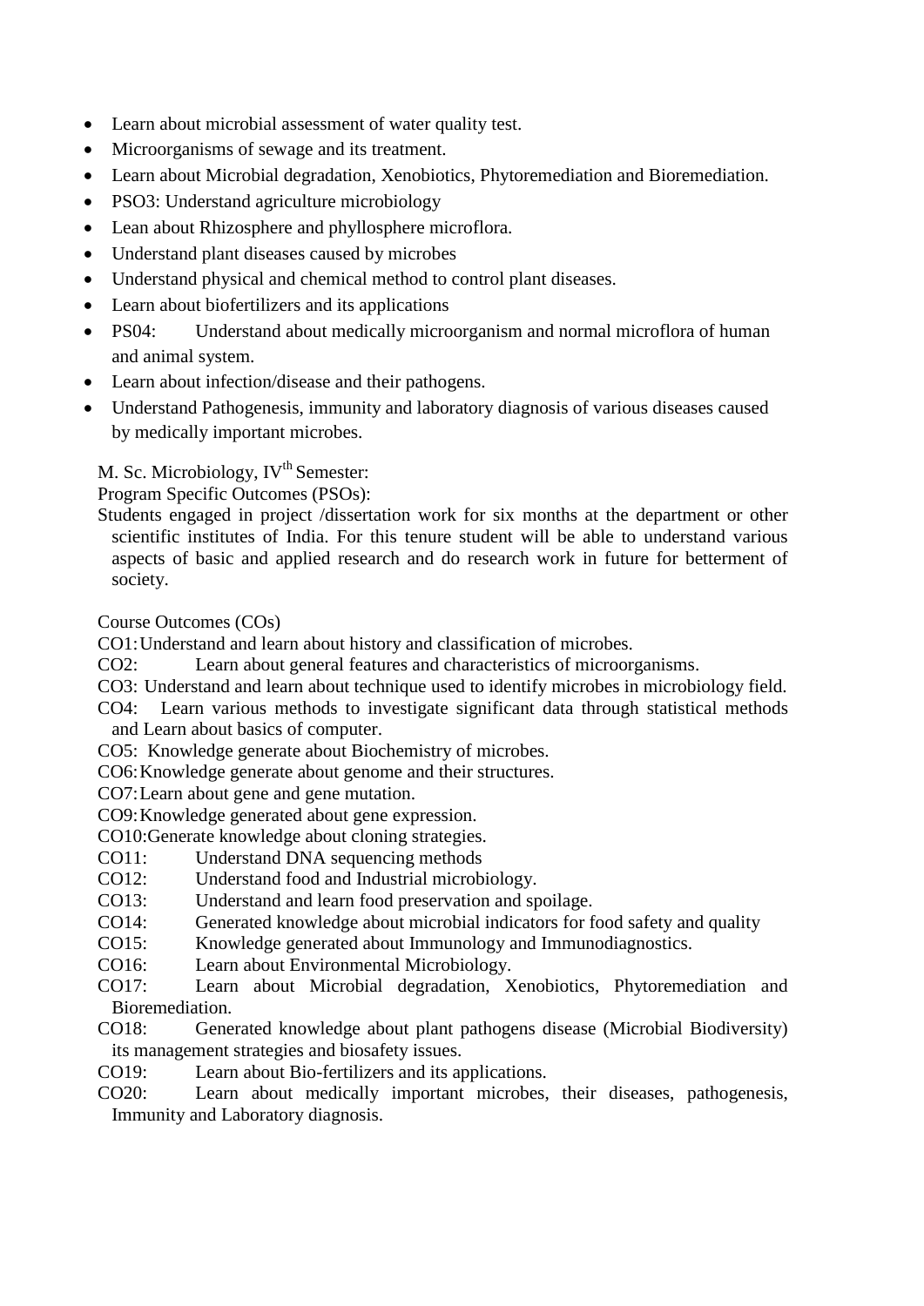- Learn about microbial assessment of water quality test.
- Microorganisms of sewage and its treatment.
- Learn about Microbial degradation, Xenobiotics, Phytoremediation and Bioremediation.
- PSO3: Understand agriculture microbiology
- Lean about Rhizosphere and phyllosphere microflora.
- Understand plant diseases caused by microbes
- Understand physical and chemical method to control plant diseases.
- Learn about biofertilizers and its applications
- PS04: Understand about medically microorganism and normal microflora of human and animal system.
- Learn about infection/disease and their pathogens.
- Understand Pathogenesis, immunity and laboratory diagnosis of various diseases caused by medically important microbes.

M. Sc. Microbiology, IV^th Semester:

Program Specific Outcomes (PSOs):

Students engaged in project /dissertation work for six months at the department or other scientific institutes of India. For this tenure student will be able to understand various aspects of basic and applied research and do research work in future for betterment of society.

Course Outcomes (COs)

CO1: Understand and learn about history and classification of microbes.

CO2: Learn about general features and characteristics of microorganisms.

CO3: Understand and learn about technique used to identify microbes in microbiology field.

CO4: Learn various methods to investigate significant data through statistical methods and Learn about basics of computer.

CO5: Knowledge generate about Biochemistry of microbes.

CO6: Knowledge generate about genome and their structures.

CO7: Learn about gene and gene mutation.

CO9: Knowledge generated about gene expression.

CO10: Generate knowledge about cloning strategies.

CO11: Understand DNA sequencing methods

CO12: Understand food and Industrial microbiology.

CO13: Understand and learn food preservation and spoilage.

CO14: Generated knowledge about microbial indicators for food safety and quality

CO15: Knowledge generated about Immunology and Immunodiagnostics.

CO16: Learn about Environmental Microbiology.

CO17: Learn about Microbial degradation, Xenobiotics, Phytoremediation and Bioremediation.

CO18: Generated knowledge about plant pathogens disease (Microbial Biodiversity) its management strategies and biosafety issues.

CO19: Learn about Bio-fertilizers and its applications.

CO20: Learn about medically important microbes, their diseases, pathogenesis, Immunity and Laboratory diagnosis.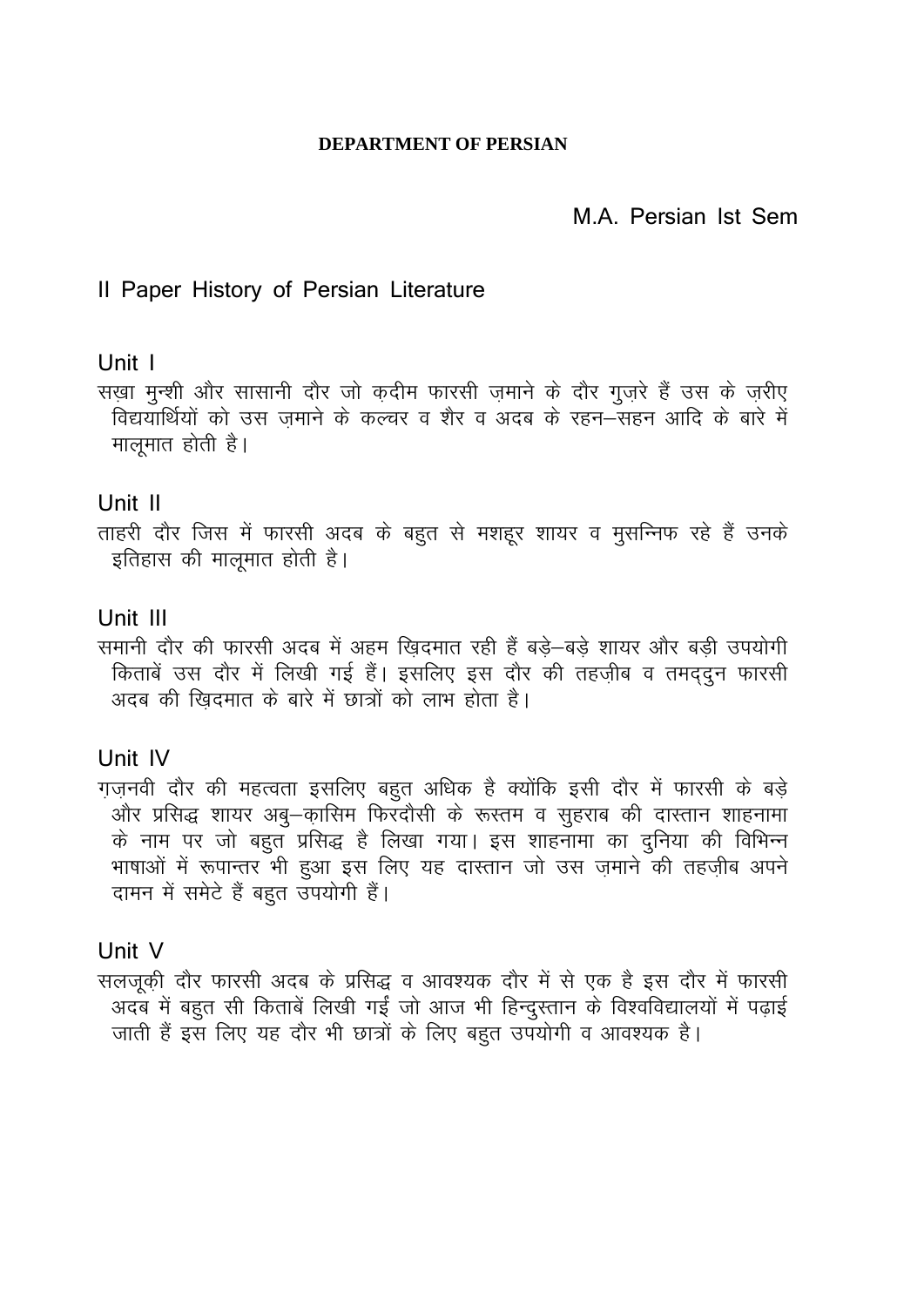**DEPARTMENT OF PERSIAN**

M.A. Persian Ist Sem

## II Paper History of Persian Literature

### Unit I

सख़ा मुन्शी और सासानी दौर जो क़दीम फारसी ज़माने के दौर गुज़रे हैं उस के ज़रीए विद्यार्थियों को उस ज़माने के कल्चर व शैर व अदब के रहन–सहन आदि के बारे में मालूमात होती है।

### Unit II

ताहरी दौर जिस में फारसी अदब के बहुत से मशहूर शायर व मुसन्निफ रहे हैं उनके इतिहास की मालूमात होती है।

### Unit III

समानी दौर की फारसी अदब में अहम ख़िदमात रही हैं बड़े–बड़े शायर और बड़ी उपयोगी किताबें उस दौर में लिखी गई हैं। इसलिए इस दौर की तहज़ीब व तमद्दुन फारसी अदब की ख़िदमात के बारे में छात्रों को लाभ होता है।

### Unit IV

ग़ज़नवी दौर की महत्वता इसलिए बहुत अधिक है क्योंकि इसी दौर में फारसी के बड़े और प्रसिद्ध शायर अबु–क़ासिम फिरदौसी के रूस्तम व सुहराब की दास्तान शाहनामा के नाम पर जो बहुत प्रसिद्ध है लिखा गया। इस शाहनामा का दुनिया की विभिन्न भाषाओं में रूपान्तर भी हुआ इस लिए यह दास्तान जो उस ज़माने की तहज़ीब अपने दामन में समेटे हैं बहुत उपयोगी हैं।

### Unit V

सलजूक़ी दौर फारसी अदब के प्रसिद्ध व आवश्यक दौर में से एक है इस दौर में फारसी अदब में बहुत सी किताबें लिखी गईं जो आज भी हिन्दुस्तान के विश्वविद्यालयों में पढ़ाई जाती हैं इस लिए यह दौर भी छात्रों के लिए बहुत उपयोगी व आवश्यक है।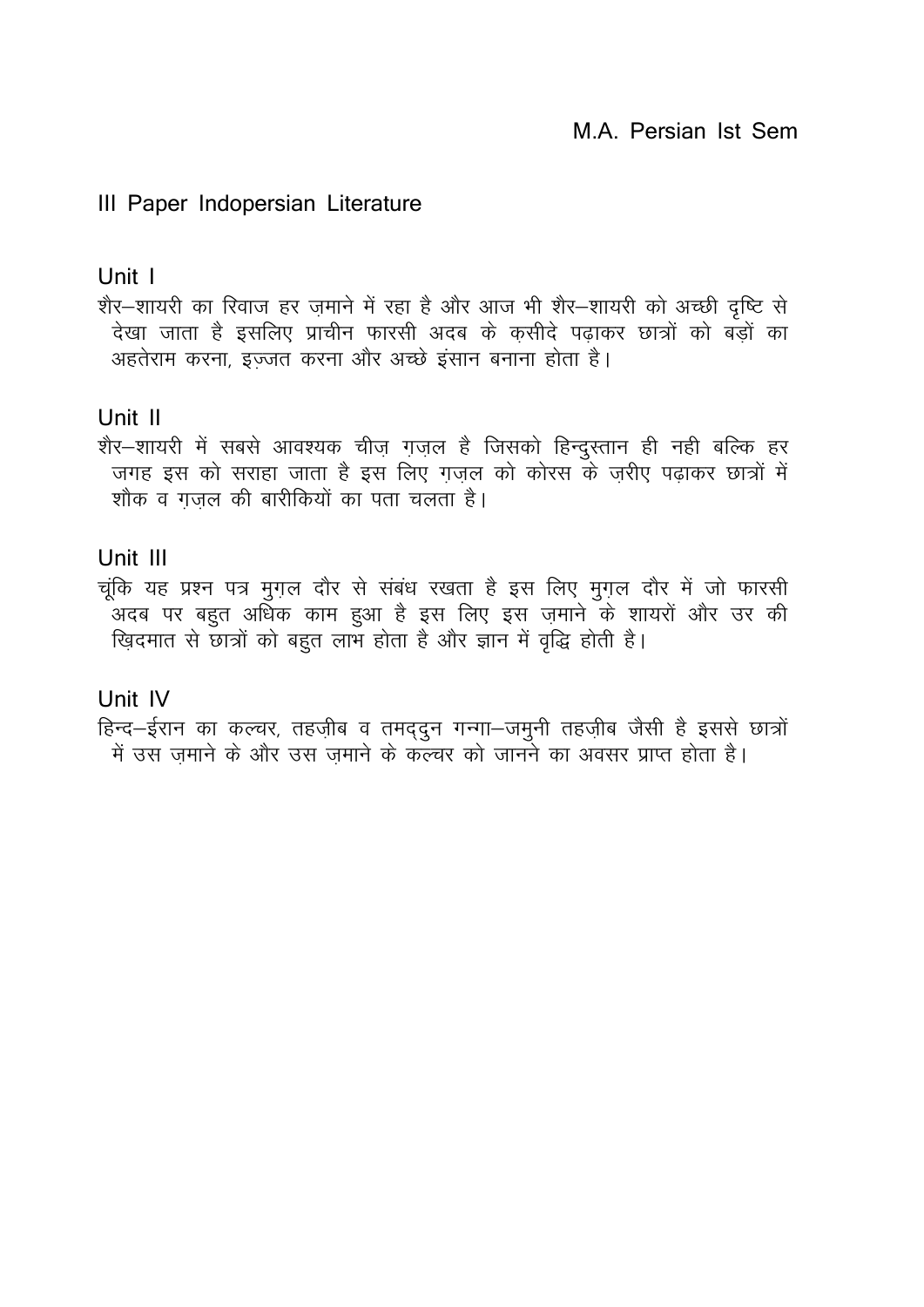M.A. Persian Ist Sem

## III Paper Indopersian Literature

### Unit I

शैर–शायरी का रिवाज हर ज़माने में रहा है और आज भी शैर–शायरी को अच्छी दृष्टि से देखा जाता है इसलिए प्राचीन फारसी अदब के क़सीदे पढ़ाकर छात्रों को बड़ों का अहतेराम करना, इज़्जत करना और अच्छे इंसान बनाना होता है।

### Unit II

शैर–शायरी में सबसे आवश्यक चीज़ ग़ज़ल है जिसको हिन्दुस्तान ही नही बल्कि हर जगह इस को सराहा जाता है इस लिए ग़ज़ल को कोरस के ज़रीए पढ़ाकर छात्रों में शौक व ग़ज़ल की बारीकियों का पता चलता है।

### Unit III

चूंकि यह प्रश्न पत्र मुग़ल दौर से संबंध रखता है इस लिए मुग़ल दौर में जो फारसी अदब पर बहुत अधिक काम हुआ है इस लिए इस ज़माने के शायरों और उर की ख़िदमात से छात्रों को बहुत लाभ होता है और ज्ञान में वृद्धि होती है।

### Unit IV

हिन्द–ईरान का कल्चर, तहज़ीब व तमद्दुन गन्गा–जमुनी तहज़ीब जैसी है इससे छात्रों में उस ज़माने के और उस ज़माने के कल्चर को जानने का अवसर प्राप्त होता है।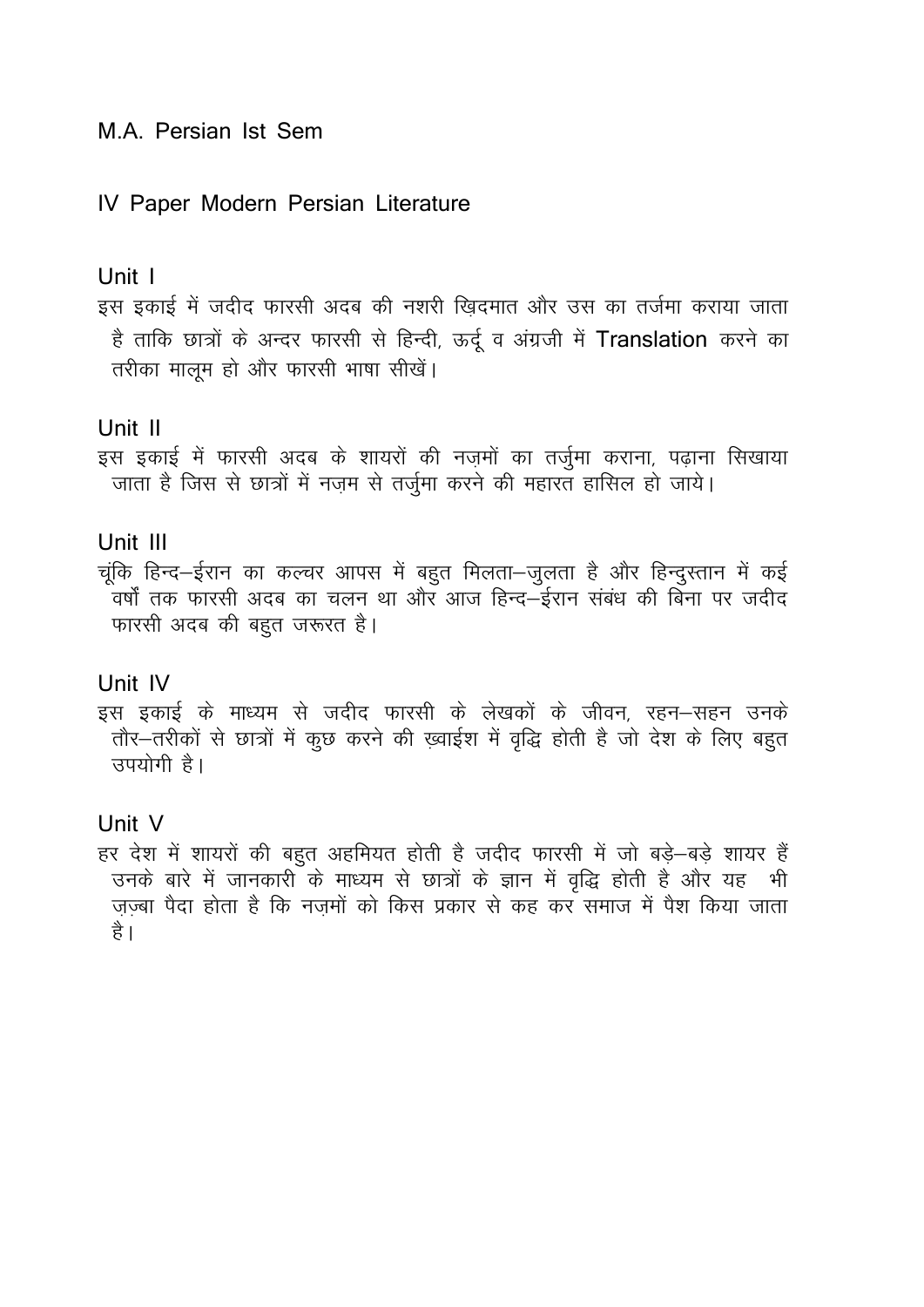M.A. Persian Ist Sem

IV Paper Modern Persian Literature

## Unit I

इस इकाई में जदीद फारसी अदब की नशरी ख़िदमात और उस का तर्जमा कराया जाता है ताकि छात्रों के अन्दर फारसी से हिन्दी, ऊर्दू व अंग्रजी में Translation करने का तरीका मालूम हो और फारसी भाषा सीखें।

## Unit II

इस इकाई में फारसी अदब के शायरों की नज़मों का तर्जुमा कराना, पढ़ाना सिखाया जाता है जिस से छात्रों में नज़म से तर्जुमा करने की महारत हासिल हो जाये।

## Unit III

चूंकि हिन्द–ईरान का कल्चर आपस में बहुत मिलता–जुलता है और हिन्दुस्तान में कई वर्षों तक फारसी अदब का चलन था और आज हिन्द–ईरान संबंध की बिना पर जदीद फारसी अदब की बहुत जरूरत है।

## Unit IV

इस इकाई के माध्यम से जदीद फारसी के लेखकों के जीवन, रहन–सहन उनके तौर–तरीकों से छात्रों में कुछ करने की ख़्वाईश में वृद्धि होती है जो देश के लिए बहुत उपयोगी है।

## Unit V

हर देश में शायरों की बहुत अहमियत होती है जदीद फारसी में जो बड़े–बड़े शायर हैं उनके बारे में जानकारी के माध्यम से छात्रों के ज्ञान में वृद्धि होती है और यह भी ज़ज़्बा पैदा होता है कि नज़मों को किस प्रकार से कह कर समाज में पैश किया जाता है।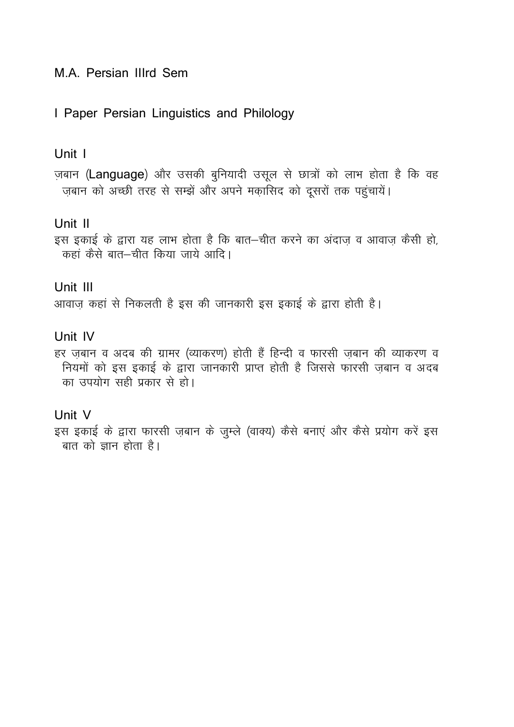M.A. Persian IIIrd Sem

I Paper Persian Linguistics and Philology

## Unit I

ज़बान (**Language**) और उसकी बुनियादी उसूल से छात्रों को लाभ होता है कि वह ज़बान को अच्छी तरह से सम्झें और अपने मक़ासिद को दूसरों तक पहुंचायें।

## Unit II

इस इकाई के द्वारा यह लाभ होता है कि बात–चीत करने का अंदाज़ व आवाज़ कैसी हो, कहां कैसे बात–चीत किया जाये आदि।

## Unit III

आवाज़ कहां से निकलती है इस की जानकारी इस इकाई के द्वारा होती है।

## Unit IV

हर ज़बान व अदब की ग्रामर (व्याकरण) होती हैं हिन्दी व फारसी ज़बान की व्याकरण व नियमों को इस इकाई के द्वारा जानकारी प्राप्त होती है जिससे फारसी ज़बान व अदब का उपयोग सही प्रकार से हो।

## Unit V

इस इकाई के द्वारा फारसी ज़बान के जुम्ले (वाक्य) कैसे बनाएं और कैसे प्रयोग करें इस बात को ज्ञान होता है।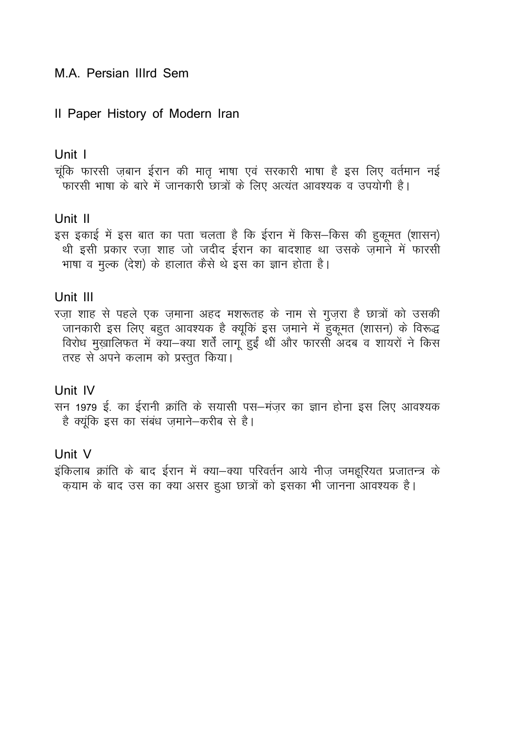M.A. Persian IIIrd Sem

II Paper History of Modern Iran

## Unit I

चूंकि फारसी ज़बान ईरान की मातृ भाषा एवं सरकारी भाषा है इस लिए वर्तमान नई फारसी भाषा के बारे में जानकारी छात्रों के लिए अत्यंत आवश्यक व उपयोगी है।

## Unit II

इस इकाई में इस बात का पता चलता है कि ईरान में किस–किस की हुकूमत (शासन) थी इसी प्रकार रज़ा शाह जो जदीद ईरान का बादशाह था उसके ज़माने में फारसी भाषा व मुल्क (देश) के हालात कैसे थे इस का ज्ञान होता है।

## Unit III

रज़ा शाह से पहले एक ज़माना अहद मशरूतह के नाम से गुज़रा है छात्रों को उसकी जानकारी इस लिए बहुत आवश्यक है क्यूकिं इस ज़माने में हुकूमत (शासन) के विरूद्ध विरोध मुख़ालिफत में क्या–क्या शर्तें लागू हुईं थीं और फारसी अदब व शायरों ने किस तरह से अपने कलाम को प्रस्तुत किया।

## Unit IV

सन 1979 ई. का ईरानी क्रांति के सयासी पस–मंज़र का ज्ञान होना इस लिए आवश्यक है क्यूंकि इस का संबंध ज़माने–करीब से है।

## Unit V

इंकिलाब क्रांति के बाद ईरान में क्या–क्या परिवर्तन आये नीज़ जमहूरियत प्रजातन्त्र के क़याम के बाद उस का क्या असर हुआ छात्रों को इसका भी जानना आवश्यक है।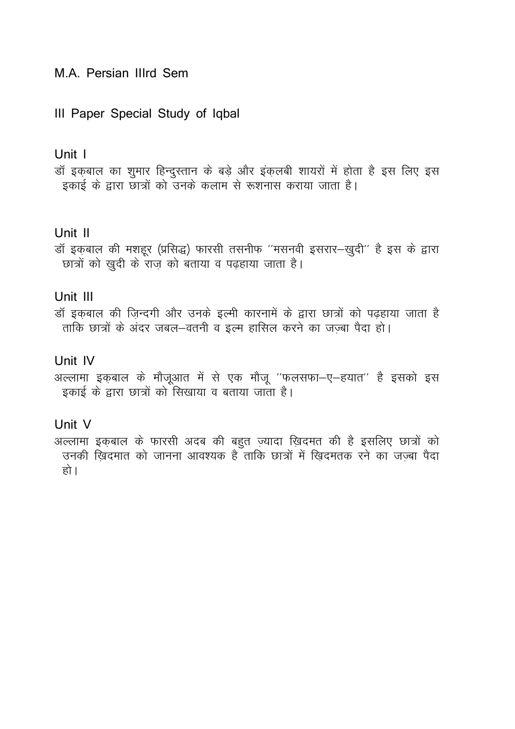M.A. Persian IIIrd Sem

III Paper Special Study of Iqbal

## Unit I

डॉ इक़बाल का शुमार हिन्दुस्तान के बड़े और इंक़लबी शायरों में होता है इस लिए इस इकाई के द्वारा छात्रों को उनके कलाम से रूशनास कराया जाता है।

## Unit II

डॉ इक़बाल की मशहूर (प्रसिद्ध) फारसी तसनीफ ''मसनवी इसरार–ख़ुदी'' है इस के द्वारा छात्रों को ख़ुदी के राज़ को बताया व पढ़हाया जाता है।

## Unit III

डॉ इक़बाल की ज़िन्दगी और उनके इल्मी कारनामें के द्वारा छात्रों को पढ़हाया जाता है ताकि छात्रों के अंदर जबल–वतनी व इल्म हासिल करने का जज़्बा पैदा हो।

## Unit IV

अल्लामा इक़बाल के मौजूआत में से एक मौजू ''फलसफा–ए–हयात'' है इसको इस इकाई के द्वारा छात्रों को सिखाया व बताया जाता है।

## Unit V

अल्लामा इक़बाल के फारसी अदब की बहुत ज़्यादा ख़िदमत की है इसलिए छात्रों को उनकी ख़िदमात को जानना आवश्यक है ताकि छात्रों में ख़िदमतक रने का जज़्बा पैदा हो।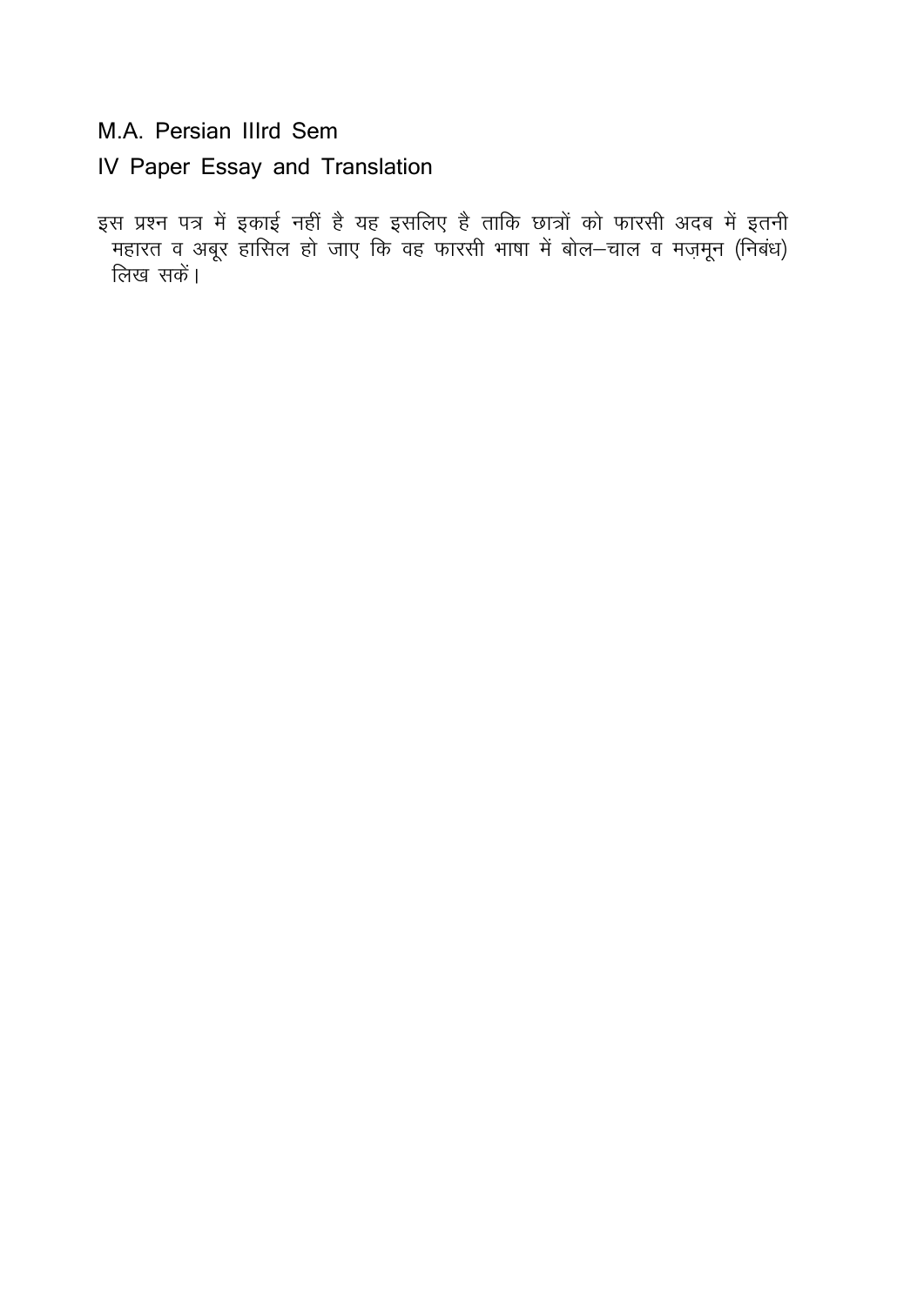M.A. Persian IIIrd Sem

IV Paper Essay and Translation

इस प्रश्न पत्र में इकाई नहीं है यह इसलिए है ताकि छात्रों को फारसी अदब में इतनी महारत व अबूर हासिल हो जाए कि वह फारसी भाषा में बोल–चाल व मज़मून (निबंध) लिख सकें।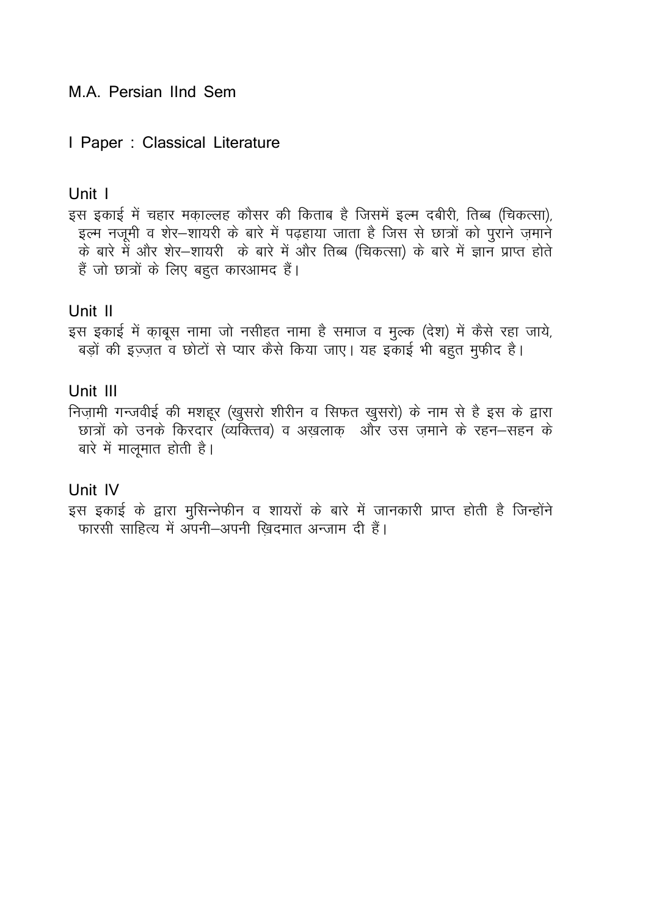M.A. Persian IInd Sem

I Paper : Classical Literature

## Unit I

इस इकाई में चहार मक़ाल्लह कौसर की किताब है जिसमें इल्म दबीरी, तिब्ब (चिकत्सा), इल्म नजूमी व शेर–शायरी के बारे में पढ़हाया जाता है जिस से छात्रों को पुराने ज़माने के बारे में और शेर–शायरी के बारे में और तिब्ब (चिकत्सा) के बारे में ज्ञान प्राप्त होते हैं जो छात्रों के लिए बहुत कारआमद हैं।

## Unit II

इस इकाई में क़ाबूस नामा जो नसीहत नामा है समाज व मुल्क (देश) में कैसे रहा जाये, बड़ों की इज़्ज़त व छोटों से प्यार कैसे किया जाए। यह इकाई भी बहुत मुफीद है।

## Unit III

निज़ामी गन्जवीई की मशहूर (खुसरो शीरीन व सिफत खुसरो) के नाम से है इस के द्वारा छात्रों को उनके किरदार (व्यक्तिव) व अख़लाक़ और उस ज़माने के रहन–सहन के बारे में मालूमात होती है।

## Unit IV

इस इकाई के द्वारा मुसिन्नेफीन व शायरों के बारे में जानकारी प्राप्त होती है जिन्होंने फारसी साहित्य में अपनी–अपनी ख़िदमात अन्जाम दी हैं।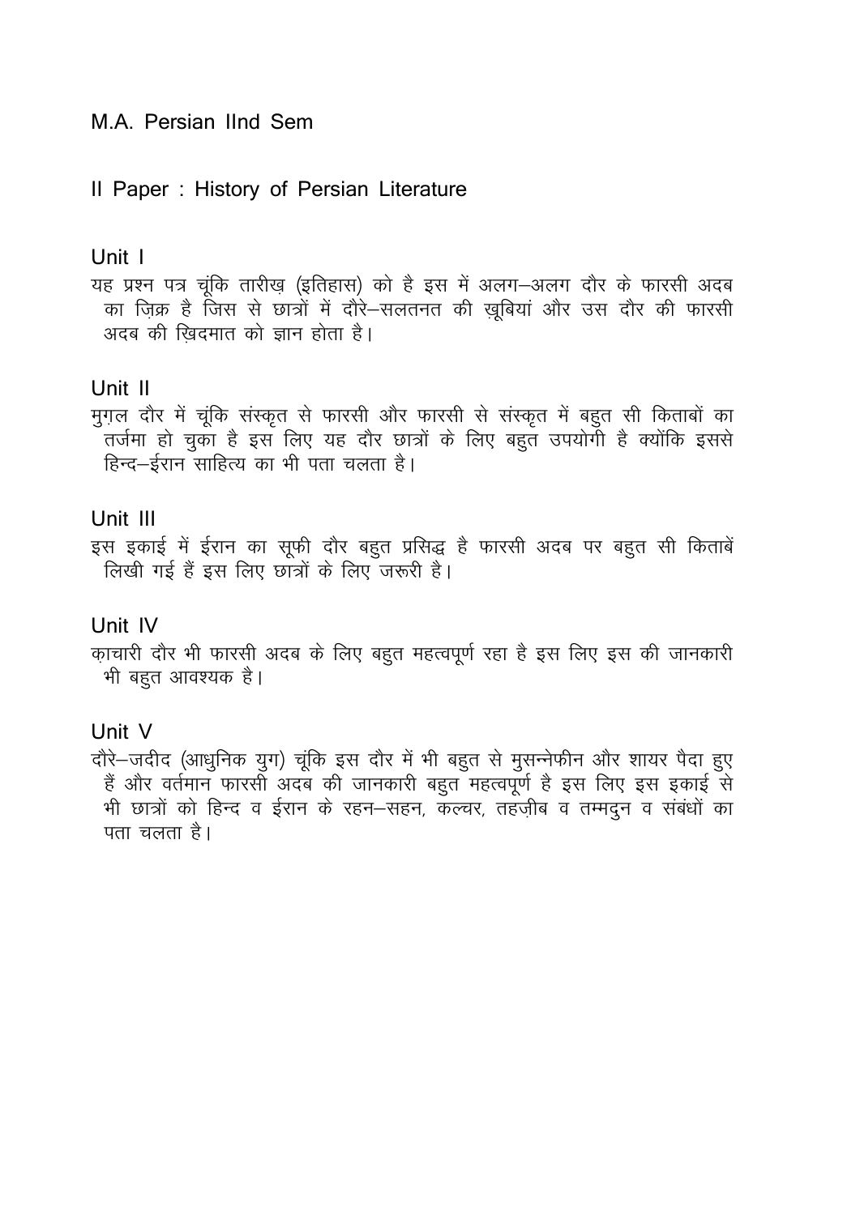M.A. Persian IInd Sem

II Paper : History of Persian Literature

## Unit I

यह प्रश्न पत्र चूंकि तारीख़ (इतिहास) को है इस में अलग–अलग दौर के फारसी अदब का ज़िक्र है जिस से छात्रों में दौरे–सलतनत की ख़ूबियां और उस दौर की फारसी अदब की ख़िदमात को ज्ञान होता है।

## Unit II

मुग़ल दौर में चूंकि संस्कृत से फारसी और फारसी से संस्कृत में बहुत सी किताबों का तर्जमा हो चुका है इस लिए यह दौर छात्रों के लिए बहुत उपयोगी है क्योंकि इससे हिन्द–ईरान साहित्य का भी पता चलता है।

## Unit III

इस इकाई में ईरान का सूफी दौर बहुत प्रसिद्ध है फारसी अदब पर बहुत सी किताबें लिखी गई हैं इस लिए छात्रों के लिए जरूरी है।

## Unit IV

क़ाचारी दौर भी फारसी अदब के लिए बहुत महत्वपूर्ण रहा है इस लिए इस की जानकारी भी बहुत आवश्यक है।

## Unit V

दौरे–जदीद (आधुनिक युग) चूंकि इस दौर में भी बहुत से मुसन्नेफीन और शायर पैदा हुए हैं और वर्तमान फारसी अदब की जानकारी बहुत महत्वपूर्ण है इस लिए इस इकाई से भी छात्रों को हिन्द व ईरान के रहन–सहन, कल्चर, तहज़ीब व तम्मदुन व संबंधों का पता चलता है।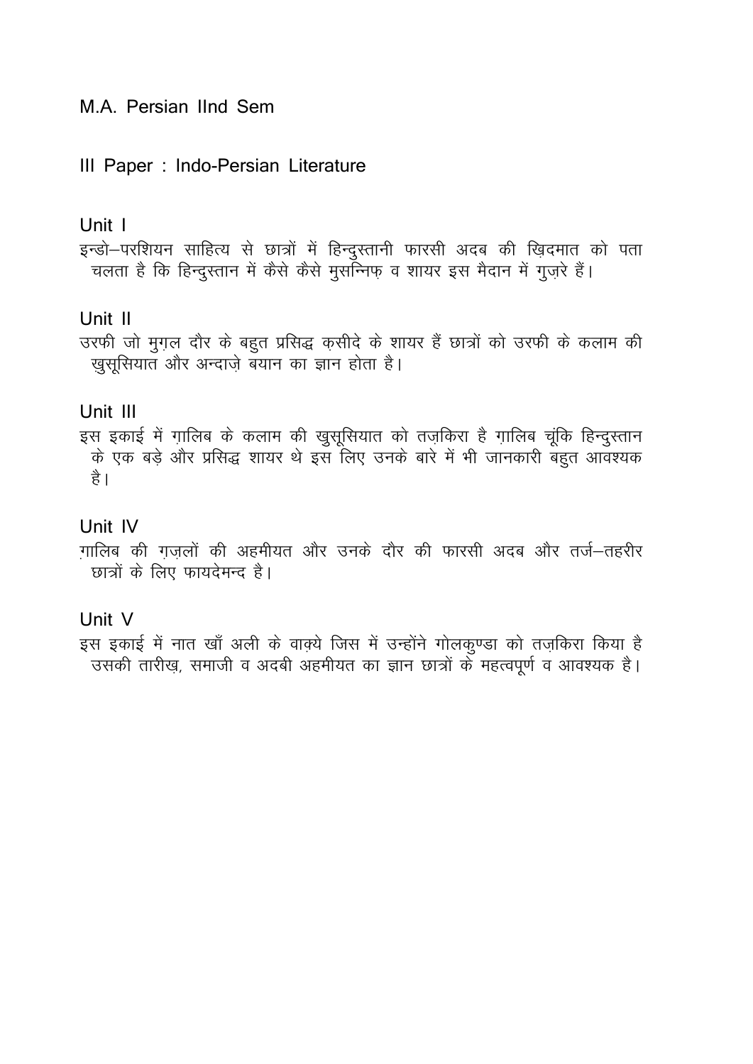M.A. Persian IInd Sem

III Paper : Indo-Persian Literature

Unit I

इन्डो–परशियन साहित्य से छात्रों में हिन्दुस्तानी फारसी अदब की ख़िदमात को पता चलता है कि हिन्दुस्तान में कैसे कैसे मुसन्निफ़ व शायर इस मैदान में गुज़रे हैं।

Unit II

उरफी जो मुग़ल दौर के बहुत प्रसिद्ध क़सीदे के शायर हैं छात्रों को उरफी के कलाम की ख़ुसूसियात और अन्दाज़े बयान का ज्ञान होता है।

Unit III

इस इकाई में ग़ालिब के कलाम की ख़ुसूसियात को तज़किरा है ग़ालिब चूंकि हिन्दुस्तान के एक बड़े और प्रसिद्ध शायर थे इस लिए उनके बारे में भी जानकारी बहुत आवश्यक है।

Unit IV

ग़ालिब की ग़ज़लों की अहमीयत और उनके दौर की फारसी अदब और तर्ज–तहरीर छात्रों के लिए फायदेमन्द है।

Unit V

इस इकाई में नात खाँ अली के वाक़्ये जिस में उन्होंने गोलकुण्डा को तज़किरा किया है उसकी तारीख़, समाजी व अदबी अहमीयत का ज्ञान छात्रों के महत्वपूर्ण व आवश्यक है।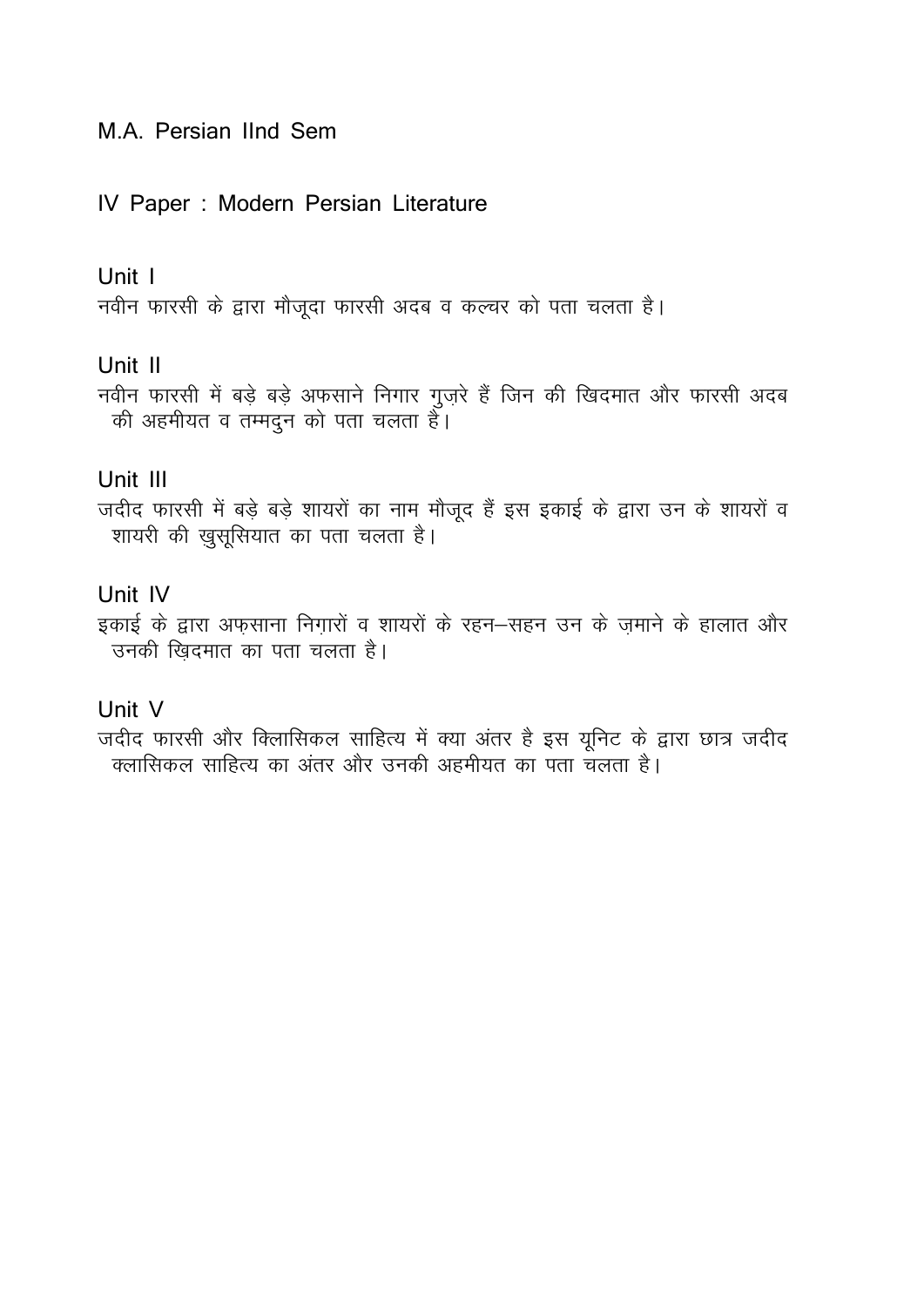M.A. Persian IInd Sem

IV Paper : Modern Persian Literature

## Unit I

नवीन फारसी के द्वारा मौजूदा फारसी अदब व कल्चर को पता चलता है।

## Unit II

नवीन फारसी में बड़े बड़े अफ़साने निगार गुज़रे हैं जिन की खिदमात और फारसी अदब की अहमीयत व तम्मदुन को पता चलता है।

## Unit III

जदीद फारसी में बड़े बड़े शायरों का नाम मौजूद हैं इस इकाई के द्वारा उन के शायरों व शायरी की खुसूसियात का पता चलता है।

## Unit IV

इकाई के द्वारा अफ़साना निग़ारों व शायरों के रहन–सहन उन के ज़माने के हालात और उनकी ख़िदमात का पता चलता है।

## Unit V

जदीद फारसी और क्लासिकल साहित्य में क्या अंतर है इस यूनिट के द्वारा छात्र जदीद क्लासिकल साहित्य का अंतर और उनकी अहमीयत का पता चलता है।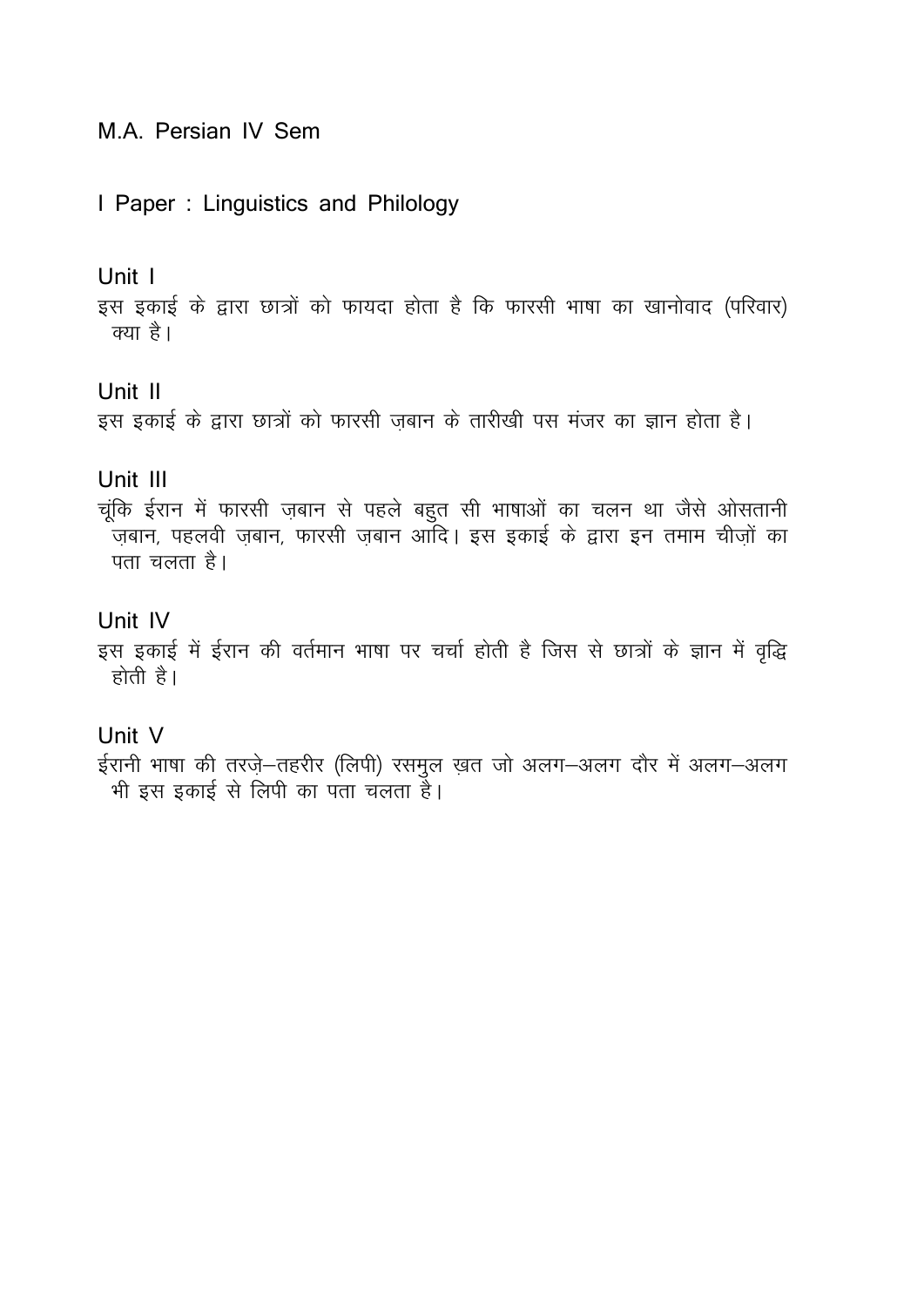M.A. Persian IV Sem

I Paper : Linguistics and Philology

Unit I

इस इकाई के द्वारा छात्रों को फायदा होता है कि फारसी भाषा का खानोवाद (परिवार) क्या है।

Unit II

इस इकाई के द्वारा छात्रों को फारसी ज़बान के तारीखी पस मंजर का ज्ञान होता है।

Unit III

चूंकि ईरान में फारसी ज़बान से पहले बहुत सी भाषाओं का चलन था जैसे ओसतानी ज़बान, पहलवी ज़बान, फारसी ज़बान आदि। इस इकाई के द्वारा इन तमाम चीज़ों का पता चलता है।

Unit IV

इस इकाई में ईरान की वर्तमान भाषा पर चर्चा होती है जिस से छात्रों के ज्ञान में वृद्धि होती है।

Unit V

ईरानी भाषा की तरज़े–तहरीर (लिपी) रसमुल ख़त जो अलग–अलग दौर में अलग–अलग भी इस इकाई से लिपी का पता चलता है।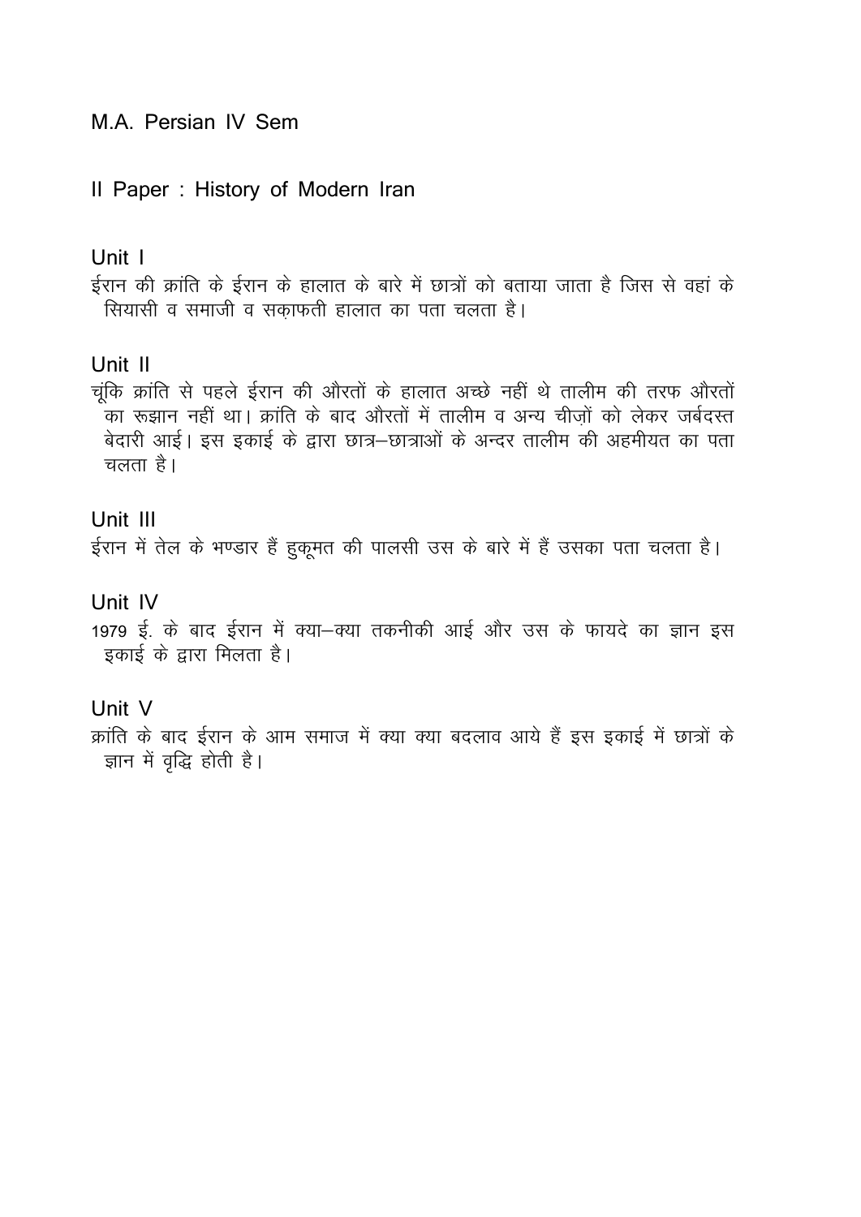M.A. Persian IV Sem

II Paper : History of Modern Iran

Unit I

ईरान की क्रांति के ईरान के हालात के बारे में छात्रों को बताया जाता है जिस से वहां के सियासी व समाजी व सक़ाफती हालात का पता चलता है।

Unit II

चूंकि क्रांति से पहले ईरान की औरतों के हालात अच्छे नहीं थे तालीम की तरफ औरतों का रूझान नहीं था। क्रांति के बाद औरतों में तालीम व अन्य चीज़ों को लेकर जर्बदस्त बेदारी आई। इस इकाई के द्वारा छात्र–छात्राओं के अन्दर तालीम की अहमीयत का पता चलता है।

Unit III

ईरान में तेल के भण्डार हैं हुकूमत की पालसी उस के बारे में हैं उसका पता चलता है।

Unit IV

1979 ई. के बाद ईरान में क्या–क्या तकनीकी आई और उस के फायदे का ज्ञान इस इकाई के द्वारा मिलता है।

Unit V

क्रांति के बाद ईरान के आम समाज में क्या क्या बदलाव आये हैं इस इकाई में छात्रों के ज्ञान में वृद्धि होती है।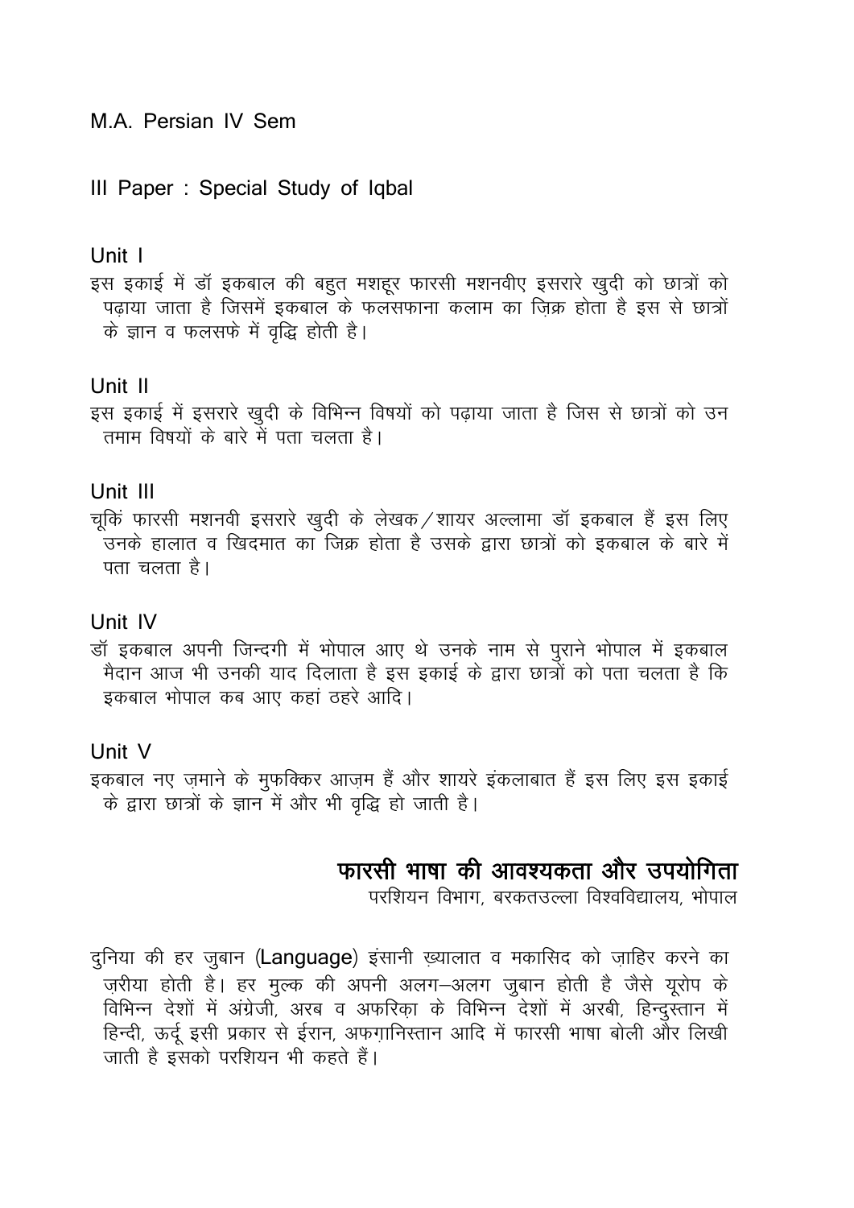M.A. Persian IV Sem

III Paper : Special Study of Iqbal

### Unit I

इस इकाई में डॉ इकबाल की बहुत मशहूर फारसी मशनवीए इसरारे खुदी को छात्रों को पढ़ाया जाता है जिसमें इकबाल के फलसफाना कलाम का ज़िक्र होता है इस से छात्रों के ज्ञान व फलसफे में वृद्धि होती है।

### Unit II

इस इकाई में इसरारे खुदी के विभिन्न विषयों को पढ़ाया जाता है जिस से छात्रों को उन तमाम विषयों के बारे में पता चलता है।

### Unit III

चूकिं फारसी मशनवी इसरारे खुदी के लेखक/शायर अल्लामा डॉ इकबाल हैं इस लिए उनके हालात व खिदमात का जिक्र होता है उसके द्वारा छात्रों को इकबाल के बारे में पता चलता है।

### Unit IV

डॉ इकबाल अपनी जिन्दगी में भोपाल आए थे उनके नाम से पुराने भोपाल में इकबाल मैदान आज भी उनकी याद दिलाता है इस इकाई के द्वारा छात्रों को पता चलता है कि इकबाल भोपाल कब आए कहां ठहरे आदि।

### Unit V

इकबाल नए ज़माने के मुफक्किर आज़म हैं और शायरे इंकलाबात हैं इस लिए इस इकाई के द्वारा छात्रों के ज्ञान में और भी वृद्धि हो जाती है।

## फारसी भाषा की आवश्यकता और उपयोगिता

परशियन विभाग, बरकतउल्ला विश्वविद्यालय, भोपाल

दुनिया की हर जुबान (Language) इंसानी ख़्यालात व मकासिद को ज़ाहिर करने का ज़रीया होती है। हर मुल्क की अपनी अलग–अलग ज़ुबान होती है जैसे यूरोप के विभिन्न देशों में अंग्रेजी, अरब व अफरिक़ा के विभिन्न देशों में अरबी, हिन्दुस्तान में हिन्दी, ऊर्दू इसी प्रकार से ईरान, अफग़ानिस्तान आदि में फारसी भाषा बोली और लिखी जाती है इसको परशियन भी कहते हैं।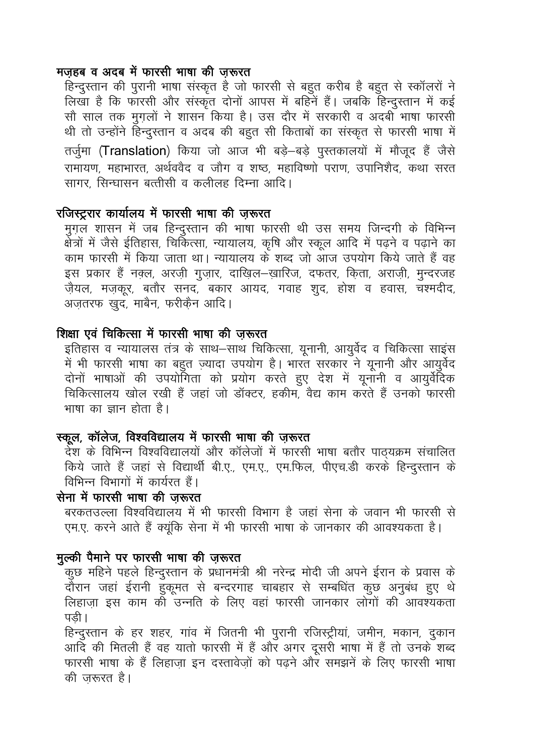### मज़हब व अदब में फारसी भाषा की ज़रूरत

हिन्दुस्तान की पुरानी भाषा संस्कृत है जो फारसी से बहुत करीब है बहुत से स्कॉलरों ने लिखा है कि फारसी और संस्कृत दोनों आपस में बहिनें हैं। जबकि हिन्दुस्तान में कई सौ साल तक मुग़लों ने शासन किया है। उस दौर में सरकारी व अदबी भाषा फारसी थी तो उन्होंने हिन्दुस्तान व अदब की बहुत सी किताबों का संस्कृत से फारसी भाषा में तर्जुमा (Translation) किया जो आज भी बड़े–बड़े पुस्तकालयों में मौजूद हैं जैसे रामायण, महाभारत, अर्थववैद व जौग व शष्ठ, महाविष्णो पराण, उपानिशैद, कथा सरत सागर, सिन्घासन बत्तीसी व कलीलह दिम्ना आदि।

### रजिस्ट्रार कार्यालय में फारसी भाषा की ज़रूरत

मुग़ल शासन में जब हिन्दुस्तान की भाषा फारसी थी उस समय जिन्दगी के विभिन्न क्षेत्रों में जैसे ईतिहास, चिकित्सा, न्यायालय, कृषि और स्कूल आदि में पढ़ने व पढ़ाने का काम फारसी में किया जाता था। न्यायालय के शब्द जो आज उपयोग किये जाते हैं वह इस प्रकार हैं नक़्ल, अरज़ी गुज़ार, दाख़िल–ख़ारिज, दफतर, क़िता, अराज़ी, मुन्दरजह ज़ैयल, मज़कूर, बतौर सनद, बकार आयद, गवाह शुद, होश व हवास, चश्मदीद, अज़तरफ ख़ुद, माबैन, फरीक़ैन आदि।

### शिक्षा एवं चिकित्सा में फारसी भाषा की ज़रूरत

इतिहास व न्यायालस तंत्र के साथ–साथ चिकित्सा, यूनानी, आयुर्वेद व चिकित्सा साइंस में भी फारसी भाषा का बहुत ज़्यादा उपयोग है। भारत सरकार ने यूनानी और आयुर्वेद दोनों भाषाओं की उपयोगिता को प्रयोग करते हुए देश में यूनानी व आयुर्वेदिक चिकित्सालय खोल रखी हैं जहां जो डॉक्टर, हकीम, वैद्य काम करते हैं उनको फारसी भाषा का ज्ञान होता है।

### स्कूल, कॉलेज, विश्वविद्यालय में फारसी भाषा की ज़रूरत

देश के विभिन्न विश्वविद्यालयों और कॉलेजों में फारसी भाषा बतौर पाठ्यक्रम संचालित किये जाते हैं जहां से विद्यार्थी बी.ए., एम.ए., एम.फिल, पीएच.डी करके हिन्दुस्तान के विभिन्न विभागों में कार्यरत हैं।

### सेना में फारसी भाषा की ज़रूरत

बरकतउल्ला विश्वविद्यालय में भी फारसी विभाग है जहां सेना के जवान भी फारसी से एम.ए. करने आते हैं क्यूंकि सेना में भी फारसी भाषा के जानकार की आवश्यकता है।

### मुल्की पैमाने पर फारसी भाषा की ज़रूरत

कुछ महिने पहले हिन्दुस्तान के प्रधानमंत्री श्री नरेन्द्र मोदी जी अपने ईरान के प्रवास के दौरान जहां ईरानी हुकूमत से बन्दरगाह चाबहार से सम्बधिंत कुछ अनुबंध हुए थे लिहाज़ा इस काम की उन्नति के लिए वहां फारसी जानकार लोगों की आवश्यकता पड़ी।

हिन्दुस्तान के हर शहर, गांव में जितनी भी पुरानी रजिस्ट्रीयां, जमीन, मकान, दुकान आदि की मितली हैं वह यातो फारसी में हैं और अगर दूसरी भाषा में हैं तो उनके शब्द फारसी भाषा के हैं लिहाज़ा इन दस्तावेज़ों को पढ़ने और समझनें के लिए फारसी भाषा की ज़रूरत है।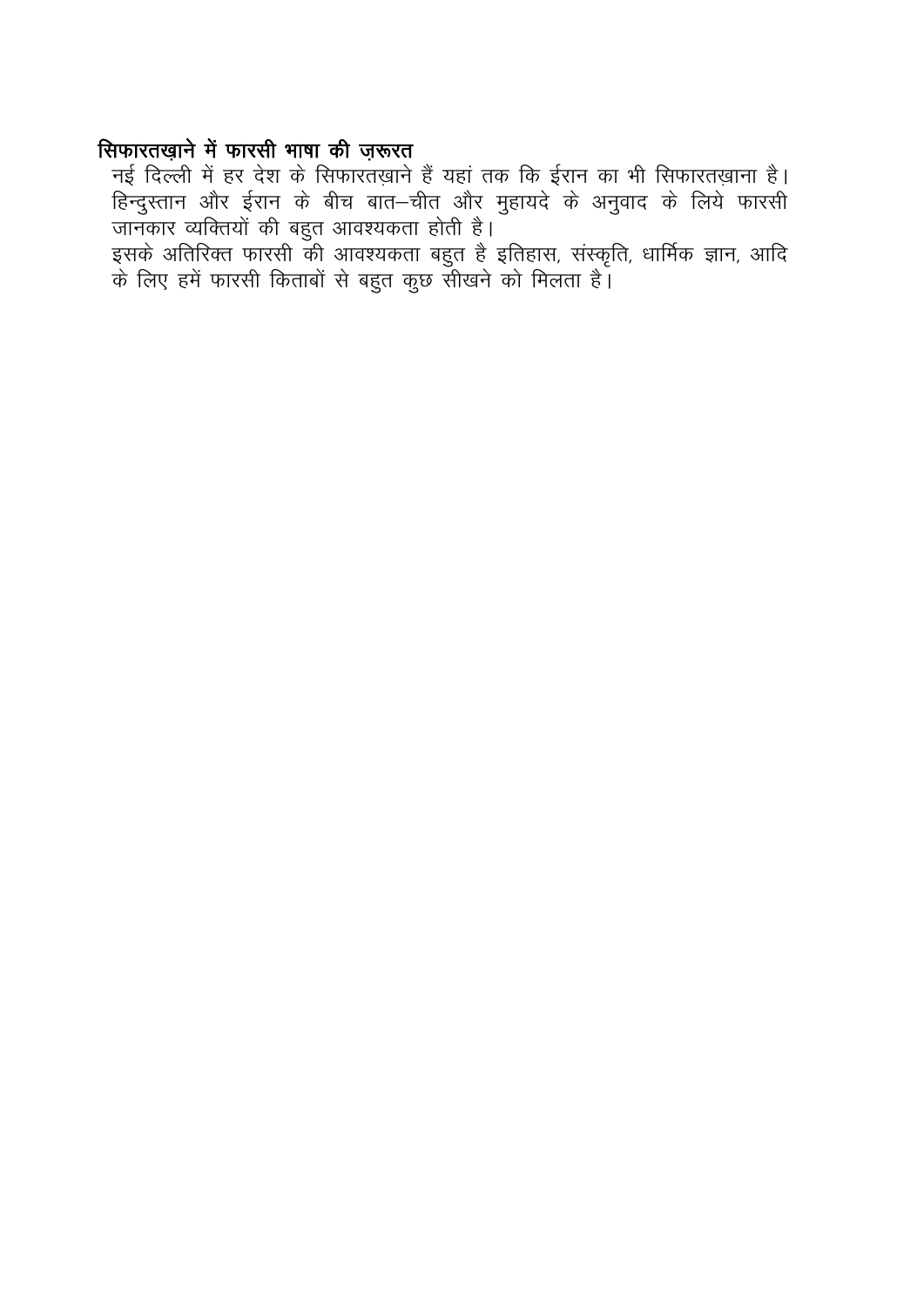**सिफारतख़ाने में फारसी भाषा की ज़रूरत**

नई दिल्ली में हर देश के सिफारतख़ाने हैं यहां तक कि ईरान का भी सिफारतख़ाना है। हिन्दुस्तान और ईरान के बीच बात–चीत और मुहायदे के अनुवाद के लिये फारसी जानकार व्यक्तियों की बहुत आवश्यकता होती है।

इसके अतिरिक्त फारसी की आवश्यकता बहुत है इतिहास, संस्कृति, धार्मिक ज्ञान, आदि के लिए हमें फारसी किताबों से बहुत कुछ सीखने को मिलता है।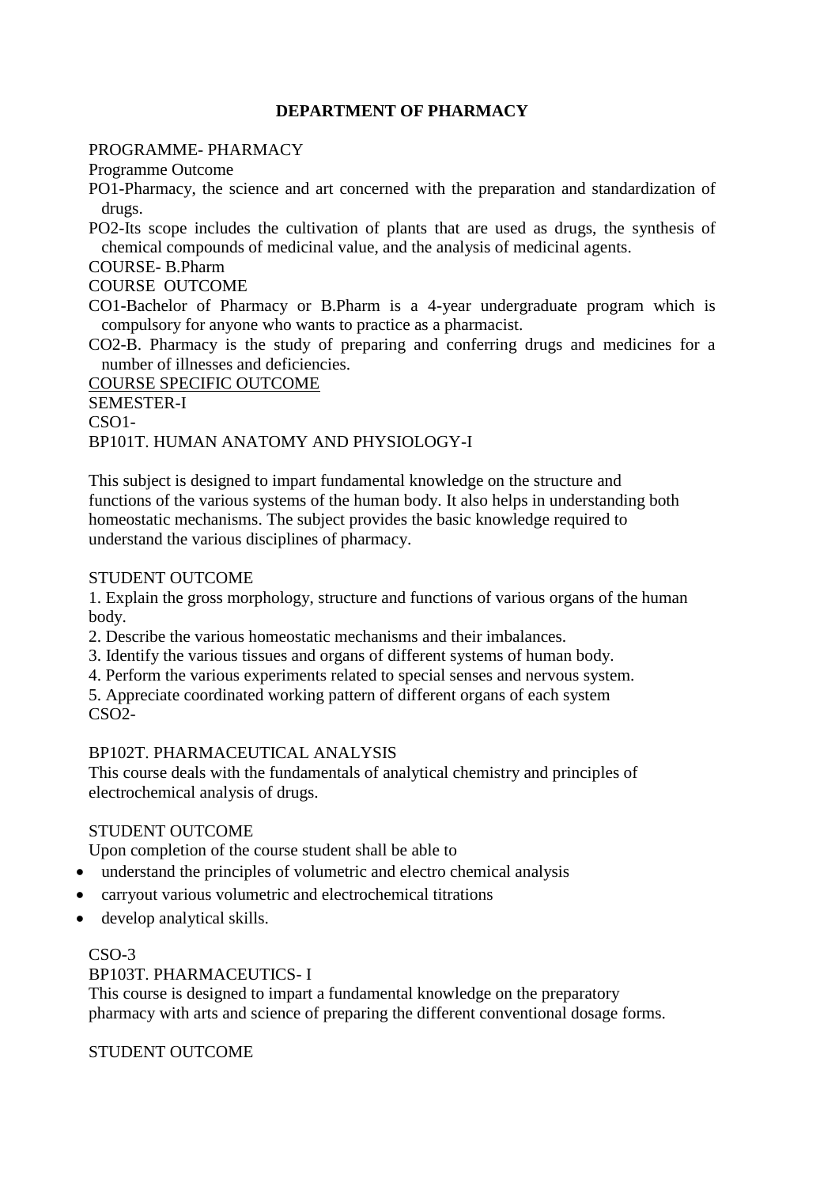# DEPARTMENT OF PHARMACY

PROGRAMME- PHARMACY

Programme Outcome

PO1-Pharmacy, the science and art concerned with the preparation and standardization of drugs.

PO2-Its scope includes the cultivation of plants that are used as drugs, the synthesis of chemical compounds of medicinal value, and the analysis of medicinal agents.

COURSE- B.Pharm

COURSE OUTCOME

CO1-Bachelor of Pharmacy or B.Pharm is a 4-year undergraduate program which is compulsory for anyone who wants to practice as a pharmacist.

CO2-B. Pharmacy is the study of preparing and conferring drugs and medicines for a number of illnesses and deficiencies.

COURSE SPECIFIC OUTCOME

SEMESTER-I

CSO1-

BP101T. HUMAN ANATOMY AND PHYSIOLOGY-I

This subject is designed to impart fundamental knowledge on the structure and functions of the various systems of the human body. It also helps in understanding both homeostatic mechanisms. The subject provides the basic knowledge required to understand the various disciplines of pharmacy.

STUDENT OUTCOME

1. Explain the gross morphology, structure and functions of various organs of the human body.
2. Describe the various homeostatic mechanisms and their imbalances.
3. Identify the various tissues and organs of different systems of human body.
4. Perform the various experiments related to special senses and nervous system.
5. Appreciate coordinated working pattern of different organs of each system

CSO2-

BP102T. PHARMACEUTICAL ANALYSIS

This course deals with the fundamentals of analytical chemistry and principles of electrochemical analysis of drugs.

STUDENT OUTCOME

Upon completion of the course student shall be able to

- understand the principles of volumetric and electro chemical analysis
- carryout various volumetric and electrochemical titrations
- develop analytical skills.

CSO-3

BP103T. PHARMACEUTICS- I

This course is designed to impart a fundamental knowledge on the preparatory pharmacy with arts and science of preparing the different conventional dosage forms.

STUDENT OUTCOME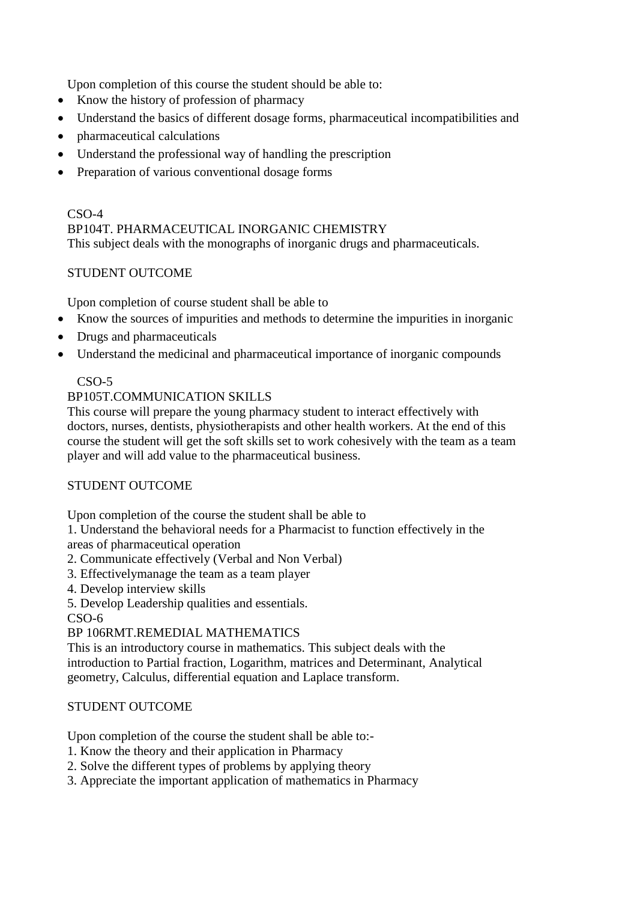Upon completion of this course the student should be able to:

- Know the history of profession of pharmacy
- Understand the basics of different dosage forms, pharmaceutical incompatibilities and
- pharmaceutical calculations
- Understand the professional way of handling the prescription
- Preparation of various conventional dosage forms

CSO-4

BP104T. PHARMACEUTICAL INORGANIC CHEMISTRY

This subject deals with the monographs of inorganic drugs and pharmaceuticals.

STUDENT OUTCOME

Upon completion of course student shall be able to

- Know the sources of impurities and methods to determine the impurities in inorganic
- Drugs and pharmaceuticals
- Understand the medicinal and pharmaceutical importance of inorganic compounds

CSO-5

BP105T.COMMUNICATION SKILLS

This course will prepare the young pharmacy student to interact effectively with doctors, nurses, dentists, physiotherapists and other health workers. At the end of this course the student will get the soft skills set to work cohesively with the team as a team player and will add value to the pharmaceutical business.

STUDENT OUTCOME

Upon completion of the course the student shall be able to

1. Understand the behavioral needs for a Pharmacist to function effectively in the areas of pharmaceutical operation
2. Communicate effectively (Verbal and Non Verbal)
3. Effectivelymanage the team as a team player
4. Develop interview skills
5. Develop Leadership qualities and essentials.

CSO-6

BP 106RMT.REMEDIAL MATHEMATICS

This is an introductory course in mathematics. This subject deals with the introduction to Partial fraction, Logarithm, matrices and Determinant, Analytical geometry, Calculus, differential equation and Laplace transform.

STUDENT OUTCOME

Upon completion of the course the student shall be able to:-

1. Know the theory and their application in Pharmacy
2. Solve the different types of problems by applying theory
3. Appreciate the important application of mathematics in Pharmacy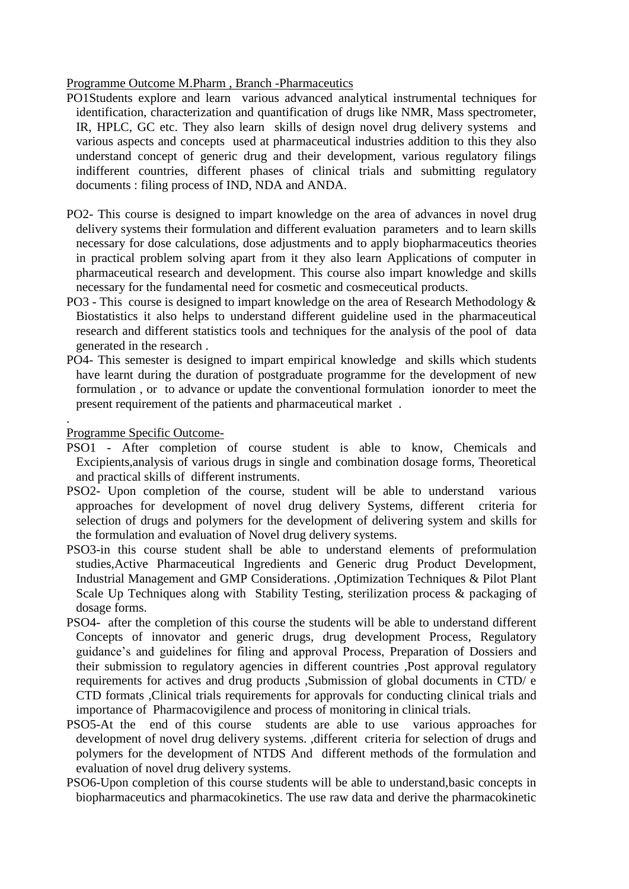Programme Outcome M.Pharm , Branch -Pharmaceutics

PO1Students explore and learn various advanced analytical instrumental techniques for identification, characterization and quantification of drugs like NMR, Mass spectrometer, IR, HPLC, GC etc. They also learn skills of design novel drug delivery systems and various aspects and concepts used at pharmaceutical industries addition to this they also understand concept of generic drug and their development, various regulatory filings indifferent countries, different phases of clinical trials and submitting regulatory documents : filing process of IND, NDA and ANDA.

PO2- This course is designed to impart knowledge on the area of advances in novel drug delivery systems their formulation and different evaluation parameters and to learn skills necessary for dose calculations, dose adjustments and to apply biopharmaceutics theories in practical problem solving apart from it they also learn Applications of computer in pharmaceutical research and development. This course also impart knowledge and skills necessary for the fundamental need for cosmetic and cosmeceutical products.

PO3 - This course is designed to impart knowledge on the area of Research Methodology & Biostatistics it also helps to understand different guideline used in the pharmaceutical research and different statistics tools and techniques for the analysis of the pool of data generated in the research .

PO4- This semester is designed to impart empirical knowledge and skills which students have learnt during the duration of postgraduate programme for the development of new formulation , or to advance or update the conventional formulation ionorder to meet the present requirement of the patients and pharmaceutical market .

.

Programme Specific Outcome-

PSO1 - After completion of course student is able to know, Chemicals and Excipients,analysis of various drugs in single and combination dosage forms, Theoretical and practical skills of different instruments.

PSO2- Upon completion of the course, student will be able to understand various approaches for development of novel drug delivery Systems, different criteria for selection of drugs and polymers for the development of delivering system and skills for the formulation and evaluation of Novel drug delivery systems.

PSO3-in this course student shall be able to understand elements of preformulation studies,Active Pharmaceutical Ingredients and Generic drug Product Development, Industrial Management and GMP Considerations. ,Optimization Techniques & Pilot Plant Scale Up Techniques along with Stability Testing, sterilization process & packaging of dosage forms.

PSO4- after the completion of this course the students will be able to understand different Concepts of innovator and generic drugs, drug development Process, Regulatory guidance's and guidelines for filing and approval Process, Preparation of Dossiers and their submission to regulatory agencies in different countries ,Post approval regulatory requirements for actives and drug products ,Submission of global documents in CTD/ e CTD formats ,Clinical trials requirements for approvals for conducting clinical trials and importance of Pharmacovigilence and process of monitoring in clinical trials.

PSO5-At the end of this course students are able to use various approaches for development of novel drug delivery systems. ,different criteria for selection of drugs and polymers for the development of NTDS And different methods of the formulation and evaluation of novel drug delivery systems.

PSO6-Upon completion of this course students will be able to understand,basic concepts in biopharmaceutics and pharmacokinetics. The use raw data and derive the pharmacokinetic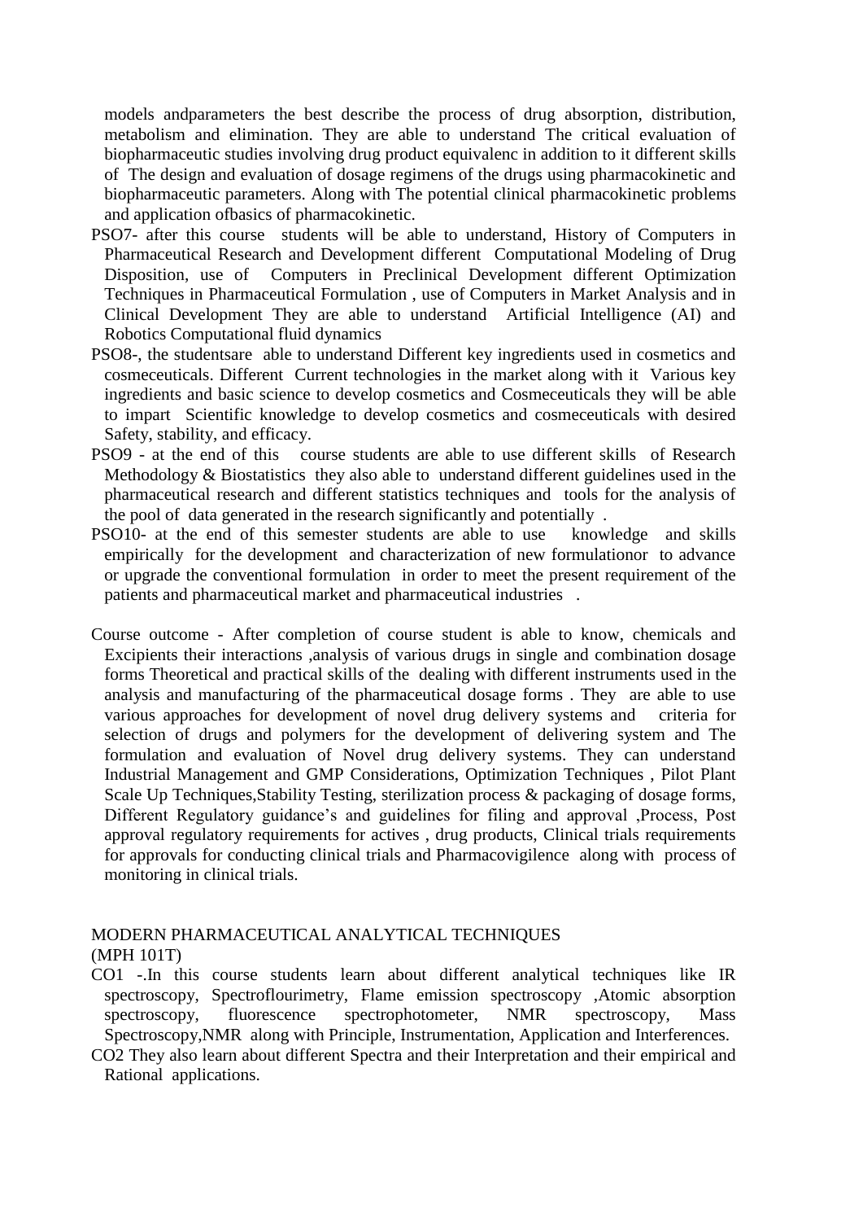models andparameters the best describe the process of drug absorption, distribution, metabolism and elimination. They are able to understand The critical evaluation of biopharmaceutic studies involving drug product equivalenc in addition to it different skills of The design and evaluation of dosage regimens of the drugs using pharmacokinetic and biopharmaceutic parameters. Along with The potential clinical pharmacokinetic problems and application ofbasics of pharmacokinetic.

PSO7- after this course students will be able to understand, History of Computers in Pharmaceutical Research and Development different Computational Modeling of Drug Disposition, use of Computers in Preclinical Development different Optimization Techniques in Pharmaceutical Formulation , use of Computers in Market Analysis and in Clinical Development They are able to understand Artificial Intelligence (AI) and Robotics Computational fluid dynamics

PSO8-, the studentsare able to understand Different key ingredients used in cosmetics and cosmeceuticals. Different Current technologies in the market along with it Various key ingredients and basic science to develop cosmetics and Cosmeceuticals they will be able to impart Scientific knowledge to develop cosmetics and cosmeceuticals with desired Safety, stability, and efficacy.

PSO9 - at the end of this course students are able to use different skills of Research Methodology & Biostatistics they also able to understand different guidelines used in the pharmaceutical research and different statistics techniques and tools for the analysis of the pool of data generated in the research significantly and potentially .

PSO10- at the end of this semester students are able to use knowledge and skills empirically for the development and characterization of new formulationor to advance or upgrade the conventional formulation in order to meet the present requirement of the patients and pharmaceutical market and pharmaceutical industries .

Course outcome - After completion of course student is able to know, chemicals and Excipients their interactions ,analysis of various drugs in single and combination dosage forms Theoretical and practical skills of the dealing with different instruments used in the analysis and manufacturing of the pharmaceutical dosage forms . They are able to use various approaches for development of novel drug delivery systems and criteria for selection of drugs and polymers for the development of delivering system and The formulation and evaluation of Novel drug delivery systems. They can understand Industrial Management and GMP Considerations, Optimization Techniques , Pilot Plant Scale Up Techniques,Stability Testing, sterilization process & packaging of dosage forms, Different Regulatory guidance's and guidelines for filing and approval ,Process, Post approval regulatory requirements for actives , drug products, Clinical trials requirements for approvals for conducting clinical trials and Pharmacovigilence along with process of monitoring in clinical trials.

MODERN PHARMACEUTICAL ANALYTICAL TECHNIQUES
(MPH 101T)

CO1 -.In this course students learn about different analytical techniques like IR spectroscopy, Spectroflourimetry, Flame emission spectroscopy ,Atomic absorption spectroscopy, fluorescence spectrophotometer, NMR spectroscopy, Mass Spectroscopy,NMR along with Principle, Instrumentation, Application and Interferences.

CO2 They also learn about different Spectra and their Interpretation and their empirical and Rational applications.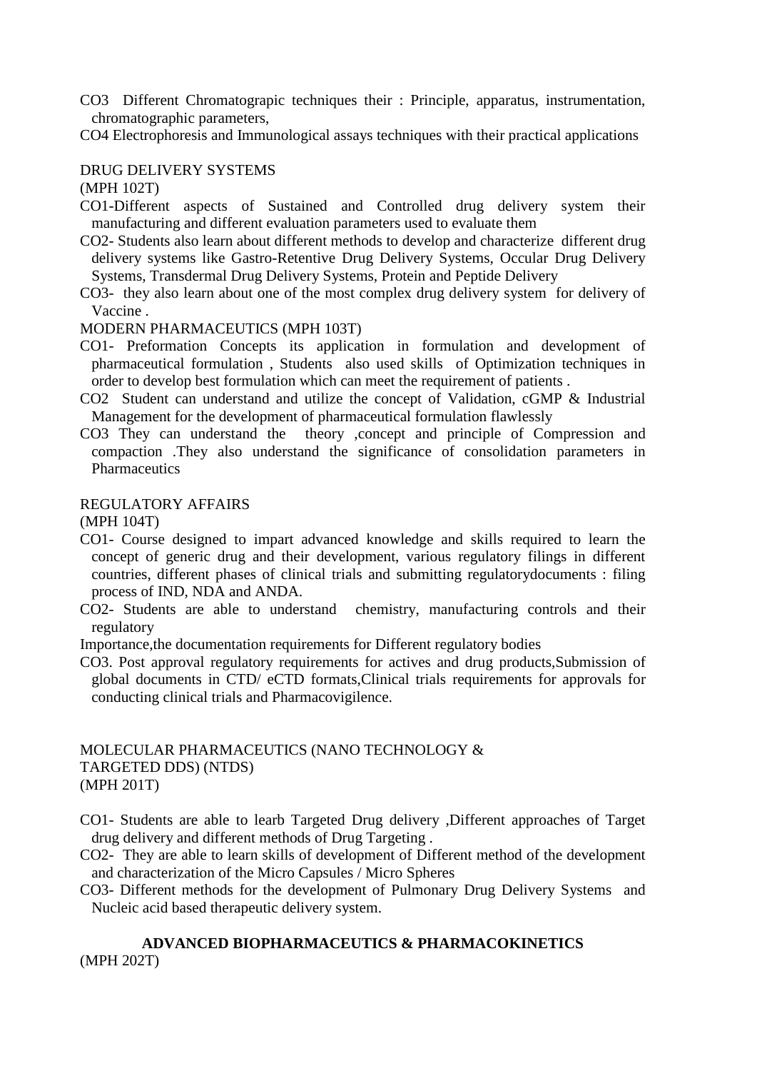CO3 Different Chromatograpic techniques their : Principle, apparatus, instrumentation, chromatographic parameters,

CO4 Electrophoresis and Immunological assays techniques with their practical applications

DRUG DELIVERY SYSTEMS

(MPH 102T)

CO1-Different aspects of Sustained and Controlled drug delivery system their manufacturing and different evaluation parameters used to evaluate them

CO2- Students also learn about different methods to develop and characterize different drug delivery systems like Gastro-Retentive Drug Delivery Systems, Occular Drug Delivery Systems, Transdermal Drug Delivery Systems, Protein and Peptide Delivery

CO3- they also learn about one of the most complex drug delivery system for delivery of Vaccine .

MODERN PHARMACEUTICS (MPH 103T)

CO1- Preformation Concepts its application in formulation and development of pharmaceutical formulation , Students also used skills of Optimization techniques in order to develop best formulation which can meet the requirement of patients .

CO2 Student can understand and utilize the concept of Validation, cGMP & Industrial Management for the development of pharmaceutical formulation flawlessly

CO3 They can understand the theory ,concept and principle of Compression and compaction .They also understand the significance of consolidation parameters in Pharmaceutics

REGULATORY AFFAIRS

(MPH 104T)

CO1- Course designed to impart advanced knowledge and skills required to learn the concept of generic drug and their development, various regulatory filings in different countries, different phases of clinical trials and submitting regulatorydocuments : filing process of IND, NDA and ANDA.

CO2- Students are able to understand chemistry, manufacturing controls and their regulatory

Importance,the documentation requirements for Different regulatory bodies

CO3. Post approval regulatory requirements for actives and drug products,Submission of global documents in CTD/ eCTD formats,Clinical trials requirements for approvals for conducting clinical trials and Pharmacovigilence.

MOLECULAR PHARMACEUTICS (NANO TECHNOLOGY & TARGETED DDS) (NTDS)

(MPH 201T)

CO1- Students are able to learb Targeted Drug delivery ,Different approaches of Target drug delivery and different methods of Drug Targeting .

CO2- They are able to learn skills of development of Different method of the development and characterization of the Micro Capsules / Micro Spheres

CO3- Different methods for the development of Pulmonary Drug Delivery Systems and Nucleic acid based therapeutic delivery system.

**ADVANCED BIOPHARMACEUTICS & PHARMACOKINETICS**

(MPH 202T)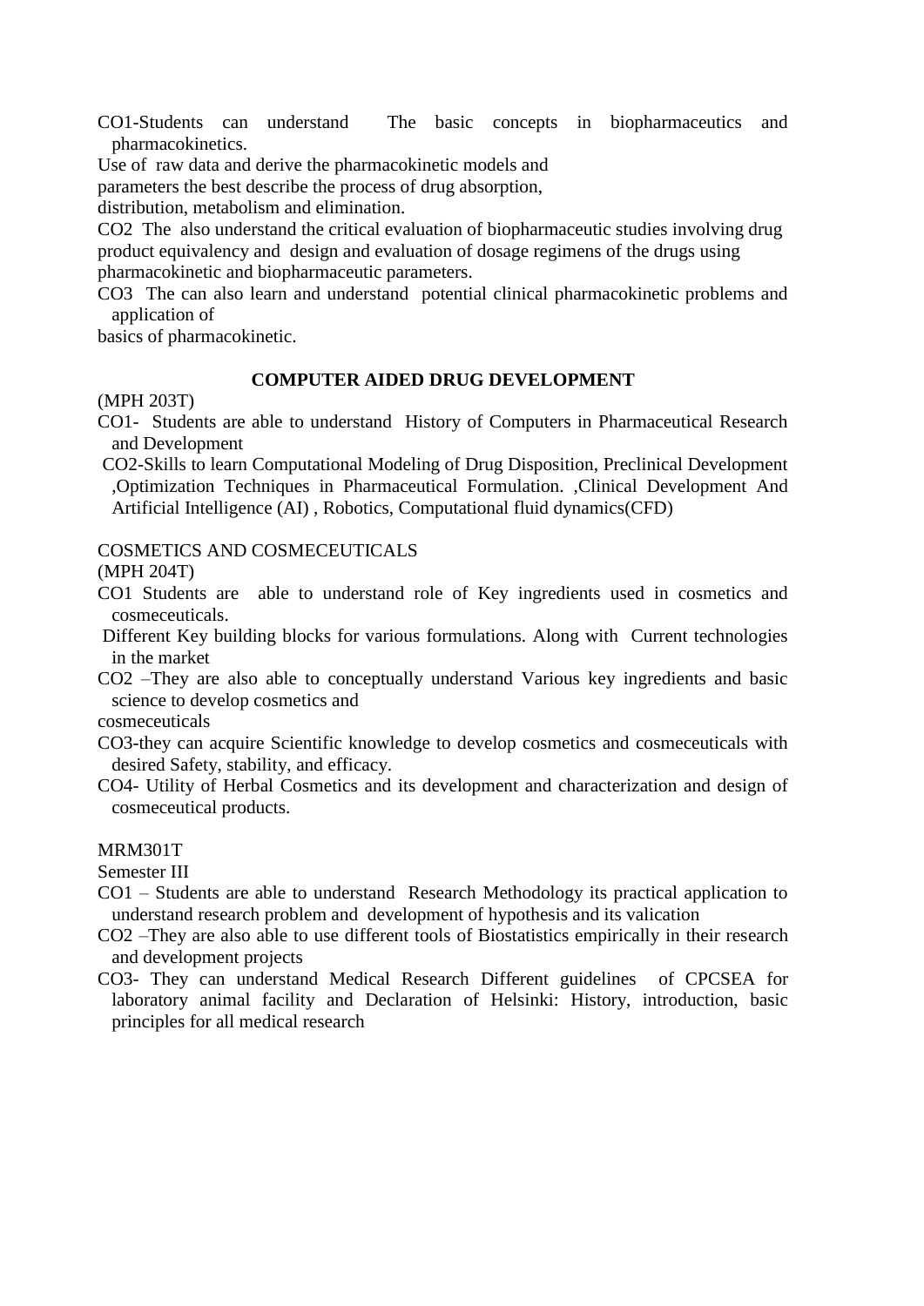CO1-Students can understand The basic concepts in biopharmaceutics and pharmacokinetics.

Use of raw data and derive the pharmacokinetic models and parameters the best describe the process of drug absorption, distribution, metabolism and elimination.

CO2 The also understand the critical evaluation of biopharmaceutic studies involving drug product equivalency and design and evaluation of dosage regimens of the drugs using pharmacokinetic and biopharmaceutic parameters.

CO3 The can also learn and understand potential clinical pharmacokinetic problems and application of basics of pharmacokinetic.

**COMPUTER AIDED DRUG DEVELOPMENT**

(MPH 203T)

CO1- Students are able to understand History of Computers in Pharmaceutical Research and Development

CO2-Skills to learn Computational Modeling of Drug Disposition, Preclinical Development ,Optimization Techniques in Pharmaceutical Formulation. ,Clinical Development And Artificial Intelligence (AI) , Robotics, Computational fluid dynamics(CFD)

COSMETICS AND COSMECEUTICALS

(MPH 204T)

CO1 Students are able to understand role of Key ingredients used in cosmetics and cosmeceuticals.

Different Key building blocks for various formulations. Along with Current technologies in the market

CO2 –They are also able to conceptually understand Various key ingredients and basic science to develop cosmetics and cosmeceuticals

CO3-they can acquire Scientific knowledge to develop cosmetics and cosmeceuticals with desired Safety, stability, and efficacy.

CO4- Utility of Herbal Cosmetics and its development and characterization and design of cosmeceutical products.

MRM301T

Semester III

CO1 – Students are able to understand Research Methodology its practical application to understand research problem and development of hypothesis and its valication

CO2 –They are also able to use different tools of Biostatistics empirically in their research and development projects

CO3- They can understand Medical Research Different guidelines of CPCSEA for laboratory animal facility and Declaration of Helsinki: History, introduction, basic principles for all medical research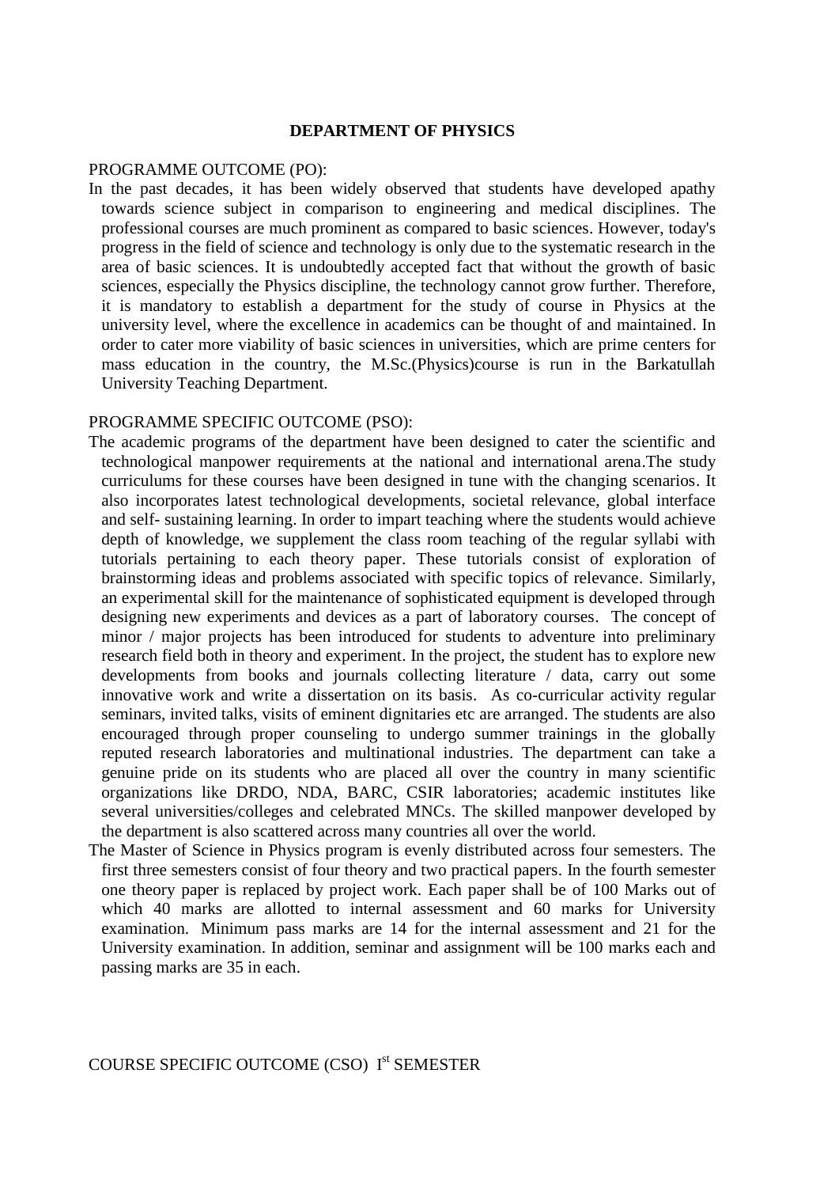# DEPARTMENT OF PHYSICS

PROGRAMME OUTCOME (PO):

In the past decades, it has been widely observed that students have developed apathy towards science subject in comparison to engineering and medical disciplines. The professional courses are much prominent as compared to basic sciences. However, today's progress in the field of science and technology is only due to the systematic research in the area of basic sciences. It is undoubtedly accepted fact that without the growth of basic sciences, especially the Physics discipline, the technology cannot grow further. Therefore, it is mandatory to establish a department for the study of course in Physics at the university level, where the excellence in academics can be thought of and maintained. In order to cater more viability of basic sciences in universities, which are prime centers for mass education in the country, the M.Sc.(Physics)course is run in the Barkatullah University Teaching Department.

PROGRAMME SPECIFIC OUTCOME (PSO):

The academic programs of the department have been designed to cater the scientific and technological manpower requirements at the national and international arena.The study curriculums for these courses have been designed in tune with the changing scenarios. It also incorporates latest technological developments, societal relevance, global interface and self- sustaining learning. In order to impart teaching where the students would achieve depth of knowledge, we supplement the class room teaching of the regular syllabi with tutorials pertaining to each theory paper. These tutorials consist of exploration of brainstorming ideas and problems associated with specific topics of relevance. Similarly, an experimental skill for the maintenance of sophisticated equipment is developed through designing new experiments and devices as a part of laboratory courses. The concept of minor / major projects has been introduced for students to adventure into preliminary research field both in theory and experiment. In the project, the student has to explore new developments from books and journals collecting literature / data, carry out some innovative work and write a dissertation on its basis. As co-curricular activity regular seminars, invited talks, visits of eminent dignitaries etc are arranged. The students are also encouraged through proper counseling to undergo summer trainings in the globally reputed research laboratories and multinational industries. The department can take a genuine pride on its students who are placed all over the country in many scientific organizations like DRDO, NDA, BARC, CSIR laboratories; academic institutes like several universities/colleges and celebrated MNCs. The skilled manpower developed by the department is also scattered across many countries all over the world.

The Master of Science in Physics program is evenly distributed across four semesters. The first three semesters consist of four theory and two practical papers. In the fourth semester one theory paper is replaced by project work. Each paper shall be of 100 Marks out of which 40 marks are allotted to internal assessment and 60 marks for University examination. Minimum pass marks are 14 for the internal assessment and 21 for the University examination. In addition, seminar and assignment will be 100 marks each and passing marks are 35 in each.

COURSE SPECIFIC OUTCOME (CSO) I$^{st}$ SEMESTER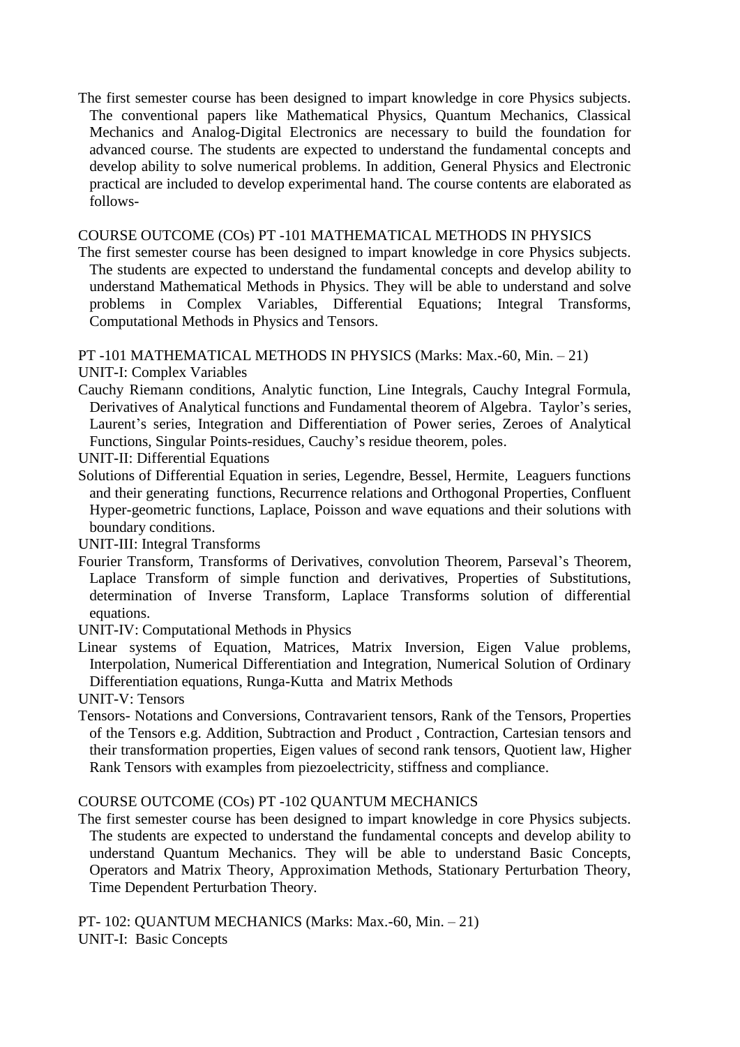The first semester course has been designed to impart knowledge in core Physics subjects. The conventional papers like Mathematical Physics, Quantum Mechanics, Classical Mechanics and Analog-Digital Electronics are necessary to build the foundation for advanced course. The students are expected to understand the fundamental concepts and develop ability to solve numerical problems. In addition, General Physics and Electronic practical are included to develop experimental hand. The course contents are elaborated as follows-

COURSE OUTCOME (COs) PT -101 MATHEMATICAL METHODS IN PHYSICS

The first semester course has been designed to impart knowledge in core Physics subjects. The students are expected to understand the fundamental concepts and develop ability to understand Mathematical Methods in Physics. They will be able to understand and solve problems in Complex Variables, Differential Equations; Integral Transforms, Computational Methods in Physics and Tensors.

PT -101 MATHEMATICAL METHODS IN PHYSICS (Marks: Max.-60, Min. – 21)

UNIT-I: Complex Variables

Cauchy Riemann conditions, Analytic function, Line Integrals, Cauchy Integral Formula, Derivatives of Analytical functions and Fundamental theorem of Algebra. Taylor's series, Laurent's series, Integration and Differentiation of Power series, Zeroes of Analytical Functions, Singular Points-residues, Cauchy's residue theorem, poles.

UNIT-II: Differential Equations

Solutions of Differential Equation in series, Legendre, Bessel, Hermite, Leaguers functions and their generating functions, Recurrence relations and Orthogonal Properties, Confluent Hyper-geometric functions, Laplace, Poisson and wave equations and their solutions with boundary conditions.

UNIT-III: Integral Transforms

Fourier Transform, Transforms of Derivatives, convolution Theorem, Parseval's Theorem, Laplace Transform of simple function and derivatives, Properties of Substitutions, determination of Inverse Transform, Laplace Transforms solution of differential equations.

UNIT-IV: Computational Methods in Physics

Linear systems of Equation, Matrices, Matrix Inversion, Eigen Value problems, Interpolation, Numerical Differentiation and Integration, Numerical Solution of Ordinary Differentiation equations, Runga-Kutta and Matrix Methods

UNIT-V: Tensors

Tensors- Notations and Conversions, Contravarient tensors, Rank of the Tensors, Properties of the Tensors e.g. Addition, Subtraction and Product , Contraction, Cartesian tensors and their transformation properties, Eigen values of second rank tensors, Quotient law, Higher Rank Tensors with examples from piezoelectricity, stiffness and compliance.

COURSE OUTCOME (COs) PT -102 QUANTUM MECHANICS

The first semester course has been designed to impart knowledge in core Physics subjects. The students are expected to understand the fundamental concepts and develop ability to understand Quantum Mechanics. They will be able to understand Basic Concepts, Operators and Matrix Theory, Approximation Methods, Stationary Perturbation Theory, Time Dependent Perturbation Theory.

PT- 102: QUANTUM MECHANICS (Marks: Max.-60, Min. – 21)

UNIT-I: Basic Concepts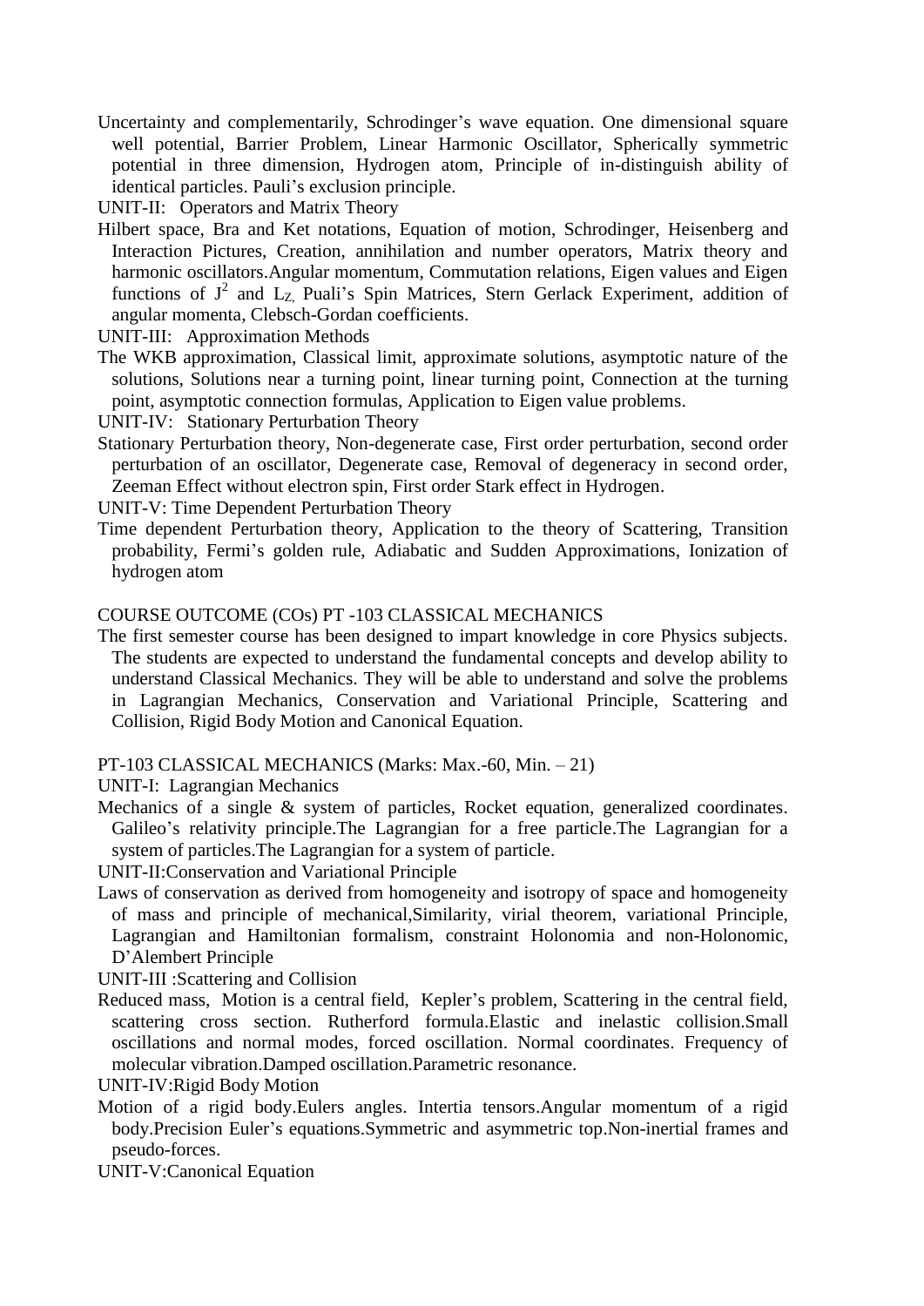Uncertainty and complementarily, Schrodinger's wave equation. One dimensional square well potential, Barrier Problem, Linear Harmonic Oscillator, Spherically symmetric potential in three dimension, Hydrogen atom, Principle of in-distinguish ability of identical particles. Pauli's exclusion principle.

UNIT-II: Operators and Matrix Theory

Hilbert space, Bra and Ket notations, Equation of motion, Schrodinger, Heisenberg and Interaction Pictures, Creation, annihilation and number operators, Matrix theory and harmonic oscillators.Angular momentum, Commutation relations, Eigen values and Eigen functions of $J^2$ and $L_Z$, Puali's Spin Matrices, Stern Gerlack Experiment, addition of angular momenta, Clebsch-Gordan coefficients.

UNIT-III: Approximation Methods

The WKB approximation, Classical limit, approximate solutions, asymptotic nature of the solutions, Solutions near a turning point, linear turning point, Connection at the turning point, asymptotic connection formulas, Application to Eigen value problems.

UNIT-IV: Stationary Perturbation Theory

Stationary Perturbation theory, Non-degenerate case, First order perturbation, second order perturbation of an oscillator, Degenerate case, Removal of degeneracy in second order, Zeeman Effect without electron spin, First order Stark effect in Hydrogen.

UNIT-V: Time Dependent Perturbation Theory

Time dependent Perturbation theory, Application to the theory of Scattering, Transition probability, Fermi's golden rule, Adiabatic and Sudden Approximations, Ionization of hydrogen atom

COURSE OUTCOME (COs) PT -103 CLASSICAL MECHANICS

The first semester course has been designed to impart knowledge in core Physics subjects. The students are expected to understand the fundamental concepts and develop ability to understand Classical Mechanics. They will be able to understand and solve the problems in Lagrangian Mechanics, Conservation and Variational Principle, Scattering and Collision, Rigid Body Motion and Canonical Equation.

PT-103 CLASSICAL MECHANICS (Marks: Max.-60, Min. – 21)

UNIT-I: Lagrangian Mechanics

Mechanics of a single & system of particles, Rocket equation, generalized coordinates. Galileo's relativity principle.The Lagrangian for a free particle.The Lagrangian for a system of particles.The Lagrangian for a system of particle.

UNIT-II:Conservation and Variational Principle

Laws of conservation as derived from homogeneity and isotropy of space and homogeneity of mass and principle of mechanical,Similarity, virial theorem, variational Principle, Lagrangian and Hamiltonian formalism, constraint Holonomia and non-Holonomic, D'Alembert Principle

UNIT-III :Scattering and Collision

Reduced mass, Motion is a central field, Kepler's problem, Scattering in the central field, scattering cross section. Rutherford formula.Elastic and inelastic collision.Small oscillations and normal modes, forced oscillation. Normal coordinates. Frequency of molecular vibration.Damped oscillation.Parametric resonance.

UNIT-IV:Rigid Body Motion

Motion of a rigid body.Eulers angles. Intertia tensors.Angular momentum of a rigid body.Precision Euler's equations.Symmetric and asymmetric top.Non-inertial frames and pseudo-forces.

UNIT-V:Canonical Equation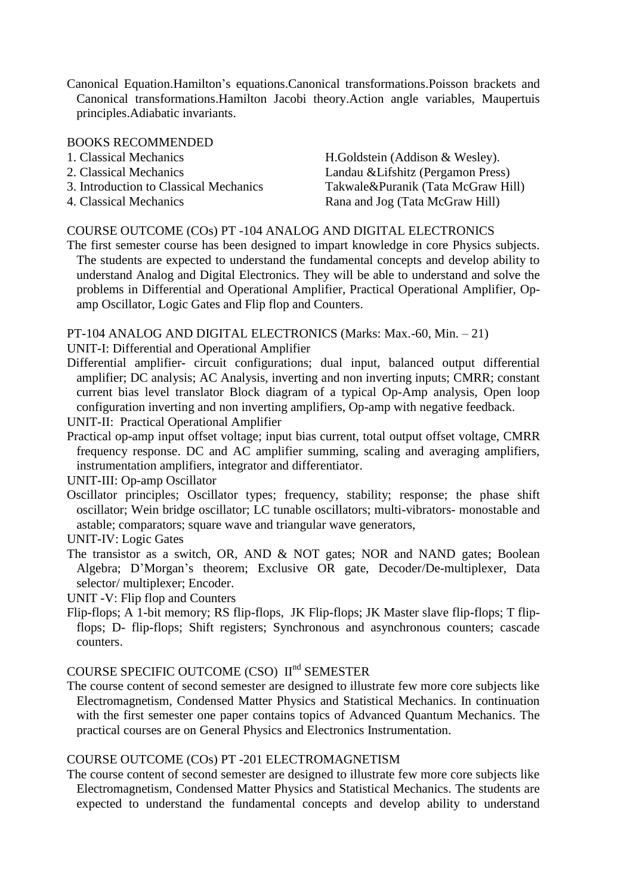Canonical Equation.Hamilton's equations.Canonical transformations.Poisson brackets and Canonical transformations.Hamilton Jacobi theory.Action angle variables, Maupertuis principles.Adiabatic invariants.

BOOKS RECOMMENDED

| | |
|---|---|
| 1. Classical Mechanics | H.Goldstein (Addison & Wesley). |
| 2. Classical Mechanics | Landau &Lifshitz (Pergamon Press) |
| 3. Introduction to Classical Mechanics | Takwale&Puranik (Tata McGraw Hill) |
| 4. Classical Mechanics | Rana and Jog (Tata McGraw Hill) |

COURSE OUTCOME (COs) PT -104 ANALOG AND DIGITAL ELECTRONICS

The first semester course has been designed to impart knowledge in core Physics subjects. The students are expected to understand the fundamental concepts and develop ability to understand Analog and Digital Electronics. They will be able to understand and solve the problems in Differential and Operational Amplifier, Practical Operational Amplifier, Op-amp Oscillator, Logic Gates and Flip flop and Counters.

PT-104 ANALOG AND DIGITAL ELECTRONICS (Marks: Max.-60, Min. – 21)

UNIT-I: Differential and Operational Amplifier

Differential amplifier- circuit configurations; dual input, balanced output differential amplifier; DC analysis; AC Analysis, inverting and non inverting inputs; CMRR; constant current bias level translator Block diagram of a typical Op-Amp analysis, Open loop configuration inverting and non inverting amplifiers, Op-amp with negative feedback.

UNIT-II: Practical Operational Amplifier

Practical op-amp input offset voltage; input bias current, total output offset voltage, CMRR frequency response. DC and AC amplifier summing, scaling and averaging amplifiers, instrumentation amplifiers, integrator and differentiator.

UNIT-III: Op-amp Oscillator

Oscillator principles; Oscillator types; frequency, stability; response; the phase shift oscillator; Wein bridge oscillator; LC tunable oscillators; multi-vibrators- monostable and astable; comparators; square wave and triangular wave generators,

UNIT-IV: Logic Gates

The transistor as a switch, OR, AND & NOT gates; NOR and NAND gates; Boolean Algebra; D'Morgan's theorem; Exclusive OR gate, Decoder/De-multiplexer, Data selector/ multiplexer; Encoder.

UNIT -V: Flip flop and Counters

Flip-flops; A 1-bit memory; RS flip-flops, JK Flip-flops; JK Master slave flip-flops; T flip-flops; D- flip-flops; Shift registers; Synchronous and asynchronous counters; cascade counters.

COURSE SPECIFIC OUTCOME (CSO) II$^{nd}$ SEMESTER

The course content of second semester are designed to illustrate few more core subjects like Electromagnetism, Condensed Matter Physics and Statistical Mechanics. In continuation with the first semester one paper contains topics of Advanced Quantum Mechanics. The practical courses are on General Physics and Electronics Instrumentation.

COURSE OUTCOME (COs) PT -201 ELECTROMAGNETISM

The course content of second semester are designed to illustrate few more core subjects like Electromagnetism, Condensed Matter Physics and Statistical Mechanics. The students are expected to understand the fundamental concepts and develop ability to understand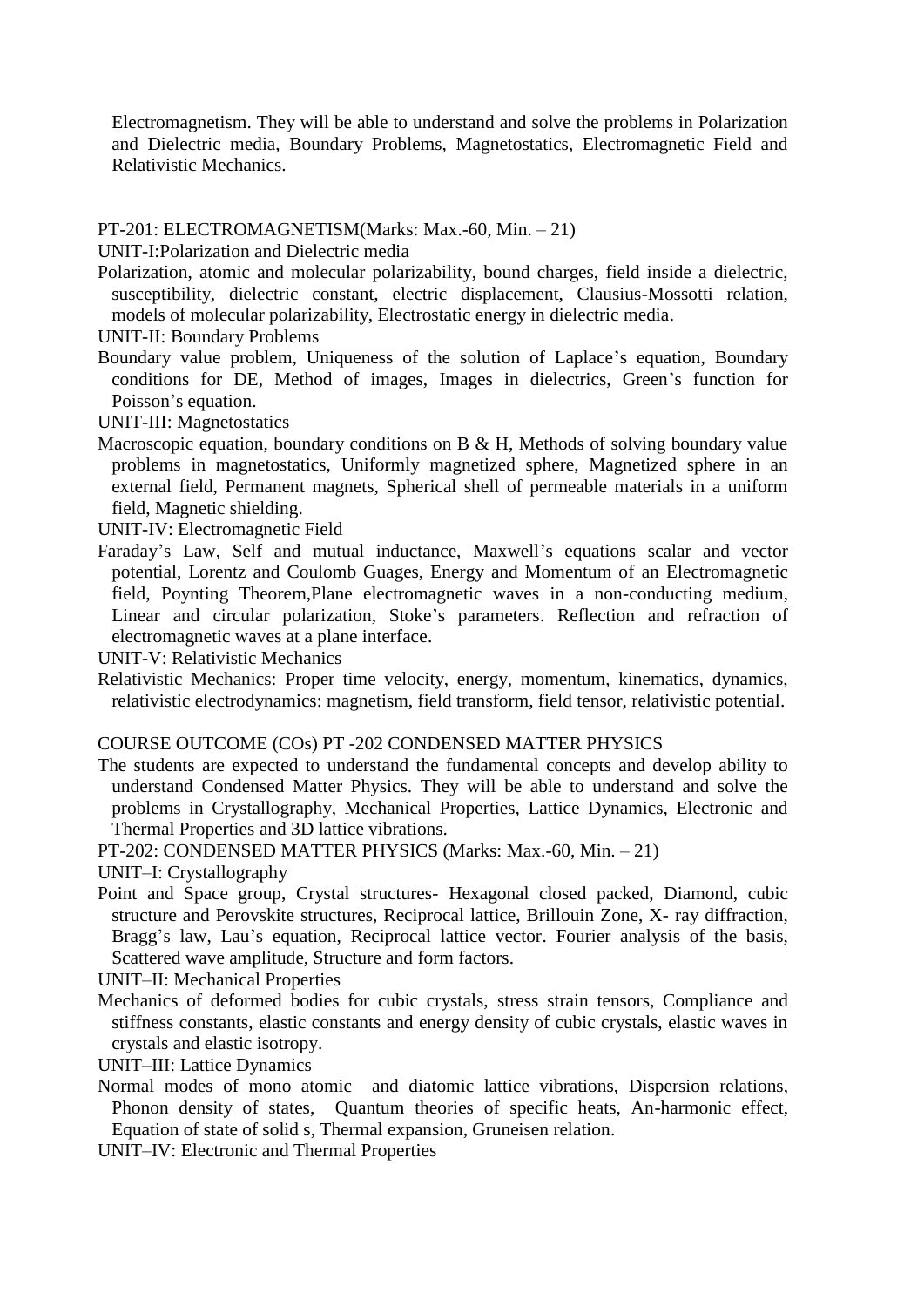Electromagnetism. They will be able to understand and solve the problems in Polarization and Dielectric media, Boundary Problems, Magnetostatics, Electromagnetic Field and Relativistic Mechanics.

PT-201: ELECTROMAGNETISM(Marks: Max.-60, Min. – 21)

UNIT-I:Polarization and Dielectric media

Polarization, atomic and molecular polarizability, bound charges, field inside a dielectric, susceptibility, dielectric constant, electric displacement, Clausius-Mossotti relation, models of molecular polarizability, Electrostatic energy in dielectric media.

UNIT-II: Boundary Problems

Boundary value problem, Uniqueness of the solution of Laplace's equation, Boundary conditions for DE, Method of images, Images in dielectrics, Green's function for Poisson's equation.

UNIT-III: Magnetostatics

Macroscopic equation, boundary conditions on B & H, Methods of solving boundary value problems in magnetostatics, Uniformly magnetized sphere, Magnetized sphere in an external field, Permanent magnets, Spherical shell of permeable materials in a uniform field, Magnetic shielding.

UNIT-IV: Electromagnetic Field

Faraday's Law, Self and mutual inductance, Maxwell's equations scalar and vector potential, Lorentz and Coulomb Guages, Energy and Momentum of an Electromagnetic field, Poynting Theorem,Plane electromagnetic waves in a non-conducting medium, Linear and circular polarization, Stoke's parameters. Reflection and refraction of electromagnetic waves at a plane interface.

UNIT-V: Relativistic Mechanics

Relativistic Mechanics: Proper time velocity, energy, momentum, kinematics, dynamics, relativistic electrodynamics: magnetism, field transform, field tensor, relativistic potential.

COURSE OUTCOME (COs) PT -202 CONDENSED MATTER PHYSICS

The students are expected to understand the fundamental concepts and develop ability to understand Condensed Matter Physics. They will be able to understand and solve the problems in Crystallography, Mechanical Properties, Lattice Dynamics, Electronic and Thermal Properties and 3D lattice vibrations.

PT-202: CONDENSED MATTER PHYSICS (Marks: Max.-60, Min. – 21)

UNIT–I: Crystallography

Point and Space group, Crystal structures- Hexagonal closed packed, Diamond, cubic structure and Perovskite structures, Reciprocal lattice, Brillouin Zone, X- ray diffraction, Bragg's law, Lau's equation, Reciprocal lattice vector. Fourier analysis of the basis, Scattered wave amplitude, Structure and form factors.

UNIT–II: Mechanical Properties

Mechanics of deformed bodies for cubic crystals, stress strain tensors, Compliance and stiffness constants, elastic constants and energy density of cubic crystals, elastic waves in crystals and elastic isotropy.

UNIT–III: Lattice Dynamics

Normal modes of mono atomic and diatomic lattice vibrations, Dispersion relations, Phonon density of states, Quantum theories of specific heats, An-harmonic effect, Equation of state of solid s, Thermal expansion, Gruneisen relation.

UNIT–IV: Electronic and Thermal Properties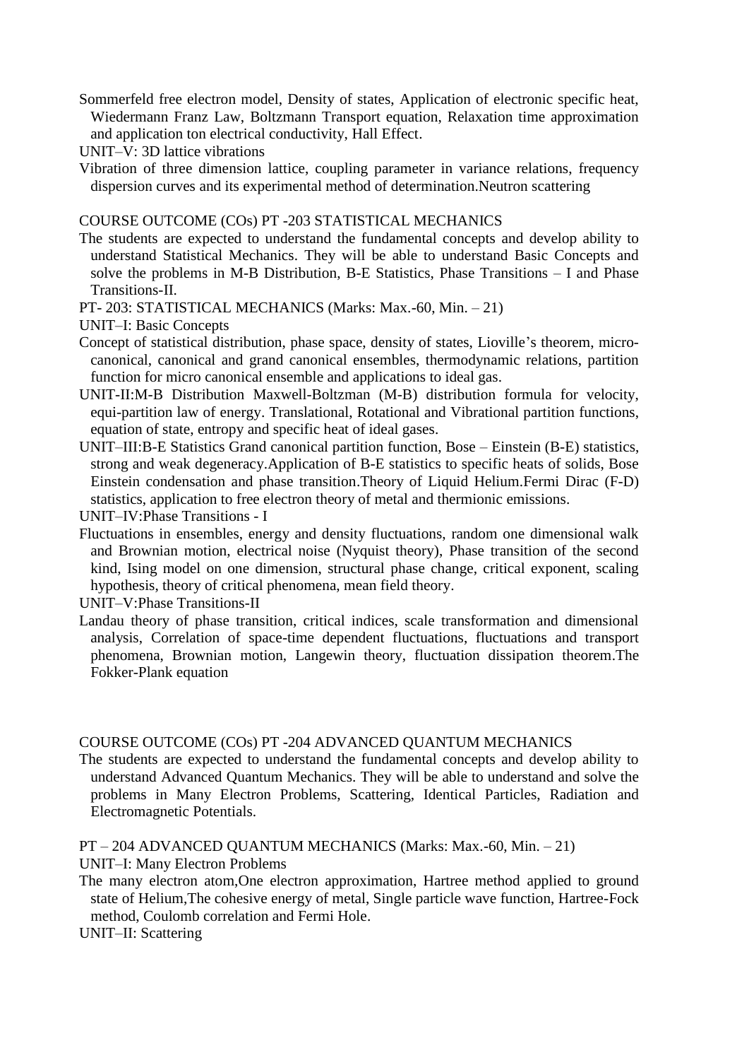Sommerfeld free electron model, Density of states, Application of electronic specific heat, Wiedermann Franz Law, Boltzmann Transport equation, Relaxation time approximation and application ton electrical conductivity, Hall Effect.

UNIT–V: 3D lattice vibrations

Vibration of three dimension lattice, coupling parameter in variance relations, frequency dispersion curves and its experimental method of determination.Neutron scattering

COURSE OUTCOME (COs) PT -203 STATISTICAL MECHANICS

The students are expected to understand the fundamental concepts and develop ability to understand Statistical Mechanics. They will be able to understand Basic Concepts and solve the problems in M-B Distribution, B-E Statistics, Phase Transitions – I and Phase Transitions-II.

PT- 203: STATISTICAL MECHANICS (Marks: Max.-60, Min. – 21)

UNIT–I: Basic Concepts

Concept of statistical distribution, phase space, density of states, Lioville's theorem, micro-canonical, canonical and grand canonical ensembles, thermodynamic relations, partition function for micro canonical ensemble and applications to ideal gas.

UNIT-II:M-B Distribution Maxwell-Boltzman (M-B) distribution formula for velocity, equi-partition law of energy. Translational, Rotational and Vibrational partition functions, equation of state, entropy and specific heat of ideal gases.

UNIT–III:B-E Statistics Grand canonical partition function, Bose – Einstein (B-E) statistics, strong and weak degeneracy.Application of B-E statistics to specific heats of solids, Bose Einstein condensation and phase transition.Theory of Liquid Helium.Fermi Dirac (F-D) statistics, application to free electron theory of metal and thermionic emissions.

UNIT–IV:Phase Transitions - I

Fluctuations in ensembles, energy and density fluctuations, random one dimensional walk and Brownian motion, electrical noise (Nyquist theory), Phase transition of the second kind, Ising model on one dimension, structural phase change, critical exponent, scaling hypothesis, theory of critical phenomena, mean field theory.

UNIT–V:Phase Transitions-II

Landau theory of phase transition, critical indices, scale transformation and dimensional analysis, Correlation of space-time dependent fluctuations, fluctuations and transport phenomena, Brownian motion, Langewin theory, fluctuation dissipation theorem.The Fokker-Plank equation

COURSE OUTCOME (COs) PT -204 ADVANCED QUANTUM MECHANICS

The students are expected to understand the fundamental concepts and develop ability to understand Advanced Quantum Mechanics. They will be able to understand and solve the problems in Many Electron Problems, Scattering, Identical Particles, Radiation and Electromagnetic Potentials.

PT – 204 ADVANCED QUANTUM MECHANICS (Marks: Max.-60, Min. – 21)

UNIT–I: Many Electron Problems

The many electron atom,One electron approximation, Hartree method applied to ground state of Helium,The cohesive energy of metal, Single particle wave function, Hartree-Fock method, Coulomb correlation and Fermi Hole.

UNIT–II: Scattering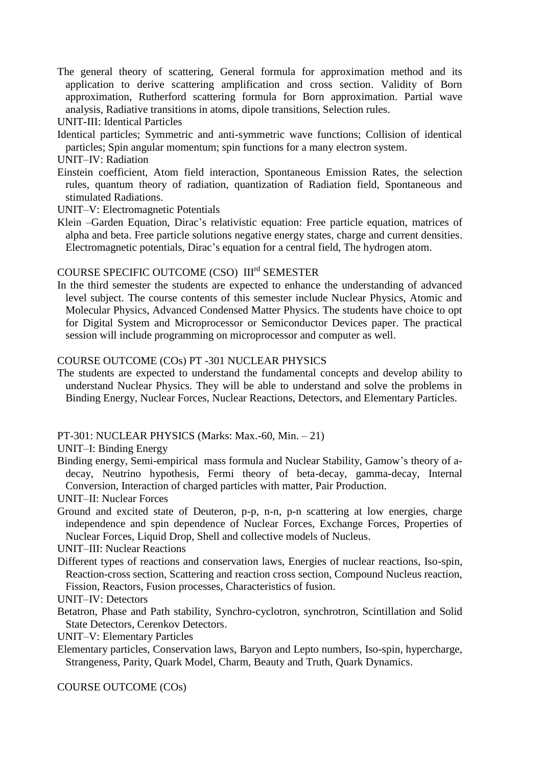The general theory of scattering, General formula for approximation method and its application to derive scattering amplification and cross section. Validity of Born approximation, Rutherford scattering formula for Born approximation. Partial wave analysis, Radiative transitions in atoms, dipole transitions, Selection rules.

UNIT-III: Identical Particles

Identical particles; Symmetric and anti-symmetric wave functions; Collision of identical particles; Spin angular momentum; spin functions for a many electron system.

UNIT–IV: Radiation

Einstein coefficient, Atom field interaction, Spontaneous Emission Rates, the selection rules, quantum theory of radiation, quantization of Radiation field, Spontaneous and stimulated Radiations.

UNIT–V: Electromagnetic Potentials

Klein –Garden Equation, Dirac's relativistic equation: Free particle equation, matrices of alpha and beta. Free particle solutions negative energy states, charge and current densities. Electromagnetic potentials, Dirac's equation for a central field, The hydrogen atom.

COURSE SPECIFIC OUTCOME (CSO) III$^{rd}$ SEMESTER

In the third semester the students are expected to enhance the understanding of advanced level subject. The course contents of this semester include Nuclear Physics, Atomic and Molecular Physics, Advanced Condensed Matter Physics. The students have choice to opt for Digital System and Microprocessor or Semiconductor Devices paper. The practical session will include programming on microprocessor and computer as well.

COURSE OUTCOME (COs) PT -301 NUCLEAR PHYSICS

The students are expected to understand the fundamental concepts and develop ability to understand Nuclear Physics. They will be able to understand and solve the problems in Binding Energy, Nuclear Forces, Nuclear Reactions, Detectors, and Elementary Particles.

PT-301: NUCLEAR PHYSICS (Marks: Max.-60, Min. – 21)

UNIT–I: Binding Energy

Binding energy, Semi-empirical mass formula and Nuclear Stability, Gamow's theory of a-decay, Neutrino hypothesis, Fermi theory of beta-decay, gamma-decay, Internal Conversion, Interaction of charged particles with matter, Pair Production.

UNIT–II: Nuclear Forces

Ground and excited state of Deuteron, p-p, n-n, p-n scattering at low energies, charge independence and spin dependence of Nuclear Forces, Exchange Forces, Properties of Nuclear Forces, Liquid Drop, Shell and collective models of Nucleus.

UNIT–III: Nuclear Reactions

Different types of reactions and conservation laws, Energies of nuclear reactions, Iso-spin, Reaction-cross section, Scattering and reaction cross section, Compound Nucleus reaction, Fission, Reactors, Fusion processes, Characteristics of fusion.

UNIT–IV: Detectors

Betatron, Phase and Path stability, Synchro-cyclotron, synchrotron, Scintillation and Solid State Detectors, Cerenkov Detectors.

UNIT–V: Elementary Particles

Elementary particles, Conservation laws, Baryon and Lepto numbers, Iso-spin, hypercharge, Strangeness, Parity, Quark Model, Charm, Beauty and Truth, Quark Dynamics.

COURSE OUTCOME (COs)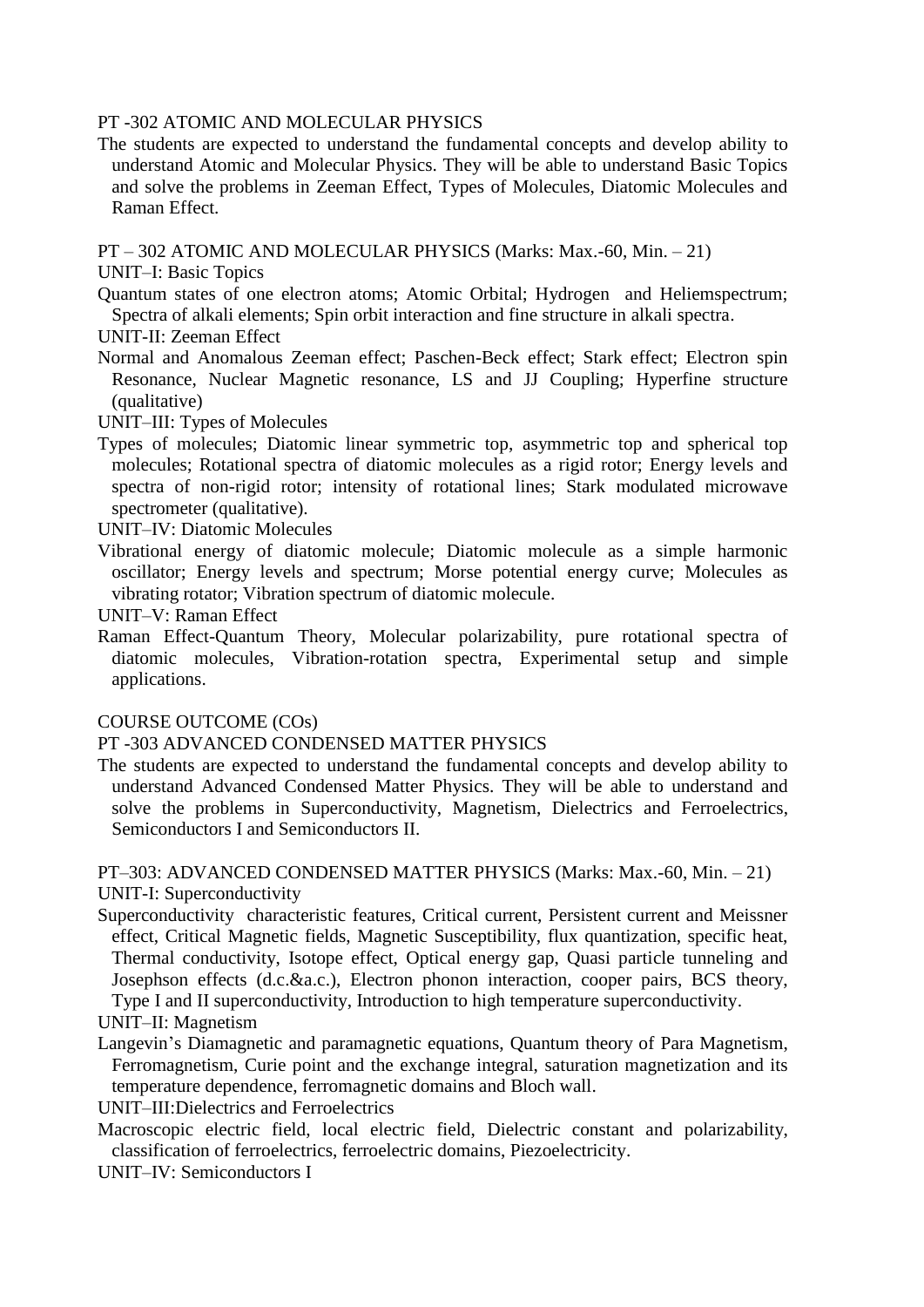PT -302 ATOMIC AND MOLECULAR PHYSICS

The students are expected to understand the fundamental concepts and develop ability to understand Atomic and Molecular Physics. They will be able to understand Basic Topics and solve the problems in Zeeman Effect, Types of Molecules, Diatomic Molecules and Raman Effect.

PT – 302 ATOMIC AND MOLECULAR PHYSICS (Marks: Max.-60, Min. – 21)

UNIT–I: Basic Topics

Quantum states of one electron atoms; Atomic Orbital; Hydrogen and Heliemspectrum; Spectra of alkali elements; Spin orbit interaction and fine structure in alkali spectra.

UNIT-II: Zeeman Effect

Normal and Anomalous Zeeman effect; Paschen-Beck effect; Stark effect; Electron spin Resonance, Nuclear Magnetic resonance, LS and JJ Coupling; Hyperfine structure (qualitative)

UNIT–III: Types of Molecules

Types of molecules; Diatomic linear symmetric top, asymmetric top and spherical top molecules; Rotational spectra of diatomic molecules as a rigid rotor; Energy levels and spectra of non-rigid rotor; intensity of rotational lines; Stark modulated microwave spectrometer (qualitative).

UNIT–IV: Diatomic Molecules

Vibrational energy of diatomic molecule; Diatomic molecule as a simple harmonic oscillator; Energy levels and spectrum; Morse potential energy curve; Molecules as vibrating rotator; Vibration spectrum of diatomic molecule.

UNIT–V: Raman Effect

Raman Effect-Quantum Theory, Molecular polarizability, pure rotational spectra of diatomic molecules, Vibration-rotation spectra, Experimental setup and simple applications.

COURSE OUTCOME (COs)

PT -303 ADVANCED CONDENSED MATTER PHYSICS

The students are expected to understand the fundamental concepts and develop ability to understand Advanced Condensed Matter Physics. They will be able to understand and solve the problems in Superconductivity, Magnetism, Dielectrics and Ferroelectrics, Semiconductors I and Semiconductors II.

PT–303: ADVANCED CONDENSED MATTER PHYSICS (Marks: Max.-60, Min. – 21)

UNIT-I: Superconductivity

Superconductivity characteristic features, Critical current, Persistent current and Meissner effect, Critical Magnetic fields, Magnetic Susceptibility, flux quantization, specific heat, Thermal conductivity, Isotope effect, Optical energy gap, Quasi particle tunneling and Josephson effects (d.c.&a.c.), Electron phonon interaction, cooper pairs, BCS theory, Type I and II superconductivity, Introduction to high temperature superconductivity.

UNIT–II: Magnetism

Langevin's Diamagnetic and paramagnetic equations, Quantum theory of Para Magnetism, Ferromagnetism, Curie point and the exchange integral, saturation magnetization and its temperature dependence, ferromagnetic domains and Bloch wall.

UNIT–III:Dielectrics and Ferroelectrics

Macroscopic electric field, local electric field, Dielectric constant and polarizability, classification of ferroelectrics, ferroelectric domains, Piezoelectricity.

UNIT–IV: Semiconductors I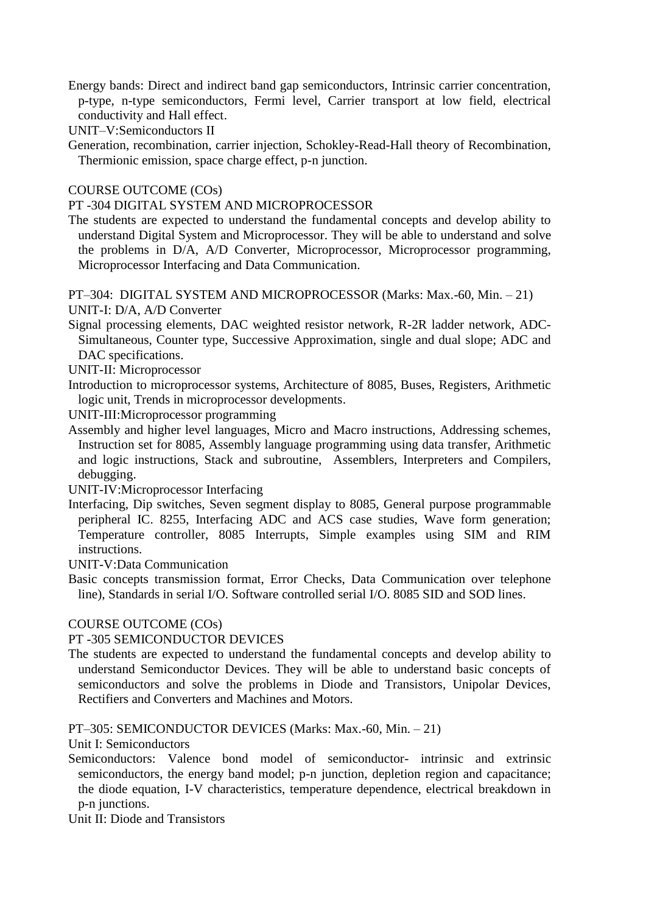Energy bands: Direct and indirect band gap semiconductors, Intrinsic carrier concentration, p-type, n-type semiconductors, Fermi level, Carrier transport at low field, electrical conductivity and Hall effect.

UNIT–V:Semiconductors II

Generation, recombination, carrier injection, Schokley-Read-Hall theory of Recombination, Thermionic emission, space charge effect, p-n junction.

COURSE OUTCOME (COs)

PT -304 DIGITAL SYSTEM AND MICROPROCESSOR

The students are expected to understand the fundamental concepts and develop ability to understand Digital System and Microprocessor. They will be able to understand and solve the problems in D/A, A/D Converter, Microprocessor, Microprocessor programming, Microprocessor Interfacing and Data Communication.

PT–304: DIGITAL SYSTEM AND MICROPROCESSOR (Marks: Max.-60, Min. – 21)

UNIT-I: D/A, A/D Converter

Signal processing elements, DAC weighted resistor network, R-2R ladder network, ADC-Simultaneous, Counter type, Successive Approximation, single and dual slope; ADC and DAC specifications.

UNIT-II: Microprocessor

Introduction to microprocessor systems, Architecture of 8085, Buses, Registers, Arithmetic logic unit, Trends in microprocessor developments.

UNIT-III:Microprocessor programming

Assembly and higher level languages, Micro and Macro instructions, Addressing schemes, Instruction set for 8085, Assembly language programming using data transfer, Arithmetic and logic instructions, Stack and subroutine, Assemblers, Interpreters and Compilers, debugging.

UNIT-IV:Microprocessor Interfacing

Interfacing, Dip switches, Seven segment display to 8085, General purpose programmable peripheral IC. 8255, Interfacing ADC and ACS case studies, Wave form generation; Temperature controller, 8085 Interrupts, Simple examples using SIM and RIM instructions.

UNIT-V:Data Communication

Basic concepts transmission format, Error Checks, Data Communication over telephone line), Standards in serial I/O. Software controlled serial I/O. 8085 SID and SOD lines.

COURSE OUTCOME (COs)

PT -305 SEMICONDUCTOR DEVICES

The students are expected to understand the fundamental concepts and develop ability to understand Semiconductor Devices. They will be able to understand basic concepts of semiconductors and solve the problems in Diode and Transistors, Unipolar Devices, Rectifiers and Converters and Machines and Motors.

PT–305: SEMICONDUCTOR DEVICES (Marks: Max.-60, Min. – 21)

Unit I: Semiconductors

Semiconductors: Valence bond model of semiconductor- intrinsic and extrinsic semiconductors, the energy band model; p-n junction, depletion region and capacitance; the diode equation, I-V characteristics, temperature dependence, electrical breakdown in p-n junctions.

Unit II: Diode and Transistors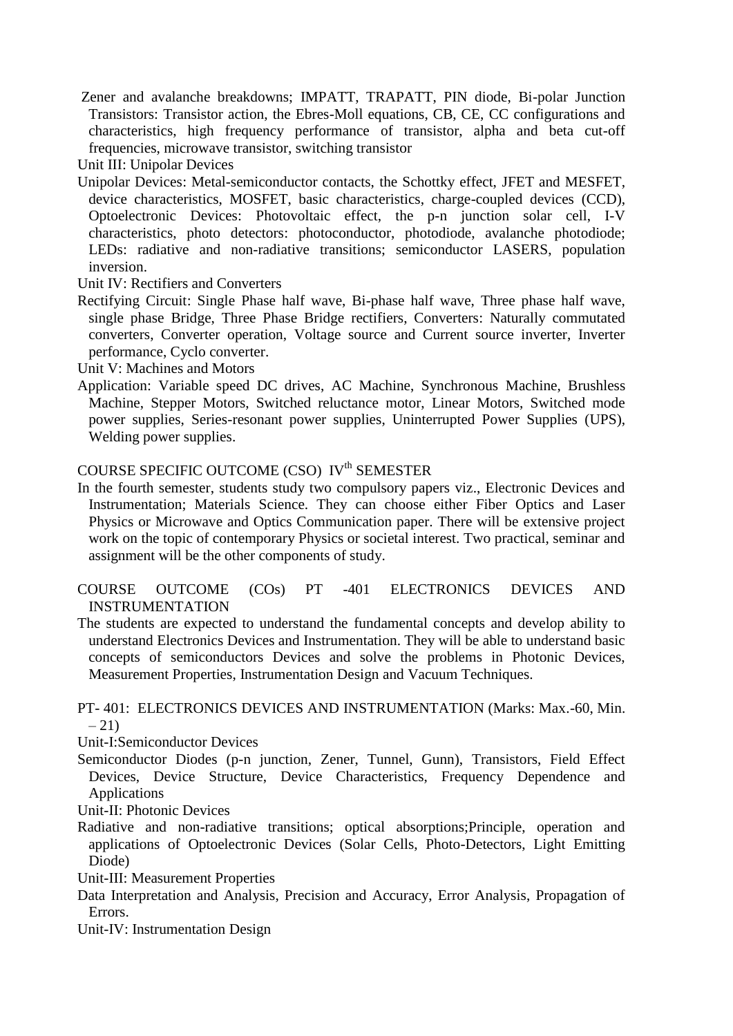Zener and avalanche breakdowns; IMPATT, TRAPATT, PIN diode, Bi-polar Junction Transistors: Transistor action, the Ebres-Moll equations, CB, CE, CC configurations and characteristics, high frequency performance of transistor, alpha and beta cut-off frequencies, microwave transistor, switching transistor

Unit III: Unipolar Devices

Unipolar Devices: Metal-semiconductor contacts, the Schottky effect, JFET and MESFET, device characteristics, MOSFET, basic characteristics, charge-coupled devices (CCD), Optoelectronic Devices: Photovoltaic effect, the p-n junction solar cell, I-V characteristics, photo detectors: photoconductor, photodiode, avalanche photodiode; LEDs: radiative and non-radiative transitions; semiconductor LASERS, population inversion.

Unit IV: Rectifiers and Converters

Rectifying Circuit: Single Phase half wave, Bi-phase half wave, Three phase half wave, single phase Bridge, Three Phase Bridge rectifiers, Converters: Naturally commutated converters, Converter operation, Voltage source and Current source inverter, Inverter performance, Cyclo converter.

Unit V: Machines and Motors

Application: Variable speed DC drives, AC Machine, Synchronous Machine, Brushless Machine, Stepper Motors, Switched reluctance motor, Linear Motors, Switched mode power supplies, Series-resonant power supplies, Uninterrupted Power Supplies (UPS), Welding power supplies.

COURSE SPECIFIC OUTCOME (CSO) IV$^{th}$ SEMESTER

In the fourth semester, students study two compulsory papers viz., Electronic Devices and Instrumentation; Materials Science. They can choose either Fiber Optics and Laser Physics or Microwave and Optics Communication paper. There will be extensive project work on the topic of contemporary Physics or societal interest. Two practical, seminar and assignment will be the other components of study.

COURSE OUTCOME (COs) PT -401 ELECTRONICS DEVICES AND INSTRUMENTATION

The students are expected to understand the fundamental concepts and develop ability to understand Electronics Devices and Instrumentation. They will be able to understand basic concepts of semiconductors Devices and solve the problems in Photonic Devices, Measurement Properties, Instrumentation Design and Vacuum Techniques.

PT- 401: ELECTRONICS DEVICES AND INSTRUMENTATION (Marks: Max.-60, Min. – 21)

Unit-I:Semiconductor Devices

Semiconductor Diodes (p-n junction, Zener, Tunnel, Gunn), Transistors, Field Effect Devices, Device Structure, Device Characteristics, Frequency Dependence and Applications

Unit-II: Photonic Devices

Radiative and non-radiative transitions; optical absorptions;Principle, operation and applications of Optoelectronic Devices (Solar Cells, Photo-Detectors, Light Emitting Diode)

Unit-III: Measurement Properties

Data Interpretation and Analysis, Precision and Accuracy, Error Analysis, Propagation of Errors.

Unit-IV: Instrumentation Design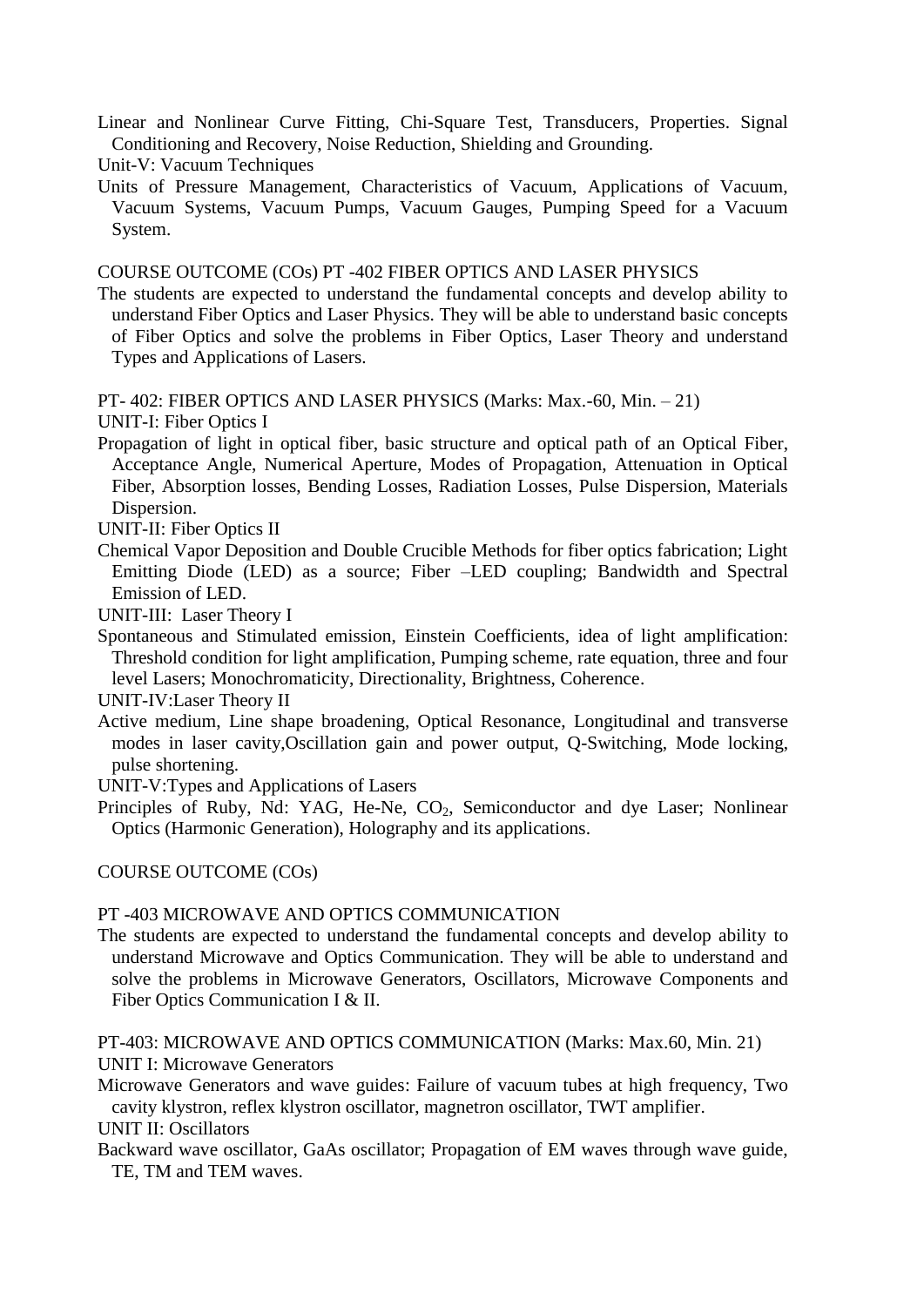Linear and Nonlinear Curve Fitting, Chi-Square Test, Transducers, Properties. Signal Conditioning and Recovery, Noise Reduction, Shielding and Grounding.

Unit-V: Vacuum Techniques

Units of Pressure Management, Characteristics of Vacuum, Applications of Vacuum, Vacuum Systems, Vacuum Pumps, Vacuum Gauges, Pumping Speed for a Vacuum System.

COURSE OUTCOME (COs) PT -402 FIBER OPTICS AND LASER PHYSICS

The students are expected to understand the fundamental concepts and develop ability to understand Fiber Optics and Laser Physics. They will be able to understand basic concepts of Fiber Optics and solve the problems in Fiber Optics, Laser Theory and understand Types and Applications of Lasers.

PT- 402: FIBER OPTICS AND LASER PHYSICS (Marks: Max.-60, Min. – 21)

UNIT-I: Fiber Optics I

Propagation of light in optical fiber, basic structure and optical path of an Optical Fiber, Acceptance Angle, Numerical Aperture, Modes of Propagation, Attenuation in Optical Fiber, Absorption losses, Bending Losses, Radiation Losses, Pulse Dispersion, Materials Dispersion.

UNIT-II: Fiber Optics II

Chemical Vapor Deposition and Double Crucible Methods for fiber optics fabrication; Light Emitting Diode (LED) as a source; Fiber –LED coupling; Bandwidth and Spectral Emission of LED.

UNIT-III: Laser Theory I

Spontaneous and Stimulated emission, Einstein Coefficients, idea of light amplification: Threshold condition for light amplification, Pumping scheme, rate equation, three and four level Lasers; Monochromaticity, Directionality, Brightness, Coherence.

UNIT-IV:Laser Theory II

Active medium, Line shape broadening, Optical Resonance, Longitudinal and transverse modes in laser cavity,Oscillation gain and power output, Q-Switching, Mode locking, pulse shortening.

UNIT-V:Types and Applications of Lasers

Principles of Ruby, Nd: YAG, He-Ne, $CO_2$, Semiconductor and dye Laser; Nonlinear Optics (Harmonic Generation), Holography and its applications.

COURSE OUTCOME (COs)

PT -403 MICROWAVE AND OPTICS COMMUNICATION

The students are expected to understand the fundamental concepts and develop ability to understand Microwave and Optics Communication. They will be able to understand and solve the problems in Microwave Generators, Oscillators, Microwave Components and Fiber Optics Communication I & II.

PT-403: MICROWAVE AND OPTICS COMMUNICATION (Marks: Max.60, Min. 21)

UNIT I: Microwave Generators

Microwave Generators and wave guides: Failure of vacuum tubes at high frequency, Two cavity klystron, reflex klystron oscillator, magnetron oscillator, TWT amplifier.

UNIT II: Oscillators

Backward wave oscillator, GaAs oscillator; Propagation of EM waves through wave guide, TE, TM and TEM waves.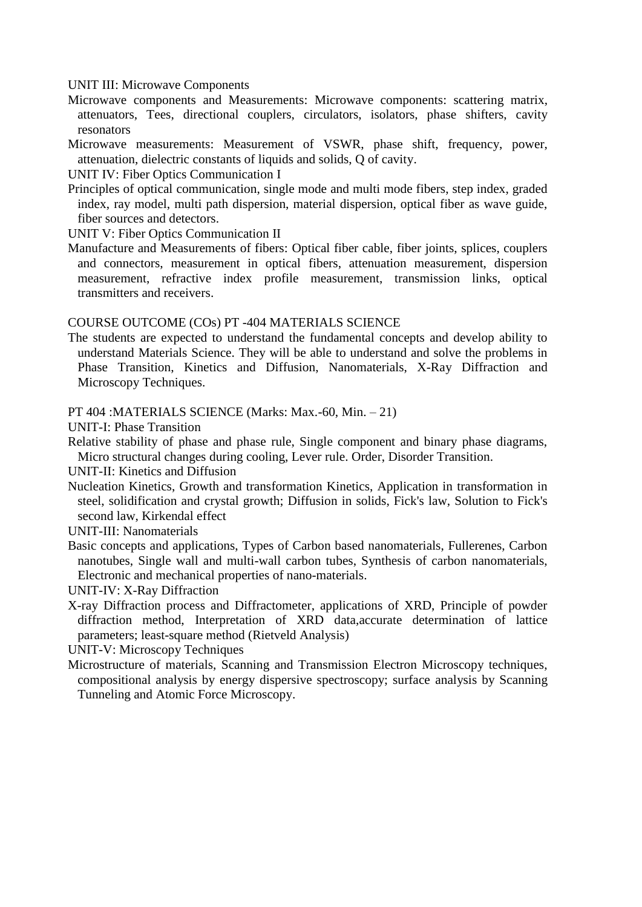UNIT III: Microwave Components

Microwave components and Measurements: Microwave components: scattering matrix, attenuators, Tees, directional couplers, circulators, isolators, phase shifters, cavity resonators

Microwave measurements: Measurement of VSWR, phase shift, frequency, power, attenuation, dielectric constants of liquids and solids, Q of cavity.

UNIT IV: Fiber Optics Communication I

Principles of optical communication, single mode and multi mode fibers, step index, graded index, ray model, multi path dispersion, material dispersion, optical fiber as wave guide, fiber sources and detectors.

UNIT V: Fiber Optics Communication II

Manufacture and Measurements of fibers: Optical fiber cable, fiber joints, splices, couplers and connectors, measurement in optical fibers, attenuation measurement, dispersion measurement, refractive index profile measurement, transmission links, optical transmitters and receivers.

COURSE OUTCOME (COs) PT -404 MATERIALS SCIENCE

The students are expected to understand the fundamental concepts and develop ability to understand Materials Science. They will be able to understand and solve the problems in Phase Transition, Kinetics and Diffusion, Nanomaterials, X-Ray Diffraction and Microscopy Techniques.

PT 404 :MATERIALS SCIENCE (Marks: Max.-60, Min. – 21)

UNIT-I: Phase Transition

Relative stability of phase and phase rule, Single component and binary phase diagrams, Micro structural changes during cooling, Lever rule. Order, Disorder Transition.

UNIT-II: Kinetics and Diffusion

Nucleation Kinetics, Growth and transformation Kinetics, Application in transformation in steel, solidification and crystal growth; Diffusion in solids, Fick's law, Solution to Fick's second law, Kirkendal effect

UNIT-III: Nanomaterials

Basic concepts and applications, Types of Carbon based nanomaterials, Fullerenes, Carbon nanotubes, Single wall and multi-wall carbon tubes, Synthesis of carbon nanomaterials, Electronic and mechanical properties of nano-materials.

UNIT-IV: X-Ray Diffraction

X-ray Diffraction process and Diffractometer, applications of XRD, Principle of powder diffraction method, Interpretation of XRD data,accurate determination of lattice parameters; least-square method (Rietveld Analysis)

UNIT-V: Microscopy Techniques

Microstructure of materials, Scanning and Transmission Electron Microscopy techniques, compositional analysis by energy dispersive spectroscopy; surface analysis by Scanning Tunneling and Atomic Force Microscopy.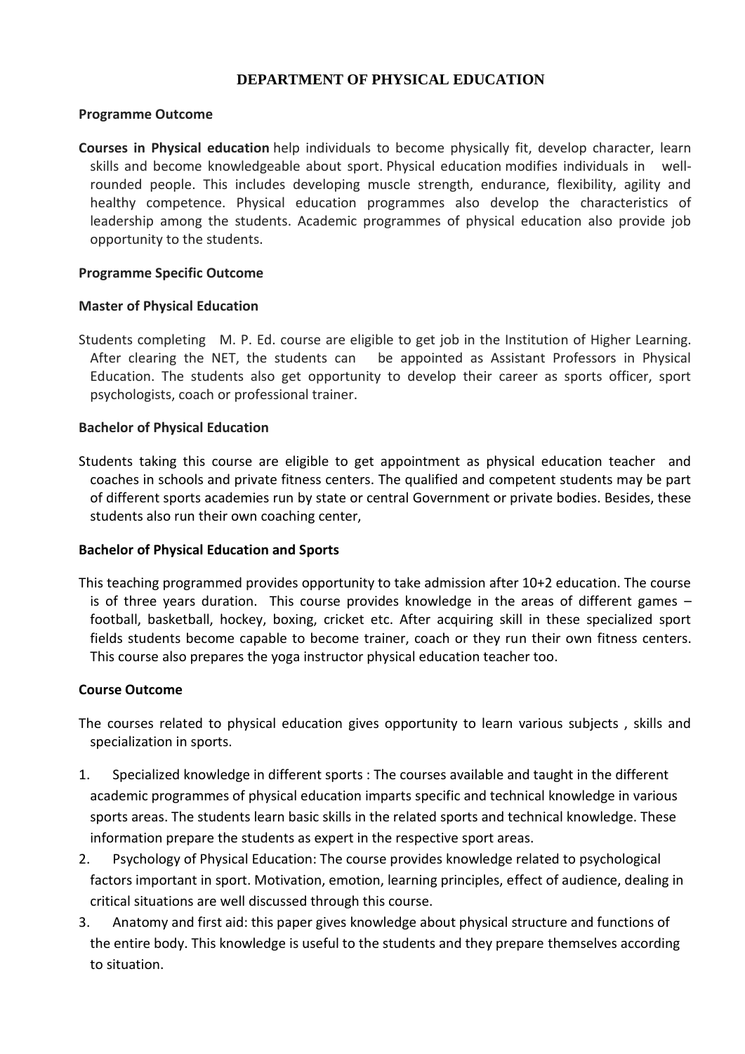# DEPARTMENT OF PHYSICAL EDUCATION

**Programme Outcome**

**Courses in Physical education** help individuals to become physically fit, develop character, learn skills and become knowledgeable about sport. Physical education modifies individuals in well-rounded people. This includes developing muscle strength, endurance, flexibility, agility and healthy competence. Physical education programmes also develop the characteristics of leadership among the students. Academic programmes of physical education also provide job opportunity to the students.

**Programme Specific Outcome**

**Master of Physical Education**

Students completing M. P. Ed. course are eligible to get job in the Institution of Higher Learning. After clearing the NET, the students can be appointed as Assistant Professors in Physical Education. The students also get opportunity to develop their career as sports officer, sport psychologists, coach or professional trainer.

**Bachelor of Physical Education**

Students taking this course are eligible to get appointment as physical education teacher and coaches in schools and private fitness centers. The qualified and competent students may be part of different sports academies run by state or central Government or private bodies. Besides, these students also run their own coaching center,

**Bachelor of Physical Education and Sports**

This teaching programmed provides opportunity to take admission after 10+2 education. The course is of three years duration. This course provides knowledge in the areas of different games – football, basketball, hockey, boxing, cricket etc. After acquiring skill in these specialized sport fields students become capable to become trainer, coach or they run their own fitness centers. This course also prepares the yoga instructor physical education teacher too.

**Course Outcome**

The courses related to physical education gives opportunity to learn various subjects , skills and specialization in sports.

1. Specialized knowledge in different sports : The courses available and taught in the different academic programmes of physical education imparts specific and technical knowledge in various sports areas. The students learn basic skills in the related sports and technical knowledge. These information prepare the students as expert in the respective sport areas.
2. Psychology of Physical Education: The course provides knowledge related to psychological factors important in sport. Motivation, emotion, learning principles, effect of audience, dealing in critical situations are well discussed through this course.
3. Anatomy and first aid: this paper gives knowledge about physical structure and functions of the entire body. This knowledge is useful to the students and they prepare themselves according to situation.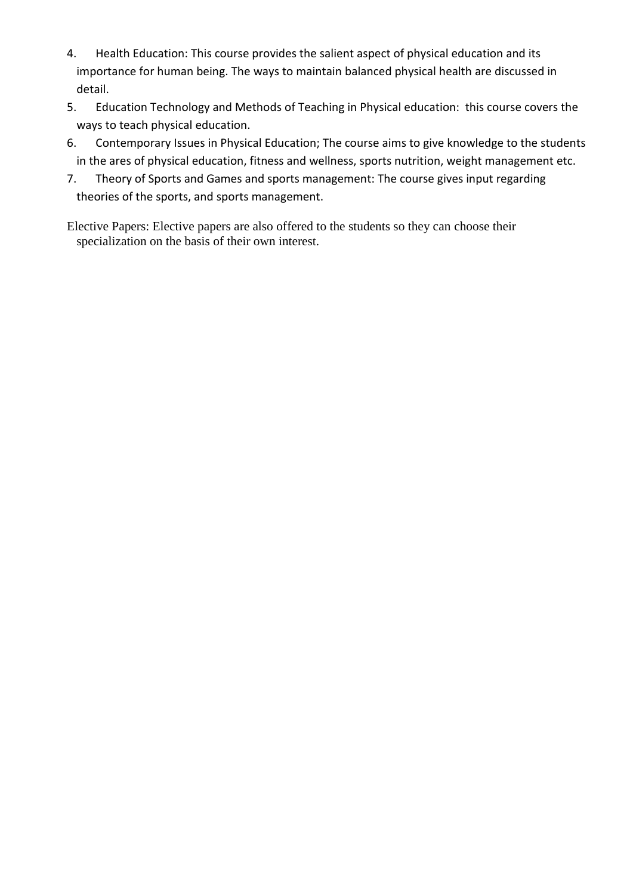4. Health Education: This course provides the salient aspect of physical education and its importance for human being. The ways to maintain balanced physical health are discussed in detail.
5. Education Technology and Methods of Teaching in Physical education: this course covers the ways to teach physical education.
6. Contemporary Issues in Physical Education; The course aims to give knowledge to the students in the ares of physical education, fitness and wellness, sports nutrition, weight management etc.
7. Theory of Sports and Games and sports management: The course gives input regarding theories of the sports, and sports management.

Elective Papers: Elective papers are also offered to the students so they can choose their specialization on the basis of their own interest.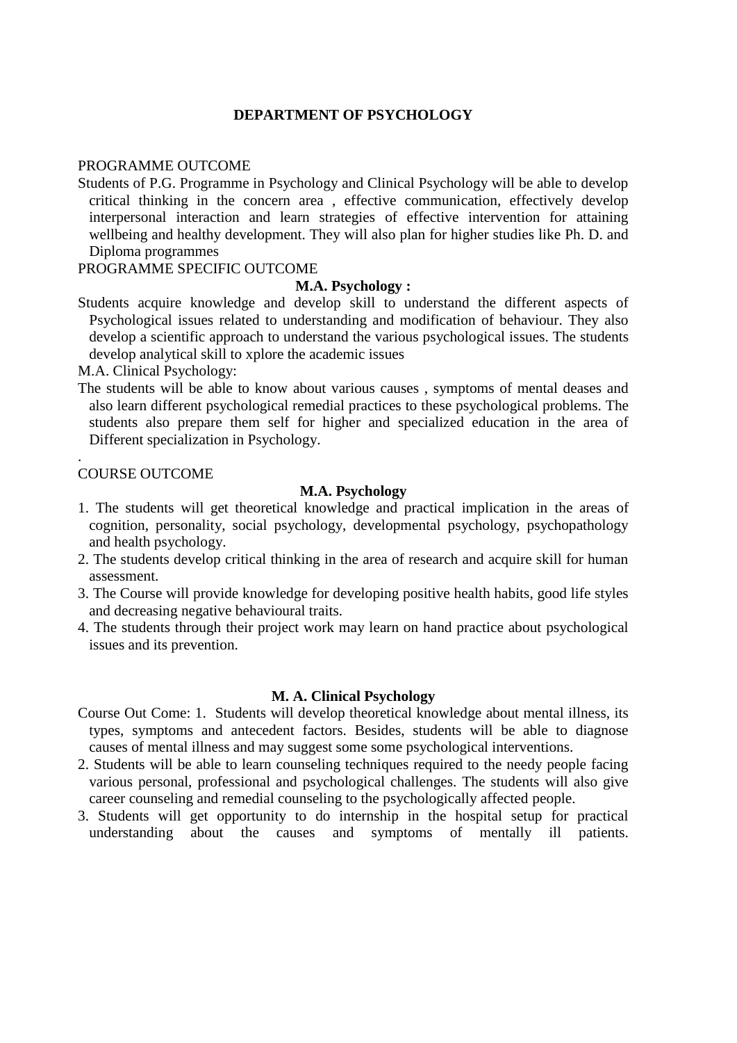# DEPARTMENT OF PSYCHOLOGY

PROGRAMME OUTCOME

Students of P.G. Programme in Psychology and Clinical Psychology will be able to develop critical thinking in the concern area , effective communication, effectively develop interpersonal interaction and learn strategies of effective intervention for attaining wellbeing and healthy development. They will also plan for higher studies like Ph. D. and Diploma programmes

PROGRAMME SPECIFIC OUTCOME

**M.A. Psychology :**

Students acquire knowledge and develop skill to understand the different aspects of Psychological issues related to understanding and modification of behaviour. They also develop a scientific approach to understand the various psychological issues. The students develop analytical skill to xplore the academic issues

M.A. Clinical Psychology:

The students will be able to know about various causes , symptoms of mental deases and also learn different psychological remedial practices to these psychological problems. The students also prepare them self for higher and specialized education in the area of Different specialization in Psychology.

.

COURSE OUTCOME

**M.A. Psychology**

1. The students will get theoretical knowledge and practical implication in the areas of cognition, personality, social psychology, developmental psychology, psychopathology and health psychology.
2. The students develop critical thinking in the area of research and acquire skill for human assessment.
3. The Course will provide knowledge for developing positive health habits, good life styles and decreasing negative behavioural traits.
4. The students through their project work may learn on hand practice about psychological issues and its prevention.

**M. A. Clinical Psychology**

Course Out Come: 1. Students will develop theoretical knowledge about mental illness, its types, symptoms and antecedent factors. Besides, students will be able to diagnose causes of mental illness and may suggest some some psychological interventions.

2. Students will be able to learn counseling techniques required to the needy people facing various personal, professional and psychological challenges. The students will also give career counseling and remedial counseling to the psychologically affected people.
3. Students will get opportunity to do internship in the hospital setup for practical understanding about the causes and symptoms of mentally ill patients.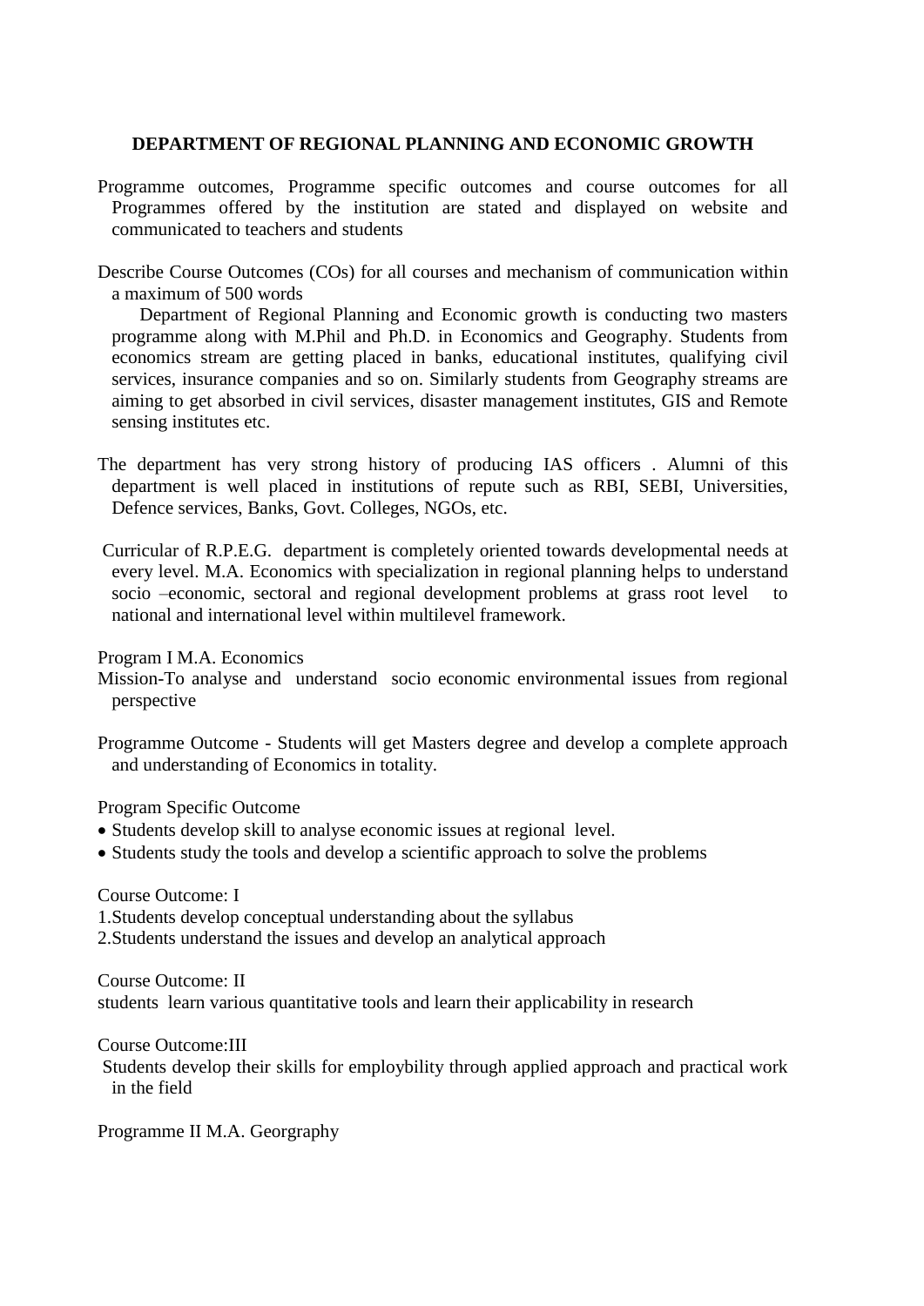## DEPARTMENT OF REGIONAL PLANNING AND ECONOMIC GROWTH

Programme outcomes, Programme specific outcomes and course outcomes for all Programmes offered by the institution are stated and displayed on website and communicated to teachers and students

Describe Course Outcomes (COs) for all courses and mechanism of communication within a maximum of 500 words

Department of Regional Planning and Economic growth is conducting two masters programme along with M.Phil and Ph.D. in Economics and Geography. Students from economics stream are getting placed in banks, educational institutes, qualifying civil services, insurance companies and so on. Similarly students from Geography streams are aiming to get absorbed in civil services, disaster management institutes, GIS and Remote sensing institutes etc.

The department has very strong history of producing IAS officers . Alumni of this department is well placed in institutions of repute such as RBI, SEBI, Universities, Defence services, Banks, Govt. Colleges, NGOs, etc.

Curricular of R.P.E.G. department is completely oriented towards developmental needs at every level. M.A. Economics with specialization in regional planning helps to understand socio –economic, sectoral and regional development problems at grass root level to national and international level within multilevel framework.

Program I M.A. Economics

Mission-To analyse and understand socio economic environmental issues from regional perspective

Programme Outcome - Students will get Masters degree and develop a complete approach and understanding of Economics in totality.

Program Specific Outcome

- Students develop skill to analyse economic issues at regional level.
- Students study the tools and develop a scientific approach to solve the problems

Course Outcome: I

1. Students develop conceptual understanding about the syllabus
2. Students understand the issues and develop an analytical approach

Course Outcome: II

students learn various quantitative tools and learn their applicability in research

Course Outcome:III

Students develop their skills for employbility through applied approach and practical work in the field

Programme II M.A. Georgraphy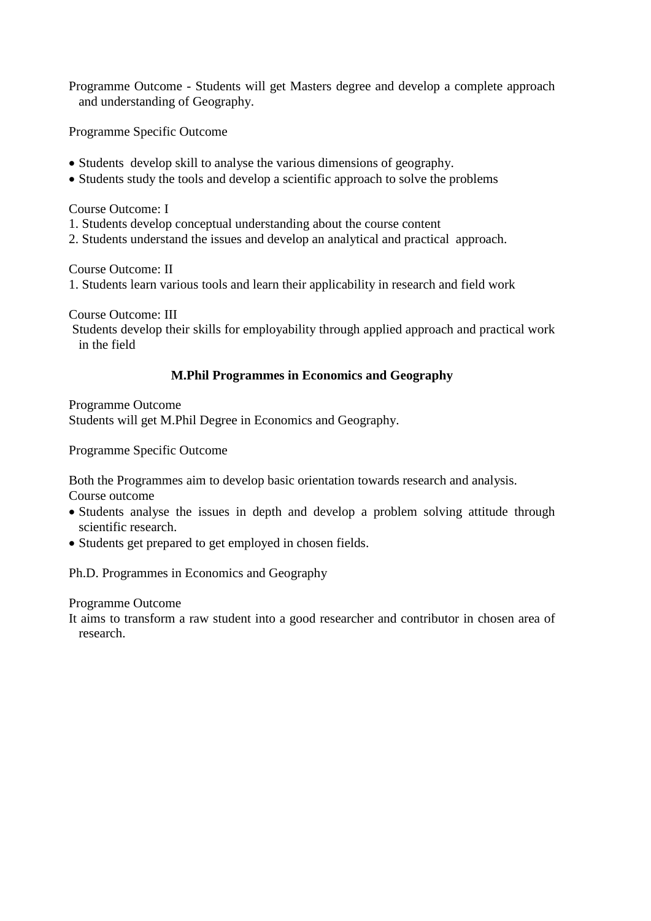Programme Outcome - Students will get Masters degree and develop a complete approach and understanding of Geography.

Programme Specific Outcome

- Students  develop skill to analyse the various dimensions of geography.
- Students study the tools and develop a scientific approach to solve the problems

Course Outcome: I

1. Students develop conceptual understanding about the course content
2. Students understand the issues and develop an analytical and practical  approach.

Course Outcome: II

1. Students learn various tools and learn their applicability in research and field work

Course Outcome: III

Students develop their skills for employability through applied approach and practical work in the field

**M.Phil Programmes in Economics and Geography**

Programme Outcome

Students will get M.Phil Degree in Economics and Geography.

Programme Specific Outcome

Both the Programmes aim to develop basic orientation towards research and analysis.

Course outcome

- Students analyse the issues in depth and develop a problem solving attitude through scientific research.
- Students get prepared to get employed in chosen fields.

Ph.D. Programmes in Economics and Geography

Programme Outcome

It aims to transform a raw student into a good researcher and contributor in chosen area of research.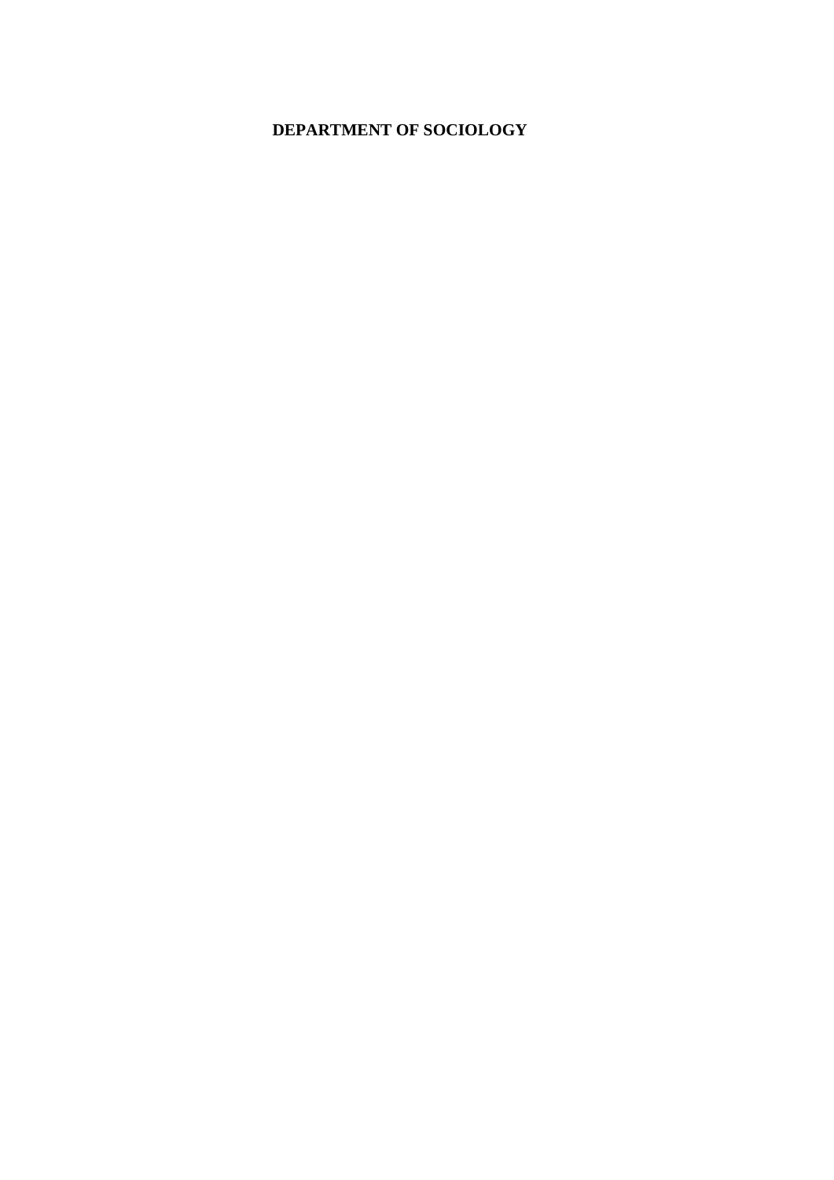**DEPARTMENT OF SOCIOLOGY**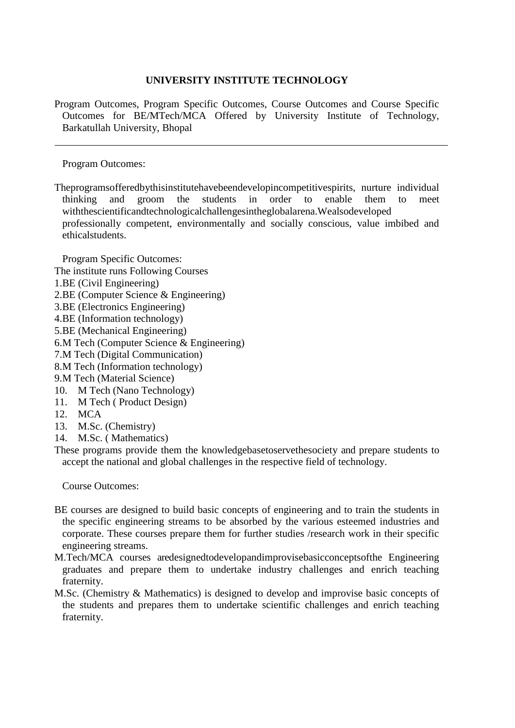**UNIVERSITY INSTITUTE TECHNOLOGY**

Program Outcomes, Program Specific Outcomes, Course Outcomes and Course Specific Outcomes for BE/MTech/MCA Offered by University Institute of Technology, Barkatullah University, Bhopal

---

Program Outcomes:

Theprogramsofferedbythisinstitutehavebeendevelopincompetitivespirits, nurture individual thinking and groom the students in order to enable them to meet withthescientificandtechnologicalchallengesintheglobalarena.Wealsodeveloped professionally competent, environmentally and socially conscious, value imbibed and ethicalstudents.

Program Specific Outcomes:

The institute runs Following Courses

1. BE (Civil Engineering)
2. BE (Computer Science & Engineering)
3. BE (Electronics Engineering)
4. BE (Information technology)
5. BE (Mechanical Engineering)
6. M Tech (Computer Science & Engineering)
7. M Tech (Digital Communication)
8. M Tech (Information technology)
9. M Tech (Material Science)
10. M Tech (Nano Technology)
11. M Tech ( Product Design)
12. MCA
13. M.Sc. (Chemistry)
14. M.Sc. ( Mathematics)

These programs provide them the knowledgebasetoservethesociety and prepare students to accept the national and global challenges in the respective field of technology.

Course Outcomes:

BE courses are designed to build basic concepts of engineering and to train the students in the specific engineering streams to be absorbed by the various esteemed industries and corporate. These courses prepare them for further studies /research work in their specific engineering streams.

M.Tech/MCA courses aredesignedtodevelopandimprovisebasicconceptsofthe Engineering graduates and prepare them to undertake industry challenges and enrich teaching fraternity.

M.Sc. (Chemistry & Mathematics) is designed to develop and improvise basic concepts of the students and prepares them to undertake scientific challenges and enrich teaching fraternity.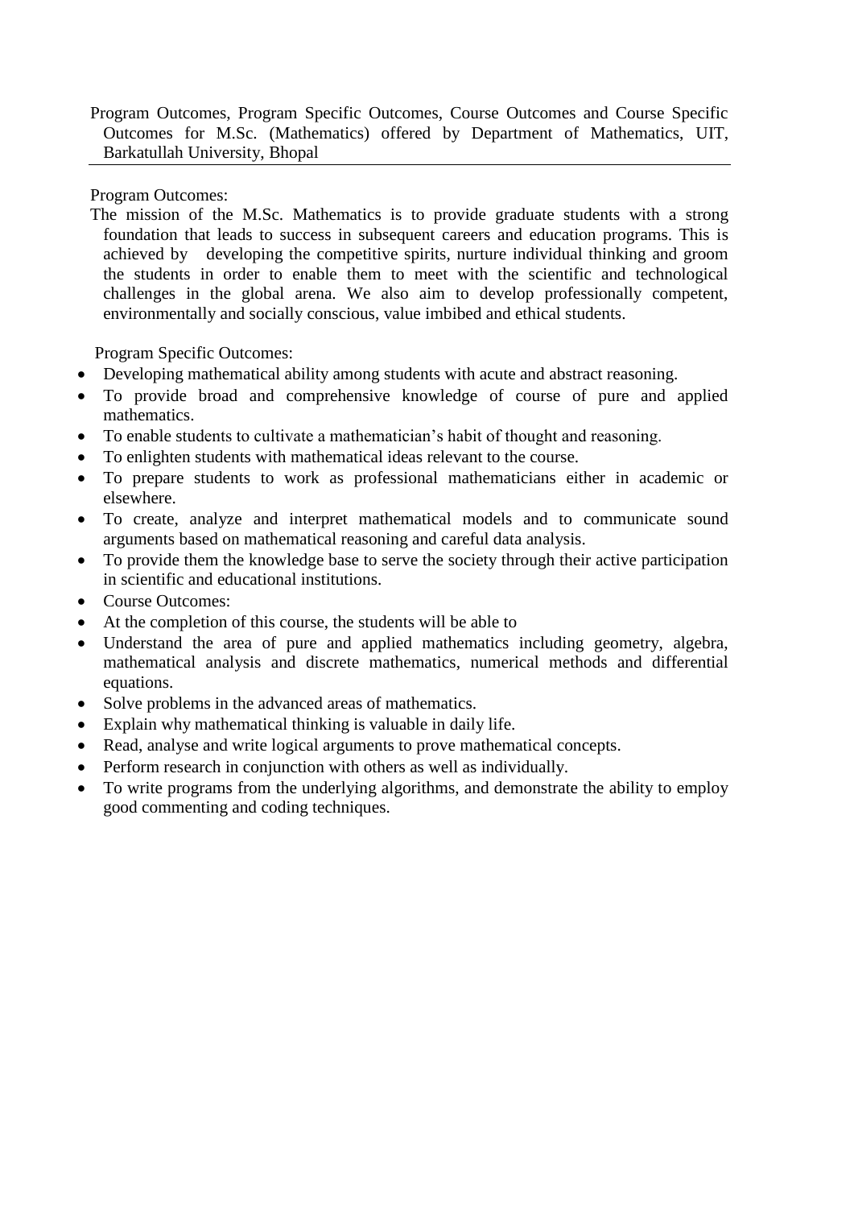Program Outcomes, Program Specific Outcomes, Course Outcomes and Course Specific Outcomes for M.Sc. (Mathematics) offered by Department of Mathematics, UIT, Barkatullah University, Bhopal

---

Program Outcomes:

The mission of the M.Sc. Mathematics is to provide graduate students with a strong foundation that leads to success in subsequent careers and education programs. This is achieved by developing the competitive spirits, nurture individual thinking and groom the students in order to enable them to meet with the scientific and technological challenges in the global arena. We also aim to develop professionally competent, environmentally and socially conscious, value imbibed and ethical students.

Program Specific Outcomes:

- Developing mathematical ability among students with acute and abstract reasoning.
- To provide broad and comprehensive knowledge of course of pure and applied mathematics.
- To enable students to cultivate a mathematician's habit of thought and reasoning.
- To enlighten students with mathematical ideas relevant to the course.
- To prepare students to work as professional mathematicians either in academic or elsewhere.
- To create, analyze and interpret mathematical models and to communicate sound arguments based on mathematical reasoning and careful data analysis.
- To provide them the knowledge base to serve the society through their active participation in scientific and educational institutions.
- Course Outcomes:
- At the completion of this course, the students will be able to
- Understand the area of pure and applied mathematics including geometry, algebra, mathematical analysis and discrete mathematics, numerical methods and differential equations.
- Solve problems in the advanced areas of mathematics.
- Explain why mathematical thinking is valuable in daily life.
- Read, analyse and write logical arguments to prove mathematical concepts.
- Perform research in conjunction with others as well as individually.
- To write programs from the underlying algorithms, and demonstrate the ability to employ good commenting and coding techniques.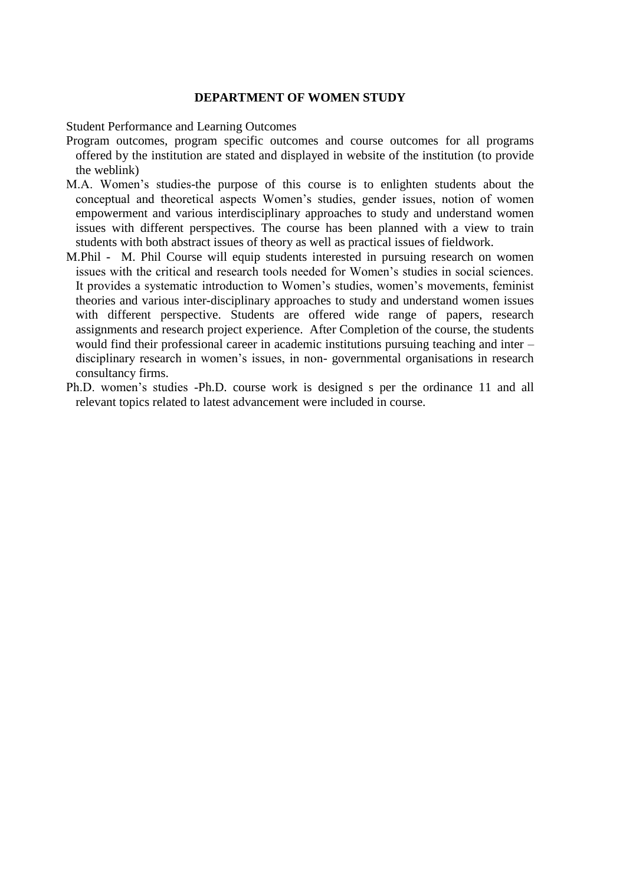# DEPARTMENT OF WOMEN STUDY

Student Performance and Learning Outcomes

Program outcomes, program specific outcomes and course outcomes for all programs offered by the institution are stated and displayed in website of the institution (to provide the weblink)

M.A. Women's studies-the purpose of this course is to enlighten students about the conceptual and theoretical aspects Women's studies, gender issues, notion of women empowerment and various interdisciplinary approaches to study and understand women issues with different perspectives. The course has been planned with a view to train students with both abstract issues of theory as well as practical issues of fieldwork.

M.Phil - M. Phil Course will equip students interested in pursuing research on women issues with the critical and research tools needed for Women's studies in social sciences. It provides a systematic introduction to Women's studies, women's movements, feminist theories and various inter-disciplinary approaches to study and understand women issues with different perspective. Students are offered wide range of papers, research assignments and research project experience. After Completion of the course, the students would find their professional career in academic institutions pursuing teaching and inter – disciplinary research in women's issues, in non- governmental organisations in research consultancy firms.

Ph.D. women's studies -Ph.D. course work is designed s per the ordinance 11 and all relevant topics related to latest advancement were included in course.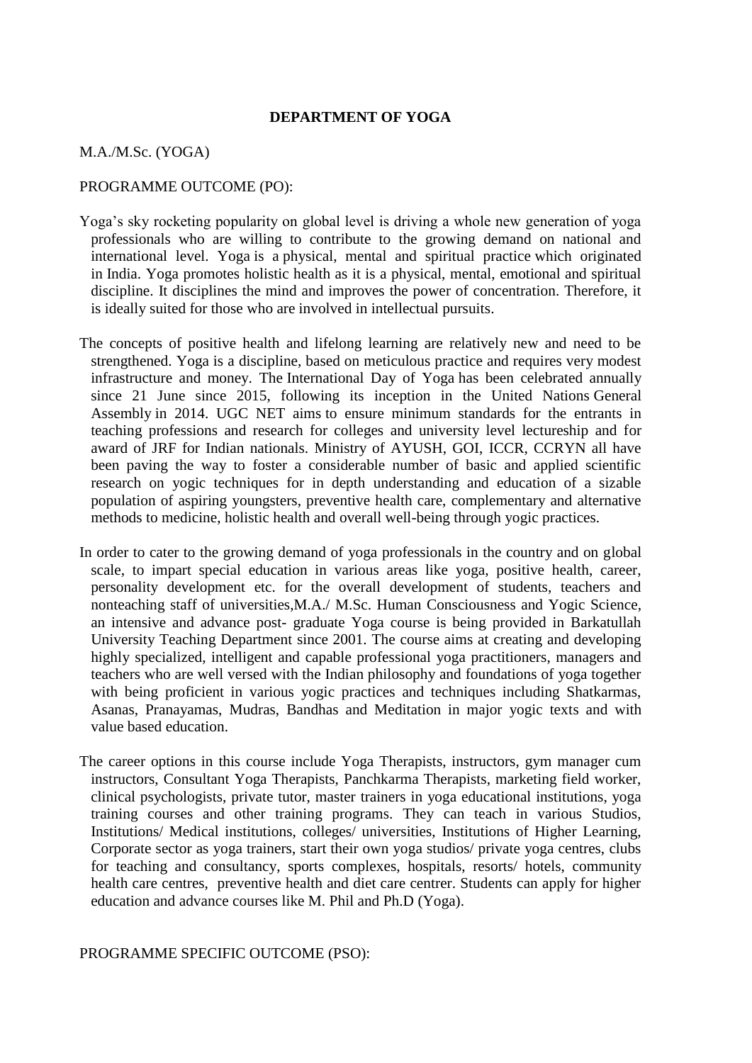# DEPARTMENT OF YOGA

M.A./M.Sc. (YOGA)

PROGRAMME OUTCOME (PO):

Yoga's sky rocketing popularity on global level is driving a whole new generation of yoga professionals who are willing to contribute to the growing demand on national and international level. Yoga is a physical, mental and spiritual practice which originated in India. Yoga promotes holistic health as it is a physical, mental, emotional and spiritual discipline. It disciplines the mind and improves the power of concentration. Therefore, it is ideally suited for those who are involved in intellectual pursuits.

The concepts of positive health and lifelong learning are relatively new and need to be strengthened. Yoga is a discipline, based on meticulous practice and requires very modest infrastructure and money. The International Day of Yoga has been celebrated annually since 21 June since 2015, following its inception in the United Nations General Assembly in 2014. UGC NET aims to ensure minimum standards for the entrants in teaching professions and research for colleges and university level lectureship and for award of JRF for Indian nationals. Ministry of AYUSH, GOI, ICCR, CCRYN all have been paving the way to foster a considerable number of basic and applied scientific research on yogic techniques for in depth understanding and education of a sizable population of aspiring youngsters, preventive health care, complementary and alternative methods to medicine, holistic health and overall well-being through yogic practices.

In order to cater to the growing demand of yoga professionals in the country and on global scale, to impart special education in various areas like yoga, positive health, career, personality development etc. for the overall development of students, teachers and nonteaching staff of universities,M.A./ M.Sc. Human Consciousness and Yogic Science, an intensive and advance post- graduate Yoga course is being provided in Barkatullah University Teaching Department since 2001. The course aims at creating and developing highly specialized, intelligent and capable professional yoga practitioners, managers and teachers who are well versed with the Indian philosophy and foundations of yoga together with being proficient in various yogic practices and techniques including Shatkarmas, Asanas, Pranayamas, Mudras, Bandhas and Meditation in major yogic texts and with value based education.

The career options in this course include Yoga Therapists, instructors, gym manager cum instructors, Consultant Yoga Therapists, Panchkarma Therapists, marketing field worker, clinical psychologists, private tutor, master trainers in yoga educational institutions, yoga training courses and other training programs. They can teach in various Studios, Institutions/ Medical institutions, colleges/ universities, Institutions of Higher Learning, Corporate sector as yoga trainers, start their own yoga studios/ private yoga centres, clubs for teaching and consultancy, sports complexes, hospitals, resorts/ hotels, community health care centres, preventive health and diet care centrer. Students can apply for higher education and advance courses like M. Phil and Ph.D (Yoga).

PROGRAMME SPECIFIC OUTCOME (PSO):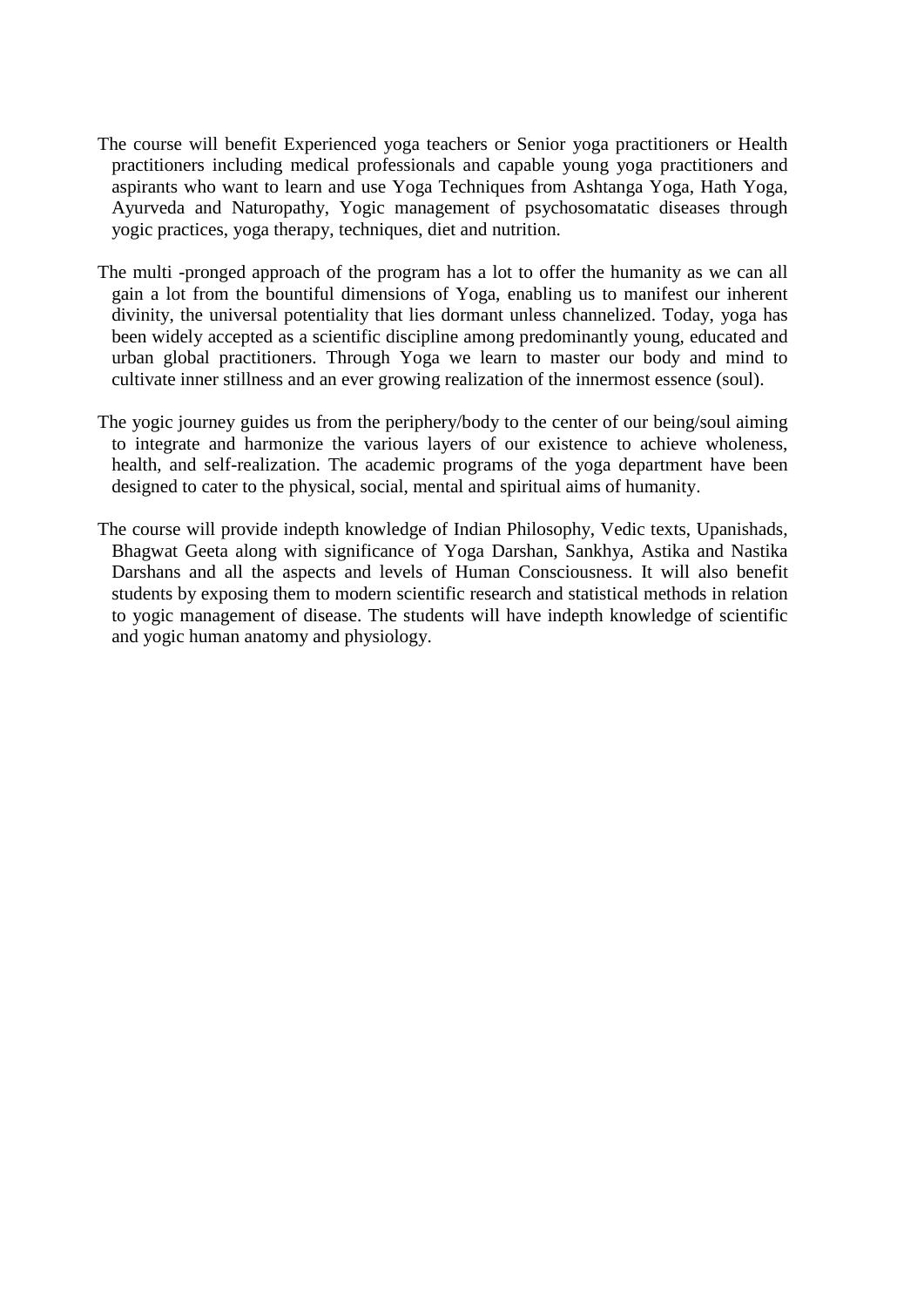The course will benefit Experienced yoga teachers or Senior yoga practitioners or Health practitioners including medical professionals and capable young yoga practitioners and aspirants who want to learn and use Yoga Techniques from Ashtanga Yoga, Hath Yoga, Ayurveda and Naturopathy, Yogic management of psychosomatatic diseases through yogic practices, yoga therapy, techniques, diet and nutrition.

The multi -pronged approach of the program has a lot to offer the humanity as we can all gain a lot from the bountiful dimensions of Yoga, enabling us to manifest our inherent divinity, the universal potentiality that lies dormant unless channelized. Today, yoga has been widely accepted as a scientific discipline among predominantly young, educated and urban global practitioners. Through Yoga we learn to master our body and mind to cultivate inner stillness and an ever growing realization of the innermost essence (soul).

The yogic journey guides us from the periphery/body to the center of our being/soul aiming to integrate and harmonize the various layers of our existence to achieve wholeness, health, and self-realization. The academic programs of the yoga department have been designed to cater to the physical, social, mental and spiritual aims of humanity.

The course will provide indepth knowledge of Indian Philosophy, Vedic texts, Upanishads, Bhagwat Geeta along with significance of Yoga Darshan, Sankhya, Astika and Nastika Darshans and all the aspects and levels of Human Consciousness. It will also benefit students by exposing them to modern scientific research and statistical methods in relation to yogic management of disease. The students will have indepth knowledge of scientific and yogic human anatomy and physiology.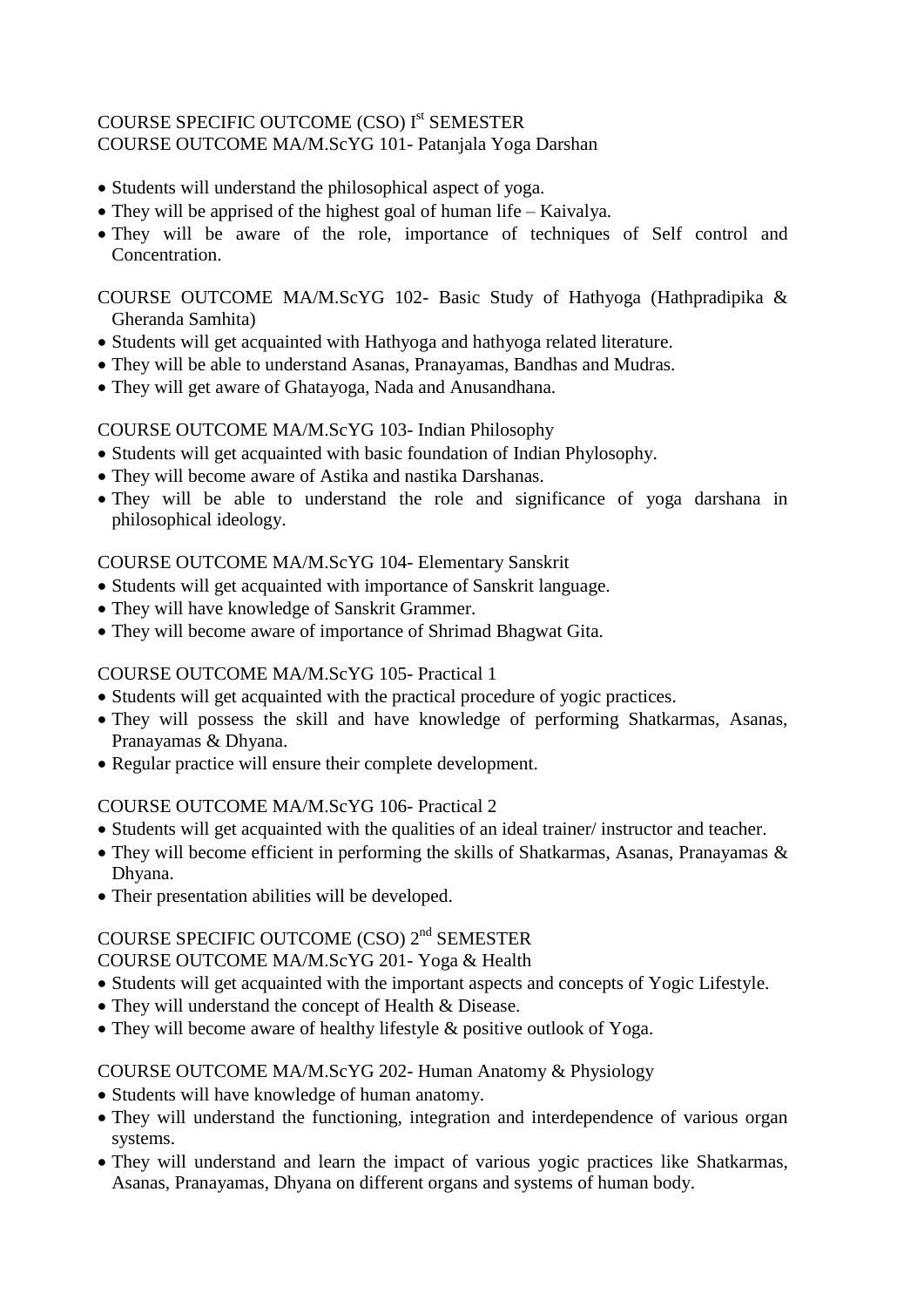COURSE SPECIFIC OUTCOME (CSO) I[st] SEMESTER
COURSE OUTCOME MA/M.ScYG 101- Patanjala Yoga Darshan

- Students will understand the philosophical aspect of yoga.
- They will be apprised of the highest goal of human life – Kaivalya.
- They will be aware of the role, importance of techniques of Self control and Concentration.

COURSE OUTCOME MA/M.ScYG 102- Basic Study of Hathyoga (Hathpradipika & Gheranda Samhita)

- Students will get acquainted with Hathyoga and hathyoga related literature.
- They will be able to understand Asanas, Pranayamas, Bandhas and Mudras.
- They will get aware of Ghatayoga, Nada and Anusandhana.

COURSE OUTCOME MA/M.ScYG 103- Indian Philosophy

- Students will get acquainted with basic foundation of Indian Phylosophy.
- They will become aware of Astika and nastika Darshanas.
- They will be able to understand the role and significance of yoga darshana in philosophical ideology.

COURSE OUTCOME MA/M.ScYG 104- Elementary Sanskrit

- Students will get acquainted with importance of Sanskrit language.
- They will have knowledge of Sanskrit Grammer.
- They will become aware of importance of Shrimad Bhagwat Gita.

COURSE OUTCOME MA/M.ScYG 105- Practical 1

- Students will get acquainted with the practical procedure of yogic practices.
- They will possess the skill and have knowledge of performing Shatkarmas, Asanas, Pranayamas & Dhyana.
- Regular practice will ensure their complete development.

COURSE OUTCOME MA/M.ScYG 106- Practical 2

- Students will get acquainted with the qualities of an ideal trainer/ instructor and teacher.
- They will become efficient in performing the skills of Shatkarmas, Asanas, Pranayamas & Dhyana.
- Their presentation abilities will be developed.

COURSE SPECIFIC OUTCOME (CSO) 2[nd] SEMESTER
COURSE OUTCOME MA/M.ScYG 201- Yoga & Health

- Students will get acquainted with the important aspects and concepts of Yogic Lifestyle.
- They will understand the concept of Health & Disease.
- They will become aware of healthy lifestyle & positive outlook of Yoga.

COURSE OUTCOME MA/M.ScYG 202- Human Anatomy & Physiology

- Students will have knowledge of human anatomy.
- They will understand the functioning, integration and interdependence of various organ systems.
- They will understand and learn the impact of various yogic practices like Shatkarmas, Asanas, Pranayamas, Dhyana on different organs and systems of human body.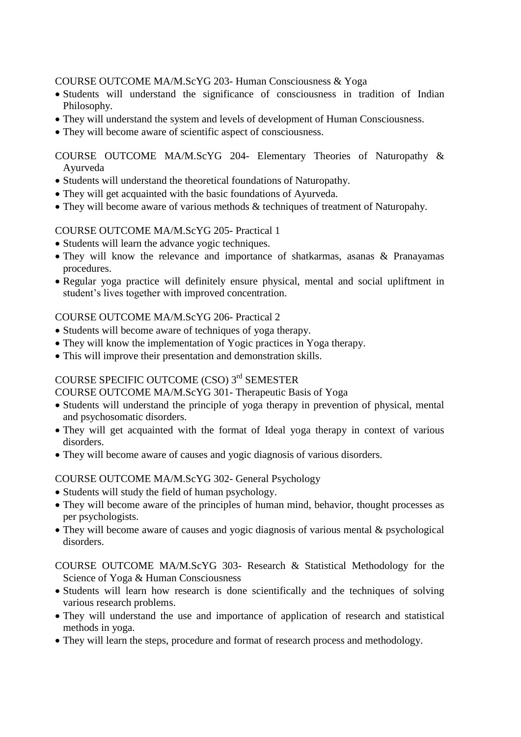COURSE OUTCOME MA/M.ScYG 203- Human Consciousness & Yoga

- Students will understand the significance of consciousness in tradition of Indian Philosophy.
- They will understand the system and levels of development of Human Consciousness.
- They will become aware of scientific aspect of consciousness.

COURSE OUTCOME MA/M.ScYG 204- Elementary Theories of Naturopathy & Ayurveda

- Students will understand the theoretical foundations of Naturopathy.
- They will get acquainted with the basic foundations of Ayurveda.
- They will become aware of various methods & techniques of treatment of Naturopahy.

COURSE OUTCOME MA/M.ScYG 205- Practical 1

- Students will learn the advance yogic techniques.
- They will know the relevance and importance of shatkarmas, asanas & Pranayamas procedures.
- Regular yoga practice will definitely ensure physical, mental and social upliftment in student's lives together with improved concentration.

COURSE OUTCOME MA/M.ScYG 206- Practical 2

- Students will become aware of techniques of yoga therapy.
- They will know the implementation of Yogic practices in Yoga therapy.
- This will improve their presentation and demonstration skills.

COURSE SPECIFIC OUTCOME (CSO) 3rd SEMESTER

COURSE OUTCOME MA/M.ScYG 301- Therapeutic Basis of Yoga

- Students will understand the principle of yoga therapy in prevention of physical, mental and psychosomatic disorders.
- They will get acquainted with the format of Ideal yoga therapy in context of various disorders.
- They will become aware of causes and yogic diagnosis of various disorders.

COURSE OUTCOME MA/M.ScYG 302- General Psychology

- Students will study the field of human psychology.
- They will become aware of the principles of human mind, behavior, thought processes as per psychologists.
- They will become aware of causes and yogic diagnosis of various mental & psychological disorders.

COURSE OUTCOME MA/M.ScYG 303- Research & Statistical Methodology for the Science of Yoga & Human Consciousness

- Students will learn how research is done scientifically and the techniques of solving various research problems.
- They will understand the use and importance of application of research and statistical methods in yoga.
- They will learn the steps, procedure and format of research process and methodology.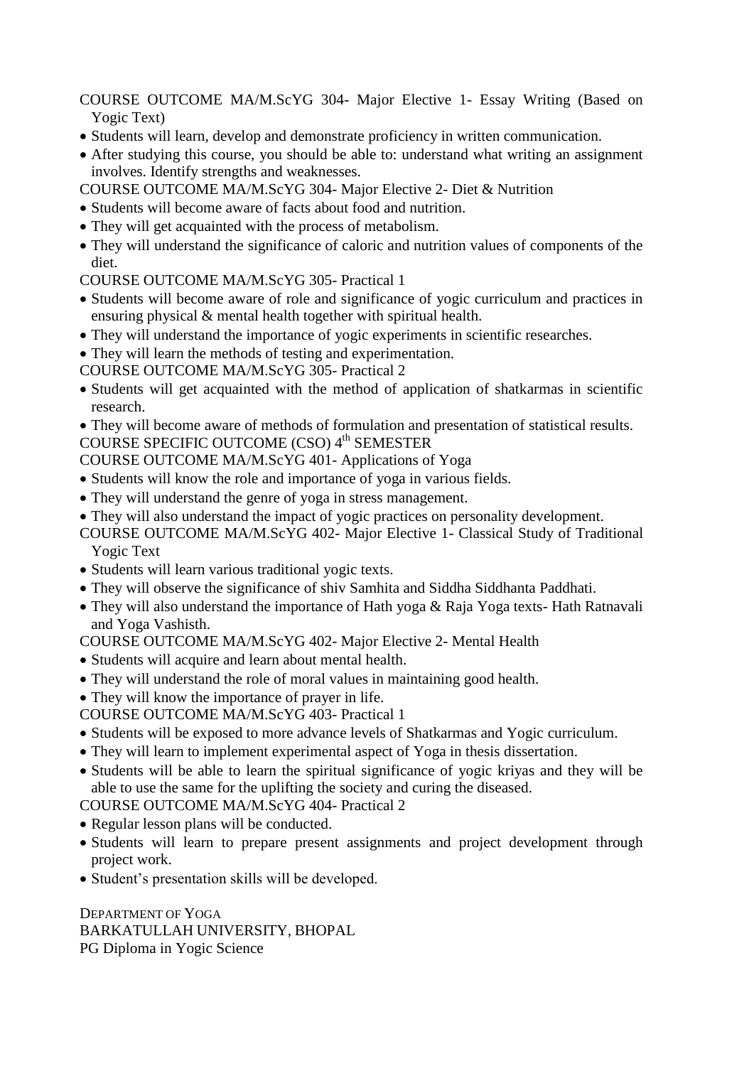COURSE OUTCOME MA/M.ScYG 304- Major Elective 1- Essay Writing (Based on Yogic Text)

- Students will learn, develop and demonstrate proficiency in written communication.
- After studying this course, you should be able to: understand what writing an assignment involves. Identify strengths and weaknesses.

COURSE OUTCOME MA/M.ScYG 304- Major Elective 2- Diet & Nutrition

- Students will become aware of facts about food and nutrition.
- They will get acquainted with the process of metabolism.
- They will understand the significance of caloric and nutrition values of components of the diet.

COURSE OUTCOME MA/M.ScYG 305- Practical 1

- Students will become aware of role and significance of yogic curriculum and practices in ensuring physical & mental health together with spiritual health.
- They will understand the importance of yogic experiments in scientific researches.
- They will learn the methods of testing and experimentation.

COURSE OUTCOME MA/M.ScYG 305- Practical 2

- Students will get acquainted with the method of application of shatkarmas in scientific research.
- They will become aware of methods of formulation and presentation of statistical results.

COURSE SPECIFIC OUTCOME (CSO) 4th SEMESTER

COURSE OUTCOME MA/M.ScYG 401- Applications of Yoga

- Students will know the role and importance of yoga in various fields.
- They will understand the genre of yoga in stress management.
- They will also understand the impact of yogic practices on personality development.

COURSE OUTCOME MA/M.ScYG 402- Major Elective 1- Classical Study of Traditional Yogic Text

- Students will learn various traditional yogic texts.
- They will observe the significance of shiv Samhita and Siddha Siddhanta Paddhati.
- They will also understand the importance of Hath yoga & Raja Yoga texts- Hath Ratnavali and Yoga Vashisth.

COURSE OUTCOME MA/M.ScYG 402- Major Elective 2- Mental Health

- Students will acquire and learn about mental health.
- They will understand the role of moral values in maintaining good health.
- They will know the importance of prayer in life.

COURSE OUTCOME MA/M.ScYG 403- Practical 1

- Students will be exposed to more advance levels of Shatkarmas and Yogic curriculum.
- They will learn to implement experimental aspect of Yoga in thesis dissertation.
- Students will be able to learn the spiritual significance of yogic kriyas and they will be able to use the same for the uplifting the society and curing the diseased.

COURSE OUTCOME MA/M.ScYG 404- Practical 2

- Regular lesson plans will be conducted.
- Students will learn to prepare present assignments and project development through project work.
- Student's presentation skills will be developed.

DEPARTMENT OF YOGA
BARKATULLAH UNIVERSITY, BHOPAL
PG Diploma in Yogic Science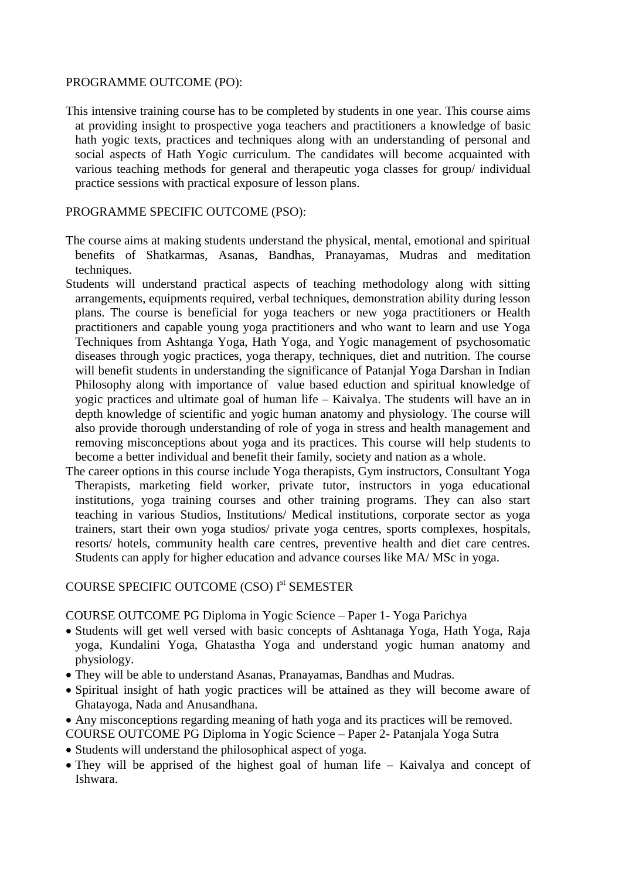PROGRAMME OUTCOME (PO):

This intensive training course has to be completed by students in one year. This course aims at providing insight to prospective yoga teachers and practitioners a knowledge of basic hath yogic texts, practices and techniques along with an understanding of personal and social aspects of Hath Yogic curriculum. The candidates will become acquainted with various teaching methods for general and therapeutic yoga classes for group/ individual practice sessions with practical exposure of lesson plans.

PROGRAMME SPECIFIC OUTCOME (PSO):

The course aims at making students understand the physical, mental, emotional and spiritual benefits of Shatkarmas, Asanas, Bandhas, Pranayamas, Mudras and meditation techniques.

Students will understand practical aspects of teaching methodology along with sitting arrangements, equipments required, verbal techniques, demonstration ability during lesson plans. The course is beneficial for yoga teachers or new yoga practitioners or Health practitioners and capable young yoga practitioners and who want to learn and use Yoga Techniques from Ashtanga Yoga, Hath Yoga, and Yogic management of psychosomatic diseases through yogic practices, yoga therapy, techniques, diet and nutrition. The course will benefit students in understanding the significance of Patanjal Yoga Darshan in Indian Philosophy along with importance of value based eduction and spiritual knowledge of yogic practices and ultimate goal of human life – Kaivalya. The students will have an in depth knowledge of scientific and yogic human anatomy and physiology. The course will also provide thorough understanding of role of yoga in stress and health management and removing misconceptions about yoga and its practices. This course will help students to become a better individual and benefit their family, society and nation as a whole.

The career options in this course include Yoga therapists, Gym instructors, Consultant Yoga Therapists, marketing field worker, private tutor, instructors in yoga educational institutions, yoga training courses and other training programs. They can also start teaching in various Studios, Institutions/ Medical institutions, corporate sector as yoga trainers, start their own yoga studios/ private yoga centres, sports complexes, hospitals, resorts/ hotels, community health care centres, preventive health and diet care centres. Students can apply for higher education and advance courses like MA/ MSc in yoga.

COURSE SPECIFIC OUTCOME (CSO) I[st] SEMESTER

COURSE OUTCOME PG Diploma in Yogic Science – Paper 1- Yoga Parichya

- Students will get well versed with basic concepts of Ashtanaga Yoga, Hath Yoga, Raja yoga, Kundalini Yoga, Ghatastha Yoga and understand yogic human anatomy and physiology.
- They will be able to understand Asanas, Pranayamas, Bandhas and Mudras.
- Spiritual insight of hath yogic practices will be attained as they will become aware of Ghatayoga, Nada and Anusandhana.
- Any misconceptions regarding meaning of hath yoga and its practices will be removed.

COURSE OUTCOME PG Diploma in Yogic Science – Paper 2- Patanjala Yoga Sutra

- Students will understand the philosophical aspect of yoga.
- They will be apprised of the highest goal of human life – Kaivalya and concept of Ishwara.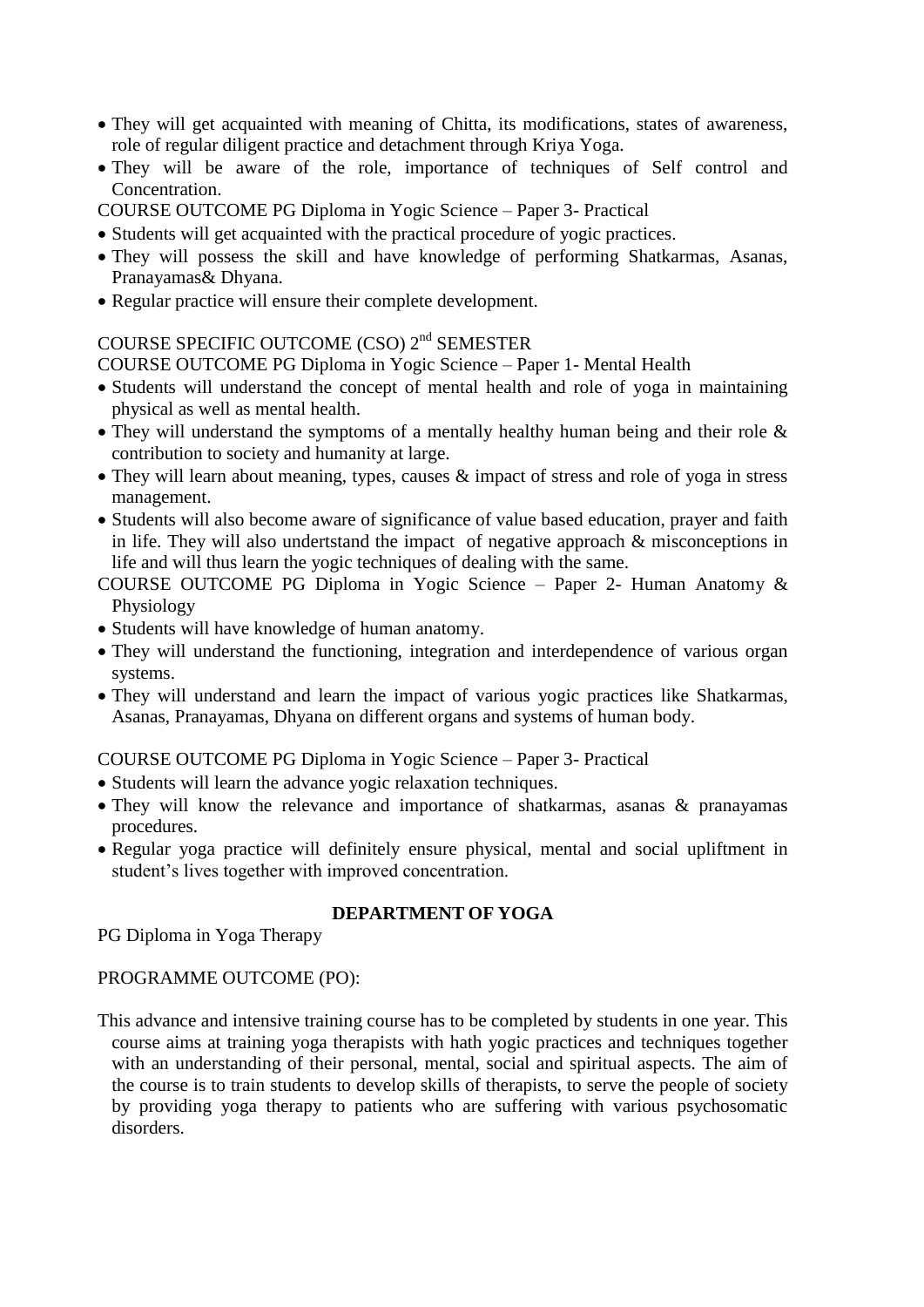- They will get acquainted with meaning of Chitta, its modifications, states of awareness, role of regular diligent practice and detachment through Kriya Yoga.
- They will be aware of the role, importance of techniques of Self control and Concentration.

COURSE OUTCOME PG Diploma in Yogic Science – Paper 3- Practical

- Students will get acquainted with the practical procedure of yogic practices.
- They will possess the skill and have knowledge of performing Shatkarmas, Asanas, Pranayamas& Dhyana.
- Regular practice will ensure their complete development.

COURSE SPECIFIC OUTCOME (CSO) 2nd SEMESTER

COURSE OUTCOME PG Diploma in Yogic Science – Paper 1- Mental Health

- Students will understand the concept of mental health and role of yoga in maintaining physical as well as mental health.
- They will understand the symptoms of a mentally healthy human being and their role & contribution to society and humanity at large.
- They will learn about meaning, types, causes & impact of stress and role of yoga in stress management.
- Students will also become aware of significance of value based education, prayer and faith in life. They will also undertstand the impact of negative approach & misconceptions in life and will thus learn the yogic techniques of dealing with the same.

COURSE OUTCOME PG Diploma in Yogic Science – Paper 2- Human Anatomy & Physiology

- Students will have knowledge of human anatomy.
- They will understand the functioning, integration and interdependence of various organ systems.
- They will understand and learn the impact of various yogic practices like Shatkarmas, Asanas, Pranayamas, Dhyana on different organs and systems of human body.

COURSE OUTCOME PG Diploma in Yogic Science – Paper 3- Practical

- Students will learn the advance yogic relaxation techniques.
- They will know the relevance and importance of shatkarmas, asanas & pranayamas procedures.
- Regular yoga practice will definitely ensure physical, mental and social upliftment in student's lives together with improved concentration.

**DEPARTMENT OF YOGA**

PG Diploma in Yoga Therapy

PROGRAMME OUTCOME (PO):

This advance and intensive training course has to be completed by students in one year. This course aims at training yoga therapists with hath yogic practices and techniques together with an understanding of their personal, mental, social and spiritual aspects. The aim of the course is to train students to develop skills of therapists, to serve the people of society by providing yoga therapy to patients who are suffering with various psychosomatic disorders.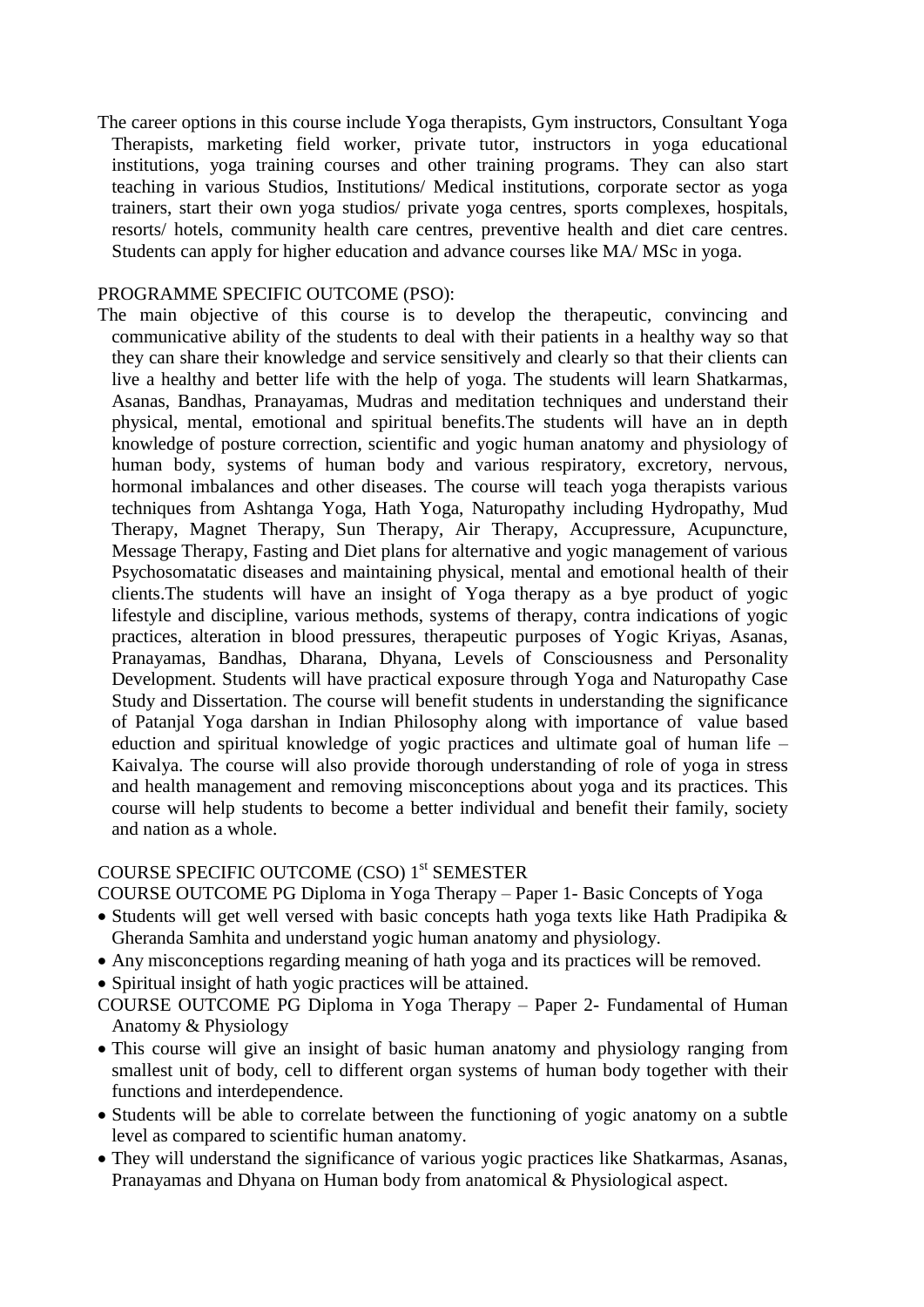The career options in this course include Yoga therapists, Gym instructors, Consultant Yoga Therapists, marketing field worker, private tutor, instructors in yoga educational institutions, yoga training courses and other training programs. They can also start teaching in various Studios, Institutions/ Medical institutions, corporate sector as yoga trainers, start their own yoga studios/ private yoga centres, sports complexes, hospitals, resorts/ hotels, community health care centres, preventive health and diet care centres. Students can apply for higher education and advance courses like MA/ MSc in yoga.

PROGRAMME SPECIFIC OUTCOME (PSO):

The main objective of this course is to develop the therapeutic, convincing and communicative ability of the students to deal with their patients in a healthy way so that they can share their knowledge and service sensitively and clearly so that their clients can live a healthy and better life with the help of yoga. The students will learn Shatkarmas, Asanas, Bandhas, Pranayamas, Mudras and meditation techniques and understand their physical, mental, emotional and spiritual benefits.The students will have an in depth knowledge of posture correction, scientific and yogic human anatomy and physiology of human body, systems of human body and various respiratory, excretory, nervous, hormonal imbalances and other diseases. The course will teach yoga therapists various techniques from Ashtanga Yoga, Hath Yoga, Naturopathy including Hydropathy, Mud Therapy, Magnet Therapy, Sun Therapy, Air Therapy, Accupressure, Acupuncture, Message Therapy, Fasting and Diet plans for alternative and yogic management of various Psychosomatatic diseases and maintaining physical, mental and emotional health of their clients.The students will have an insight of Yoga therapy as a bye product of yogic lifestyle and discipline, various methods, systems of therapy, contra indications of yogic practices, alteration in blood pressures, therapeutic purposes of Yogic Kriyas, Asanas, Pranayamas, Bandhas, Dharana, Dhyana, Levels of Consciousness and Personality Development. Students will have practical exposure through Yoga and Naturopathy Case Study and Dissertation. The course will benefit students in understanding the significance of Patanjal Yoga darshan in Indian Philosophy along with importance of value based eduction and spiritual knowledge of yogic practices and ultimate goal of human life – Kaivalya. The course will also provide thorough understanding of role of yoga in stress and health management and removing misconceptions about yoga and its practices. This course will help students to become a better individual and benefit their family, society and nation as a whole.

COURSE SPECIFIC OUTCOME (CSO) 1st SEMESTER

COURSE OUTCOME PG Diploma in Yoga Therapy – Paper 1- Basic Concepts of Yoga

- Students will get well versed with basic concepts hath yoga texts like Hath Pradipika & Gheranda Samhita and understand yogic human anatomy and physiology.
- Any misconceptions regarding meaning of hath yoga and its practices will be removed.
- Spiritual insight of hath yogic practices will be attained.

COURSE OUTCOME PG Diploma in Yoga Therapy – Paper 2- Fundamental of Human Anatomy & Physiology

- This course will give an insight of basic human anatomy and physiology ranging from smallest unit of body, cell to different organ systems of human body together with their functions and interdependence.
- Students will be able to correlate between the functioning of yogic anatomy on a subtle level as compared to scientific human anatomy.
- They will understand the significance of various yogic practices like Shatkarmas, Asanas, Pranayamas and Dhyana on Human body from anatomical & Physiological aspect.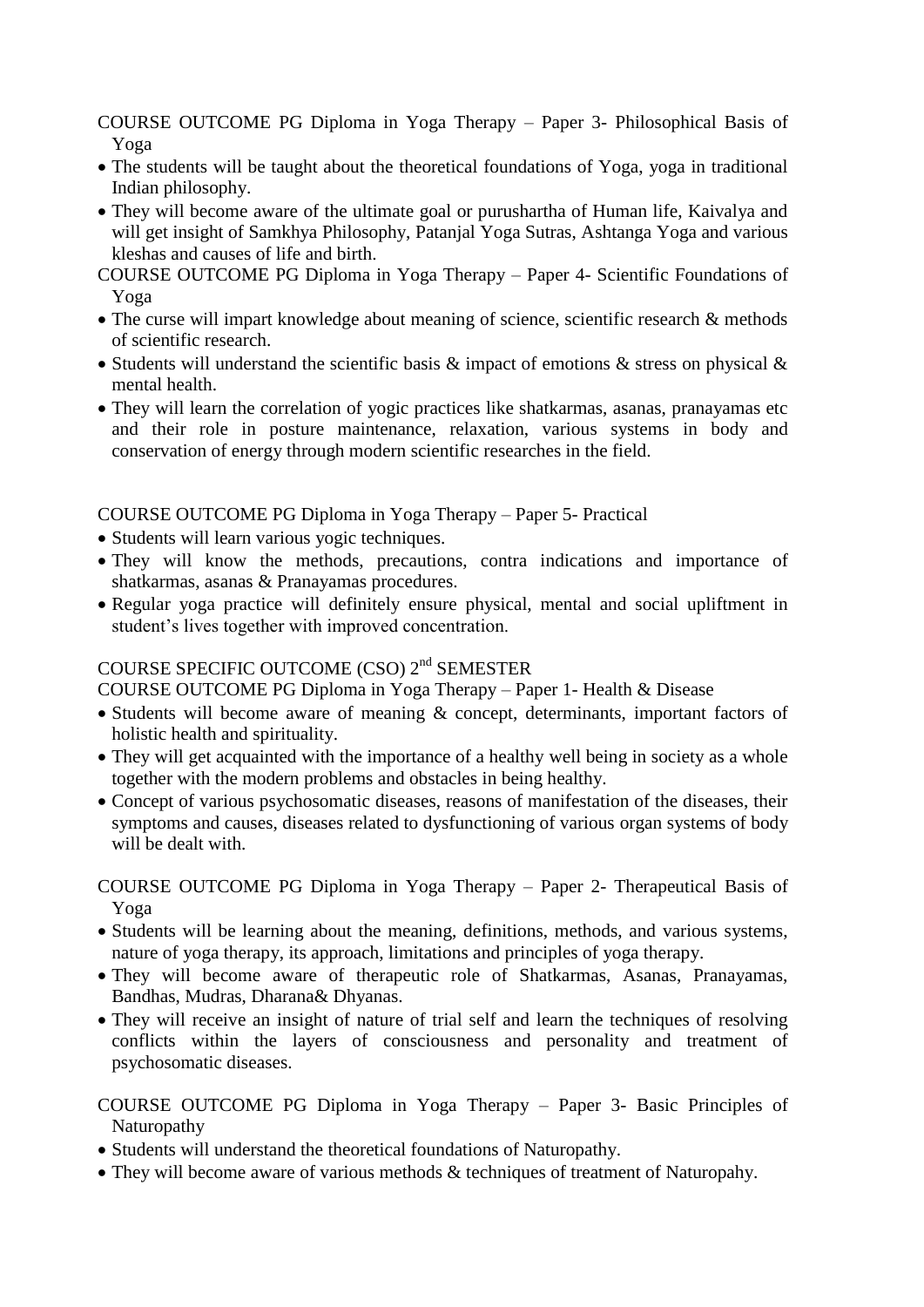COURSE OUTCOME PG Diploma in Yoga Therapy – Paper 3- Philosophical Basis of Yoga

- The students will be taught about the theoretical foundations of Yoga, yoga in traditional Indian philosophy.
- They will become aware of the ultimate goal or purushartha of Human life, Kaivalya and will get insight of Samkhya Philosophy, Patanjal Yoga Sutras, Ashtanga Yoga and various kleshas and causes of life and birth.

COURSE OUTCOME PG Diploma in Yoga Therapy – Paper 4- Scientific Foundations of Yoga

- The curse will impart knowledge about meaning of science, scientific research & methods of scientific research.
- Students will understand the scientific basis & impact of emotions & stress on physical & mental health.
- They will learn the correlation of yogic practices like shatkarmas, asanas, pranayamas etc and their role in posture maintenance, relaxation, various systems in body and conservation of energy through modern scientific researches in the field.

COURSE OUTCOME PG Diploma in Yoga Therapy – Paper 5- Practical

- Students will learn various yogic techniques.
- They will know the methods, precautions, contra indications and importance of shatkarmas, asanas & Pranayamas procedures.
- Regular yoga practice will definitely ensure physical, mental and social upliftment in student's lives together with improved concentration.

COURSE SPECIFIC OUTCOME (CSO) 2nd SEMESTER

COURSE OUTCOME PG Diploma in Yoga Therapy – Paper 1- Health & Disease

- Students will become aware of meaning & concept, determinants, important factors of holistic health and spirituality.
- They will get acquainted with the importance of a healthy well being in society as a whole together with the modern problems and obstacles in being healthy.
- Concept of various psychosomatic diseases, reasons of manifestation of the diseases, their symptoms and causes, diseases related to dysfunctioning of various organ systems of body will be dealt with.

COURSE OUTCOME PG Diploma in Yoga Therapy – Paper 2- Therapeutical Basis of Yoga

- Students will be learning about the meaning, definitions, methods, and various systems, nature of yoga therapy, its approach, limitations and principles of yoga therapy.
- They will become aware of therapeutic role of Shatkarmas, Asanas, Pranayamas, Bandhas, Mudras, Dharana& Dhyanas.
- They will receive an insight of nature of trial self and learn the techniques of resolving conflicts within the layers of consciousness and personality and treatment of psychosomatic diseases.

COURSE OUTCOME PG Diploma in Yoga Therapy – Paper 3- Basic Principles of Naturopathy

- Students will understand the theoretical foundations of Naturopathy.
- They will become aware of various methods & techniques of treatment of Naturopahy.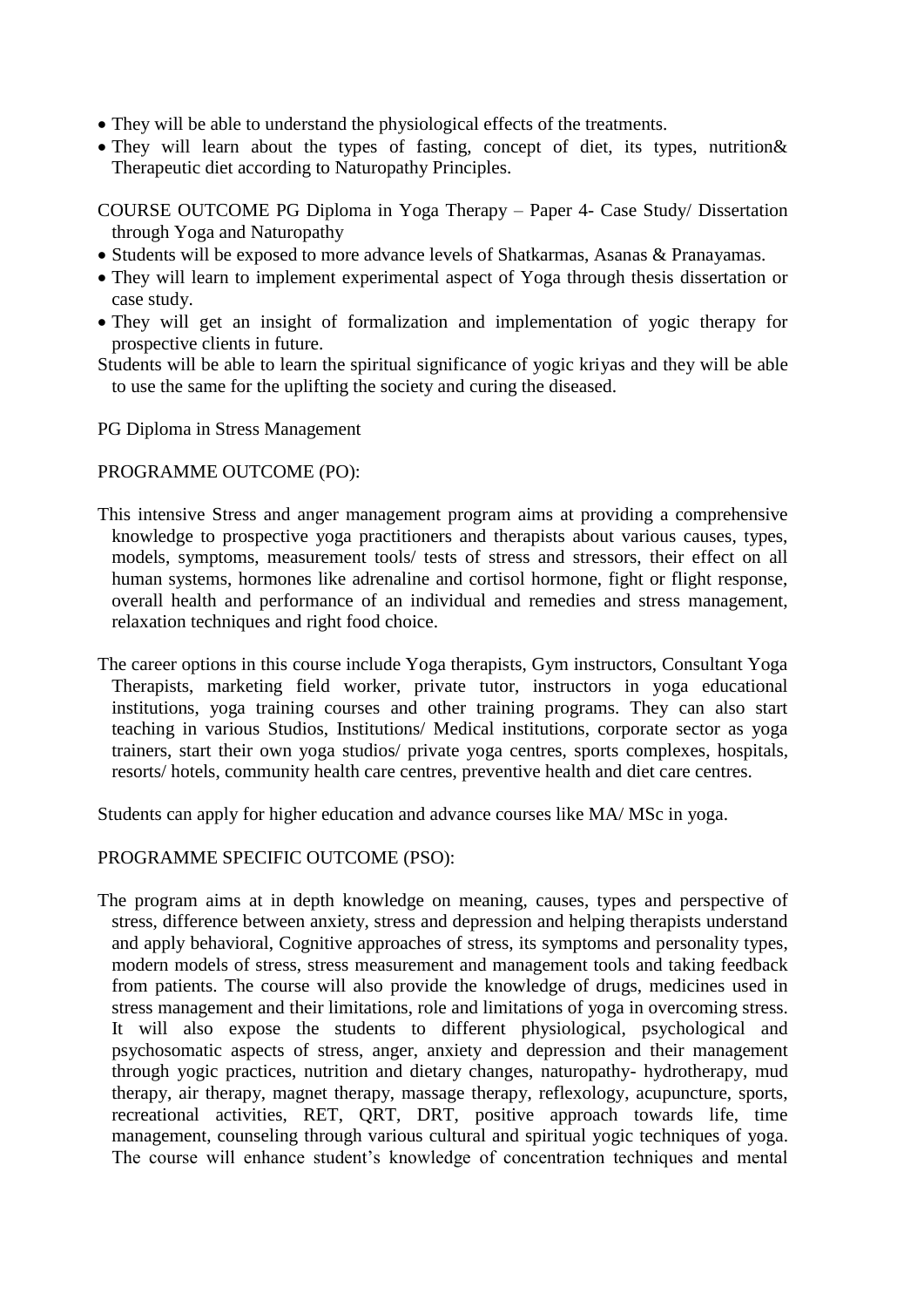- They will be able to understand the physiological effects of the treatments.
- They will learn about the types of fasting, concept of diet, its types, nutrition& Therapeutic diet according to Naturopathy Principles.

COURSE OUTCOME PG Diploma in Yoga Therapy – Paper 4- Case Study/ Dissertation through Yoga and Naturopathy

- Students will be exposed to more advance levels of Shatkarmas, Asanas & Pranayamas.
- They will learn to implement experimental aspect of Yoga through thesis dissertation or case study.
- They will get an insight of formalization and implementation of yogic therapy for prospective clients in future.

Students will be able to learn the spiritual significance of yogic kriyas and they will be able to use the same for the uplifting the society and curing the diseased.

PG Diploma in Stress Management

PROGRAMME OUTCOME (PO):

This intensive Stress and anger management program aims at providing a comprehensive knowledge to prospective yoga practitioners and therapists about various causes, types, models, symptoms, measurement tools/ tests of stress and stressors, their effect on all human systems, hormones like adrenaline and cortisol hormone, fight or flight response, overall health and performance of an individual and remedies and stress management, relaxation techniques and right food choice.

The career options in this course include Yoga therapists, Gym instructors, Consultant Yoga Therapists, marketing field worker, private tutor, instructors in yoga educational institutions, yoga training courses and other training programs. They can also start teaching in various Studios, Institutions/ Medical institutions, corporate sector as yoga trainers, start their own yoga studios/ private yoga centres, sports complexes, hospitals, resorts/ hotels, community health care centres, preventive health and diet care centres.

Students can apply for higher education and advance courses like MA/ MSc in yoga.

PROGRAMME SPECIFIC OUTCOME (PSO):

The program aims at in depth knowledge on meaning, causes, types and perspective of stress, difference between anxiety, stress and depression and helping therapists understand and apply behavioral, Cognitive approaches of stress, its symptoms and personality types, modern models of stress, stress measurement and management tools and taking feedback from patients. The course will also provide the knowledge of drugs, medicines used in stress management and their limitations, role and limitations of yoga in overcoming stress. It will also expose the students to different physiological, psychological and psychosomatic aspects of stress, anger, anxiety and depression and their management through yogic practices, nutrition and dietary changes, naturopathy- hydrotherapy, mud therapy, air therapy, magnet therapy, massage therapy, reflexology, acupuncture, sports, recreational activities, RET, QRT, DRT, positive approach towards life, time management, counseling through various cultural and spiritual yogic techniques of yoga. The course will enhance student's knowledge of concentration techniques and mental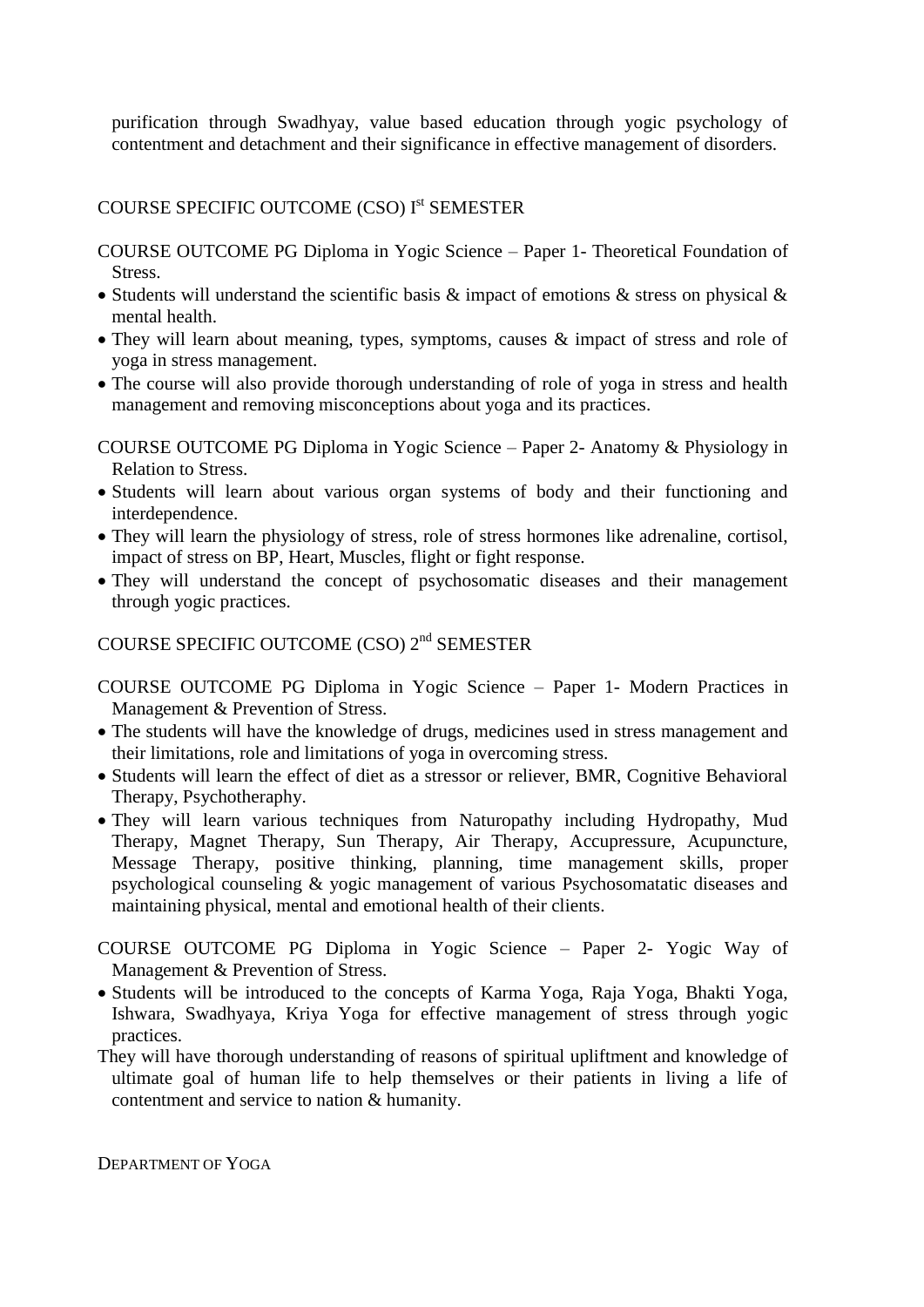purification through Swadhyay, value based education through yogic psychology of contentment and detachment and their significance in effective management of disorders.

## COURSE SPECIFIC OUTCOME (CSO) Ist SEMESTER

COURSE OUTCOME PG Diploma in Yogic Science – Paper 1- Theoretical Foundation of Stress.

- Students will understand the scientific basis & impact of emotions & stress on physical & mental health.
- They will learn about meaning, types, symptoms, causes & impact of stress and role of yoga in stress management.
- The course will also provide thorough understanding of role of yoga in stress and health management and removing misconceptions about yoga and its practices.

COURSE OUTCOME PG Diploma in Yogic Science – Paper 2- Anatomy & Physiology in Relation to Stress.

- Students will learn about various organ systems of body and their functioning and interdependence.
- They will learn the physiology of stress, role of stress hormones like adrenaline, cortisol, impact of stress on BP, Heart, Muscles, flight or fight response.
- They will understand the concept of psychosomatic diseases and their management through yogic practices.

## COURSE SPECIFIC OUTCOME (CSO) 2nd SEMESTER

COURSE OUTCOME PG Diploma in Yogic Science – Paper 1- Modern Practices in Management & Prevention of Stress.

- The students will have the knowledge of drugs, medicines used in stress management and their limitations, role and limitations of yoga in overcoming stress.
- Students will learn the effect of diet as a stressor or reliever, BMR, Cognitive Behavioral Therapy, Psychotheraphy.
- They will learn various techniques from Naturopathy including Hydropathy, Mud Therapy, Magnet Therapy, Sun Therapy, Air Therapy, Accupressure, Acupuncture, Message Therapy, positive thinking, planning, time management skills, proper psychological counseling & yogic management of various Psychosomatatic diseases and maintaining physical, mental and emotional health of their clients.

COURSE OUTCOME PG Diploma in Yogic Science – Paper 2- Yogic Way of Management & Prevention of Stress.

- Students will be introduced to the concepts of Karma Yoga, Raja Yoga, Bhakti Yoga, Ishwara, Swadhyaya, Kriya Yoga for effective management of stress through yogic practices.

They will have thorough understanding of reasons of spiritual upliftment and knowledge of ultimate goal of human life to help themselves or their patients in living a life of contentment and service to nation & humanity.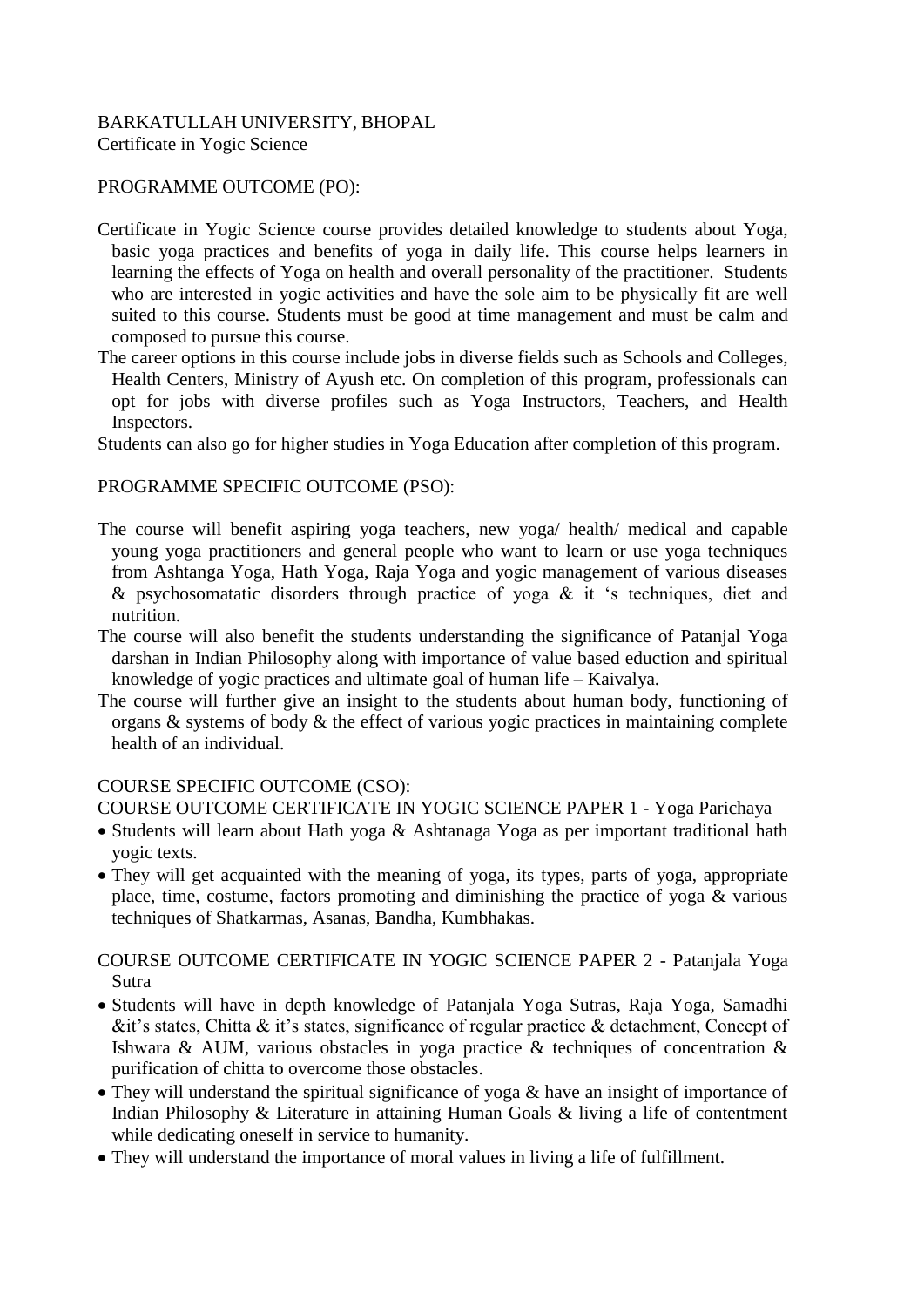BARKATULLAH UNIVERSITY, BHOPAL
Certificate in Yogic Science

PROGRAMME OUTCOME (PO):

Certificate in Yogic Science course provides detailed knowledge to students about Yoga, basic yoga practices and benefits of yoga in daily life. This course helps learners in learning the effects of Yoga on health and overall personality of the practitioner. Students who are interested in yogic activities and have the sole aim to be physically fit are well suited to this course. Students must be good at time management and must be calm and composed to pursue this course.

The career options in this course include jobs in diverse fields such as Schools and Colleges, Health Centers, Ministry of Ayush etc. On completion of this program, professionals can opt for jobs with diverse profiles such as Yoga Instructors, Teachers, and Health Inspectors.

Students can also go for higher studies in Yoga Education after completion of this program.

PROGRAMME SPECIFIC OUTCOME (PSO):

The course will benefit aspiring yoga teachers, new yoga/ health/ medical and capable young yoga practitioners and general people who want to learn or use yoga techniques from Ashtanga Yoga, Hath Yoga, Raja Yoga and yogic management of various diseases & psychosomatatic disorders through practice of yoga & it 's techniques, diet and nutrition.

The course will also benefit the students understanding the significance of Patanjal Yoga darshan in Indian Philosophy along with importance of value based eduction and spiritual knowledge of yogic practices and ultimate goal of human life – Kaivalya.

The course will further give an insight to the students about human body, functioning of organs & systems of body & the effect of various yogic practices in maintaining complete health of an individual.

COURSE SPECIFIC OUTCOME (CSO):

COURSE OUTCOME CERTIFICATE IN YOGIC SCIENCE PAPER 1 - Yoga Parichaya

- Students will learn about Hath yoga & Ashtanaga Yoga as per important traditional hath yogic texts.
- They will get acquainted with the meaning of yoga, its types, parts of yoga, appropriate place, time, costume, factors promoting and diminishing the practice of yoga & various techniques of Shatkarmas, Asanas, Bandha, Kumbhakas.

COURSE OUTCOME CERTIFICATE IN YOGIC SCIENCE PAPER 2 - Patanjala Yoga Sutra

- Students will have in depth knowledge of Patanjala Yoga Sutras, Raja Yoga, Samadhi &it's states, Chitta & it's states, significance of regular practice & detachment, Concept of Ishwara & AUM, various obstacles in yoga practice & techniques of concentration & purification of chitta to overcome those obstacles.
- They will understand the spiritual significance of yoga & have an insight of importance of Indian Philosophy & Literature in attaining Human Goals & living a life of contentment while dedicating oneself in service to humanity.
- They will understand the importance of moral values in living a life of fulfillment.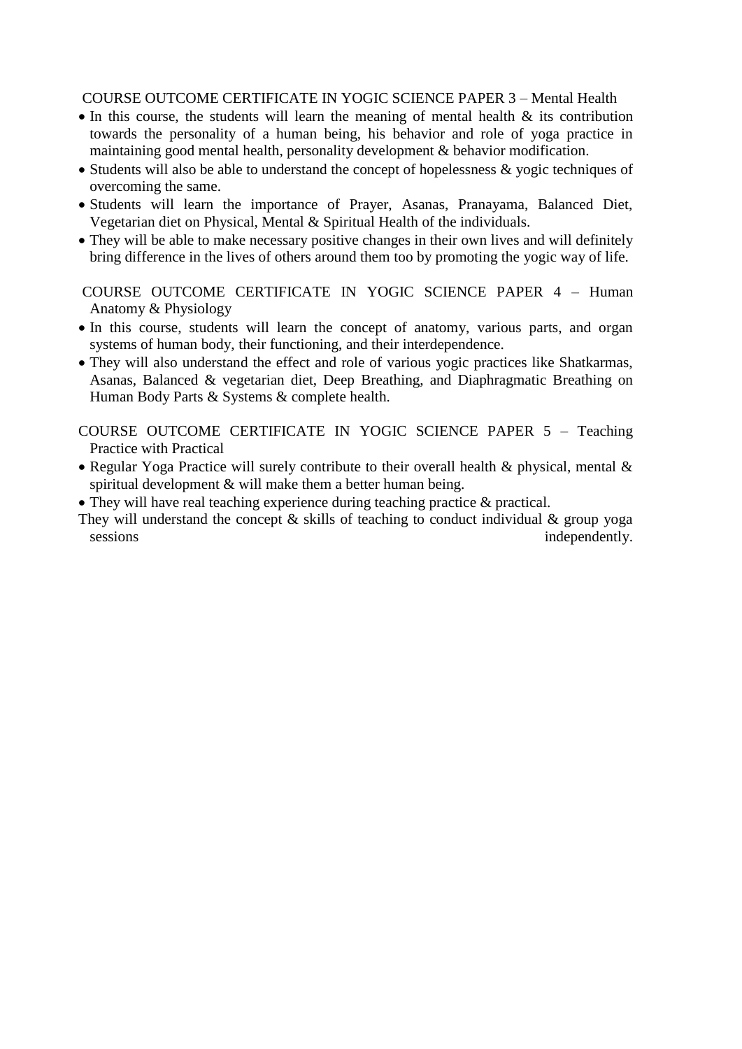COURSE OUTCOME CERTIFICATE IN YOGIC SCIENCE PAPER 3 – Mental Health

- In this course, the students will learn the meaning of mental health & its contribution towards the personality of a human being, his behavior and role of yoga practice in maintaining good mental health, personality development & behavior modification.
- Students will also be able to understand the concept of hopelessness & yogic techniques of overcoming the same.
- Students will learn the importance of Prayer, Asanas, Pranayama, Balanced Diet, Vegetarian diet on Physical, Mental & Spiritual Health of the individuals.
- They will be able to make necessary positive changes in their own lives and will definitely bring difference in the lives of others around them too by promoting the yogic way of life.

COURSE OUTCOME CERTIFICATE IN YOGIC SCIENCE PAPER 4 – Human Anatomy & Physiology

- In this course, students will learn the concept of anatomy, various parts, and organ systems of human body, their functioning, and their interdependence.
- They will also understand the effect and role of various yogic practices like Shatkarmas, Asanas, Balanced & vegetarian diet, Deep Breathing, and Diaphragmatic Breathing on Human Body Parts & Systems & complete health.

COURSE OUTCOME CERTIFICATE IN YOGIC SCIENCE PAPER 5 – Teaching Practice with Practical

- Regular Yoga Practice will surely contribute to their overall health & physical, mental & spiritual development & will make them a better human being.
- They will have real teaching experience during teaching practice & practical.

They will understand the concept & skills of teaching to conduct individual & group yoga sessions independently.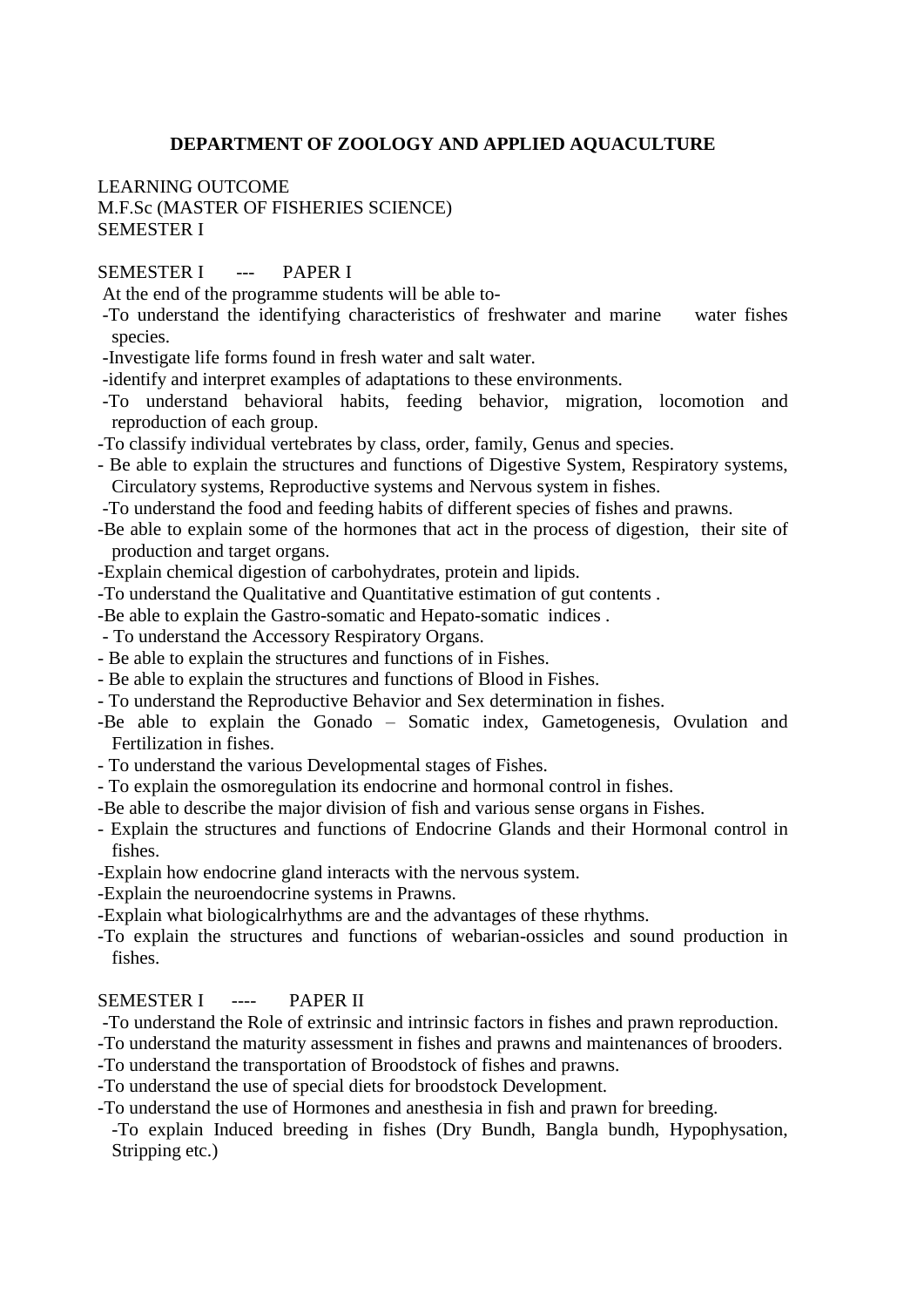# DEPARTMENT OF ZOOLOGY AND APPLIED AQUACULTURE

LEARNING OUTCOME
M.F.Sc (MASTER OF FISHERIES SCIENCE)
SEMESTER I

SEMESTER I --- PAPER I

At the end of the programme students will be able to-

- -To understand the identifying characteristics of freshwater and marine water fishes species.
- -Investigate life forms found in fresh water and salt water.
- -identify and interpret examples of adaptations to these environments.
- -To understand behavioral habits, feeding behavior, migration, locomotion and reproduction of each group.
- -To classify individual vertebrates by class, order, family, Genus and species.
- - Be able to explain the structures and functions of Digestive System, Respiratory systems, Circulatory systems, Reproductive systems and Nervous system in fishes.
- -To understand the food and feeding habits of different species of fishes and prawns.
- -Be able to explain some of the hormones that act in the process of digestion, their site of production and target organs.
- -Explain chemical digestion of carbohydrates, protein and lipids.
- -To understand the Qualitative and Quantitative estimation of gut contents .
- -Be able to explain the Gastro-somatic and Hepato-somatic indices .
- - To understand the Accessory Respiratory Organs.
- - Be able to explain the structures and functions of in Fishes.
- - Be able to explain the structures and functions of Blood in Fishes.
- - To understand the Reproductive Behavior and Sex determination in fishes.
- -Be able to explain the Gonado – Somatic index, Gametogenesis, Ovulation and Fertilization in fishes.
- - To understand the various Developmental stages of Fishes.
- - To explain the osmoregulation its endocrine and hormonal control in fishes.
- -Be able to describe the major division of fish and various sense organs in Fishes.
- - Explain the structures and functions of Endocrine Glands and their Hormonal control in fishes.
- -Explain how endocrine gland interacts with the nervous system.
- -Explain the neuroendocrine systems in Prawns.
- -Explain what biologicalrhythms are and the advantages of these rhythms.
- -To explain the structures and functions of webarian-ossicles and sound production in fishes.

SEMESTER I ---- PAPER II

- -To understand the Role of extrinsic and intrinsic factors in fishes and prawn reproduction.
- -To understand the maturity assessment in fishes and prawns and maintenances of brooders.
- -To understand the transportation of Broodstock of fishes and prawns.
- -To understand the use of special diets for broodstock Development.
- -To understand the use of Hormones and anesthesia in fish and prawn for breeding.
- -To explain Induced breeding in fishes (Dry Bundh, Bangla bundh, Hypophysation, Stripping etc.)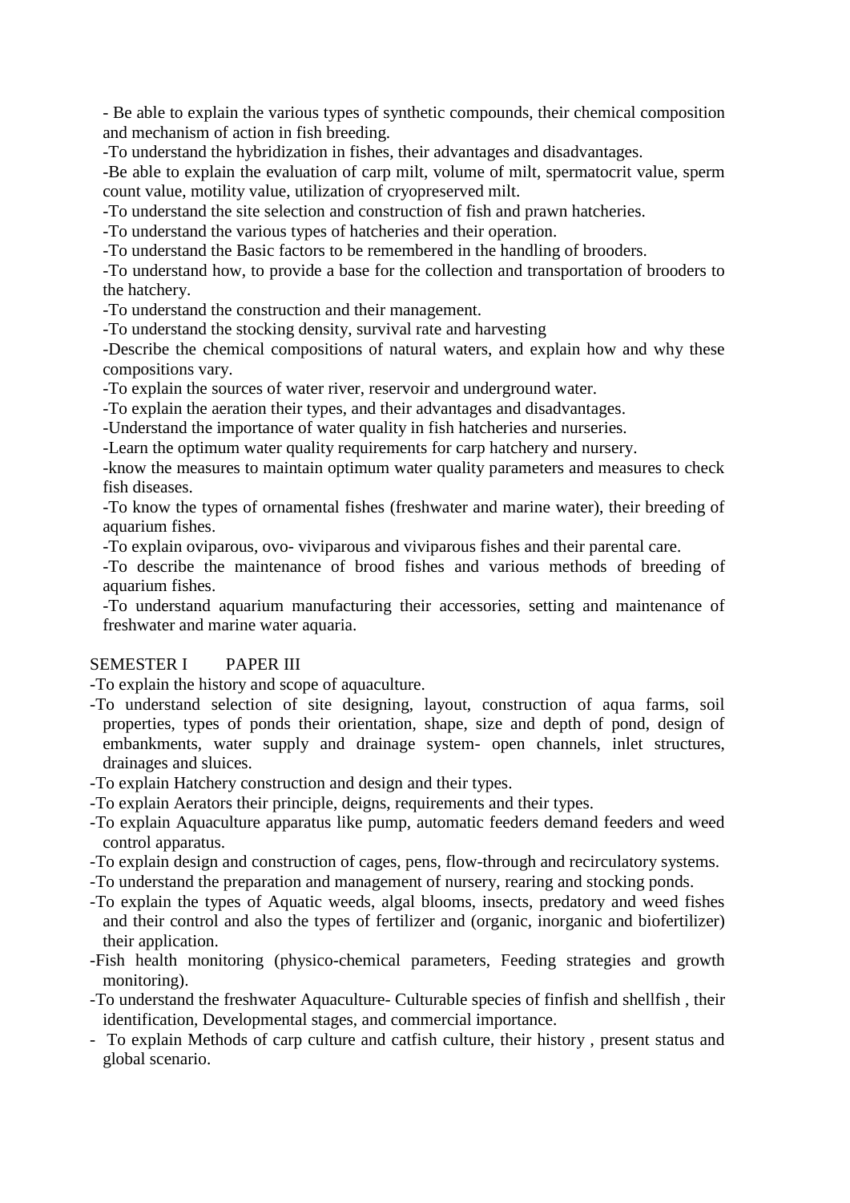- Be able to explain the various types of synthetic compounds, their chemical composition and mechanism of action in fish breeding.

-To understand the hybridization in fishes, their advantages and disadvantages.

-Be able to explain the evaluation of carp milt, volume of milt, spermatocrit value, sperm count value, motility value, utilization of cryopreserved milt.

-To understand the site selection and construction of fish and prawn hatcheries.

-To understand the various types of hatcheries and their operation.

-To understand the Basic factors to be remembered in the handling of brooders.

-To understand how, to provide a base for the collection and transportation of brooders to the hatchery.

-To understand the construction and their management.

-To understand the stocking density, survival rate and harvesting

-Describe the chemical compositions of natural waters, and explain how and why these compositions vary.

-To explain the sources of water river, reservoir and underground water.

-To explain the aeration their types, and their advantages and disadvantages.

-Understand the importance of water quality in fish hatcheries and nurseries.

-Learn the optimum water quality requirements for carp hatchery and nursery.

-know the measures to maintain optimum water quality parameters and measures to check fish diseases.

-To know the types of ornamental fishes (freshwater and marine water), their breeding of aquarium fishes.

-To explain oviparous, ovo- viviparous and viviparous fishes and their parental care.

-To describe the maintenance of brood fishes and various methods of breeding of aquarium fishes.

-To understand aquarium manufacturing their accessories, setting and maintenance of freshwater and marine water aquaria.

SEMESTER I PAPER III

-To explain the history and scope of aquaculture.

-To understand selection of site designing, layout, construction of aqua farms, soil properties, types of ponds their orientation, shape, size and depth of pond, design of embankments, water supply and drainage system- open channels, inlet structures, drainages and sluices.

-To explain Hatchery construction and design and their types.

-To explain Aerators their principle, deigns, requirements and their types.

-To explain Aquaculture apparatus like pump, automatic feeders demand feeders and weed control apparatus.

-To explain design and construction of cages, pens, flow-through and recirculatory systems.

-To understand the preparation and management of nursery, rearing and stocking ponds.

-To explain the types of Aquatic weeds, algal blooms, insects, predatory and weed fishes and their control and also the types of fertilizer and (organic, inorganic and biofertilizer) their application.

-Fish health monitoring (physico-chemical parameters, Feeding strategies and growth monitoring).

-To understand the freshwater Aquaculture- Culturable species of finfish and shellfish , their identification, Developmental stages, and commercial importance.

- To explain Methods of carp culture and catfish culture, their history , present status and global scenario.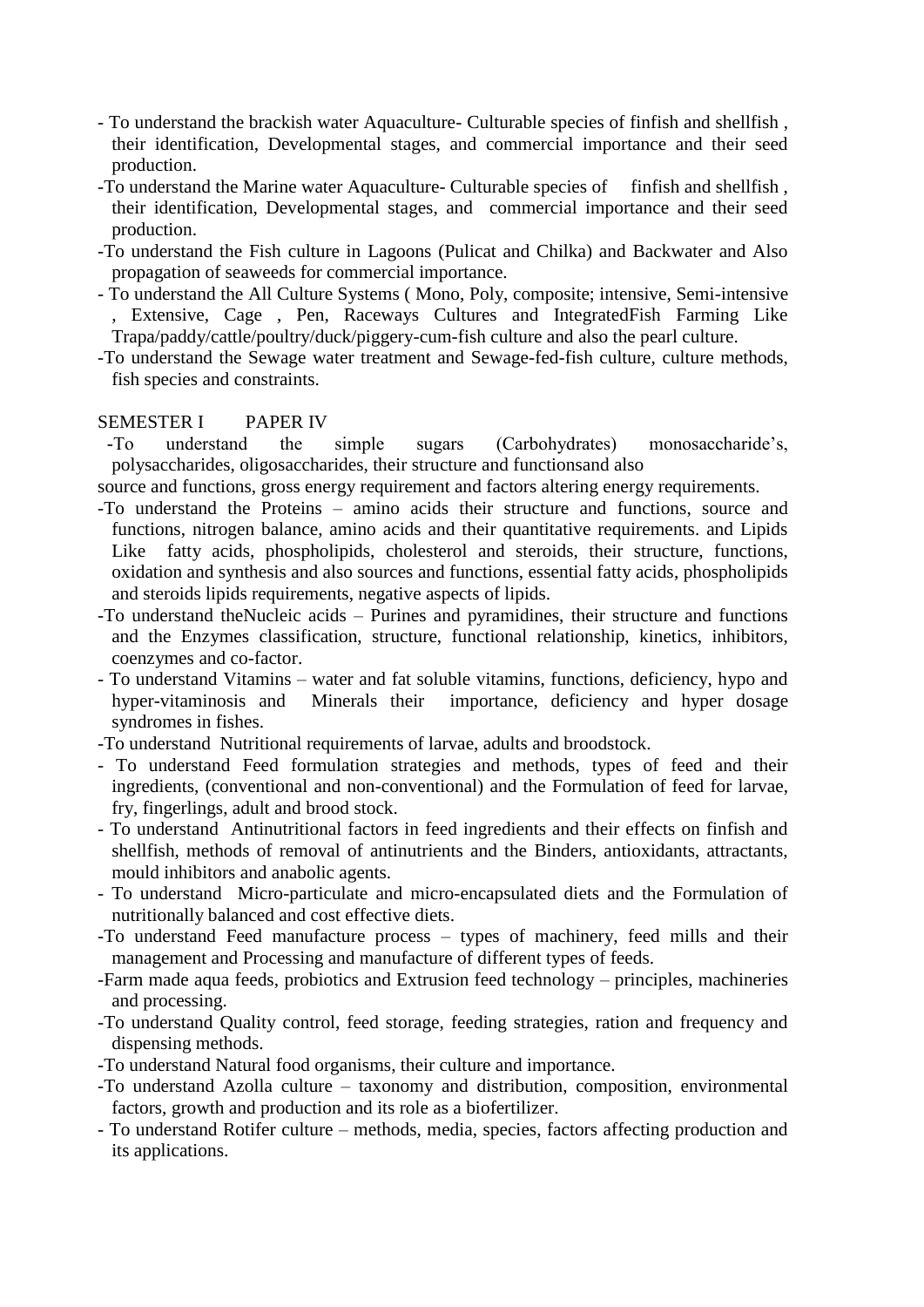- To understand the brackish water Aquaculture- Culturable species of finfish and shellfish , their identification, Developmental stages, and commercial importance and their seed production.
- To understand the Marine water Aquaculture- Culturable species of finfish and shellfish , their identification, Developmental stages, and commercial importance and their seed production.
- To understand the Fish culture in Lagoons (Pulicat and Chilka) and Backwater and Also propagation of seaweeds for commercial importance.
- To understand the All Culture Systems ( Mono, Poly, composite; intensive, Semi-intensive , Extensive, Cage , Pen, Raceways Cultures and IntegratedFish Farming Like Trapa/paddy/cattle/poultry/duck/piggery-cum-fish culture and also the pearl culture.
- To understand the Sewage water treatment and Sewage-fed-fish culture, culture methods, fish species and constraints.

SEMESTER I PAPER IV

- To understand the simple sugars (Carbohydrates) monosaccharide's, polysaccharides, oligosaccharides, their structure and functionsand also source and functions, gross energy requirement and factors altering energy requirements.
- To understand the Proteins – amino acids their structure and functions, source and functions, nitrogen balance, amino acids and their quantitative requirements. and Lipids Like fatty acids, phospholipids, cholesterol and steroids, their structure, functions, oxidation and synthesis and also sources and functions, essential fatty acids, phospholipids and steroids lipids requirements, negative aspects of lipids.
- To understand theNucleic acids – Purines and pyramidines, their structure and functions and the Enzymes classification, structure, functional relationship, kinetics, inhibitors, coenzymes and co-factor.
- To understand Vitamins – water and fat soluble vitamins, functions, deficiency, hypo and hyper-vitaminosis and Minerals their importance, deficiency and hyper dosage syndromes in fishes.
- To understand Nutritional requirements of larvae, adults and broodstock.
- To understand Feed formulation strategies and methods, types of feed and their ingredients, (conventional and non-conventional) and the Formulation of feed for larvae, fry, fingerlings, adult and brood stock.
- To understand Antinutritional factors in feed ingredients and their effects on finfish and shellfish, methods of removal of antinutrients and the Binders, antioxidants, attractants, mould inhibitors and anabolic agents.
- To understand Micro-particulate and micro-encapsulated diets and the Formulation of nutritionally balanced and cost effective diets.
- To understand Feed manufacture process – types of machinery, feed mills and their management and Processing and manufacture of different types of feeds.
- Farm made aqua feeds, probiotics and Extrusion feed technology – principles, machineries and processing.
- To understand Quality control, feed storage, feeding strategies, ration and frequency and dispensing methods.
- To understand Natural food organisms, their culture and importance.
- To understand Azolla culture – taxonomy and distribution, composition, environmental factors, growth and production and its role as a biofertilizer.
- To understand Rotifer culture – methods, media, species, factors affecting production and its applications.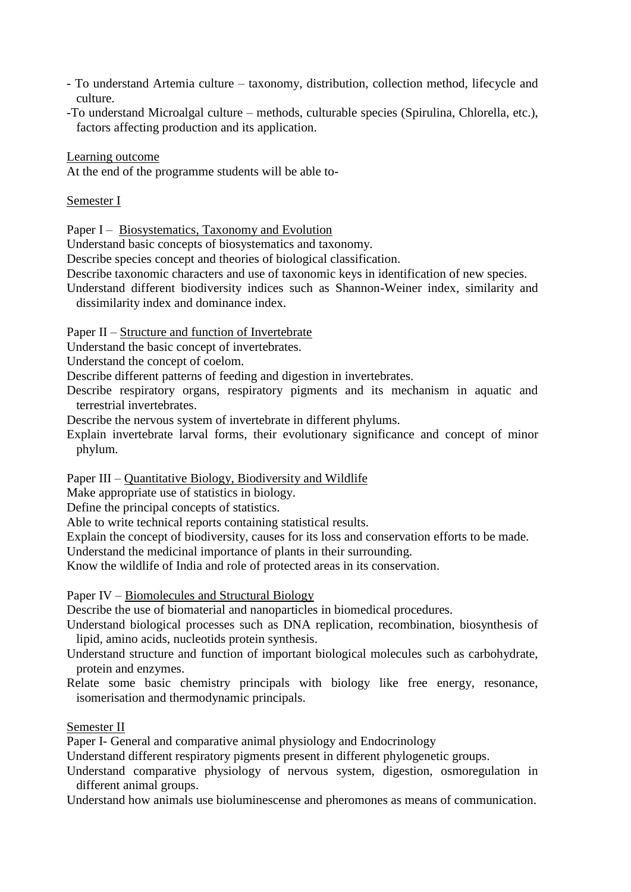- To understand Artemia culture – taxonomy, distribution, collection method, lifecycle and culture.
- To understand Microalgal culture – methods, culturable species (Spirulina, Chlorella, etc.), factors affecting production and its application.

Learning outcome

At the end of the programme students will be able to-

Semester I

Paper I – Biosystematics, Taxonomy and Evolution

Understand basic concepts of biosystematics and taxonomy.

Describe species concept and theories of biological classification.

Describe taxonomic characters and use of taxonomic keys in identification of new species.

Understand different biodiversity indices such as Shannon-Weiner index, similarity and dissimilarity index and dominance index.

Paper II – Structure and function of Invertebrate

Understand the basic concept of invertebrates.

Understand the concept of coelom.

Describe different patterns of feeding and digestion in invertebrates.

Describe respiratory organs, respiratory pigments and its mechanism in aquatic and terrestrial invertebrates.

Describe the nervous system of invertebrate in different phylums.

Explain invertebrate larval forms, their evolutionary significance and concept of minor phylum.

Paper III – Quantitative Biology, Biodiversity and Wildlife

Make appropriate use of statistics in biology.

Define the principal concepts of statistics.

Able to write technical reports containing statistical results.

Explain the concept of biodiversity, causes for its loss and conservation efforts to be made.

Understand the medicinal importance of plants in their surrounding.

Know the wildlife of India and role of protected areas in its conservation.

Paper IV – Biomolecules and Structural Biology

Describe the use of biomaterial and nanoparticles in biomedical procedures.

Understand biological processes such as DNA replication, recombination, biosynthesis of lipid, amino acids, nucleotids protein synthesis.

Understand structure and function of important biological molecules such as carbohydrate, protein and enzymes.

Relate some basic chemistry principals with biology like free energy, resonance, isomerisation and thermodynamic principals.

Semester II

Paper I- General and comparative animal physiology and Endocrinology

Understand different respiratory pigments present in different phylogenetic groups.

Understand comparative physiology of nervous system, digestion, osmoregulation in different animal groups.

Understand how animals use bioluminescense and pheromones as means of communication.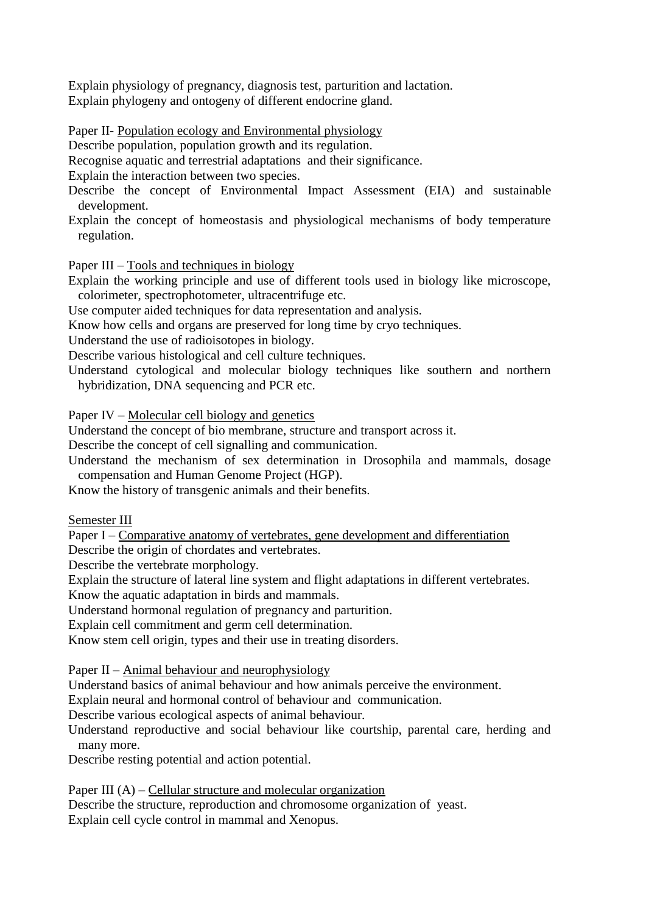Explain physiology of pregnancy, diagnosis test, parturition and lactation.
Explain phylogeny and ontogeny of different endocrine gland.

Paper II- <u>Population ecology and Environmental physiology</u>
Describe population, population growth and its regulation.
Recognise aquatic and terrestrial adaptations and their significance.
Explain the interaction between two species.
Describe the concept of Environmental Impact Assessment (EIA) and sustainable development.
Explain the concept of homeostasis and physiological mechanisms of body temperature regulation.

Paper III – <u>Tools and techniques in biology</u>
Explain the working principle and use of different tools used in biology like microscope, colorimeter, spectrophotometer, ultracentrifuge etc.
Use computer aided techniques for data representation and analysis.
Know how cells and organs are preserved for long time by cryo techniques.
Understand the use of radioisotopes in biology.
Describe various histological and cell culture techniques.
Understand cytological and molecular biology techniques like southern and northern hybridization, DNA sequencing and PCR etc.

Paper IV – <u>Molecular cell biology and genetics</u>
Understand the concept of bio membrane, structure and transport across it.
Describe the concept of cell signalling and communication.
Understand the mechanism of sex determination in Drosophila and mammals, dosage compensation and Human Genome Project (HGP).
Know the history of transgenic animals and their benefits.

<u>Semester III</u>

Paper I – <u>Comparative anatomy of vertebrates, gene development and differentiation</u>
Describe the origin of chordates and vertebrates.
Describe the vertebrate morphology.
Explain the structure of lateral line system and flight adaptations in different vertebrates.
Know the aquatic adaptation in birds and mammals.
Understand hormonal regulation of pregnancy and parturition.
Explain cell commitment and germ cell determination.
Know stem cell origin, types and their use in treating disorders.

Paper II – <u>Animal behaviour and neurophysiology</u>
Understand basics of animal behaviour and how animals perceive the environment.
Explain neural and hormonal control of behaviour and communication.
Describe various ecological aspects of animal behaviour.
Understand reproductive and social behaviour like courtship, parental care, herding and many more.
Describe resting potential and action potential.

Paper III (A) – <u>Cellular structure and molecular organization</u>
Describe the structure, reproduction and chromosome organization of yeast.
Explain cell cycle control in mammal and Xenopus.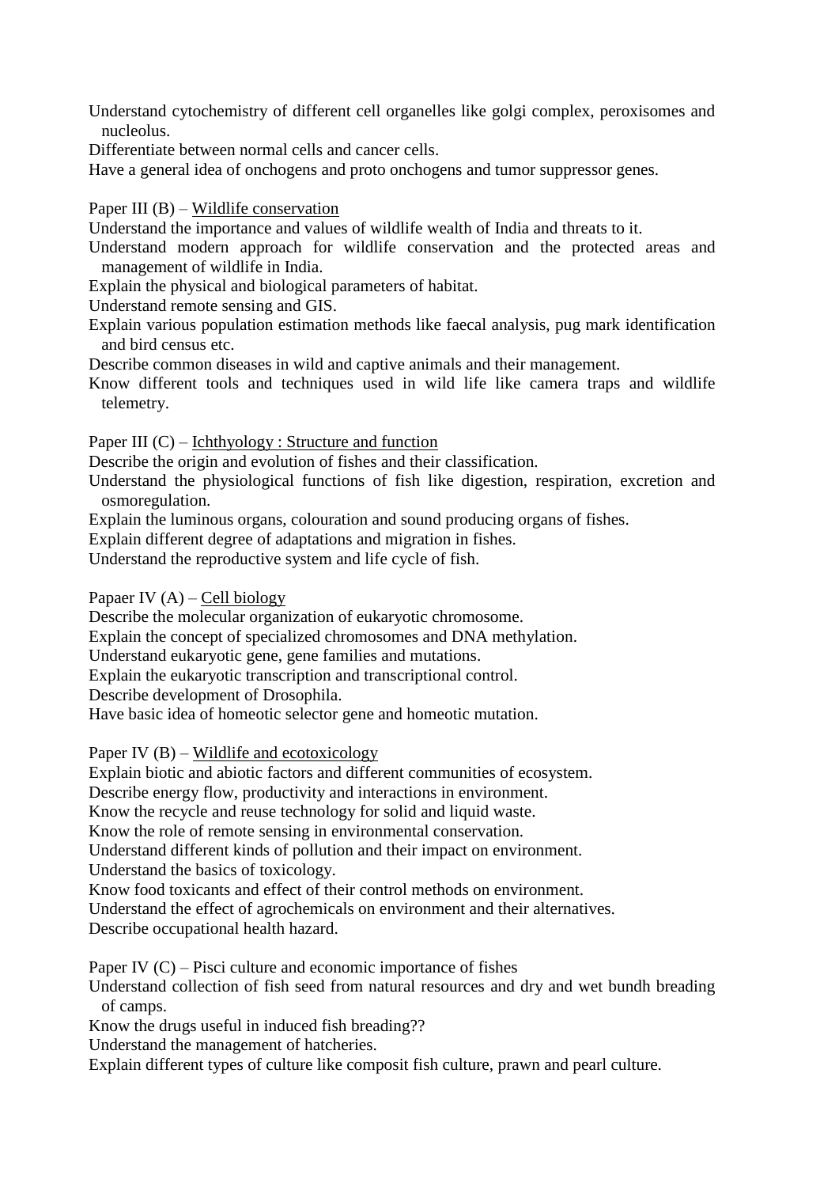Understand cytochemistry of different cell organelles like golgi complex, peroxisomes and nucleolus.

Differentiate between normal cells and cancer cells.

Have a general idea of onchogens and proto onchogens and tumor suppressor genes.

Paper III (B) – <u>Wildlife conservation</u>

Understand the importance and values of wildlife wealth of India and threats to it.

Understand modern approach for wildlife conservation and the protected areas and management of wildlife in India.

Explain the physical and biological parameters of habitat.

Understand remote sensing and GIS.

Explain various population estimation methods like faecal analysis, pug mark identification and bird census etc.

Describe common diseases in wild and captive animals and their management.

Know different tools and techniques used in wild life like camera traps and wildlife telemetry.

Paper III (C) – <u>Ichthyology : Structure and function</u>

Describe the origin and evolution of fishes and their classification.

Understand the physiological functions of fish like digestion, respiration, excretion and osmoregulation.

Explain the luminous organs, colouration and sound producing organs of fishes.

Explain different degree of adaptations and migration in fishes.

Understand the reproductive system and life cycle of fish.

Papaer IV (A) – <u>Cell biology</u>

Describe the molecular organization of eukaryotic chromosome.

Explain the concept of specialized chromosomes and DNA methylation.

Understand eukaryotic gene, gene families and mutations.

Explain the eukaryotic transcription and transcriptional control.

Describe development of Drosophila.

Have basic idea of homeotic selector gene and homeotic mutation.

Paper IV (B) – <u>Wildlife and ecotoxicology</u>

Explain biotic and abiotic factors and different communities of ecosystem.

Describe energy flow, productivity and interactions in environment.

Know the recycle and reuse technology for solid and liquid waste.

Know the role of remote sensing in environmental conservation.

Understand different kinds of pollution and their impact on environment.

Understand the basics of toxicology.

Know food toxicants and effect of their control methods on environment.

Understand the effect of agrochemicals on environment and their alternatives.

Describe occupational health hazard.

Paper IV (C) – Pisci culture and economic importance of fishes

Understand collection of fish seed from natural resources and dry and wet bundh breading of camps.

Know the drugs useful in induced fish breading??

Understand the management of hatcheries.

Explain different types of culture like composit fish culture, prawn and pearl culture.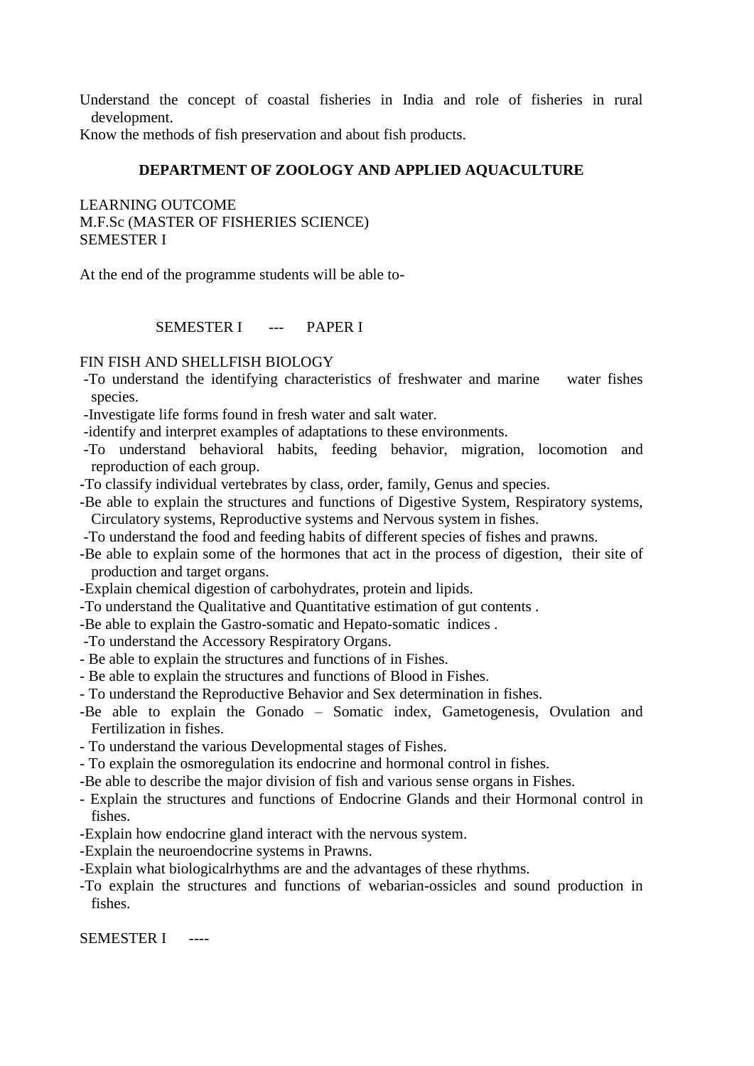Understand the concept of coastal fisheries in India and role of fisheries in rural development.

Know the methods of fish preservation and about fish products.

**DEPARTMENT OF ZOOLOGY AND APPLIED AQUACULTURE**

LEARNING OUTCOME
M.F.Sc (MASTER OF FISHERIES SCIENCE)
SEMESTER I

At the end of the programme students will be able to-

SEMESTER I --- PAPER I

FIN FISH AND SHELLFISH BIOLOGY

-To understand the identifying characteristics of freshwater and marine water fishes species.
-Investigate life forms found in fresh water and salt water.
-identify and interpret examples of adaptations to these environments.
-To understand behavioral habits, feeding behavior, migration, locomotion and reproduction of each group.
-To classify individual vertebrates by class, order, family, Genus and species.
-Be able to explain the structures and functions of Digestive System, Respiratory systems, Circulatory systems, Reproductive systems and Nervous system in fishes.
-To understand the food and feeding habits of different species of fishes and prawns.
-Be able to explain some of the hormones that act in the process of digestion, their site of production and target organs.
-Explain chemical digestion of carbohydrates, protein and lipids.
-To understand the Qualitative and Quantitative estimation of gut contents .
-Be able to explain the Gastro-somatic and Hepato-somatic indices .
-To understand the Accessory Respiratory Organs.
- Be able to explain the structures and functions of in Fishes.
- Be able to explain the structures and functions of Blood in Fishes.
- To understand the Reproductive Behavior and Sex determination in fishes.
-Be able to explain the Gonado – Somatic index, Gametogenesis, Ovulation and Fertilization in fishes.
- To understand the various Developmental stages of Fishes.
- To explain the osmoregulation its endocrine and hormonal control in fishes.
-Be able to describe the major division of fish and various sense organs in Fishes.
- Explain the structures and functions of Endocrine Glands and their Hormonal control in fishes.
-Explain how endocrine gland interact with the nervous system.
-Explain the neuroendocrine systems in Prawns.
-Explain what biologicalrhythms are and the advantages of these rhythms.
-To explain the structures and functions of webarian-ossicles and sound production in fishes.

SEMESTER I ----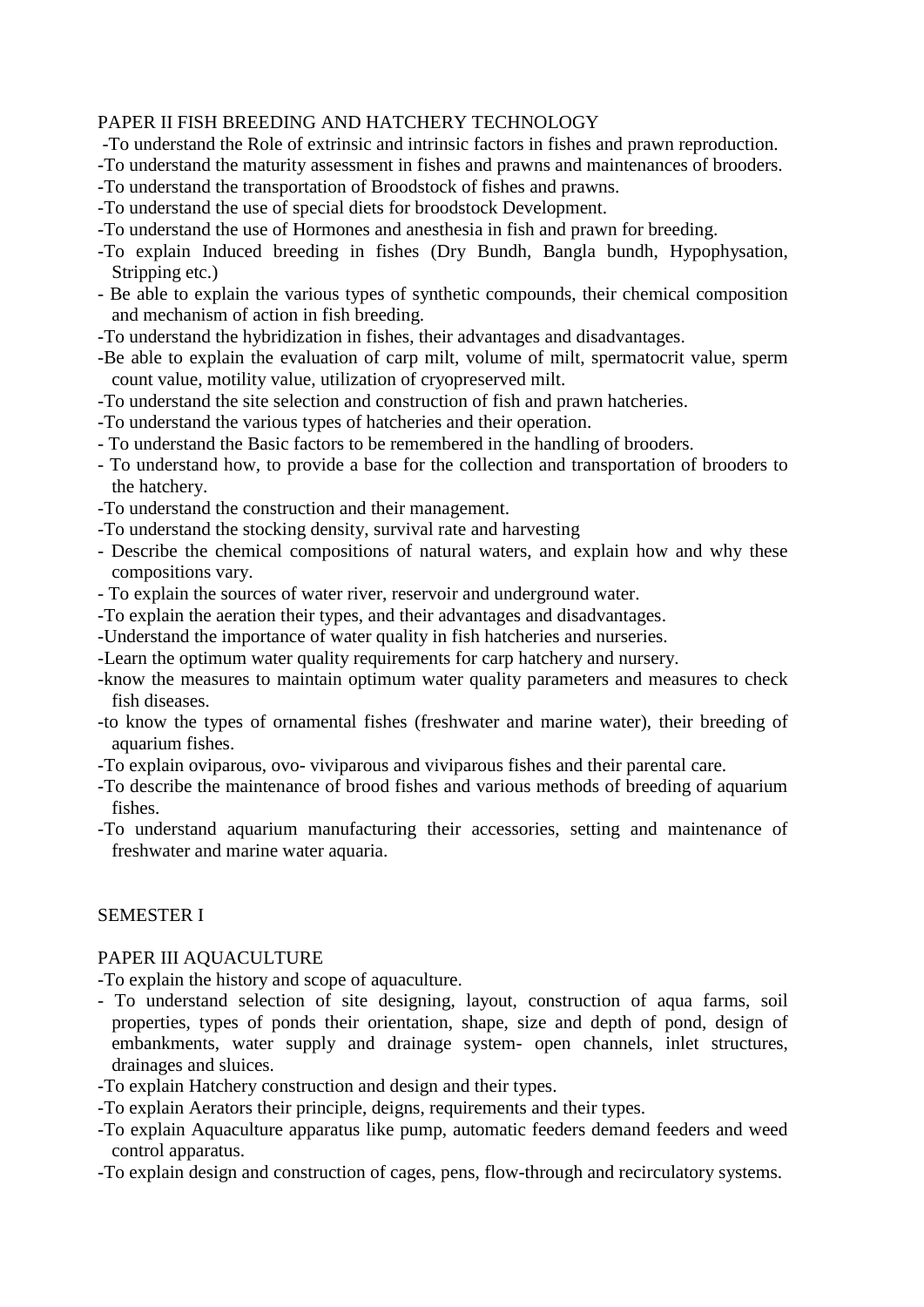PAPER II FISH BREEDING AND HATCHERY TECHNOLOGY

-To understand the Role of extrinsic and intrinsic factors in fishes and prawn reproduction.
-To understand the maturity assessment in fishes and prawns and maintenances of brooders.
-To understand the transportation of Broodstock of fishes and prawns.
-To understand the use of special diets for broodstock Development.
-To understand the use of Hormones and anesthesia in fish and prawn for breeding.
-To explain Induced breeding in fishes (Dry Bundh, Bangla bundh, Hypophysation, Stripping etc.)
- Be able to explain the various types of synthetic compounds, their chemical composition and mechanism of action in fish breeding.
-To understand the hybridization in fishes, their advantages and disadvantages.
-Be able to explain the evaluation of carp milt, volume of milt, spermatocrit value, sperm count value, motility value, utilization of cryopreserved milt.
-To understand the site selection and construction of fish and prawn hatcheries.
-To understand the various types of hatcheries and their operation.
- To understand the Basic factors to be remembered in the handling of brooders.
- To understand how, to provide a base for the collection and transportation of brooders to the hatchery.
-To understand the construction and their management.
-To understand the stocking density, survival rate and harvesting
- Describe the chemical compositions of natural waters, and explain how and why these compositions vary.
- To explain the sources of water river, reservoir and underground water.
-To explain the aeration their types, and their advantages and disadvantages.
-Understand the importance of water quality in fish hatcheries and nurseries.
-Learn the optimum water quality requirements for carp hatchery and nursery.
-know the measures to maintain optimum water quality parameters and measures to check fish diseases.
-to know the types of ornamental fishes (freshwater and marine water), their breeding of aquarium fishes.
-To explain oviparous, ovo- viviparous and viviparous fishes and their parental care.
-To describe the maintenance of brood fishes and various methods of breeding of aquarium fishes.
-To understand aquarium manufacturing their accessories, setting and maintenance of freshwater and marine water aquaria.

SEMESTER I

PAPER III AQUACULTURE

-To explain the history and scope of aquaculture.
- To understand selection of site designing, layout, construction of aqua farms, soil properties, types of ponds their orientation, shape, size and depth of pond, design of embankments, water supply and drainage system- open channels, inlet structures, drainages and sluices.
-To explain Hatchery construction and design and their types.
-To explain Aerators their principle, deigns, requirements and their types.
-To explain Aquaculture apparatus like pump, automatic feeders demand feeders and weed control apparatus.
-To explain design and construction of cages, pens, flow-through and recirculatory systems.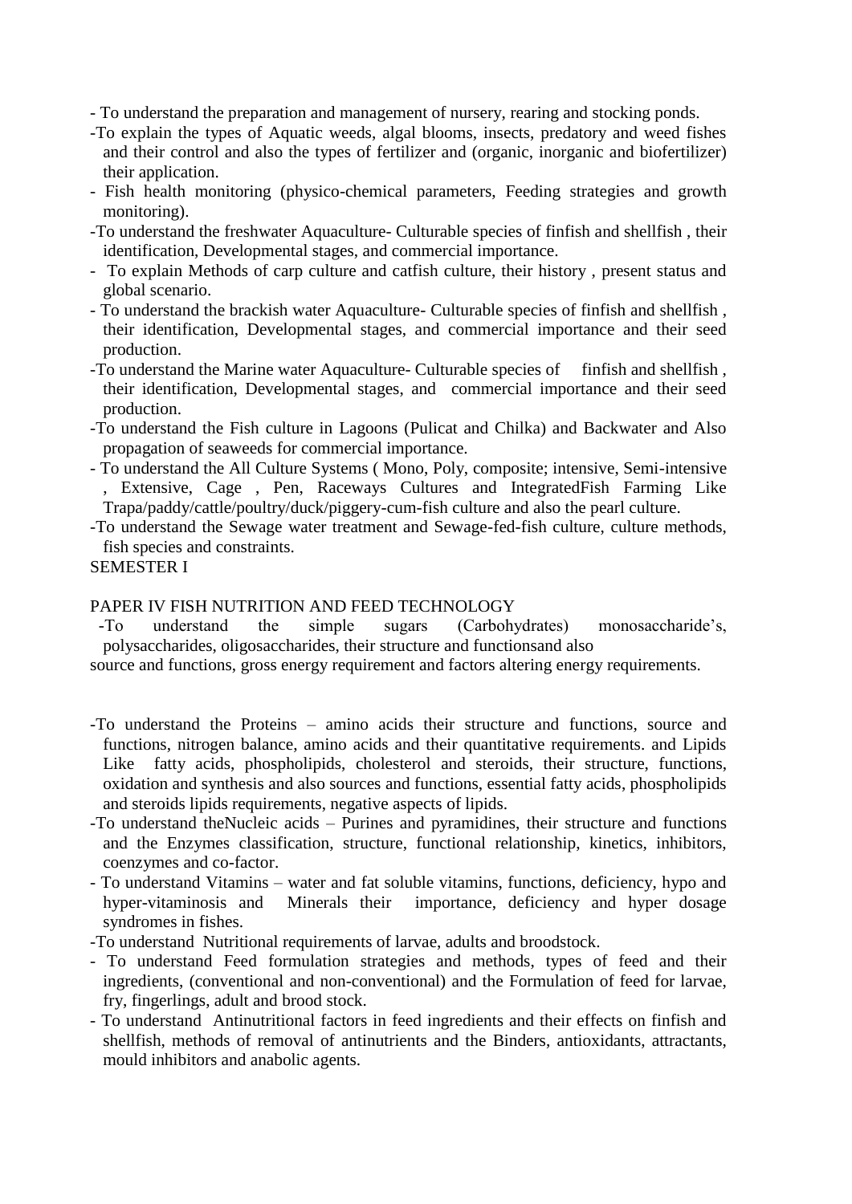- To understand the preparation and management of nursery, rearing and stocking ponds.
- -To explain the types of Aquatic weeds, algal blooms, insects, predatory and weed fishes and their control and also the types of fertilizer and (organic, inorganic and biofertilizer) their application.
- - Fish health monitoring (physico-chemical parameters, Feeding strategies and growth monitoring).
- -To understand the freshwater Aquaculture- Culturable species of finfish and shellfish , their identification, Developmental stages, and commercial importance.
- - To explain Methods of carp culture and catfish culture, their history , present status and global scenario.
- - To understand the brackish water Aquaculture- Culturable species of finfish and shellfish , their identification, Developmental stages, and commercial importance and their seed production.
- -To understand the Marine water Aquaculture- Culturable species of finfish and shellfish , their identification, Developmental stages, and commercial importance and their seed production.
- -To understand the Fish culture in Lagoons (Pulicat and Chilka) and Backwater and Also propagation of seaweeds for commercial importance.
- - To understand the All Culture Systems ( Mono, Poly, composite; intensive, Semi-intensive , Extensive, Cage , Pen, Raceways Cultures and IntegratedFish Farming Like Trapa/paddy/cattle/poultry/duck/piggery-cum-fish culture and also the pearl culture.
- -To understand the Sewage water treatment and Sewage-fed-fish culture, culture methods, fish species and constraints.

SEMESTER I

PAPER IV FISH NUTRITION AND FEED TECHNOLOGY

- -To understand the simple sugars (Carbohydrates) monosaccharide's, polysaccharides, oligosaccharides, their structure and functionsand also

source and functions, gross energy requirement and factors altering energy requirements.

- -To understand the Proteins – amino acids their structure and functions, source and functions, nitrogen balance, amino acids and their quantitative requirements. and Lipids Like fatty acids, phospholipids, cholesterol and steroids, their structure, functions, oxidation and synthesis and also sources and functions, essential fatty acids, phospholipids and steroids lipids requirements, negative aspects of lipids.
- -To understand theNucleic acids – Purines and pyramidines, their structure and functions and the Enzymes classification, structure, functional relationship, kinetics, inhibitors, coenzymes and co-factor.
- - To understand Vitamins – water and fat soluble vitamins, functions, deficiency, hypo and hyper-vitaminosis and Minerals their importance, deficiency and hyper dosage syndromes in fishes.
- -To understand Nutritional requirements of larvae, adults and broodstock.
- - To understand Feed formulation strategies and methods, types of feed and their ingredients, (conventional and non-conventional) and the Formulation of feed for larvae, fry, fingerlings, adult and brood stock.
- - To understand Antinutritional factors in feed ingredients and their effects on finfish and shellfish, methods of removal of antinutrients and the Binders, antioxidants, attractants, mould inhibitors and anabolic agents.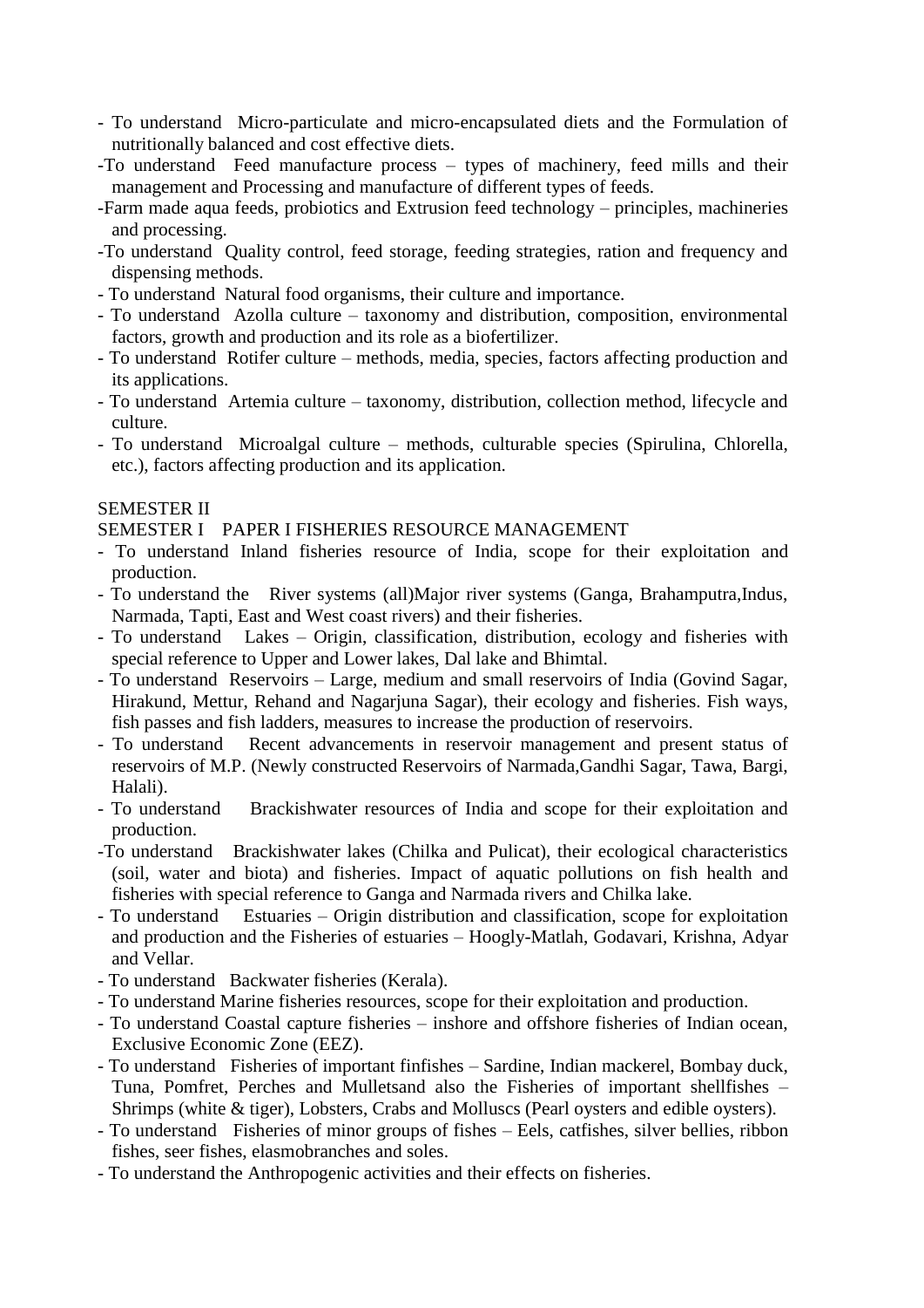- To understand Micro-particulate and micro-encapsulated diets and the Formulation of nutritionally balanced and cost effective diets.
- To understand Feed manufacture process – types of machinery, feed mills and their management and Processing and manufacture of different types of feeds.
- Farm made aqua feeds, probiotics and Extrusion feed technology – principles, machineries and processing.
- To understand Quality control, feed storage, feeding strategies, ration and frequency and dispensing methods.
- To understand Natural food organisms, their culture and importance.
- To understand Azolla culture – taxonomy and distribution, composition, environmental factors, growth and production and its role as a biofertilizer.
- To understand Rotifer culture – methods, media, species, factors affecting production and its applications.
- To understand Artemia culture – taxonomy, distribution, collection method, lifecycle and culture.
- To understand Microalgal culture – methods, culturable species (Spirulina, Chlorella, etc.), factors affecting production and its application.

SEMESTER II

SEMESTER I PAPER I FISHERIES RESOURCE MANAGEMENT

- To understand Inland fisheries resource of India, scope for their exploitation and production.
- To understand the River systems (all)Major river systems (Ganga, Brahamputra,Indus, Narmada, Tapti, East and West coast rivers) and their fisheries.
- To understand Lakes – Origin, classification, distribution, ecology and fisheries with special reference to Upper and Lower lakes, Dal lake and Bhimtal.
- To understand Reservoirs – Large, medium and small reservoirs of India (Govind Sagar, Hirakund, Mettur, Rehand and Nagarjuna Sagar), their ecology and fisheries. Fish ways, fish passes and fish ladders, measures to increase the production of reservoirs.
- To understand Recent advancements in reservoir management and present status of reservoirs of M.P. (Newly constructed Reservoirs of Narmada,Gandhi Sagar, Tawa, Bargi, Halali).
- To understand Brackishwater resources of India and scope for their exploitation and production.
- To understand Brackishwater lakes (Chilka and Pulicat), their ecological characteristics (soil, water and biota) and fisheries. Impact of aquatic pollutions on fish health and fisheries with special reference to Ganga and Narmada rivers and Chilka lake.
- To understand Estuaries – Origin distribution and classification, scope for exploitation and production and the Fisheries of estuaries – Hoogly-Matlah, Godavari, Krishna, Adyar and Vellar.
- To understand Backwater fisheries (Kerala).
- To understand Marine fisheries resources, scope for their exploitation and production.
- To understand Coastal capture fisheries – inshore and offshore fisheries of Indian ocean, Exclusive Economic Zone (EEZ).
- To understand Fisheries of important finfishes – Sardine, Indian mackerel, Bombay duck, Tuna, Pomfret, Perches and Mulletsand also the Fisheries of important shellfishes – Shrimps (white & tiger), Lobsters, Crabs and Molluscs (Pearl oysters and edible oysters).
- To understand Fisheries of minor groups of fishes – Eels, catfishes, silver bellies, ribbon fishes, seer fishes, elasmobranches and soles.
- To understand the Anthropogenic activities and their effects on fisheries.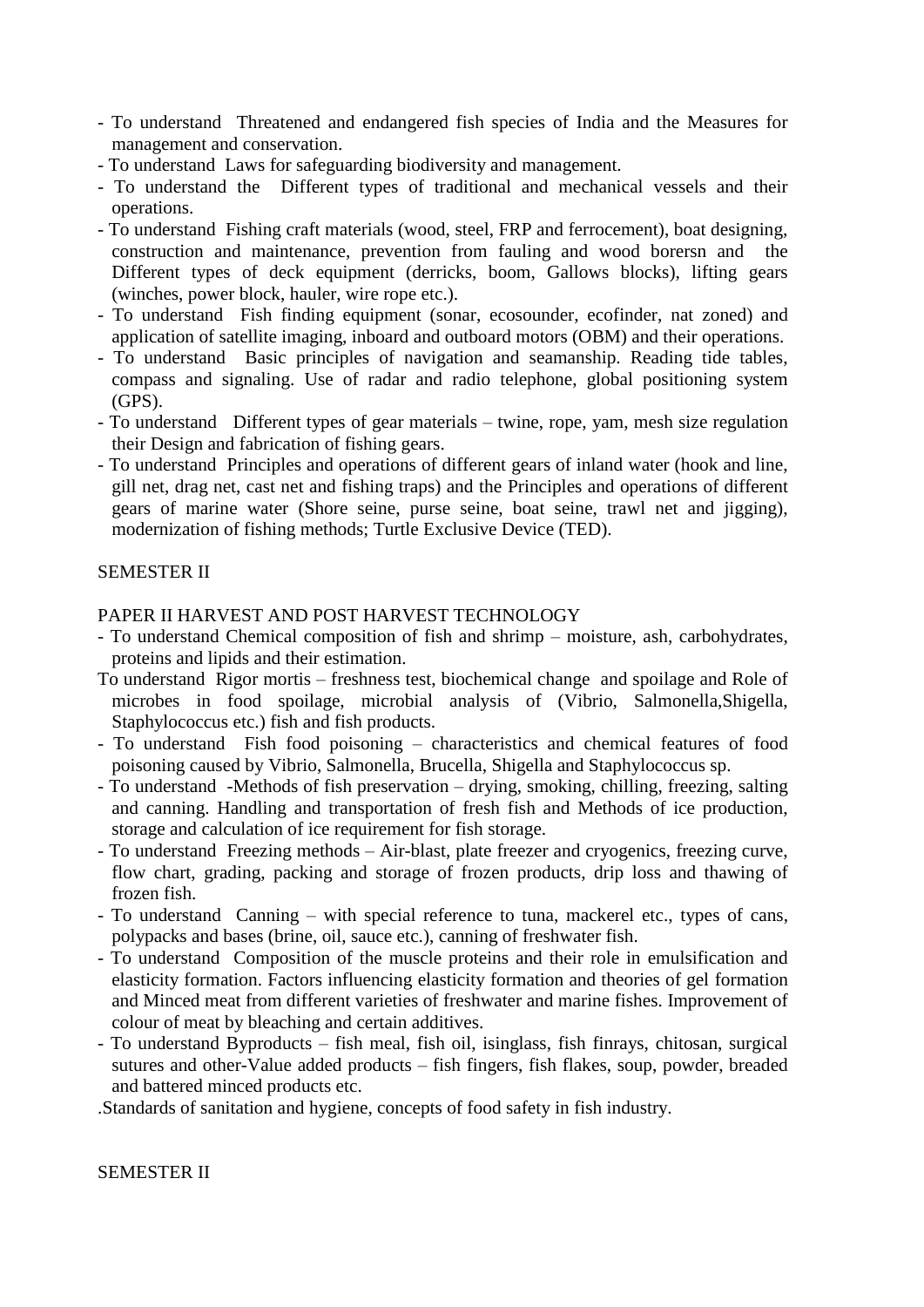- To understand Threatened and endangered fish species of India and the Measures for management and conservation.
- To understand Laws for safeguarding biodiversity and management.
- To understand the Different types of traditional and mechanical vessels and their operations.
- To understand Fishing craft materials (wood, steel, FRP and ferrocement), boat designing, construction and maintenance, prevention from fauling and wood borersn and the Different types of deck equipment (derricks, boom, Gallows blocks), lifting gears (winches, power block, hauler, wire rope etc.).
- To understand Fish finding equipment (sonar, ecosounder, ecofinder, nat zoned) and application of satellite imaging, inboard and outboard motors (OBM) and their operations.
- To understand Basic principles of navigation and seamanship. Reading tide tables, compass and signaling. Use of radar and radio telephone, global positioning system (GPS).
- To understand Different types of gear materials – twine, rope, yam, mesh size regulation their Design and fabrication of fishing gears.
- To understand Principles and operations of different gears of inland water (hook and line, gill net, drag net, cast net and fishing traps) and the Principles and operations of different gears of marine water (Shore seine, purse seine, boat seine, trawl net and jigging), modernization of fishing methods; Turtle Exclusive Device (TED).

SEMESTER II

PAPER II HARVEST AND POST HARVEST TECHNOLOGY

- To understand Chemical composition of fish and shrimp – moisture, ash, carbohydrates, proteins and lipids and their estimation.

To understand Rigor mortis – freshness test, biochemical change and spoilage and Role of microbes in food spoilage, microbial analysis of (Vibrio, Salmonella,Shigella, Staphylococcus etc.) fish and fish products.

- To understand Fish food poisoning – characteristics and chemical features of food poisoning caused by Vibrio, Salmonella, Brucella, Shigella and Staphylococcus sp.
- To understand -Methods of fish preservation – drying, smoking, chilling, freezing, salting and canning. Handling and transportation of fresh fish and Methods of ice production, storage and calculation of ice requirement for fish storage.
- To understand Freezing methods – Air-blast, plate freezer and cryogenics, freezing curve, flow chart, grading, packing and storage of frozen products, drip loss and thawing of frozen fish.
- To understand Canning – with special reference to tuna, mackerel etc., types of cans, polypacks and bases (brine, oil, sauce etc.), canning of freshwater fish.
- To understand Composition of the muscle proteins and their role in emulsification and elasticity formation. Factors influencing elasticity formation and theories of gel formation and Minced meat from different varieties of freshwater and marine fishes. Improvement of colour of meat by bleaching and certain additives.
- To understand Byproducts – fish meal, fish oil, isinglass, fish finrays, chitosan, surgical sutures and other-Value added products – fish fingers, fish flakes, soup, powder, breaded and battered minced products etc.

.Standards of sanitation and hygiene, concepts of food safety in fish industry.

SEMESTER II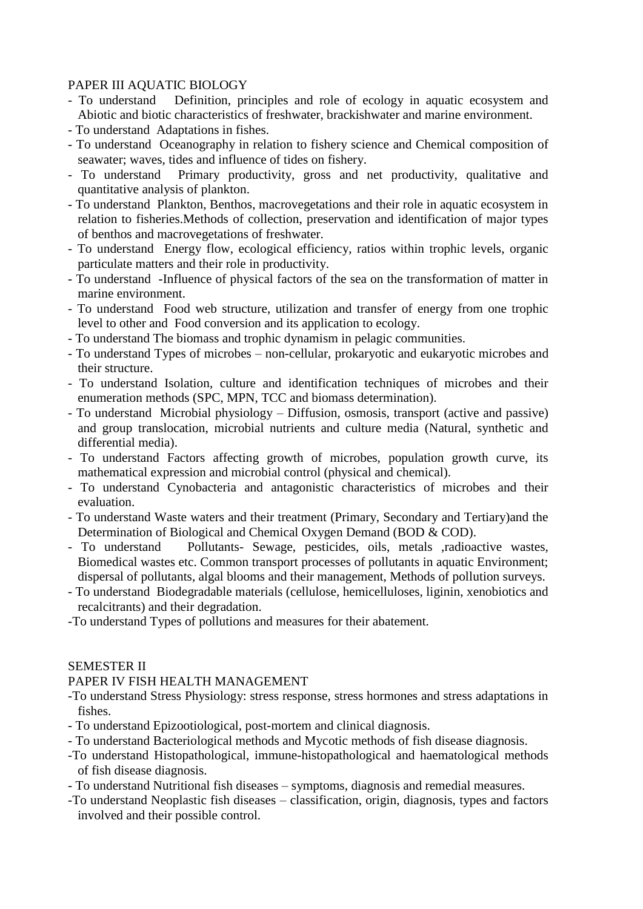PAPER III AQUATIC BIOLOGY

- To understand Definition, principles and role of ecology in aquatic ecosystem and Abiotic and biotic characteristics of freshwater, brackishwater and marine environment.
- To understand Adaptations in fishes.
- To understand Oceanography in relation to fishery science and Chemical composition of seawater; waves, tides and influence of tides on fishery.
- To understand Primary productivity, gross and net productivity, qualitative and quantitative analysis of plankton.
- To understand Plankton, Benthos, macrovegetations and their role in aquatic ecosystem in relation to fisheries.Methods of collection, preservation and identification of major types of benthos and macrovegetations of freshwater.
- To understand Energy flow, ecological efficiency, ratios within trophic levels, organic particulate matters and their role in productivity.
- To understand -Influence of physical factors of the sea on the transformation of matter in marine environment.
- To understand Food web structure, utilization and transfer of energy from one trophic level to other and Food conversion and its application to ecology.
- To understand The biomass and trophic dynamism in pelagic communities.
- To understand Types of microbes – non-cellular, prokaryotic and eukaryotic microbes and their structure.
- To understand Isolation, culture and identification techniques of microbes and their enumeration methods (SPC, MPN, TCC and biomass determination).
- To understand Microbial physiology – Diffusion, osmosis, transport (active and passive) and group translocation, microbial nutrients and culture media (Natural, synthetic and differential media).
- To understand Factors affecting growth of microbes, population growth curve, its mathematical expression and microbial control (physical and chemical).
- To understand Cynobacteria and antagonistic characteristics of microbes and their evaluation.
- To understand Waste waters and their treatment (Primary, Secondary and Tertiary)and the Determination of Biological and Chemical Oxygen Demand (BOD & COD).
- To understand Pollutants- Sewage, pesticides, oils, metals ,radioactive wastes, Biomedical wastes etc. Common transport processes of pollutants in aquatic Environment; dispersal of pollutants, algal blooms and their management, Methods of pollution surveys.
- To understand Biodegradable materials (cellulose, hemicelluloses, liginin, xenobiotics and recalcitrants) and their degradation.
- To understand Types of pollutions and measures for their abatement.

SEMESTER II

PAPER IV FISH HEALTH MANAGEMENT

- To understand Stress Physiology: stress response, stress hormones and stress adaptations in fishes.
- To understand Epizootiological, post-mortem and clinical diagnosis.
- To understand Bacteriological methods and Mycotic methods of fish disease diagnosis.
- To understand Histopathological, immune-histopathological and haematological methods of fish disease diagnosis.
- To understand Nutritional fish diseases – symptoms, diagnosis and remedial measures.
- To understand Neoplastic fish diseases – classification, origin, diagnosis, types and factors involved and their possible control.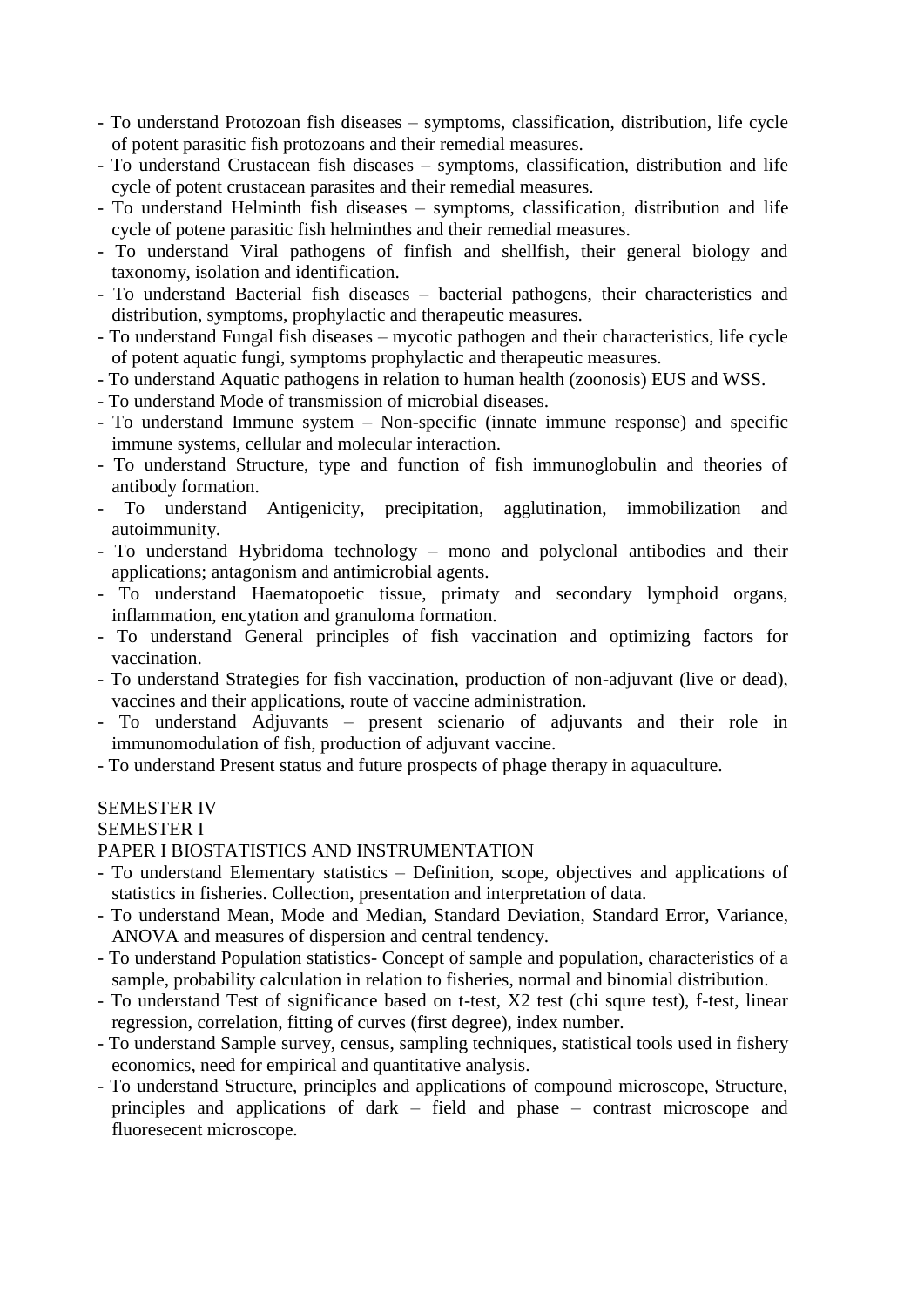- To understand Protozoan fish diseases – symptoms, classification, distribution, life cycle of potent parasitic fish protozoans and their remedial measures.
- To understand Crustacean fish diseases – symptoms, classification, distribution and life cycle of potent crustacean parasites and their remedial measures.
- To understand Helminth fish diseases – symptoms, classification, distribution and life cycle of potene parasitic fish helminthes and their remedial measures.
- To understand Viral pathogens of finfish and shellfish, their general biology and taxonomy, isolation and identification.
- To understand Bacterial fish diseases – bacterial pathogens, their characteristics and distribution, symptoms, prophylactic and therapeutic measures.
- To understand Fungal fish diseases – mycotic pathogen and their characteristics, life cycle of potent aquatic fungi, symptoms prophylactic and therapeutic measures.
- To understand Aquatic pathogens in relation to human health (zoonosis) EUS and WSS.
- To understand Mode of transmission of microbial diseases.
- To understand Immune system – Non-specific (innate immune response) and specific immune systems, cellular and molecular interaction.
- To understand Structure, type and function of fish immunoglobulin and theories of antibody formation.
- To understand Antigenicity, precipitation, agglutination, immobilization and autoimmunity.
- To understand Hybridoma technology – mono and polyclonal antibodies and their applications; antagonism and antimicrobial agents.
- To understand Haematopoetic tissue, primaty and secondary lymphoid organs, inflammation, encytation and granuloma formation.
- To understand General principles of fish vaccination and optimizing factors for vaccination.
- To understand Strategies for fish vaccination, production of non-adjuvant (live or dead), vaccines and their applications, route of vaccine administration.
- To understand Adjuvants – present scienario of adjuvants and their role in immunomodulation of fish, production of adjuvant vaccine.
- To understand Present status and future prospects of phage therapy in aquaculture.

SEMESTER IV

SEMESTER I

PAPER I BIOSTATISTICS AND INSTRUMENTATION

- To understand Elementary statistics – Definition, scope, objectives and applications of statistics in fisheries. Collection, presentation and interpretation of data.
- To understand Mean, Mode and Median, Standard Deviation, Standard Error, Variance, ANOVA and measures of dispersion and central tendency.
- To understand Population statistics- Concept of sample and population, characteristics of a sample, probability calculation in relation to fisheries, normal and binomial distribution.
- To understand Test of significance based on t-test, X2 test (chi squre test), f-test, linear regression, correlation, fitting of curves (first degree), index number.
- To understand Sample survey, census, sampling techniques, statistical tools used in fishery economics, need for empirical and quantitative analysis.
- To understand Structure, principles and applications of compound microscope, Structure, principles and applications of dark – field and phase – contrast microscope and fluoresecent microscope.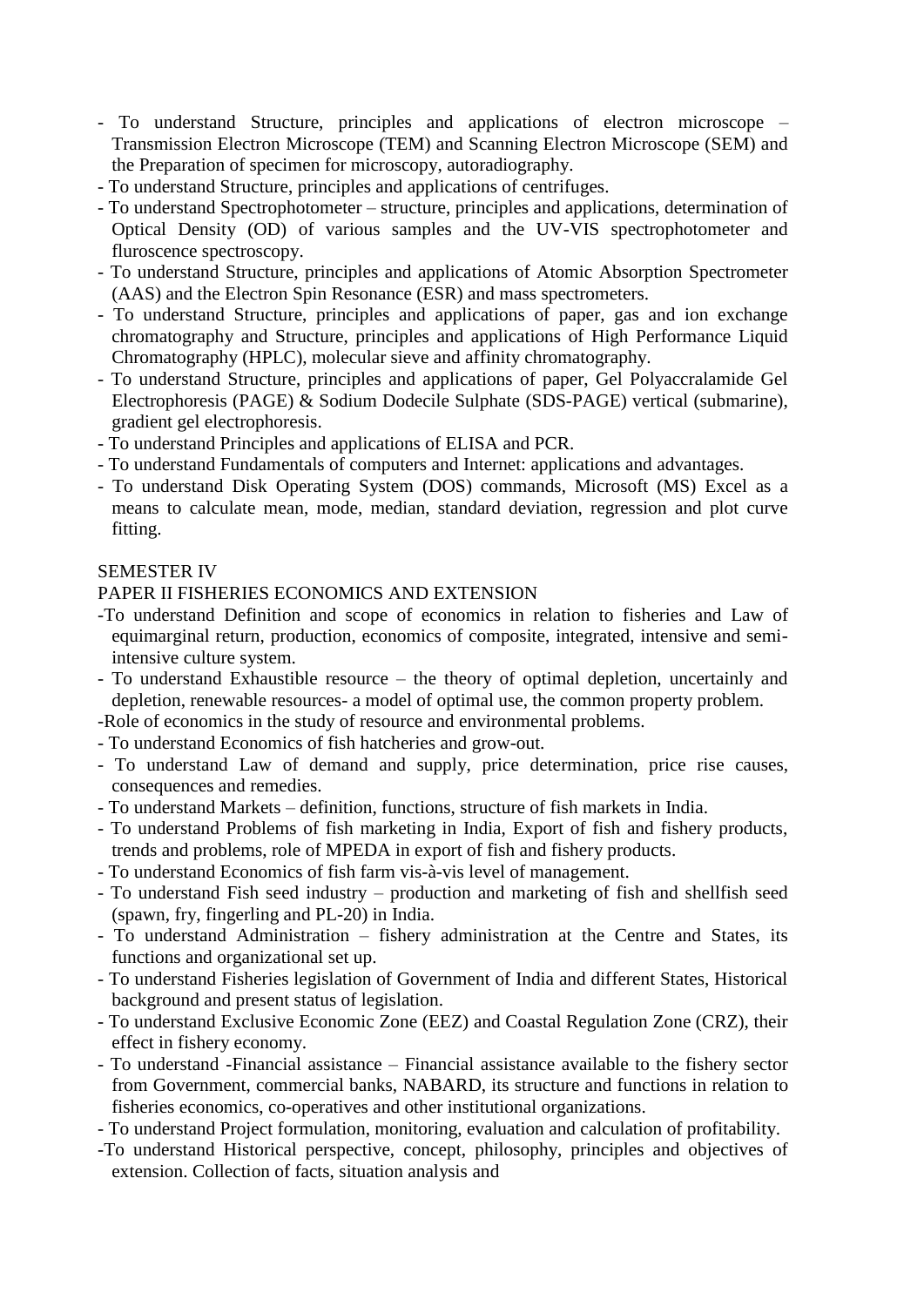- To understand Structure, principles and applications of electron microscope – Transmission Electron Microscope (TEM) and Scanning Electron Microscope (SEM) and the Preparation of specimen for microscopy, autoradiography.
- To understand Structure, principles and applications of centrifuges.
- To understand Spectrophotometer – structure, principles and applications, determination of Optical Density (OD) of various samples and the UV-VIS spectrophotometer and fluroscence spectroscopy.
- To understand Structure, principles and applications of Atomic Absorption Spectrometer (AAS) and the Electron Spin Resonance (ESR) and mass spectrometers.
- To understand Structure, principles and applications of paper, gas and ion exchange chromatography and Structure, principles and applications of High Performance Liquid Chromatography (HPLC), molecular sieve and affinity chromatography.
- To understand Structure, principles and applications of paper, Gel Polyaccralamide Gel Electrophoresis (PAGE) & Sodium Dodecile Sulphate (SDS-PAGE) vertical (submarine), gradient gel electrophoresis.
- To understand Principles and applications of ELISA and PCR.
- To understand Fundamentals of computers and Internet: applications and advantages.
- To understand Disk Operating System (DOS) commands, Microsoft (MS) Excel as a means to calculate mean, mode, median, standard deviation, regression and plot curve fitting.

SEMESTER IV

PAPER II FISHERIES ECONOMICS AND EXTENSION

- To understand Definition and scope of economics in relation to fisheries and Law of equimarginal return, production, economics of composite, integrated, intensive and semi-intensive culture system.
- To understand Exhaustible resource – the theory of optimal depletion, uncertainly and depletion, renewable resources- a model of optimal use, the common property problem.
- Role of economics in the study of resource and environmental problems.
- To understand Economics of fish hatcheries and grow-out.
- To understand Law of demand and supply, price determination, price rise causes, consequences and remedies.
- To understand Markets – definition, functions, structure of fish markets in India.
- To understand Problems of fish marketing in India, Export of fish and fishery products, trends and problems, role of MPEDA in export of fish and fishery products.
- To understand Economics of fish farm vis-à-vis level of management.
- To understand Fish seed industry – production and marketing of fish and shellfish seed (spawn, fry, fingerling and PL-20) in India.
- To understand Administration – fishery administration at the Centre and States, its functions and organizational set up.
- To understand Fisheries legislation of Government of India and different States, Historical background and present status of legislation.
- To understand Exclusive Economic Zone (EEZ) and Coastal Regulation Zone (CRZ), their effect in fishery economy.
- To understand -Financial assistance – Financial assistance available to the fishery sector from Government, commercial banks, NABARD, its structure and functions in relation to fisheries economics, co-operatives and other institutional organizations.
- To understand Project formulation, monitoring, evaluation and calculation of profitability.
- To understand Historical perspective, concept, philosophy, principles and objectives of extension. Collection of facts, situation analysis and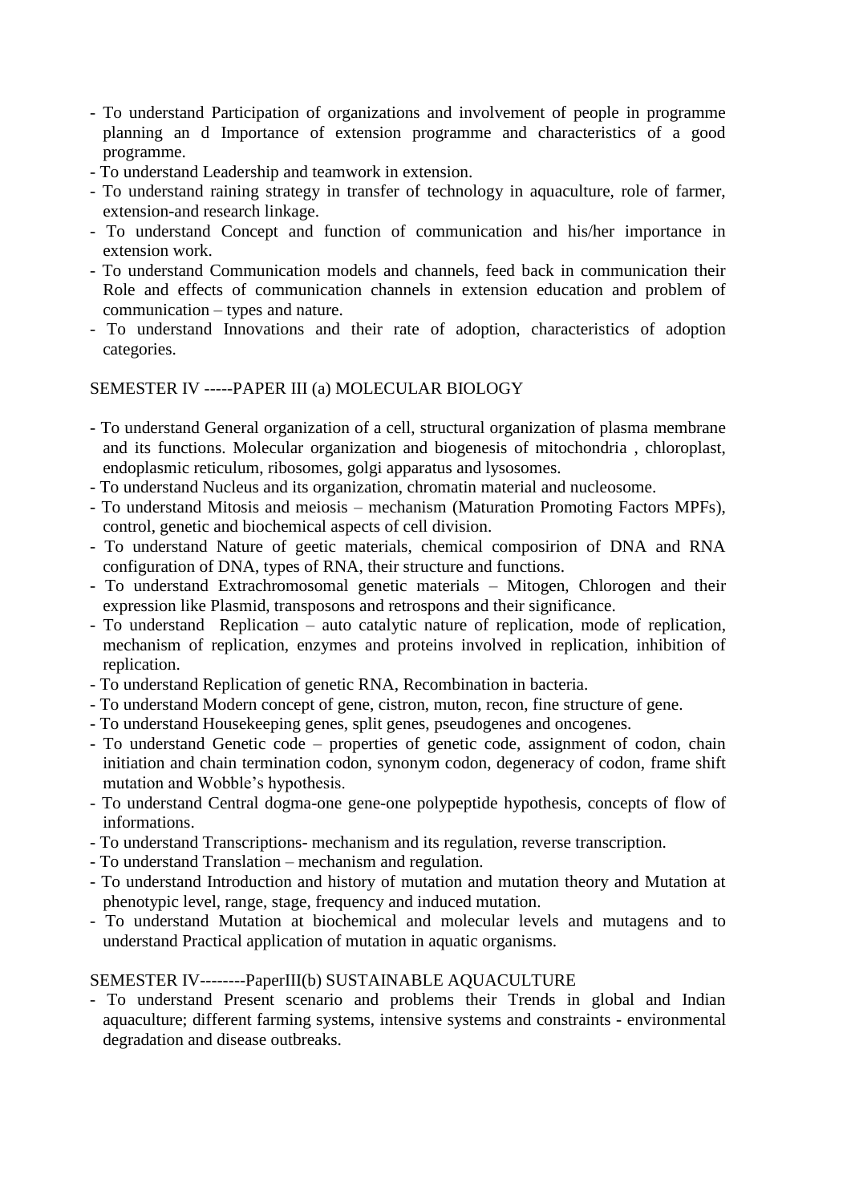- To understand Participation of organizations and involvement of people in programme planning an d Importance of extension programme and characteristics of a good programme.
- To understand Leadership and teamwork in extension.
- To understand raining strategy in transfer of technology in aquaculture, role of farmer, extension-and research linkage.
- To understand Concept and function of communication and his/her importance in extension work.
- To understand Communication models and channels, feed back in communication their Role and effects of communication channels in extension education and problem of communication – types and nature.
- To understand Innovations and their rate of adoption, characteristics of adoption categories.

SEMESTER IV -----PAPER III (a) MOLECULAR BIOLOGY

- To understand General organization of a cell, structural organization of plasma membrane and its functions. Molecular organization and biogenesis of mitochondria , chloroplast, endoplasmic reticulum, ribosomes, golgi apparatus and lysosomes.
- To understand Nucleus and its organization, chromatin material and nucleosome.
- To understand Mitosis and meiosis – mechanism (Maturation Promoting Factors MPFs), control, genetic and biochemical aspects of cell division.
- To understand Nature of geetic materials, chemical composirion of DNA and RNA configuration of DNA, types of RNA, their structure and functions.
- To understand Extrachromosomal genetic materials – Mitogen, Chlorogen and their expression like Plasmid, transposons and retrospons and their significance.
- To understand Replication – auto catalytic nature of replication, mode of replication, mechanism of replication, enzymes and proteins involved in replication, inhibition of replication.
- To understand Replication of genetic RNA, Recombination in bacteria.
- To understand Modern concept of gene, cistron, muton, recon, fine structure of gene.
- To understand Housekeeping genes, split genes, pseudogenes and oncogenes.
- To understand Genetic code – properties of genetic code, assignment of codon, chain initiation and chain termination codon, synonym codon, degeneracy of codon, frame shift mutation and Wobble's hypothesis.
- To understand Central dogma-one gene-one polypeptide hypothesis, concepts of flow of informations.
- To understand Transcriptions- mechanism and its regulation, reverse transcription.
- To understand Translation – mechanism and regulation.
- To understand Introduction and history of mutation and mutation theory and Mutation at phenotypic level, range, stage, frequency and induced mutation.
- To understand Mutation at biochemical and molecular levels and mutagens and to understand Practical application of mutation in aquatic organisms.

SEMESTER IV--------PaperIII(b) SUSTAINABLE AQUACULTURE

- To understand Present scenario and problems their Trends in global and Indian aquaculture; different farming systems, intensive systems and constraints - environmental degradation and disease outbreaks.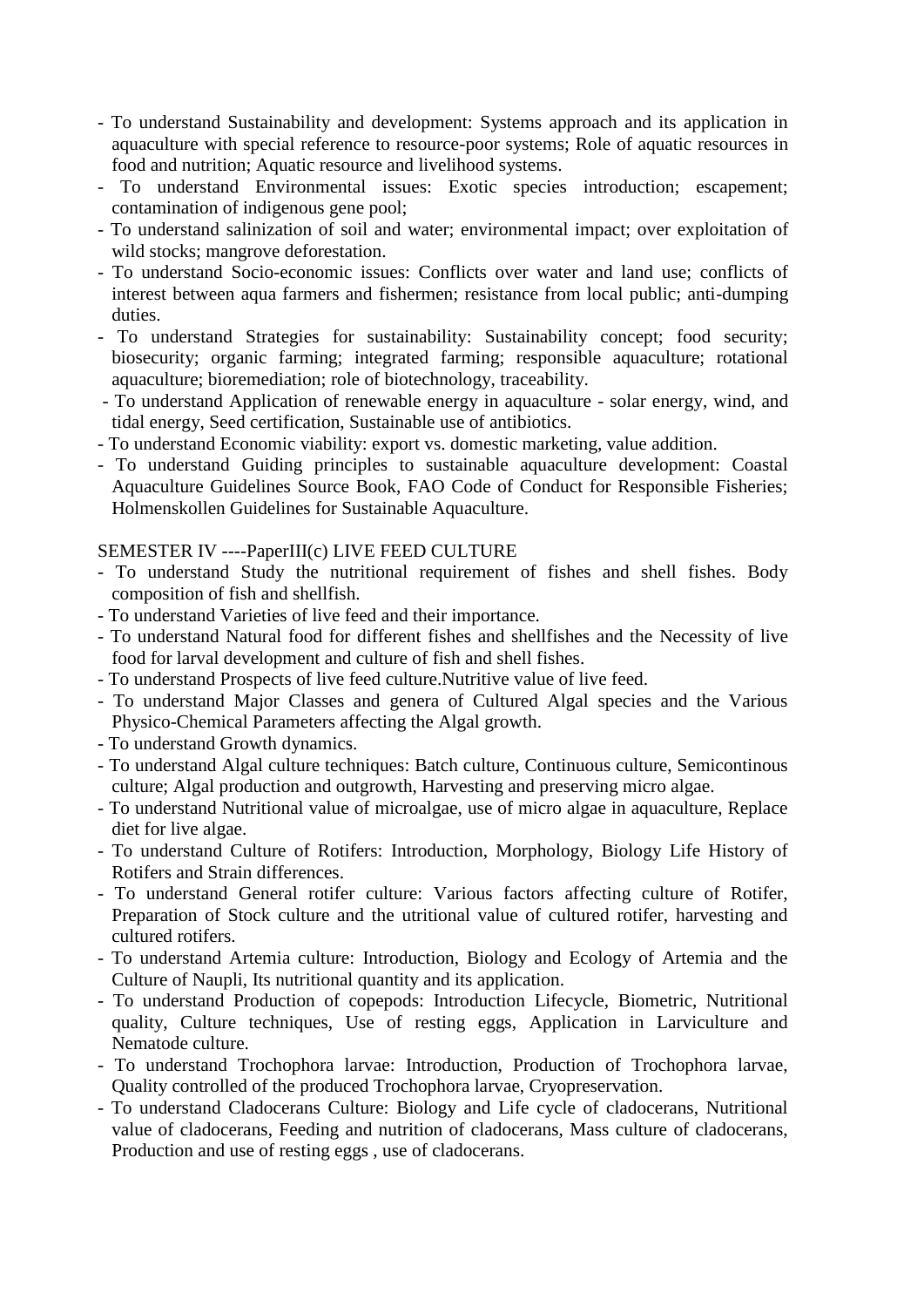- To understand Sustainability and development: Systems approach and its application in aquaculture with special reference to resource-poor systems; Role of aquatic resources in food and nutrition; Aquatic resource and livelihood systems.
- To understand Environmental issues: Exotic species introduction; escapement; contamination of indigenous gene pool;
- To understand salinization of soil and water; environmental impact; over exploitation of wild stocks; mangrove deforestation.
- To understand Socio-economic issues: Conflicts over water and land use; conflicts of interest between aqua farmers and fishermen; resistance from local public; anti-dumping duties.
- To understand Strategies for sustainability: Sustainability concept; food security; biosecurity; organic farming; integrated farming; responsible aquaculture; rotational aquaculture; bioremediation; role of biotechnology, traceability.
- To understand Application of renewable energy in aquaculture - solar energy, wind, and tidal energy, Seed certification, Sustainable use of antibiotics.
- To understand Economic viability: export vs. domestic marketing, value addition.
- To understand Guiding principles to sustainable aquaculture development: Coastal Aquaculture Guidelines Source Book, FAO Code of Conduct for Responsible Fisheries; Holmenskollen Guidelines for Sustainable Aquaculture.

SEMESTER IV ----PaperIII(c) LIVE FEED CULTURE

- To understand Study the nutritional requirement of fishes and shell fishes. Body composition of fish and shellfish.
- To understand Varieties of live feed and their importance.
- To understand Natural food for different fishes and shellfishes and the Necessity of live food for larval development and culture of fish and shell fishes.
- To understand Prospects of live feed culture.Nutritive value of live feed.
- To understand Major Classes and genera of Cultured Algal species and the Various Physico-Chemical Parameters affecting the Algal growth.
- To understand Growth dynamics.
- To understand Algal culture techniques: Batch culture, Continuous culture, Semicontinous culture; Algal production and outgrowth, Harvesting and preserving micro algae.
- To understand Nutritional value of microalgae, use of micro algae in aquaculture, Replace diet for live algae.
- To understand Culture of Rotifers: Introduction, Morphology, Biology Life History of Rotifers and Strain differences.
- To understand General rotifer culture: Various factors affecting culture of Rotifer, Preparation of Stock culture and the utritional value of cultured rotifer, harvesting and cultured rotifers.
- To understand Artemia culture: Introduction, Biology and Ecology of Artemia and the Culture of Naupli, Its nutritional quantity and its application.
- To understand Production of copepods: Introduction Lifecycle, Biometric, Nutritional quality, Culture techniques, Use of resting eggs, Application in Larviculture and Nematode culture.
- To understand Trochophora larvae: Introduction, Production of Trochophora larvae, Quality controlled of the produced Trochophora larvae, Cryopreservation.
- To understand Cladocerans Culture: Biology and Life cycle of cladocerans, Nutritional value of cladocerans, Feeding and nutrition of cladocerans, Mass culture of cladocerans, Production and use of resting eggs , use of cladocerans.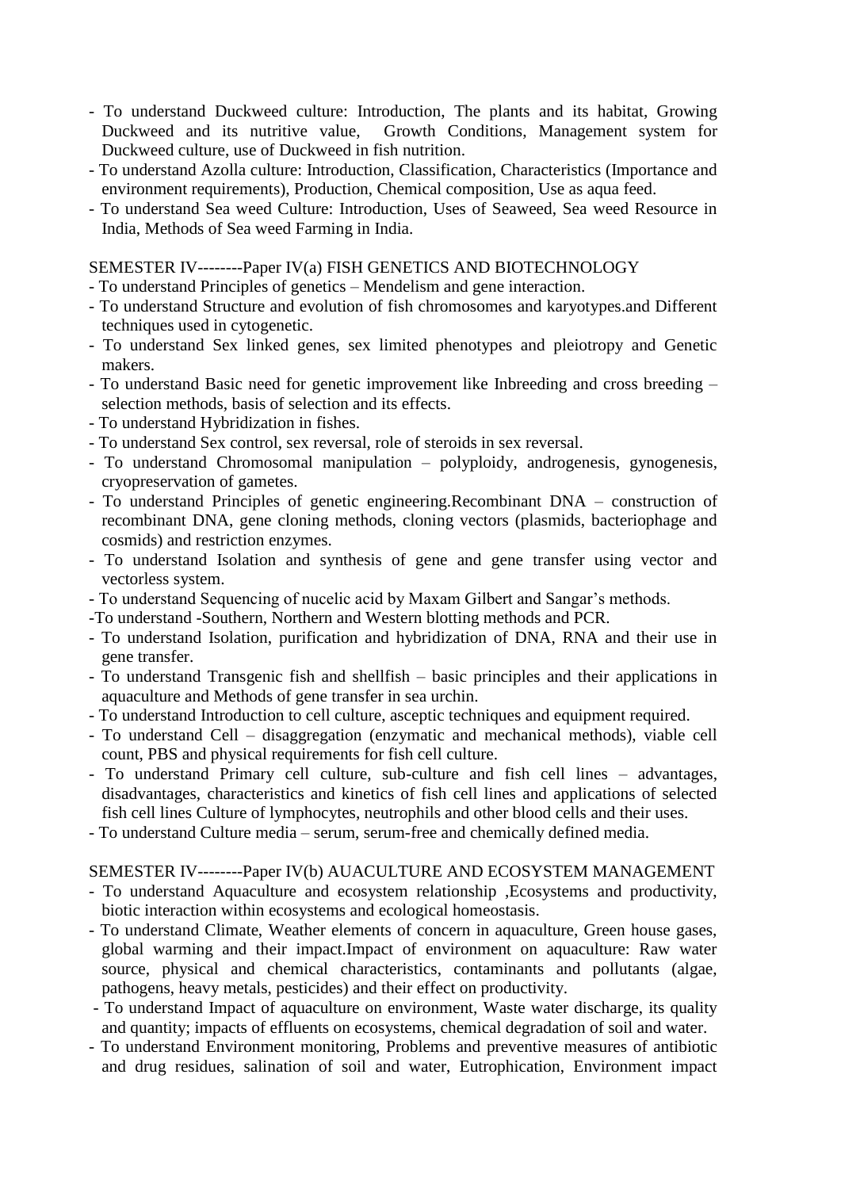- To understand Duckweed culture: Introduction, The plants and its habitat, Growing Duckweed and its nutritive value, Growth Conditions, Management system for Duckweed culture, use of Duckweed in fish nutrition.
- To understand Azolla culture: Introduction, Classification, Characteristics (Importance and environment requirements), Production, Chemical composition, Use as aqua feed.
- To understand Sea weed Culture: Introduction, Uses of Seaweed, Sea weed Resource in India, Methods of Sea weed Farming in India.

SEMESTER IV--------Paper IV(a) FISH GENETICS AND BIOTECHNOLOGY

- To understand Principles of genetics – Mendelism and gene interaction.
- To understand Structure and evolution of fish chromosomes and karyotypes.and Different techniques used in cytogenetic.
- To understand Sex linked genes, sex limited phenotypes and pleiotropy and Genetic makers.
- To understand Basic need for genetic improvement like Inbreeding and cross breeding – selection methods, basis of selection and its effects.
- To understand Hybridization in fishes.
- To understand Sex control, sex reversal, role of steroids in sex reversal.
- To understand Chromosomal manipulation – polyploidy, androgenesis, gynogenesis, cryopreservation of gametes.
- To understand Principles of genetic engineering.Recombinant DNA – construction of recombinant DNA, gene cloning methods, cloning vectors (plasmids, bacteriophage and cosmids) and restriction enzymes.
- To understand Isolation and synthesis of gene and gene transfer using vector and vectorless system.
- To understand Sequencing of nucelic acid by Maxam Gilbert and Sangar's methods.
- To understand -Southern, Northern and Western blotting methods and PCR.
- To understand Isolation, purification and hybridization of DNA, RNA and their use in gene transfer.
- To understand Transgenic fish and shellfish – basic principles and their applications in aquaculture and Methods of gene transfer in sea urchin.
- To understand Introduction to cell culture, asceptic techniques and equipment required.
- To understand Cell – disaggregation (enzymatic and mechanical methods), viable cell count, PBS and physical requirements for fish cell culture.
- To understand Primary cell culture, sub-culture and fish cell lines – advantages, disadvantages, characteristics and kinetics of fish cell lines and applications of selected fish cell lines Culture of lymphocytes, neutrophils and other blood cells and their uses.
- To understand Culture media – serum, serum-free and chemically defined media.

SEMESTER IV--------Paper IV(b) AUACULTURE AND ECOSYSTEM MANAGEMENT

- To understand Aquaculture and ecosystem relationship ,Ecosystems and productivity, biotic interaction within ecosystems and ecological homeostasis.
- To understand Climate, Weather elements of concern in aquaculture, Green house gases, global warming and their impact.Impact of environment on aquaculture: Raw water source, physical and chemical characteristics, contaminants and pollutants (algae, pathogens, heavy metals, pesticides) and their effect on productivity.
- To understand Impact of aquaculture on environment, Waste water discharge, its quality and quantity; impacts of effluents on ecosystems, chemical degradation of soil and water.
- To understand Environment monitoring, Problems and preventive measures of antibiotic and drug residues, salination of soil and water, Eutrophication, Environment impact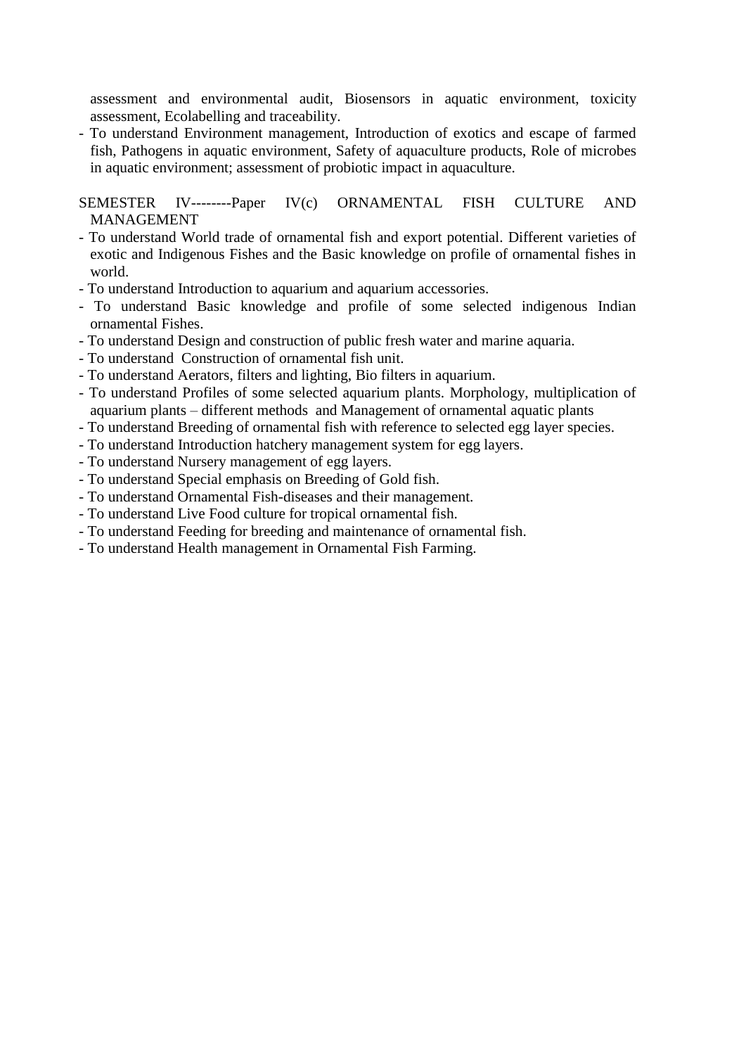assessment and environmental audit, Biosensors in aquatic environment, toxicity assessment, Ecolabelling and traceability.
- To understand Environment management, Introduction of exotics and escape of farmed fish, Pathogens in aquatic environment, Safety of aquaculture products, Role of microbes in aquatic environment; assessment of probiotic impact in aquaculture.

SEMESTER IV--------Paper IV(c) ORNAMENTAL FISH CULTURE AND MANAGEMENT

- To understand World trade of ornamental fish and export potential. Different varieties of exotic and Indigenous Fishes and the Basic knowledge on profile of ornamental fishes in world.
- To understand Introduction to aquarium and aquarium accessories.
- To understand Basic knowledge and profile of some selected indigenous Indian ornamental Fishes.
- To understand Design and construction of public fresh water and marine aquaria.
- To understand Construction of ornamental fish unit.
- To understand Aerators, filters and lighting, Bio filters in aquarium.
- To understand Profiles of some selected aquarium plants. Morphology, multiplication of aquarium plants – different methods and Management of ornamental aquatic plants
- To understand Breeding of ornamental fish with reference to selected egg layer species.
- To understand Introduction hatchery management system for egg layers.
- To understand Nursery management of egg layers.
- To understand Special emphasis on Breeding of Gold fish.
- To understand Ornamental Fish-diseases and their management.
- To understand Live Food culture for tropical ornamental fish.
- To understand Feeding for breeding and maintenance of ornamental fish.
- To understand Health management in Ornamental Fish Farming.